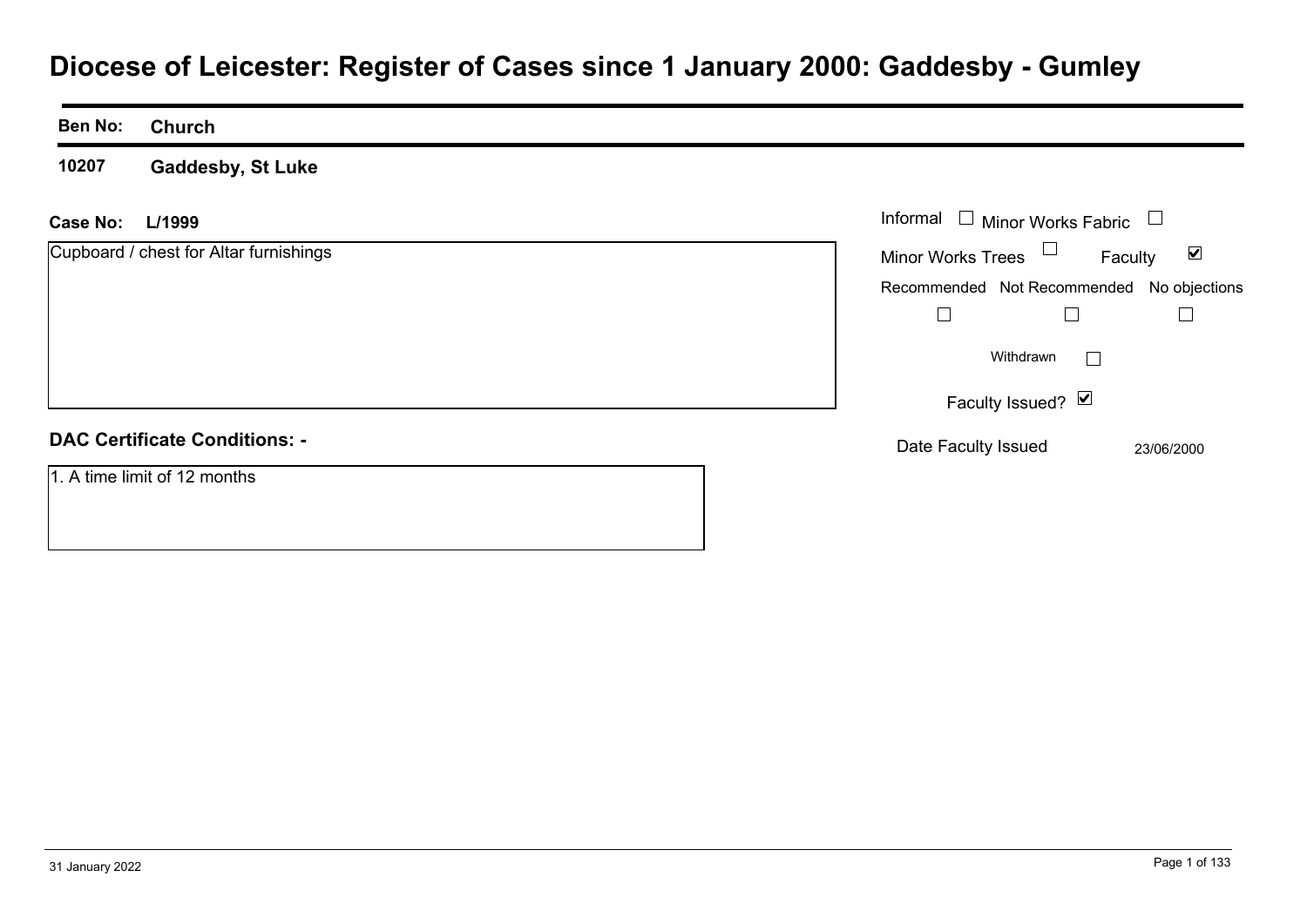# Diocese of Leicester: Register of Cases since 1 January 2000: Gaddesby - Gumley

**Ben No:** **Church**

**10207** **Gaddesby, St Luke**

**Case No:** **L/1999**

Cupboard / chest for Altar furnishings

Informal ☐ Minor Works Fabric ☐

Minor Works Trees ☐ Faculty ☑

Recommended ☐ Not Recommended ☐ No objections ☐

Withdrawn ☐

Faculty Issued? ☑

Date Faculty Issued 23/06/2000

**DAC Certificate Conditions: -**

1. A time limit of 12 months

31 January 2022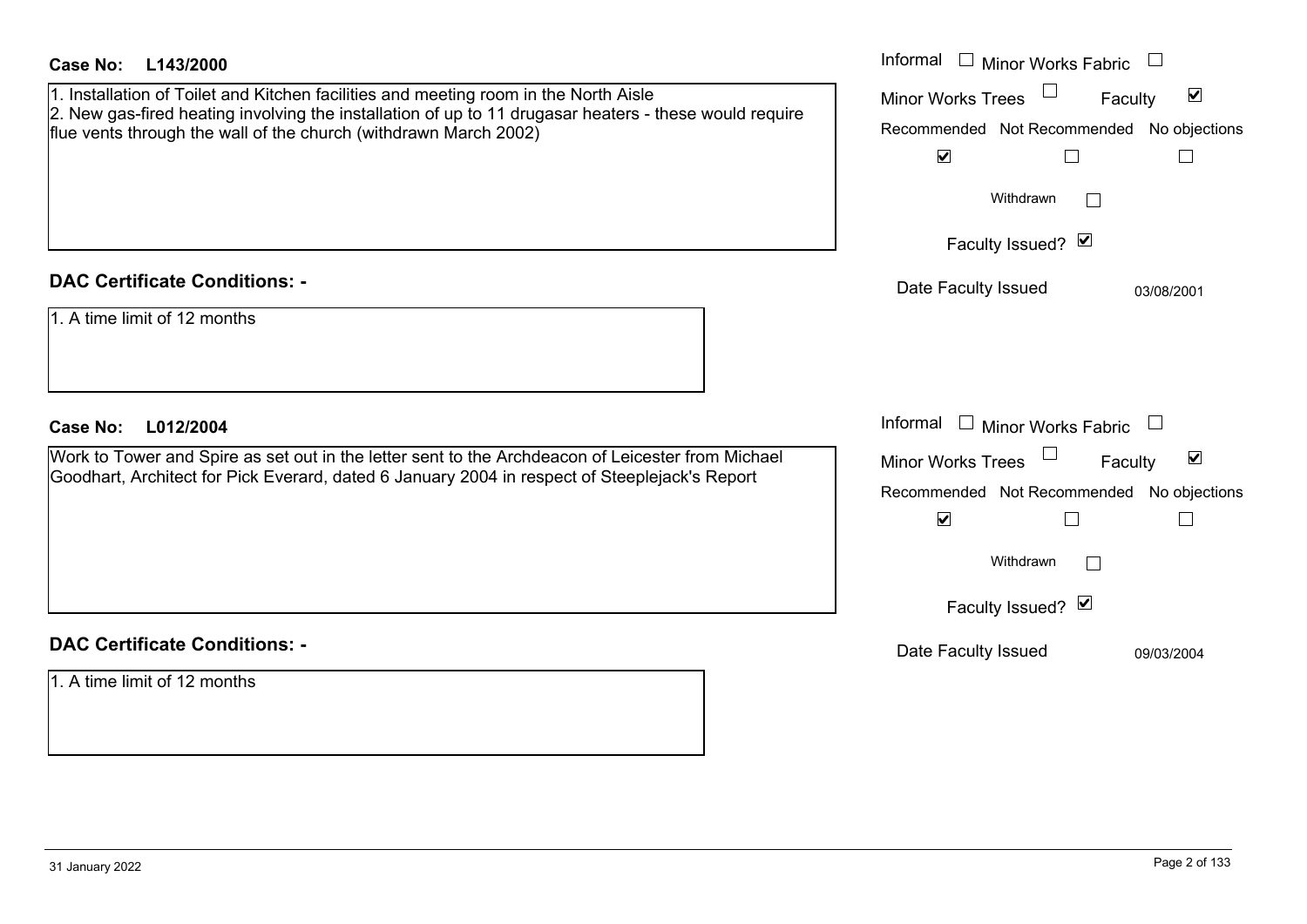**Case No: L143/2000**

1. Installation of Toilet and Kitchen facilities and meeting room in the North Aisle
2. New gas-fired heating involving the installation of up to 11 drugasar heaters - these would require flue vents through the wall of the church (withdrawn March 2002)

Informal ☐ Minor Works Fabric ☐
Minor Works Trees ☐ Faculty ☑
Recommended ☑ Not Recommended ☐ No objections ☐
Withdrawn ☐
Faculty Issued? ☑
Date Faculty Issued 03/08/2001

**DAC Certificate Conditions: -**

1. A time limit of 12 months

**Case No: L012/2004**

Work to Tower and Spire as set out in the letter sent to the Archdeacon of Leicester from Michael Goodhart, Architect for Pick Everard, dated 6 January 2004 in respect of Steeplejack's Report

Informal ☐ Minor Works Fabric ☐
Minor Works Trees ☐ Faculty ☑
Recommended ☑ Not Recommended ☐ No objections ☐
Withdrawn ☐
Faculty Issued? ☑
Date Faculty Issued 09/03/2004

**DAC Certificate Conditions: -**

1. A time limit of 12 months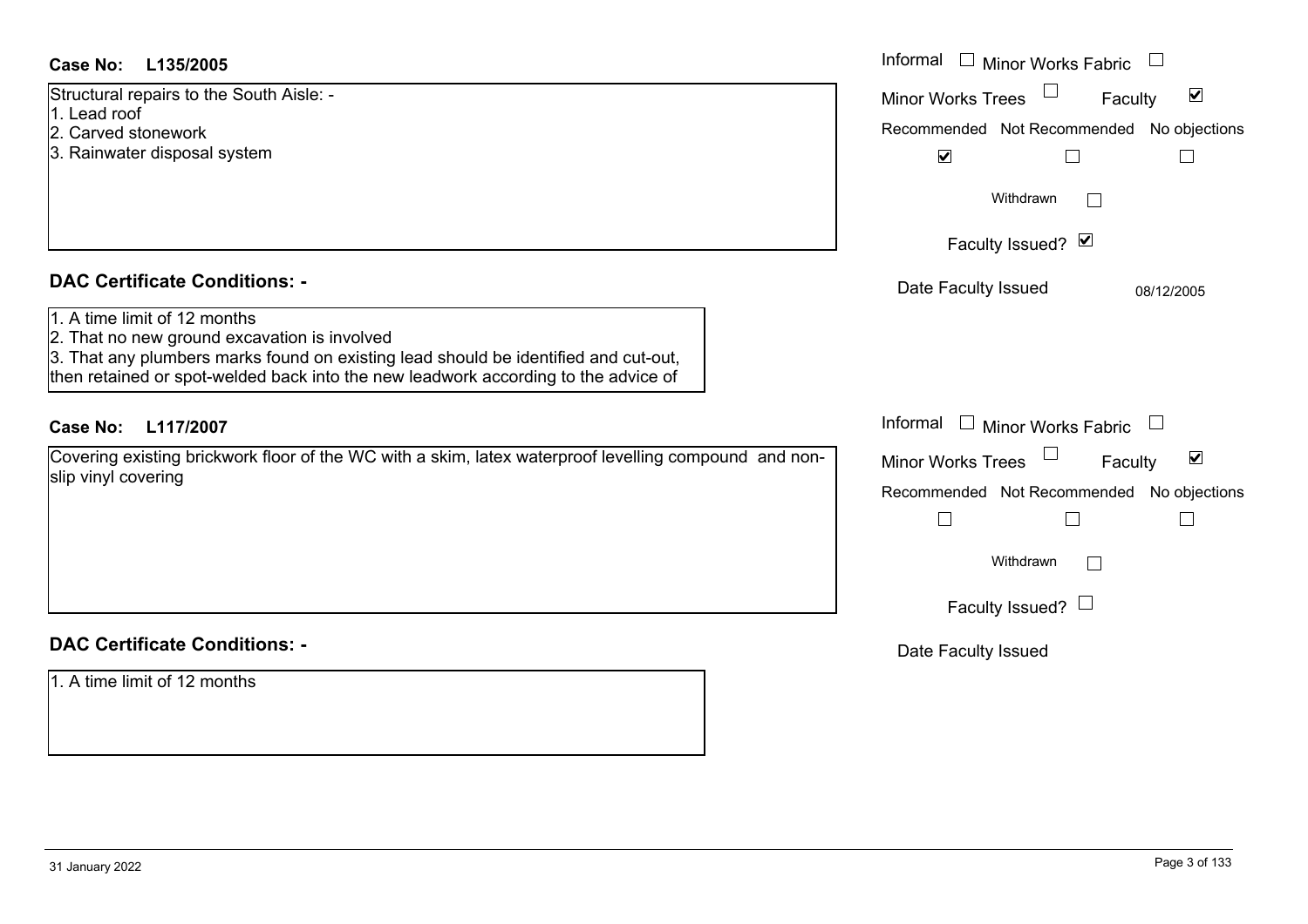**Case No: L135/2005**

Structural repairs to the South Aisle: -
1. Lead roof
2. Carved stonework
3. Rainwater disposal system

Informal ☐ Minor Works Fabric ☐
Minor Works Trees ☐ Faculty ☑

| Recommended | Not Recommended | No objections |
|---|---|---|
| ☑ | ☐ | ☐ |

Withdrawn ☐

Faculty Issued? ☑

Date Faculty Issued: 08/12/2005

**DAC Certificate Conditions: -**

1. A time limit of 12 months
2. That no new ground excavation is involved
3. That any plumbers marks found on existing lead should be identified and cut-out, then retained or spot-welded back into the new leadwork according to the advice of

**Case No: L117/2007**

Covering existing brickwork floor of the WC with a skim, latex waterproof levelling compound and non-slip vinyl covering

Informal ☐ Minor Works Fabric ☐
Minor Works Trees ☐ Faculty ☑

| Recommended | Not Recommended | No objections |
|---|---|---|
| ☐ | ☐ | ☐ |

Withdrawn ☐

Faculty Issued? ☐

Date Faculty Issued

**DAC Certificate Conditions: -**

1. A time limit of 12 months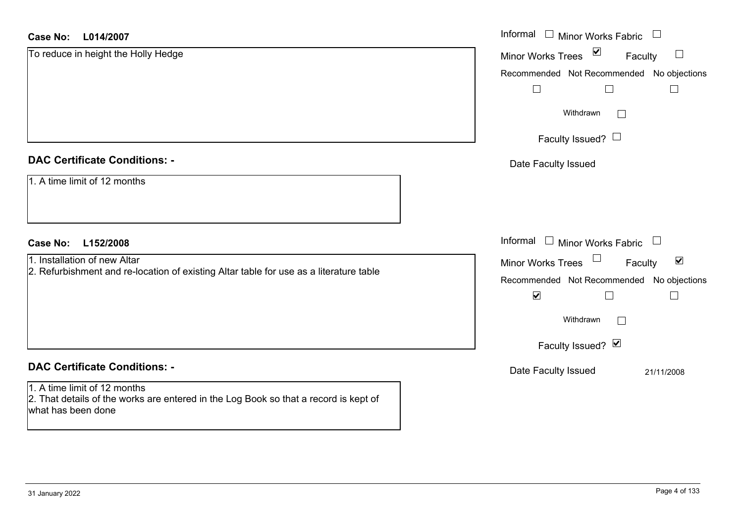**Case No:** **L014/2007**

To reduce in height the Holly Hedge

Informal ☐ Minor Works Fabric ☐

Minor Works Trees ☑ Faculty ☐

Recommended ☐ Not Recommended ☐ No objections ☐

Withdrawn ☐

Faculty Issued? ☐

Date Faculty Issued

**DAC Certificate Conditions: -**

1. A time limit of 12 months

**Case No:** **L152/2008**

1. Installation of new Altar
2. Refurbishment and re-location of existing Altar table for use as a literature table

Informal ☐ Minor Works Fabric ☐

Minor Works Trees ☐ Faculty ☑

Recommended ☑ Not Recommended ☐ No objections ☐

Withdrawn ☐

Faculty Issued? ☑

Date Faculty Issued 21/11/2008

**DAC Certificate Conditions: -**

1. A time limit of 12 months
2. That details of the works are entered in the Log Book so that a record is kept of what has been done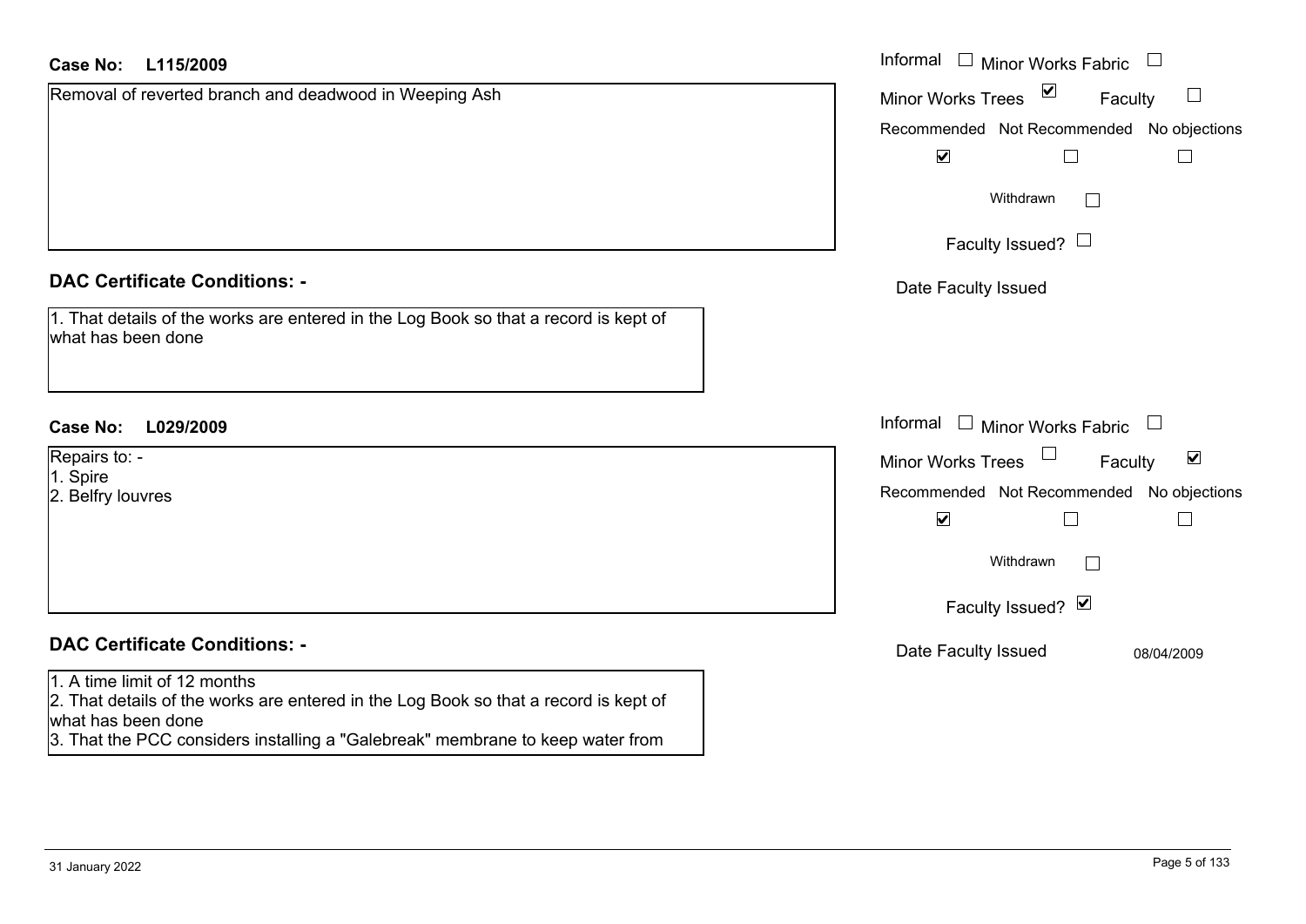**Case No: L115/2009**

Removal of reverted branch and deadwood in Weeping Ash

Informal ☐ Minor Works Fabric ☐

Minor Works Trees ☑ Faculty ☐

Recommended ☑ Not Recommended ☐ No objections ☐

Withdrawn ☐

Faculty Issued? ☐

Date Faculty Issued

### DAC Certificate Conditions: -

1. That details of the works are entered in the Log Book so that a record is kept of what has been done

**Case No: L029/2009**

Repairs to: -
1. Spire
2. Belfry louvres

Informal ☐ Minor Works Fabric ☐

Minor Works Trees ☐ Faculty ☑

Recommended ☑ Not Recommended ☐ No objections ☐

Withdrawn ☐

Faculty Issued? ☑

Date Faculty Issued 08/04/2009

### DAC Certificate Conditions: -

1. A time limit of 12 months
2. That details of the works are entered in the Log Book so that a record is kept of what has been done
3. That the PCC considers installing a "Galebreak" membrane to keep water from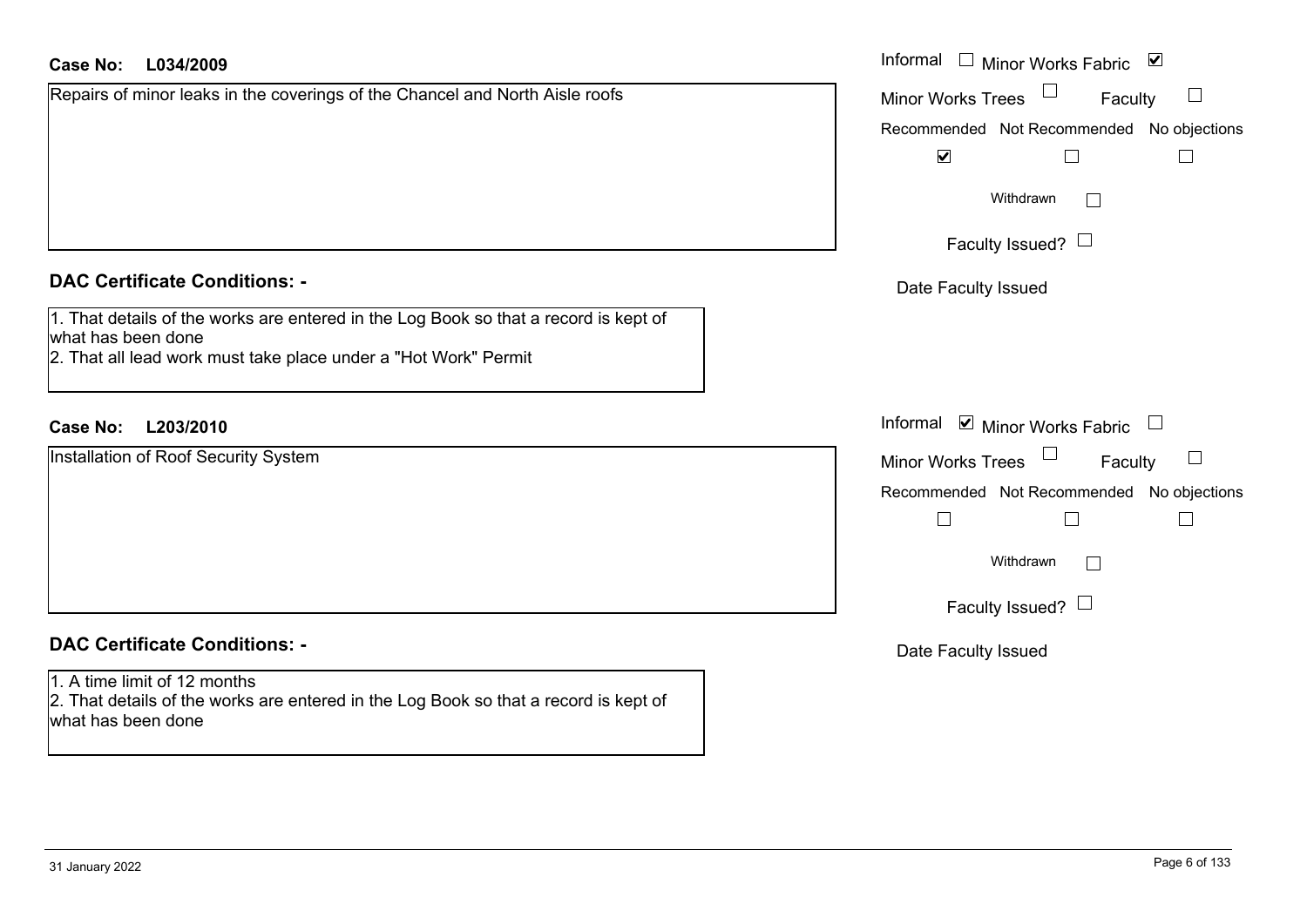**Case No:** **L034/2009**

Informal ☐ Minor Works Fabric ☑
Minor Works Trees ☐ Faculty ☐

| Recommended | Not Recommended | No objections |
|---|---|---|
| ☑ | ☐ | ☐ |

Withdrawn ☐

Faculty Issued? ☐

Date Faculty Issued

Repairs of minor leaks in the coverings of the Chancel and North Aisle roofs

### DAC Certificate Conditions: -

1. That details of the works are entered in the Log Book so that a record is kept of what has been done
2. That all lead work must take place under a "Hot Work" Permit

**Case No:** **L203/2010**

Informal ☑ Minor Works Fabric ☐
Minor Works Trees ☐ Faculty ☐

| Recommended | Not Recommended | No objections |
|---|---|---|
| ☐ | ☐ | ☐ |

Withdrawn ☐

Faculty Issued? ☐

Date Faculty Issued

Installation of Roof Security System

### DAC Certificate Conditions: -

1. A time limit of 12 months
2. That details of the works are entered in the Log Book so that a record is kept of what has been done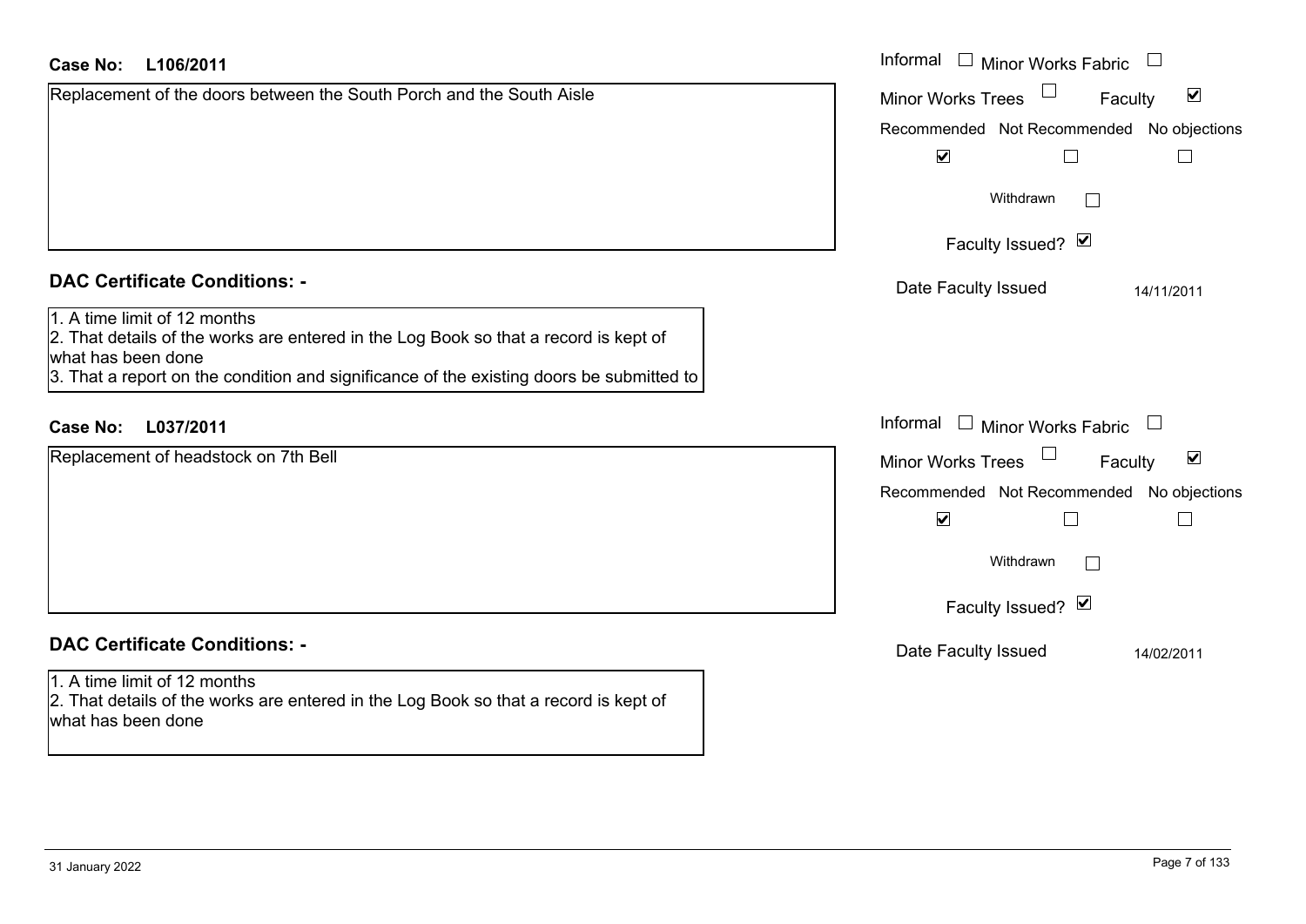**Case No:** L106/2011

Replacement of the doors between the South Porch and the South Aisle

Informal ☐ Minor Works Fabric ☐
Minor Works Trees ☐ Faculty ☑

| Recommended | Not Recommended | No objections |
|---|---|---|
| ☑ | ☐ | ☐ |

Withdrawn ☐

Faculty Issued? ☑

Date Faculty Issued 14/11/2011

## DAC Certificate Conditions: -

1. A time limit of 12 months
2. That details of the works are entered in the Log Book so that a record is kept of what has been done
3. That a report on the condition and significance of the existing doors be submitted to

**Case No:** L037/2011

Replacement of headstock on 7th Bell

Informal ☐ Minor Works Fabric ☐
Minor Works Trees ☐ Faculty ☑

| Recommended | Not Recommended | No objections |
|---|---|---|
| ☑ | ☐ | ☐ |

Withdrawn ☐

Faculty Issued? ☑

Date Faculty Issued 14/02/2011

## DAC Certificate Conditions: -

1. A time limit of 12 months
2. That details of the works are entered in the Log Book so that a record is kept of what has been done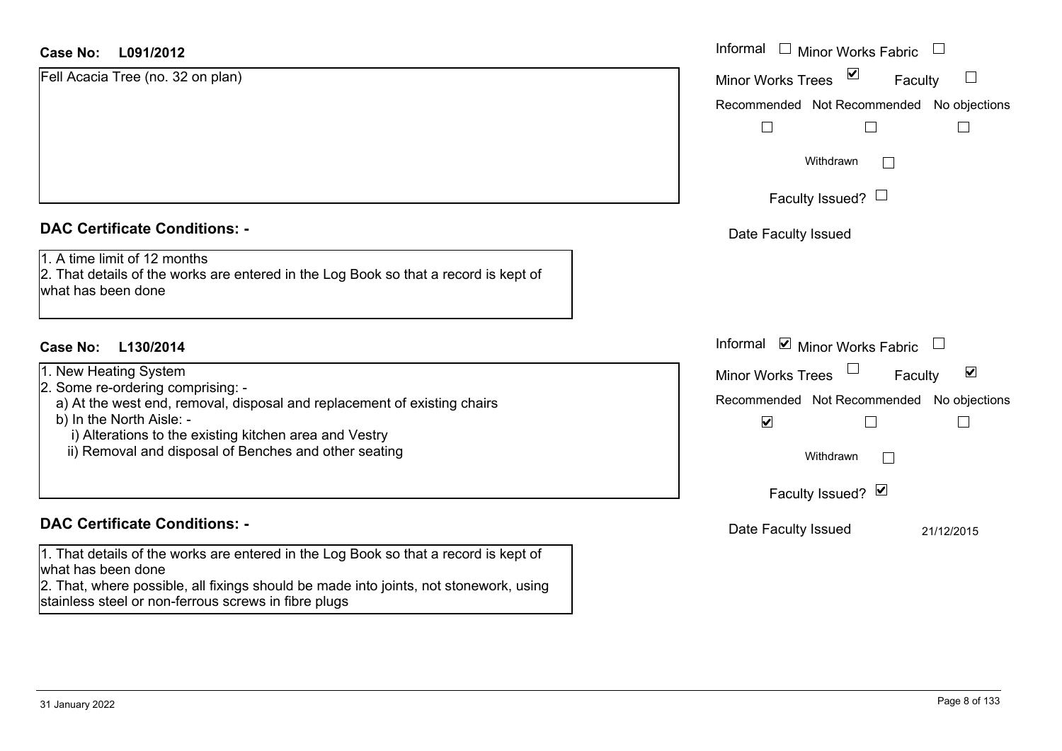**Case No: L091/2012**

Fell Acacia Tree (no. 32 on plan)

Informal ☐ Minor Works Fabric ☐
Minor Works Trees ☑ Faculty ☐

Recommended ☐ Not Recommended ☐ No objections ☐

Withdrawn ☐

Faculty Issued? ☐

Date Faculty Issued

**DAC Certificate Conditions: -**

1. A time limit of 12 months
2. That details of the works are entered in the Log Book so that a record is kept of what has been done

**Case No: L130/2014**

1. New Heating System
2. Some re-ordering comprising: -
   a) At the west end, removal, disposal and replacement of existing chairs
   b) In the North Aisle: -
      i) Alterations to the existing kitchen area and Vestry
      ii) Removal and disposal of Benches and other seating

Informal ☑ Minor Works Fabric ☐
Minor Works Trees ☐ Faculty ☑

Recommended ☑ Not Recommended ☐ No objections ☐

Withdrawn ☐

Faculty Issued? ☑

Date Faculty Issued 21/12/2015

**DAC Certificate Conditions: -**

1. That details of the works are entered in the Log Book so that a record is kept of what has been done
2. That, where possible, all fixings should be made into joints, not stonework, using stainless steel or non-ferrous screws in fibre plugs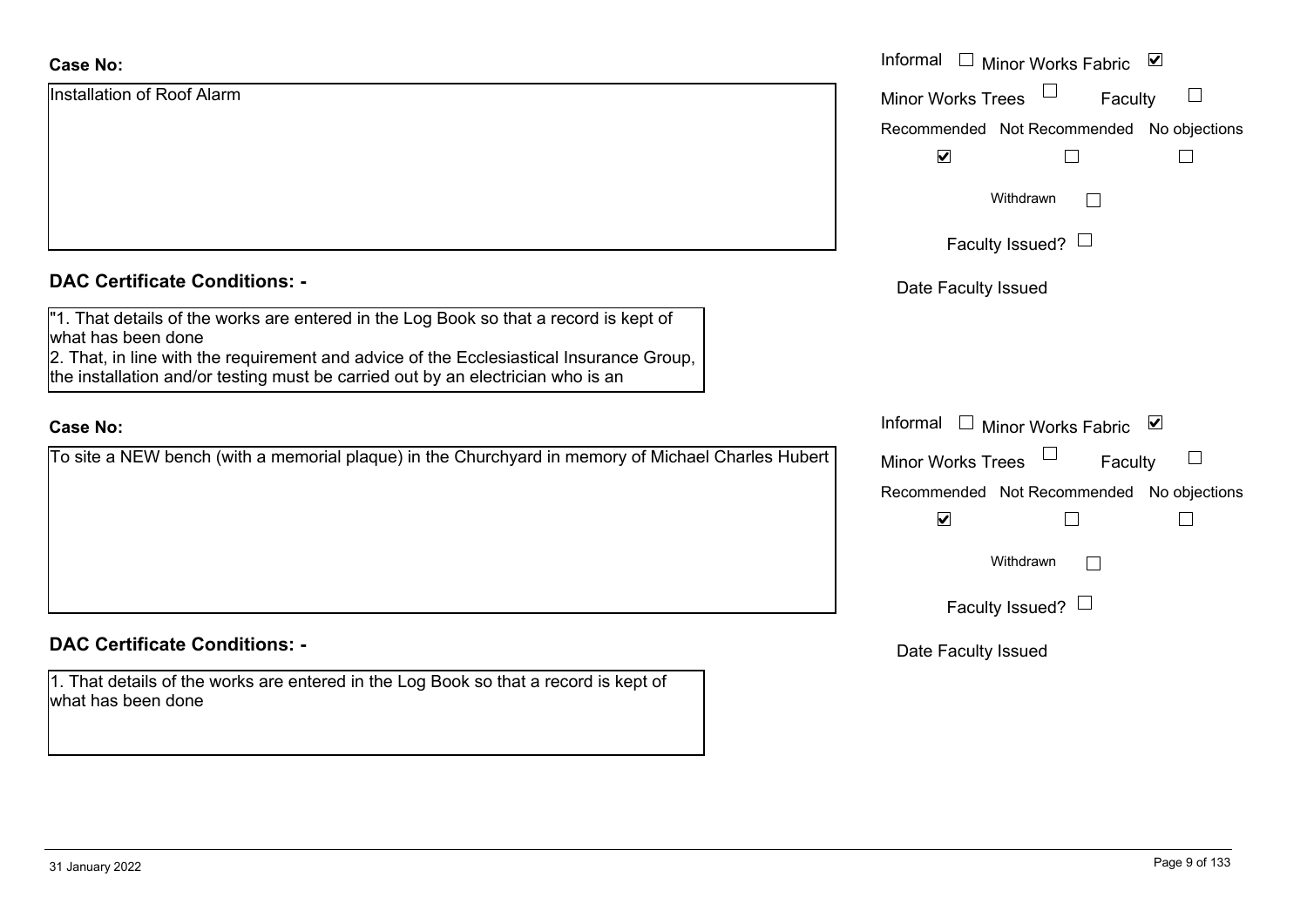**Case No:**

Installation of Roof Alarm

Informal ☐ Minor Works Fabric ☑
Minor Works Trees ☐ Faculty ☐

| Recommended | Not Recommended | No objections |
|---|---|---|
| ☑ | ☐ | ☐ |

Withdrawn ☐

Faculty Issued? ☐

Date Faculty Issued

**DAC Certificate Conditions: -**

"1. That details of the works are entered in the Log Book so that a record is kept of what has been done
2. That, in line with the requirement and advice of the Ecclesiastical Insurance Group, the installation and/or testing must be carried out by an electrician who is an

**Case No:**

To site a NEW bench (with a memorial plaque) in the Churchyard in memory of Michael Charles Hubert

Informal ☐ Minor Works Fabric ☑
Minor Works Trees ☐ Faculty ☐

| Recommended | Not Recommended | No objections |
|---|---|---|
| ☑ | ☐ | ☐ |

Withdrawn ☐

Faculty Issued? ☐

Date Faculty Issued

**DAC Certificate Conditions: -**

1. That details of the works are entered in the Log Book so that a record is kept of what has been done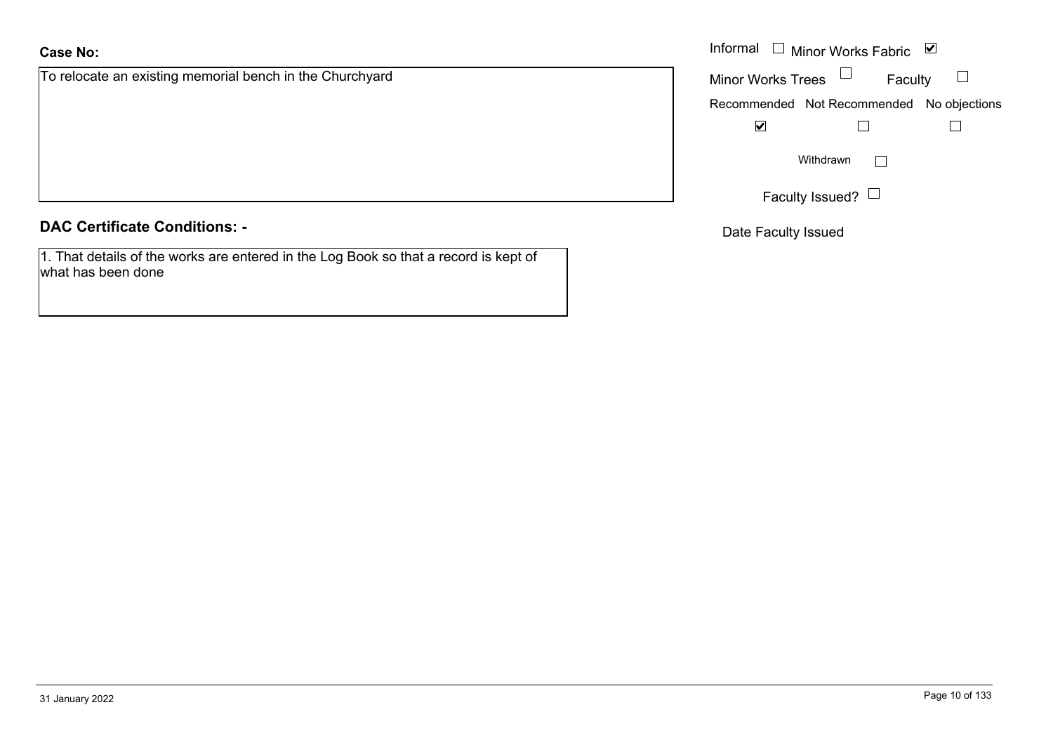**Case No:**

To relocate an existing memorial bench in the Churchyard

Informal ☐ Minor Works Fabric ☑

Minor Works Trees ☐ Faculty ☐

Recommended ☑ Not Recommended ☐ No objections ☐

Withdrawn ☐

Faculty Issued? ☐

Date Faculty Issued

**DAC Certificate Conditions: -**

1. That details of the works are entered in the Log Book so that a record is kept of what has been done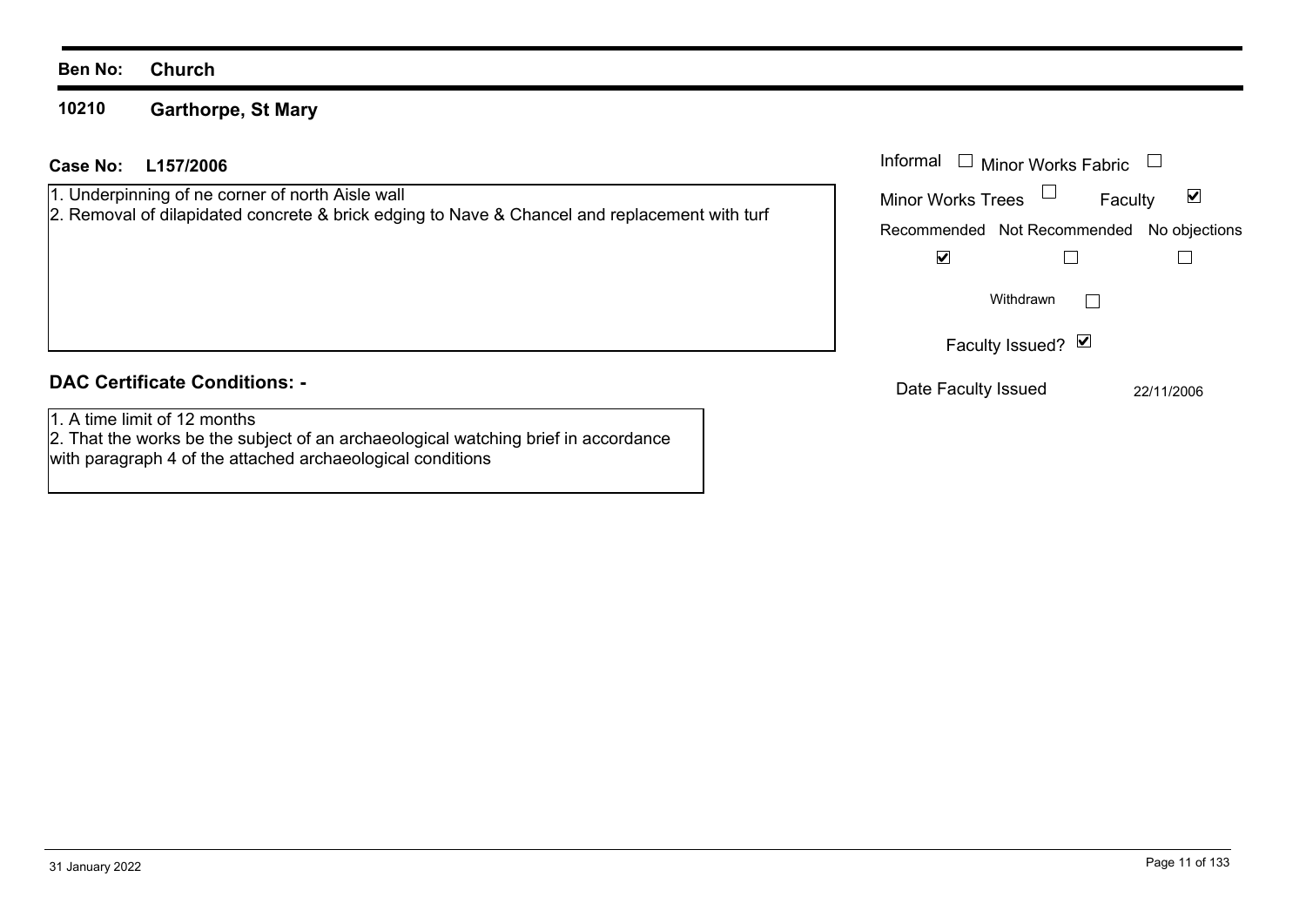**Ben No:** **Church**

**10210** **Garthorpe, St Mary**

**Case No:** **L157/2006**

1. Underpinning of ne corner of north Aisle wall
2. Removal of dilapidated concrete & brick edging to Nave & Chancel and replacement with turf

| Informal | Minor Works Fabric | Minor Works Trees | Faculty |
|---|---|---|---|
| ☐ | ☐ | ☐ | ☑ |

| Recommended | Not Recommended | No objections |
|---|---|---|
| ☑ | ☐ | ☐ |

Withdrawn ☐

Faculty Issued? ☑

Date Faculty Issued 22/11/2006

## DAC Certificate Conditions: -

1. A time limit of 12 months
2. That the works be the subject of an archaeological watching brief in accordance with paragraph 4 of the attached archaeological conditions

31 January 2022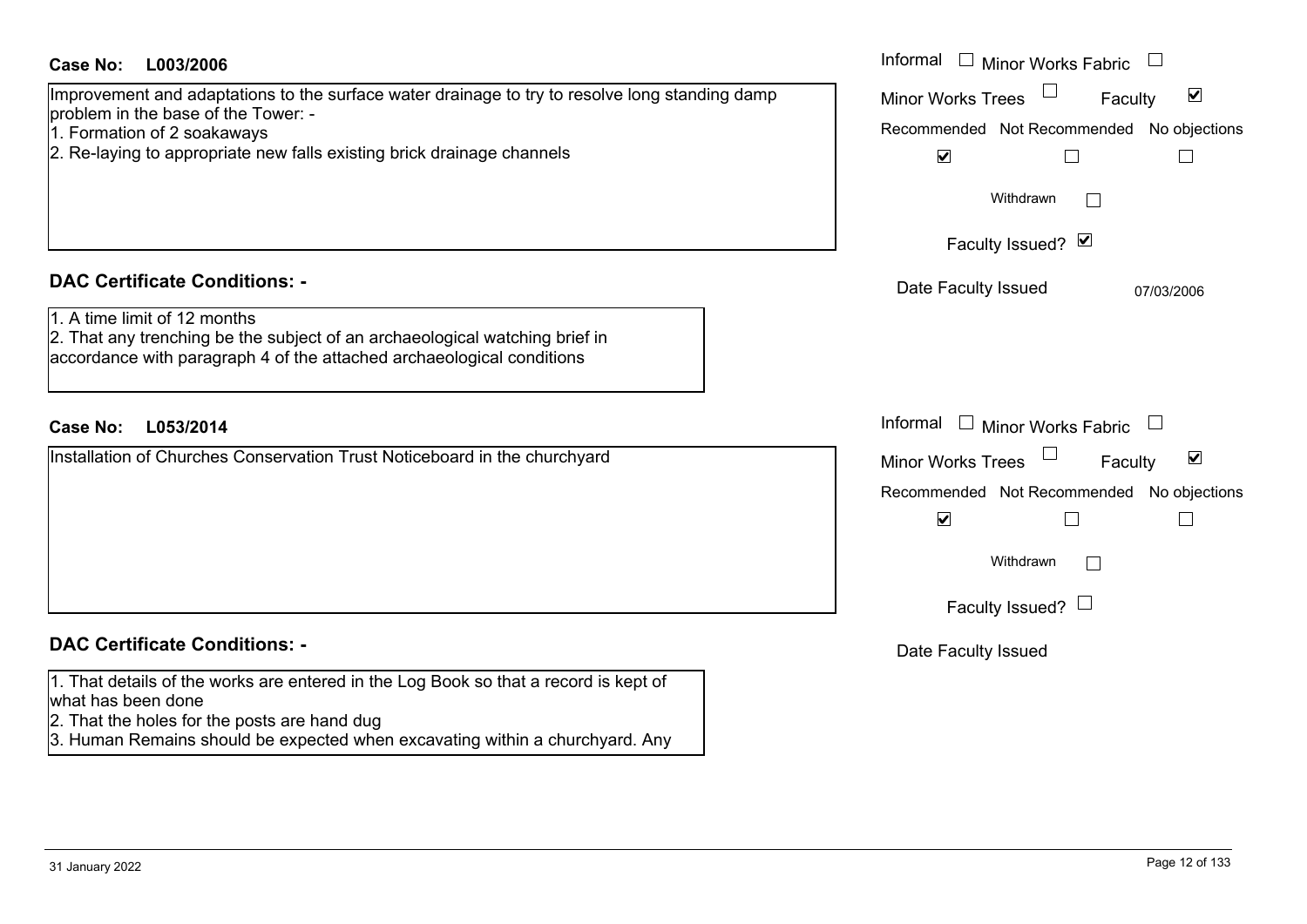**Case No:** **L003/2006**

Improvement and adaptations to the surface water drainage to try to resolve long standing damp problem in the base of the Tower: -
1. Formation of 2 soakaways
2. Re-laying to appropriate new falls existing brick drainage channels

Informal ☐ Minor Works Fabric ☐
Minor Works Trees ☐ Faculty ☑
Recommended ☑ Not Recommended ☐ No objections ☐
Withdrawn ☐
Faculty Issued? ☑
Date Faculty Issued 07/03/2006

**DAC Certificate Conditions: -**

1. A time limit of 12 months
2. That any trenching be the subject of an archaeological watching brief in accordance with paragraph 4 of the attached archaeological conditions

**Case No:** **L053/2014**

Installation of Churches Conservation Trust Noticeboard in the churchyard

Informal ☐ Minor Works Fabric ☐
Minor Works Trees ☐ Faculty ☑
Recommended ☑ Not Recommended ☐ No objections ☐
Withdrawn ☐
Faculty Issued? ☐
Date Faculty Issued

**DAC Certificate Conditions: -**

1. That details of the works are entered in the Log Book so that a record is kept of what has been done
2. That the holes for the posts are hand dug
3. Human Remains should be expected when excavating within a churchyard. Any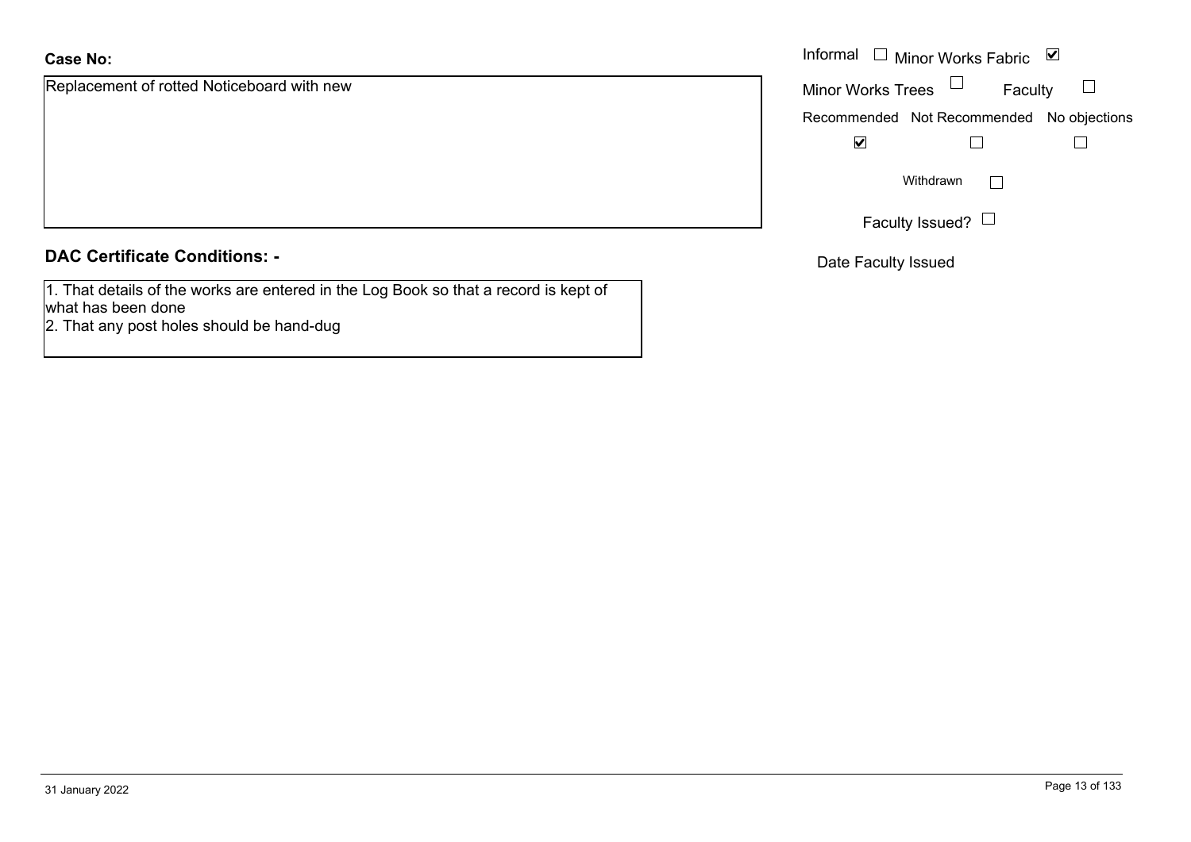**Case No:**

Replacement of rotted Noticeboard with new

Informal ☐ Minor Works Fabric ☑

Minor Works Trees ☐ Faculty ☐

| Recommended | Not Recommended | No objections |
|---|---|---|
| ☑ | ☐ | ☐ |

Withdrawn ☐

Faculty Issued? ☐

Date Faculty Issued

**DAC Certificate Conditions: -**

1. That details of the works are entered in the Log Book so that a record is kept of what has been done
2. That any post holes should be hand-dug

31 January 2022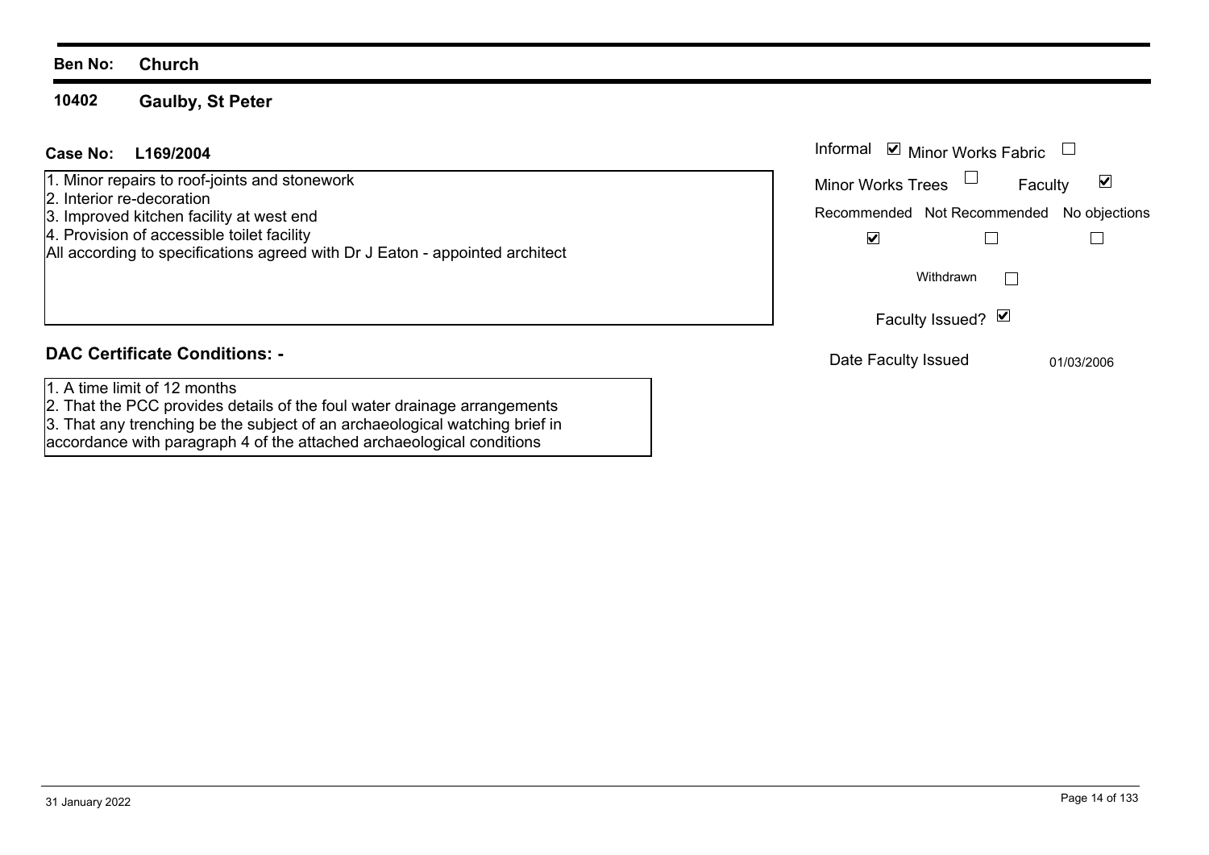**Ben No:** **Church**

## 10402 Gaulby, St Peter

**Case No:** **L169/2004**

1. Minor repairs to roof-joints and stonework
2. Interior re-decoration
3. Improved kitchen facility at west end
4. Provision of accessible toilet facility

All according to specifications agreed with Dr J Eaton - appointed architect

Informal ☑ Minor Works Fabric ☐

Minor Works Trees ☐ Faculty ☑

| Recommended | Not Recommended | No objections |
|---|---|---|
| ☑ | ☐ | ☐ |

Withdrawn ☐

Faculty Issued? ☑

Date Faculty Issued 01/03/2006

### DAC Certificate Conditions: -

1. A time limit of 12 months
2. That the PCC provides details of the foul water drainage arrangements
3. That any trenching be the subject of an archaeological watching brief in accordance with paragraph 4 of the attached archaeological conditions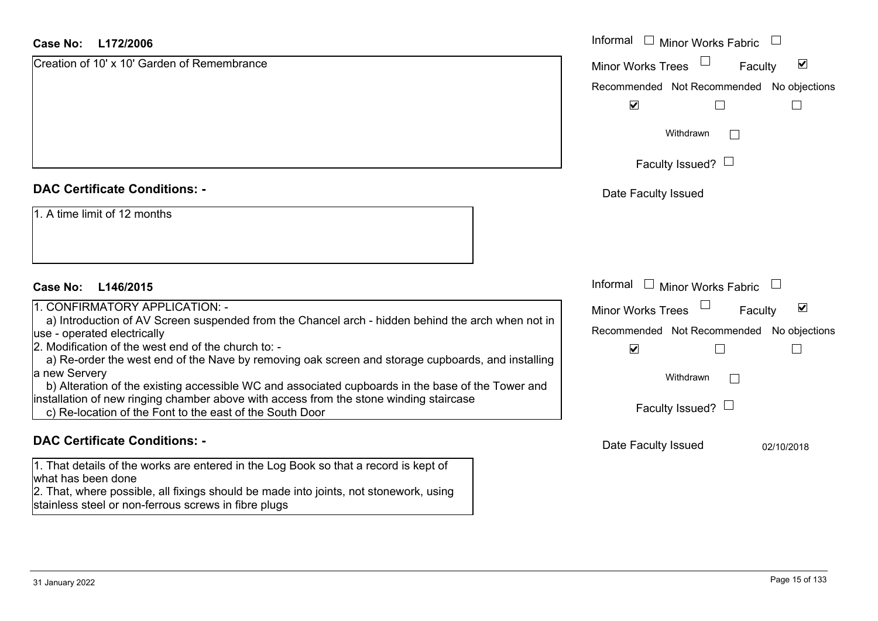**Case No: L172/2006**

Creation of 10' x 10' Garden of Remembrance

Informal ☐ Minor Works Fabric ☐
Minor Works Trees ☐ Faculty ☑

Recommended ☑ Not Recommended ☐ No objections ☐

Withdrawn ☐

Faculty Issued? ☐

Date Faculty Issued

## DAC Certificate Conditions: -

1. A time limit of 12 months

**Case No: L146/2015**

1. CONFIRMATORY APPLICATION: -
   a) Introduction of AV Screen suspended from the Chancel arch - hidden behind the arch when not in use - operated electrically
2. Modification of the west end of the church to: -
   a) Re-order the west end of the Nave by removing oak screen and storage cupboards, and installing a new Servery
   b) Alteration of the existing accessible WC and associated cupboards in the base of the Tower and installation of new ringing chamber above with access from the stone winding staircase
   c) Re-location of the Font to the east of the South Door

Informal ☐ Minor Works Fabric ☐
Minor Works Trees ☐ Faculty ☑

Recommended ☑ Not Recommended ☐ No objections ☐

Withdrawn ☐

Faculty Issued? ☐

Date Faculty Issued 02/10/2018

## DAC Certificate Conditions: -

1. That details of the works are entered in the Log Book so that a record is kept of what has been done
2. That, where possible, all fixings should be made into joints, not stonework, using stainless steel or non-ferrous screws in fibre plugs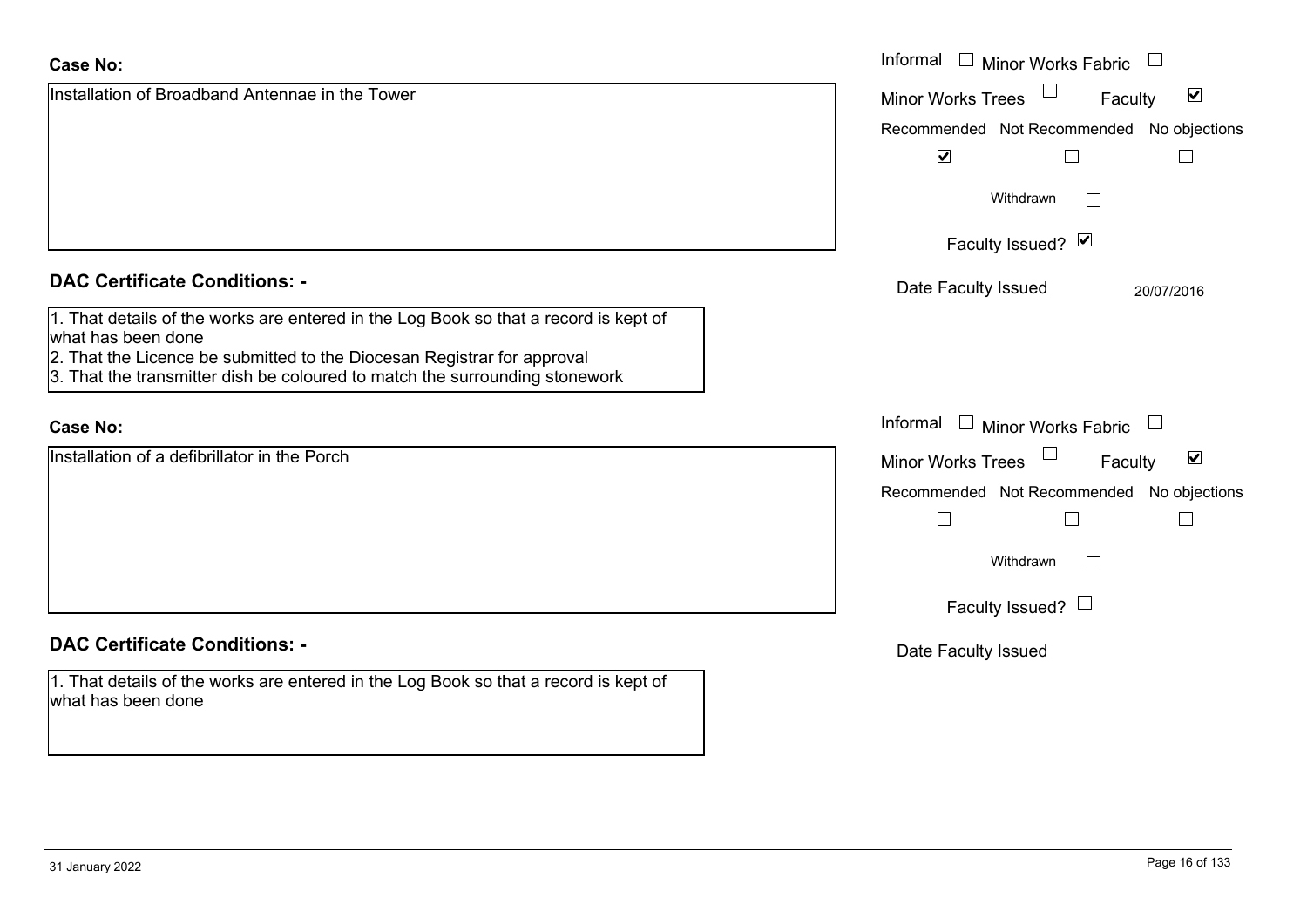**Case No:**

Installation of Broadband Antennae in the Tower

Informal ☐ Minor Works Fabric ☐

Minor Works Trees ☐ Faculty ☑

| Recommended | Not Recommended | No objections |
|---|---|---|
| ☑ | ☐ | ☐ |

Withdrawn ☐

Faculty Issued? ☑

Date Faculty Issued 20/07/2016

**DAC Certificate Conditions: -**

1. That details of the works are entered in the Log Book so that a record is kept of what has been done
2. That the Licence be submitted to the Diocesan Registrar for approval
3. That the transmitter dish be coloured to match the surrounding stonework

**Case No:**

Installation of a defibrillator in the Porch

Informal ☐ Minor Works Fabric ☐

Minor Works Trees ☐ Faculty ☑

| Recommended | Not Recommended | No objections |
|---|---|---|
| ☐ | ☐ | ☐ |

Withdrawn ☐

Faculty Issued? ☐

Date Faculty Issued

**DAC Certificate Conditions: -**

1. That details of the works are entered in the Log Book so that a record is kept of what has been done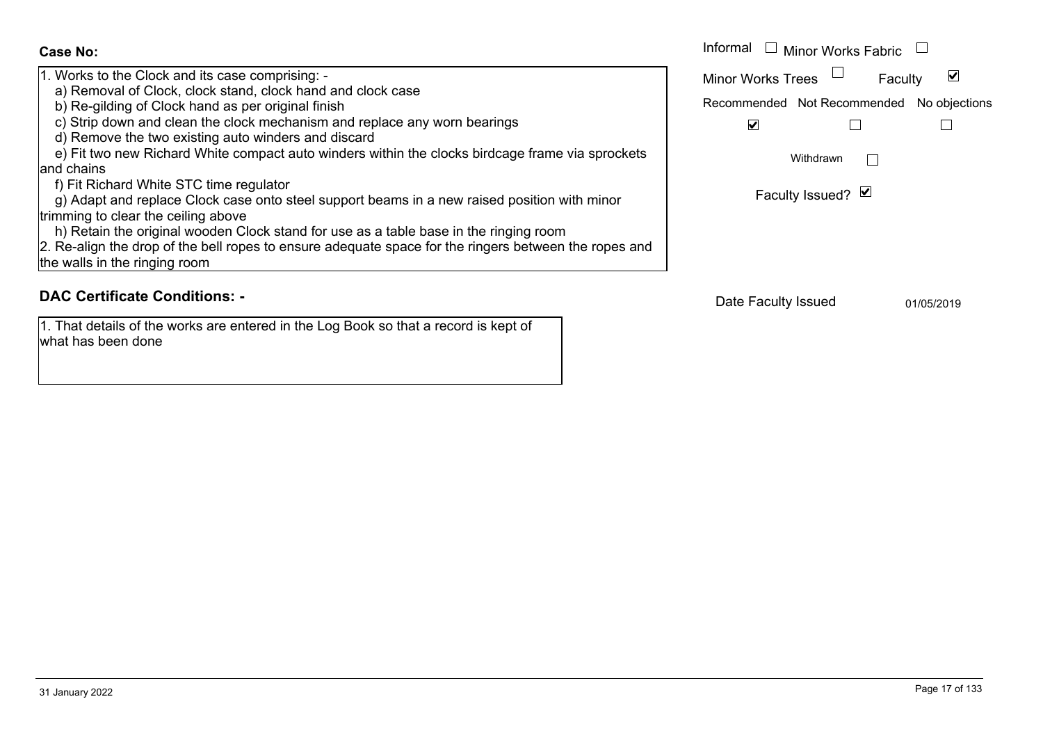**Case No:**

1. Works to the Clock and its case comprising: -
   a) Removal of Clock, clock stand, clock hand and clock case
   b) Re-gilding of Clock hand as per original finish
   c) Strip down and clean the clock mechanism and replace any worn bearings
   d) Remove the two existing auto winders and discard
   e) Fit two new Richard White compact auto winders within the clocks birdcage frame via sprockets and chains
   f) Fit Richard White STC time regulator
   g) Adapt and replace Clock case onto steel support beams in a new raised position with minor trimming to clear the ceiling above
   h) Retain the original wooden Clock stand for use as a table base in the ringing room
2. Re-align the drop of the bell ropes to ensure adequate space for the ringers between the ropes and the walls in the ringing room

Informal ☐ Minor Works Fabric ☐

Minor Works Trees ☐ Faculty ☑

Recommended ☑ Not Recommended ☐ No objections ☐

Withdrawn ☐

Faculty Issued? ☑

## DAC Certificate Conditions: -

1. That details of the works are entered in the Log Book so that a record is kept of what has been done

Date Faculty Issued 01/05/2019

31 January 2022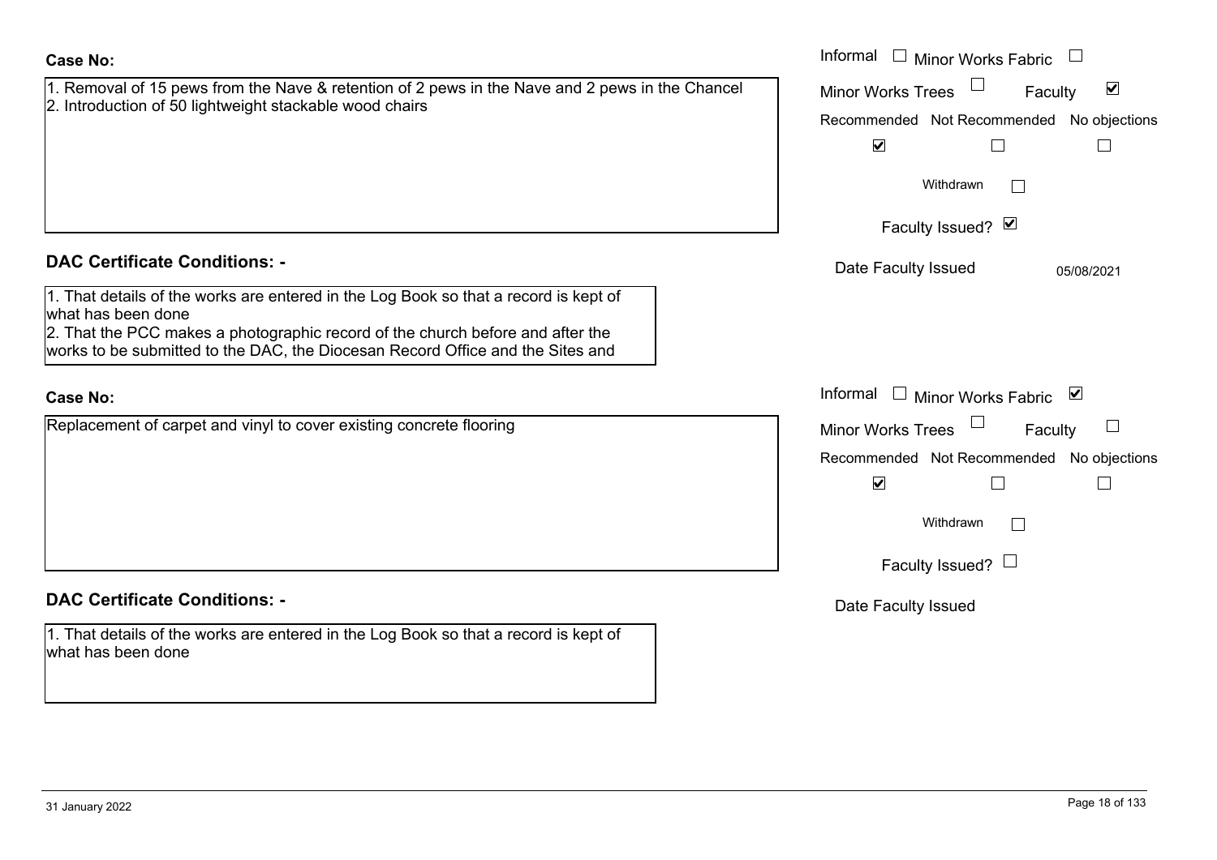**Case No:**

1. Removal of 15 pews from the Nave & retention of 2 pews in the Nave and 2 pews in the Chancel
2. Introduction of 50 lightweight stackable wood chairs

Informal ☐ Minor Works Fabric ☐
Minor Works Trees ☐ Faculty ☑

Recommended ☑ Not Recommended ☐ No objections ☐

Withdrawn ☐

Faculty Issued? ☑

Date Faculty Issued 05/08/2021

**DAC Certificate Conditions: -**

1. That details of the works are entered in the Log Book so that a record is kept of what has been done
2. That the PCC makes a photographic record of the church before and after the works to be submitted to the DAC, the Diocesan Record Office and the Sites and

**Case No:**

Replacement of carpet and vinyl to cover existing concrete flooring

Informal ☐ Minor Works Fabric ☑
Minor Works Trees ☐ Faculty ☐

Recommended ☑ Not Recommended ☐ No objections ☐

Withdrawn ☐

Faculty Issued? ☐

Date Faculty Issued

**DAC Certificate Conditions: -**

1. That details of the works are entered in the Log Book so that a record is kept of what has been done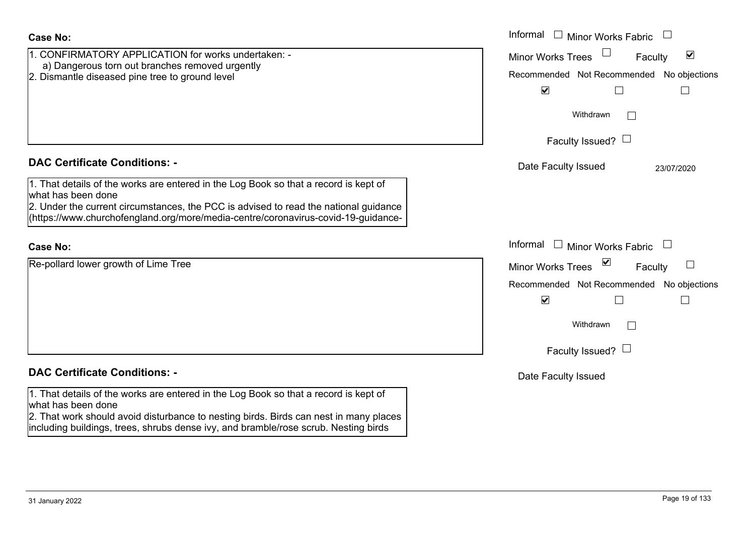**Case No:**

1. CONFIRMATORY APPLICATION for works undertaken: -
   a) Dangerous torn out branches removed urgently
2. Dismantle diseased pine tree to ground level

Informal ☐ Minor Works Fabric ☐
Minor Works Trees ☐ Faculty ☑

| Recommended | Not Recommended | No objections |
| --- | --- | --- |
| ☑ | ☐ | ☐ |

Withdrawn ☐

Faculty Issued? ☐

Date Faculty Issued 23/07/2020

**DAC Certificate Conditions: -**

1. That details of the works are entered in the Log Book so that a record is kept of what has been done
2. Under the current circumstances, the PCC is advised to read the national guidance (https://www.churchofengland.org/more/media-centre/coronavirus-covid-19-guidance-

**Case No:**

Re-pollard lower growth of Lime Tree

Informal ☐ Minor Works Fabric ☐
Minor Works Trees ☑ Faculty ☐

| Recommended | Not Recommended | No objections |
| --- | --- | --- |
| ☑ | ☐ | ☐ |

Withdrawn ☐

Faculty Issued? ☐

Date Faculty Issued

**DAC Certificate Conditions: -**

1. That details of the works are entered in the Log Book so that a record is kept of what has been done
2. That work should avoid disturbance to nesting birds. Birds can nest in many places including buildings, trees, shrubs dense ivy, and bramble/rose scrub. Nesting birds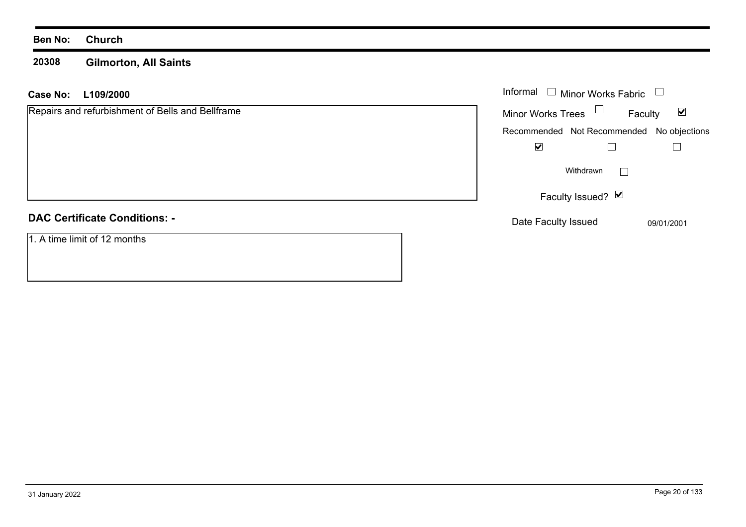**Ben No:** **Church**

**20308** **Gilmorton, All Saints**

**Case No:** **L109/2000**

Repairs and refurbishment of Bells and Bellframe

Informal ☐ Minor Works Fabric ☐

Minor Works Trees ☐ Faculty ☑

| Recommended | Not Recommended | No objections |
|---|---|---|
| ☑ | ☐ | ☐ |

Withdrawn ☐

Faculty Issued? ☑

Date Faculty Issued 09/01/2001

**DAC Certificate Conditions: -**

1. A time limit of 12 months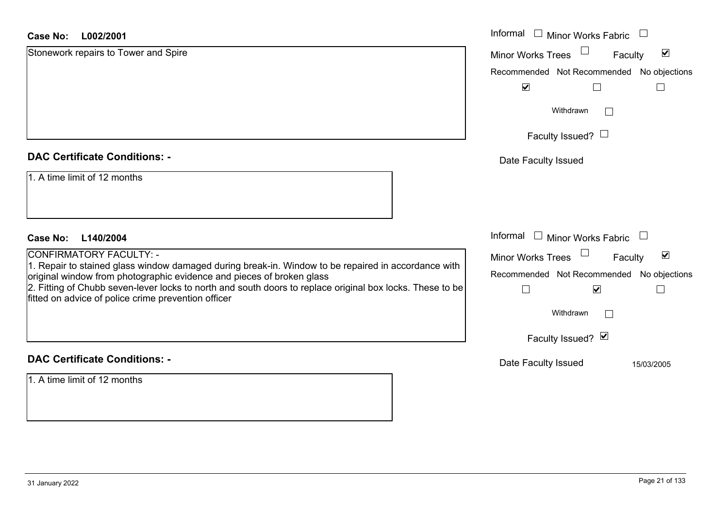**Case No: L002/2001**

Stonework repairs to Tower and Spire

Informal ☐ Minor Works Fabric ☐
Minor Works Trees ☐ Faculty ☑

| Recommended | Not Recommended | No objections |
|---|---|---|
| ☑ | ☐ | ☐ |

Withdrawn ☐

Faculty Issued? ☐

Date Faculty Issued

## DAC Certificate Conditions: -

1. A time limit of 12 months

**Case No: L140/2004**

CONFIRMATORY FACULTY: -
1. Repair to stained glass window damaged during break-in. Window to be repaired in accordance with original window from photographic evidence and pieces of broken glass
2. Fitting of Chubb seven-lever locks to north and south doors to replace original box locks. These to be fitted on advice of police crime prevention officer

Informal ☐ Minor Works Fabric ☐
Minor Works Trees ☐ Faculty ☑

| Recommended | Not Recommended | No objections |
|---|---|---|
| ☐ | ☑ | ☐ |

Withdrawn ☐

Faculty Issued? ☑

Date Faculty Issued 15/03/2005

## DAC Certificate Conditions: -

1. A time limit of 12 months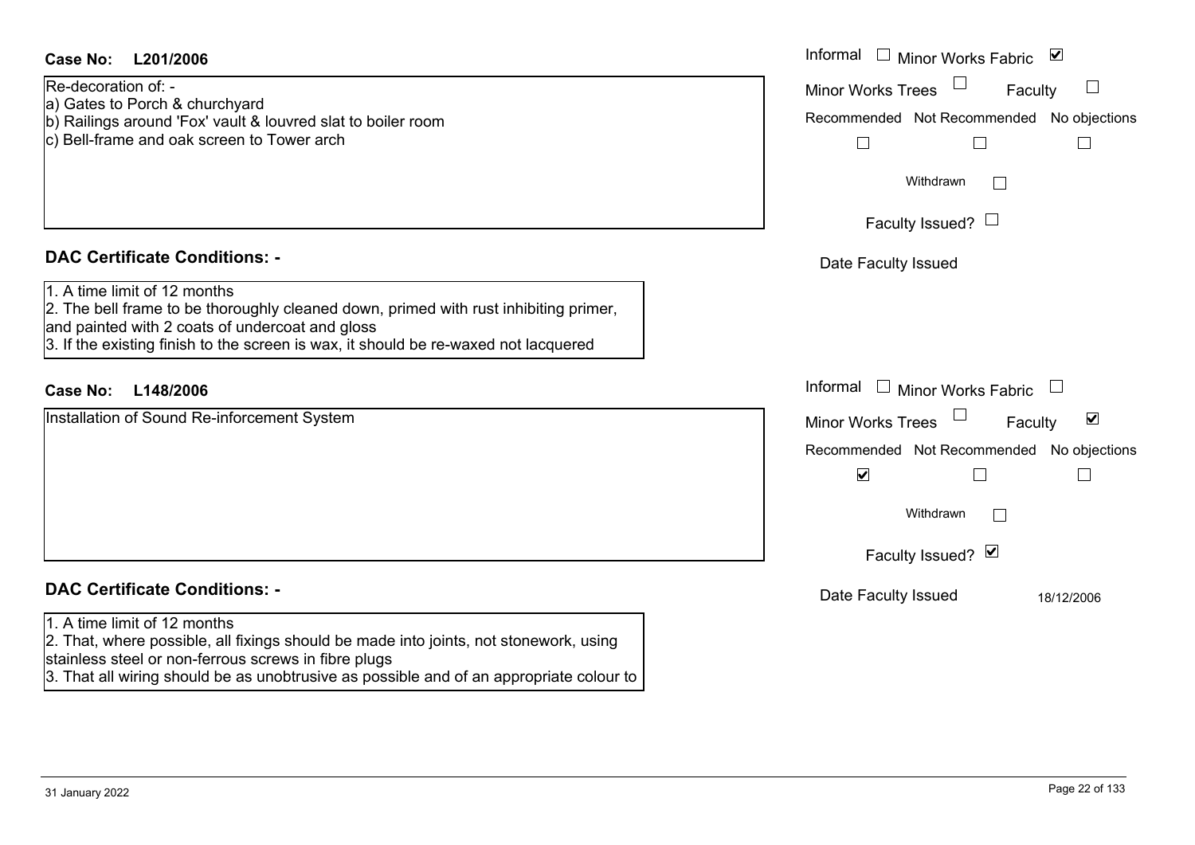**Case No: L201/2006**

Re-decoration of: -
a) Gates to Porch & churchyard
b) Railings around 'Fox' vault & louvred slat to boiler room
c) Bell-frame and oak screen to Tower arch

Informal ☐ Minor Works Fabric ☑
Minor Works Trees ☐ Faculty ☐

| Recommended | Not Recommended | No objections |
| --- | --- | --- |
| ☐ | ☐ | ☐ |

Withdrawn ☐

Faculty Issued? ☐

Date Faculty Issued

## DAC Certificate Conditions: -

1. A time limit of 12 months
2. The bell frame to be thoroughly cleaned down, primed with rust inhibiting primer, and painted with 2 coats of undercoat and gloss
3. If the existing finish to the screen is wax, it should be re-waxed not lacquered

**Case No: L148/2006**

Installation of Sound Re-inforcement System

Informal ☐ Minor Works Fabric ☐
Minor Works Trees ☐ Faculty ☑

| Recommended | Not Recommended | No objections |
| --- | --- | --- |
| ☑ | ☐ | ☐ |

Withdrawn ☐

Faculty Issued? ☑

Date Faculty Issued 18/12/2006

## DAC Certificate Conditions: -

1. A time limit of 12 months
2. That, where possible, all fixings should be made into joints, not stonework, using stainless steel or non-ferrous screws in fibre plugs
3. That all wiring should be as unobtrusive as possible and of an appropriate colour to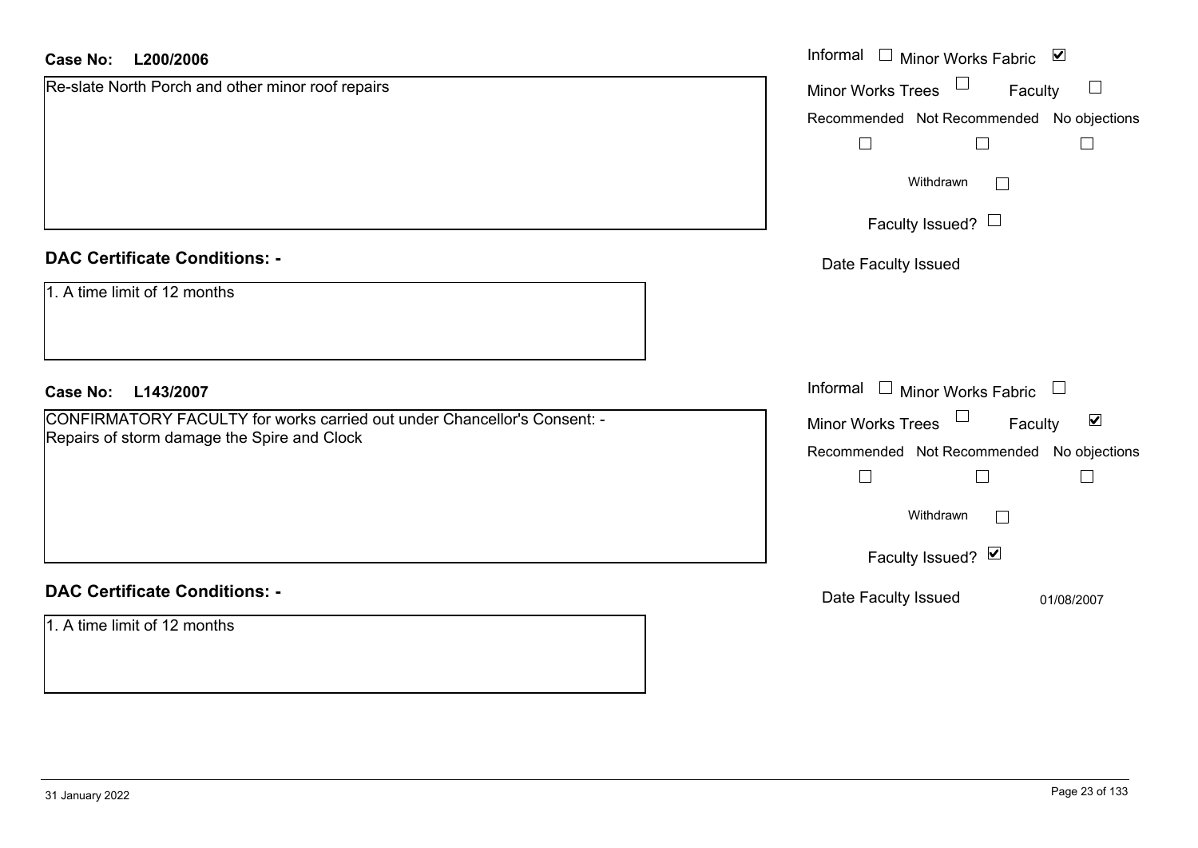**Case No:** **L200/2006**

Re-slate North Porch and other minor roof repairs

Informal ☐ Minor Works Fabric ☑

Minor Works Trees ☐ Faculty ☐

Recommended ☐ Not Recommended ☐ No objections ☐

Withdrawn ☐

Faculty Issued? ☐

Date Faculty Issued

**DAC Certificate Conditions: -**

1. A time limit of 12 months

**Case No:** **L143/2007**

CONFIRMATORY FACULTY for works carried out under Chancellor's Consent: -
Repairs of storm damage the Spire and Clock

Informal ☐ Minor Works Fabric ☐

Minor Works Trees ☐ Faculty ☑

Recommended ☐ Not Recommended ☐ No objections ☐

Withdrawn ☐

Faculty Issued? ☑

Date Faculty Issued 01/08/2007

**DAC Certificate Conditions: -**

1. A time limit of 12 months

31 January 2022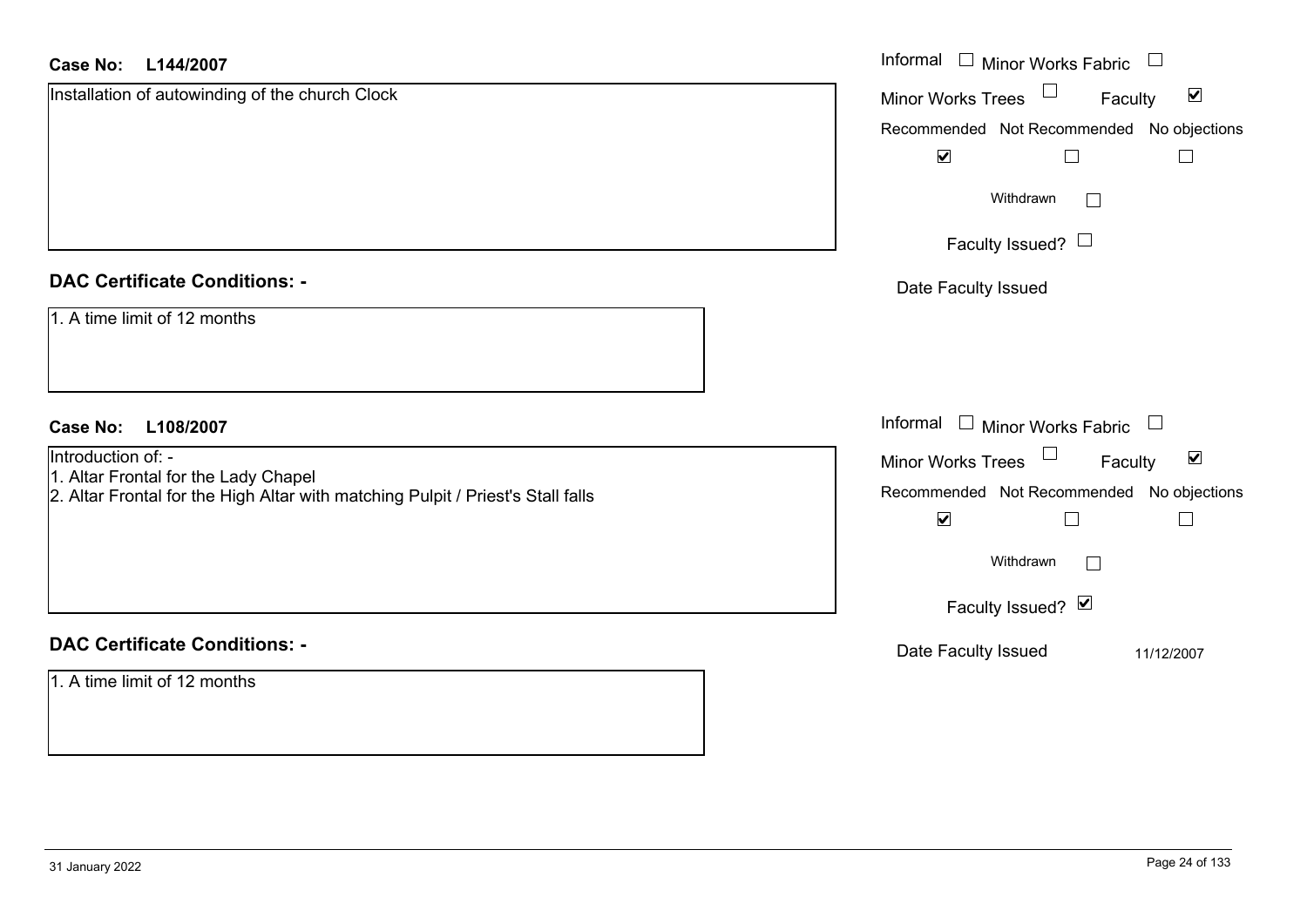**Case No: L144/2007**

Installation of autowinding of the church Clock

Informal ☐ Minor Works Fabric ☐
Minor Works Trees ☐ Faculty ☑

| Recommended | Not Recommended | No objections |
|---|---|---|
| ☑ | ☐ | ☐ |

Withdrawn ☐

Faculty Issued? ☐

Date Faculty Issued

**DAC Certificate Conditions: -**

1. A time limit of 12 months

**Case No: L108/2007**

Introduction of: -

1. Altar Frontal for the Lady Chapel
2. Altar Frontal for the High Altar with matching Pulpit / Priest's Stall falls

Informal ☐ Minor Works Fabric ☐
Minor Works Trees ☐ Faculty ☑

| Recommended | Not Recommended | No objections |
|---|---|---|
| ☑ | ☐ | ☐ |

Withdrawn ☐

Faculty Issued? ☑

Date Faculty Issued 11/12/2007

**DAC Certificate Conditions: -**

1. A time limit of 12 months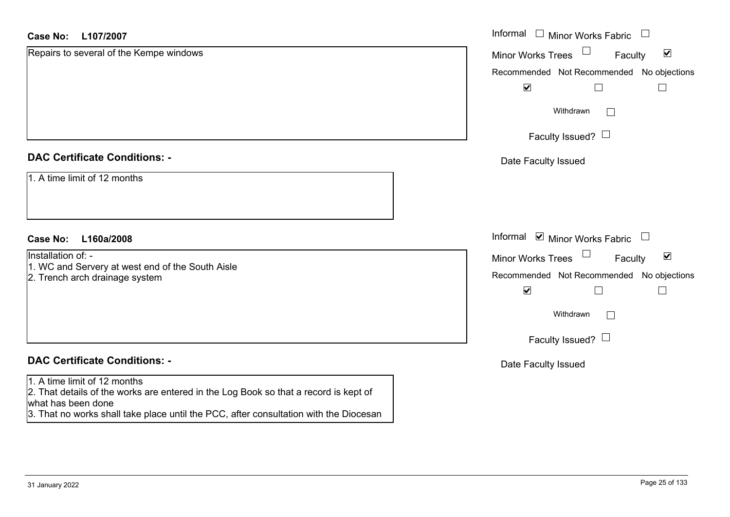**Case No: L107/2007**

Repairs to several of the Kempe windows

Informal ☐ Minor Works Fabric ☐
Minor Works Trees ☐ Faculty ☑

| Recommended | Not Recommended | No objections |
|---|---|---|
| ☑ | ☐ | ☐ |

Withdrawn ☐

Faculty Issued? ☐

Date Faculty Issued

## DAC Certificate Conditions: -

1. A time limit of 12 months

**Case No: L160a/2008**

Installation of: -
1. WC and Servery at west end of the South Aisle
2. Trench arch drainage system

Informal ☑ Minor Works Fabric ☐
Minor Works Trees ☐ Faculty ☑

| Recommended | Not Recommended | No objections |
|---|---|---|
| ☑ | ☐ | ☐ |

Withdrawn ☐

Faculty Issued? ☐

Date Faculty Issued

## DAC Certificate Conditions: -

1. A time limit of 12 months
2. That details of the works are entered in the Log Book so that a record is kept of what has been done
3. That no works shall take place until the PCC, after consultation with the Diocesan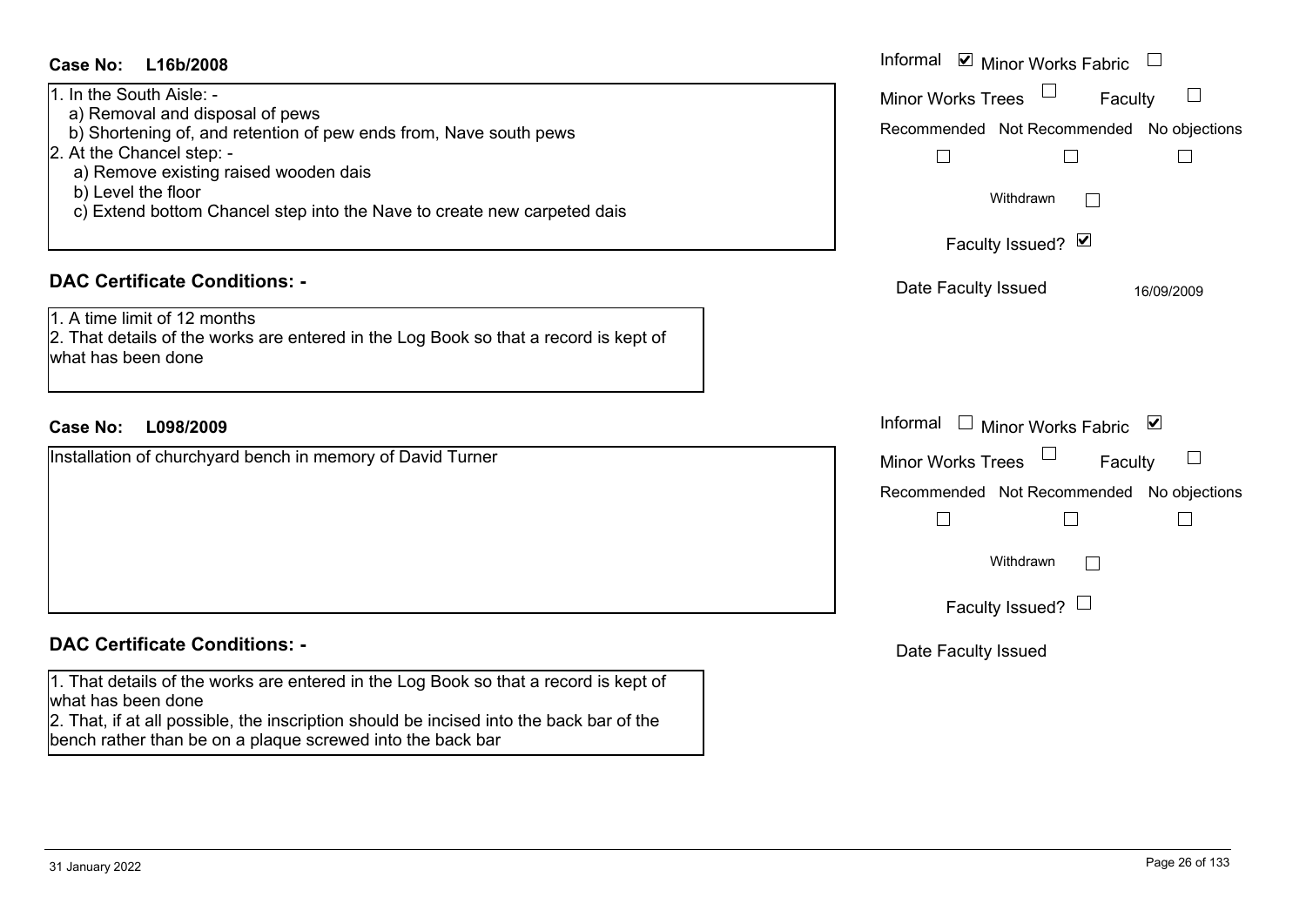**Case No: L16b/2008**

1. In the South Aisle: -
   a) Removal and disposal of pews
   b) Shortening of, and retention of pew ends from, Nave south pews
2. At the Chancel step: -
   a) Remove existing raised wooden dais
   b) Level the floor
   c) Extend bottom Chancel step into the Nave to create new carpeted dais

Informal ☑ Minor Works Fabric ☐
Minor Works Trees ☐ Faculty ☐
Recommended ☐ Not Recommended ☐ No objections ☐
Withdrawn ☐
Faculty Issued? ☑
Date Faculty Issued 16/09/2009

## DAC Certificate Conditions: -

1. A time limit of 12 months
2. That details of the works are entered in the Log Book so that a record is kept of what has been done

**Case No: L098/2009**

Installation of churchyard bench in memory of David Turner

Informal ☐ Minor Works Fabric ☑
Minor Works Trees ☐ Faculty ☐
Recommended ☐ Not Recommended ☐ No objections ☐
Withdrawn ☐
Faculty Issued? ☐
Date Faculty Issued

## DAC Certificate Conditions: -

1. That details of the works are entered in the Log Book so that a record is kept of what has been done
2. That, if at all possible, the inscription should be incised into the back bar of the bench rather than be on a plaque screwed into the back bar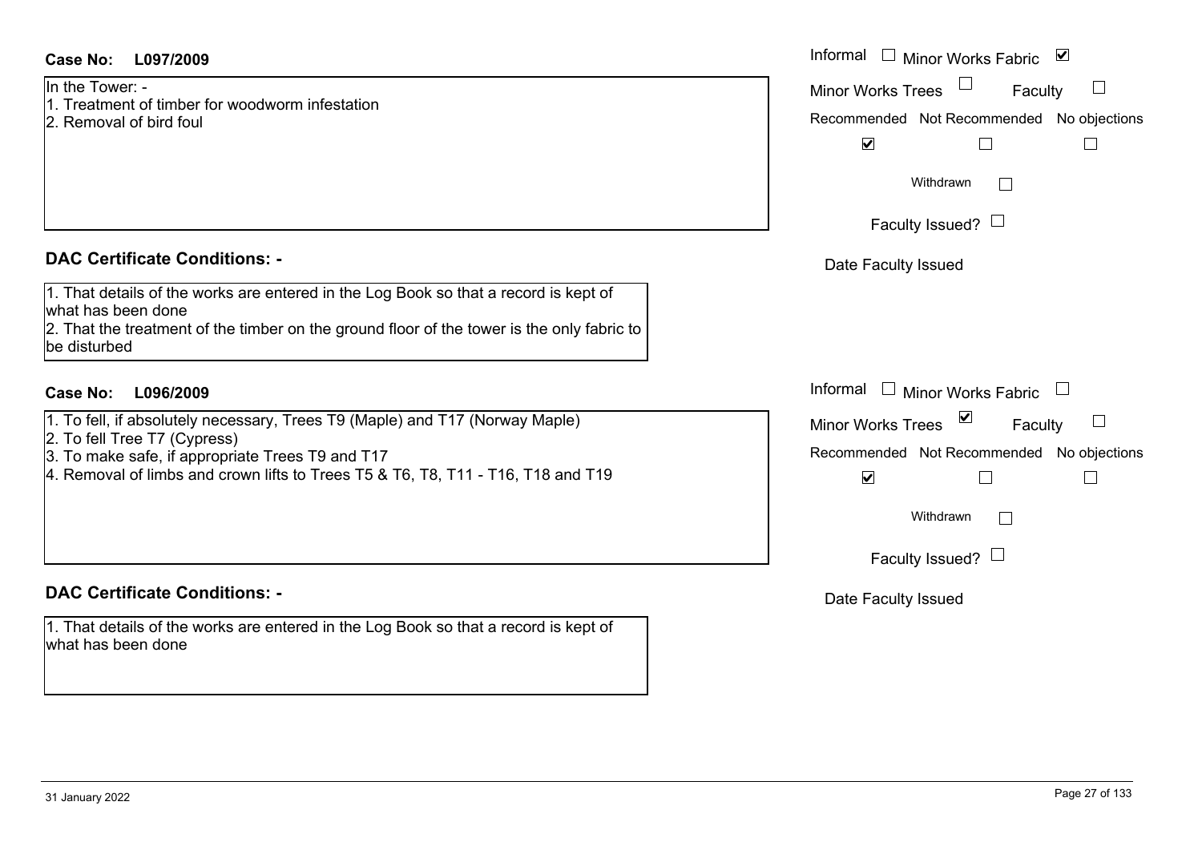**Case No: L097/2009**

In the Tower: -
1. Treatment of timber for woodworm infestation
2. Removal of bird foul

Informal ☐ Minor Works Fabric ☑
Minor Works Trees ☐ Faculty ☐
Recommended ☑ Not Recommended ☐ No objections ☐
Withdrawn ☐
Faculty Issued? ☐
Date Faculty Issued

**DAC Certificate Conditions: -**

1. That details of the works are entered in the Log Book so that a record is kept of what has been done
2. That the treatment of the timber on the ground floor of the tower is the only fabric to be disturbed

**Case No: L096/2009**

1. To fell, if absolutely necessary, Trees T9 (Maple) and T17 (Norway Maple)
2. To fell Tree T7 (Cypress)
3. To make safe, if appropriate Trees T9 and T17
4. Removal of limbs and crown lifts to Trees T5 & T6, T8, T11 - T16, T18 and T19

Informal ☐ Minor Works Fabric ☐
Minor Works Trees ☑ Faculty ☐
Recommended ☑ Not Recommended ☐ No objections ☐
Withdrawn ☐
Faculty Issued? ☐
Date Faculty Issued

**DAC Certificate Conditions: -**

1. That details of the works are entered in the Log Book so that a record is kept of what has been done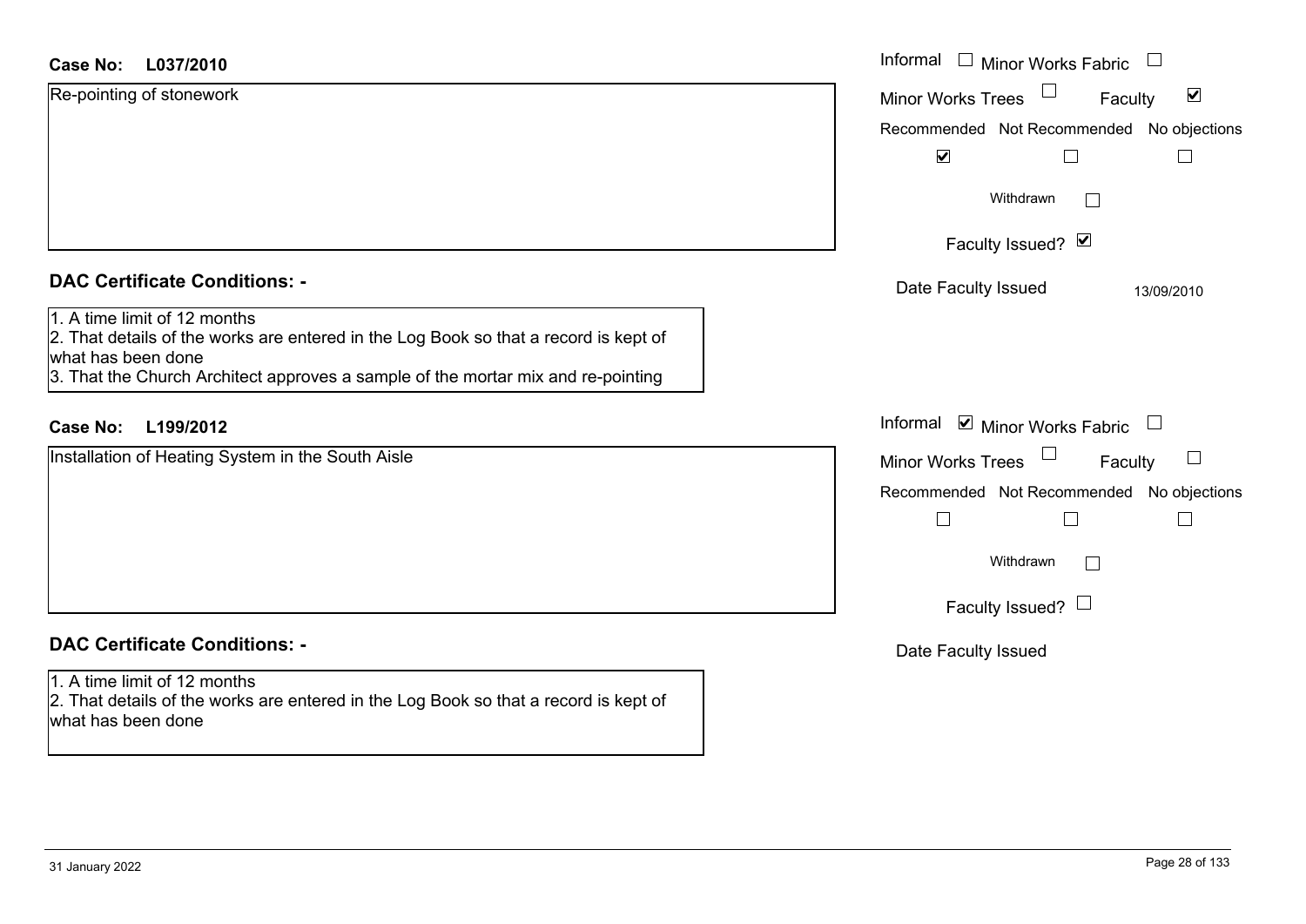**Case No:** L037/2010

Re-pointing of stonework

Informal ☐ Minor Works Fabric ☐
Minor Works Trees ☐ Faculty ☑

| Recommended | Not Recommended | No objections |
|---|---|---|
| ☑ | ☐ | ☐ |

Withdrawn ☐

Faculty Issued? ☑

Date Faculty Issued 13/09/2010

**DAC Certificate Conditions: -**

1. A time limit of 12 months
2. That details of the works are entered in the Log Book so that a record is kept of what has been done
3. That the Church Architect approves a sample of the mortar mix and re-pointing

**Case No:** L199/2012

Installation of Heating System in the South Aisle

Informal ☑ Minor Works Fabric ☐
Minor Works Trees ☐ Faculty ☐

| Recommended | Not Recommended | No objections |
|---|---|---|
| ☐ | ☐ | ☐ |

Withdrawn ☐

Faculty Issued? ☐

Date Faculty Issued

**DAC Certificate Conditions: -**

1. A time limit of 12 months
2. That details of the works are entered in the Log Book so that a record is kept of what has been done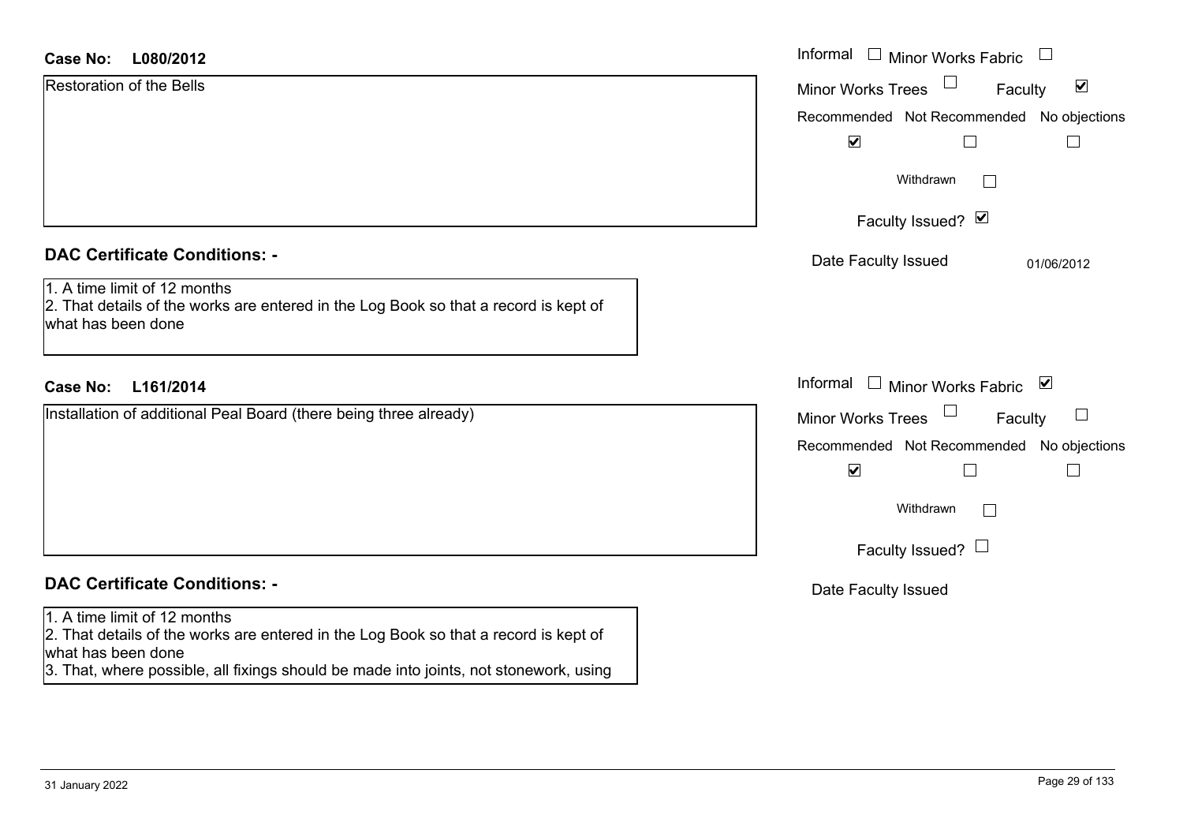**Case No:** **L080/2012**

Restoration of the Bells

Informal ☐ Minor Works Fabric ☐

Minor Works Trees ☐ Faculty ☑

| Recommended | Not Recommended | No objections |
|---|---|---|
| ☑ | ☐ | ☐ |

Withdrawn ☐

Faculty Issued? ☑

Date Faculty Issued 01/06/2012

## DAC Certificate Conditions: -

1. A time limit of 12 months
2. That details of the works are entered in the Log Book so that a record is kept of what has been done

**Case No:** **L161/2014**

Installation of additional Peal Board (there being three already)

Informal ☐ Minor Works Fabric ☑

Minor Works Trees ☐ Faculty ☐

| Recommended | Not Recommended | No objections |
|---|---|---|
| ☑ | ☐ | ☐ |

Withdrawn ☐

Faculty Issued? ☐

Date Faculty Issued

## DAC Certificate Conditions: -

1. A time limit of 12 months
2. That details of the works are entered in the Log Book so that a record is kept of what has been done
3. That, where possible, all fixings should be made into joints, not stonework, using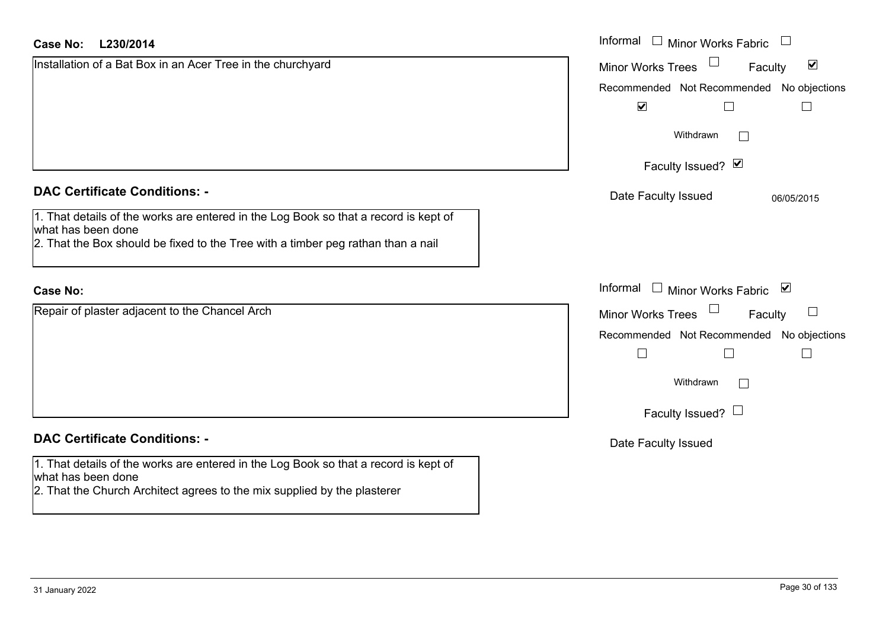**Case No: L230/2014**

Installation of a Bat Box in an Acer Tree in the churchyard

- Informal ☐
- Minor Works Fabric ☐
- Minor Works Trees ☐
- Faculty ☑

| Recommended | Not Recommended | No objections |
|---|---|---|
| ☑ | ☐ | ☐ |

Withdrawn ☐

Faculty Issued? ☑

Date Faculty Issued: 06/05/2015

### DAC Certificate Conditions: -

1. That details of the works are entered in the Log Book so that a record is kept of what has been done
2. That the Box should be fixed to the Tree with a timber peg rathan than a nail

**Case No:**

Repair of plaster adjacent to the Chancel Arch

- Informal ☐
- Minor Works Fabric ☑
- Minor Works Trees ☐
- Faculty ☐

| Recommended | Not Recommended | No objections |
|---|---|---|
| ☐ | ☐ | ☐ |

Withdrawn ☐

Faculty Issued? ☐

Date Faculty Issued:

### DAC Certificate Conditions: -

1. That details of the works are entered in the Log Book so that a record is kept of what has been done
2. That the Church Architect agrees to the mix supplied by the plasterer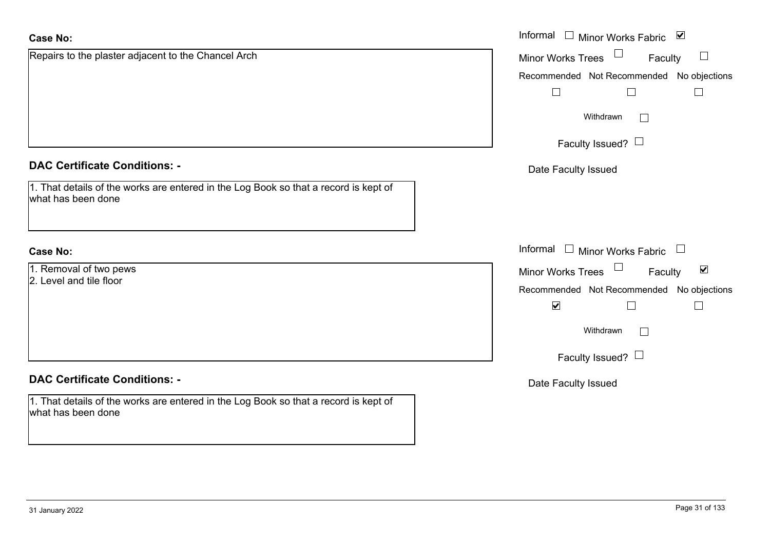**Case No:**

Repairs to the plaster adjacent to the Chancel Arch

Informal ☐ Minor Works Fabric ☑

Minor Works Trees ☐ Faculty ☐

Recommended ☐ Not Recommended ☐ No objections ☐

Withdrawn ☐

Faculty Issued? ☐

Date Faculty Issued

**DAC Certificate Conditions: -**

1. That details of the works are entered in the Log Book so that a record is kept of what has been done

**Case No:**

1. Removal of two pews
2. Level and tile floor

Informal ☐ Minor Works Fabric ☐

Minor Works Trees ☐ Faculty ☑

Recommended ☑ Not Recommended ☐ No objections ☐

Withdrawn ☐

Faculty Issued? ☐

Date Faculty Issued

**DAC Certificate Conditions: -**

1. That details of the works are entered in the Log Book so that a record is kept of what has been done

31 January 2022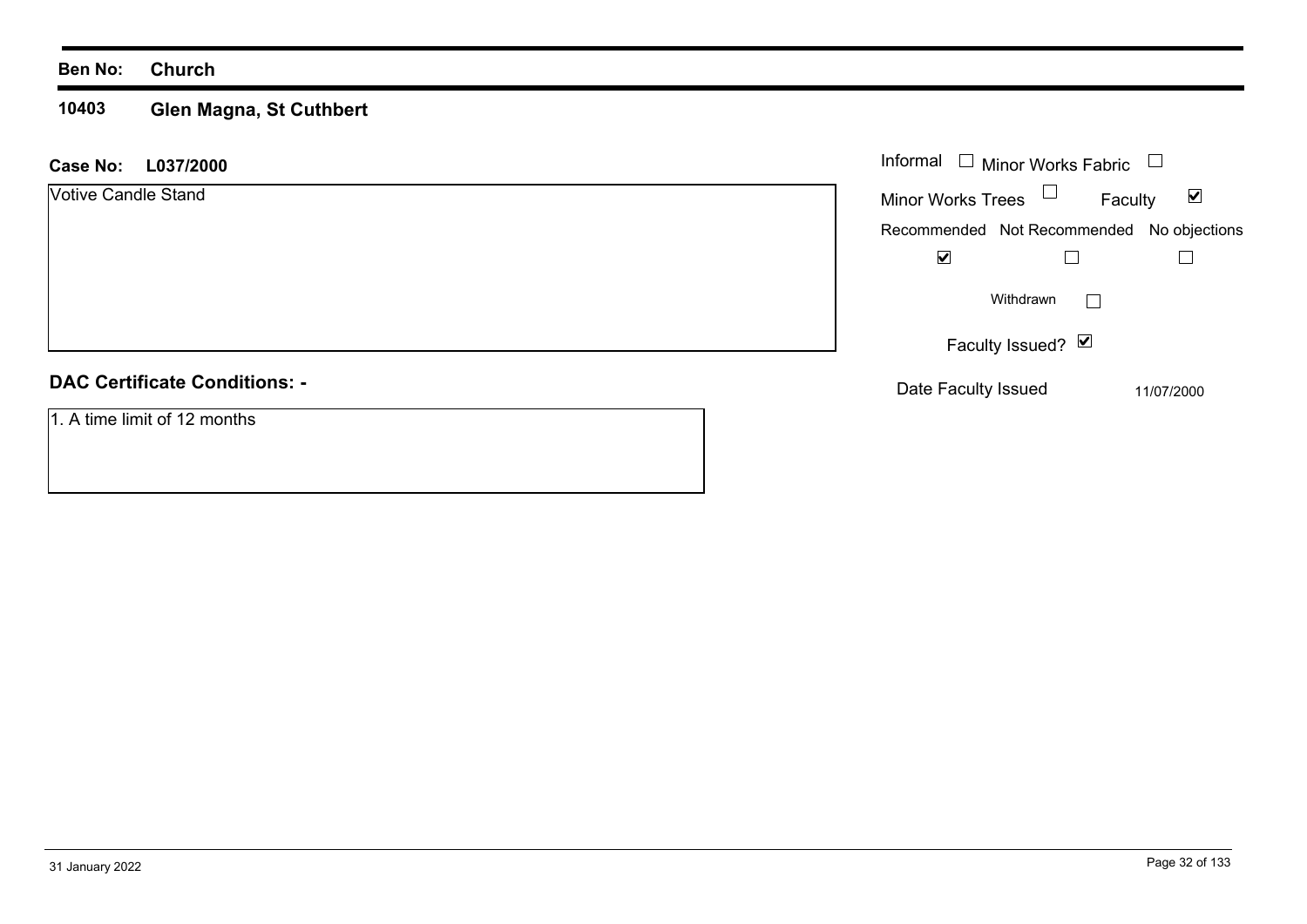**Ben No:** **Church**

**10403** **Glen Magna, St Cuthbert**

**Case No:** **L037/2000**

Votive Candle Stand

Informal ☐ Minor Works Fabric ☐

Minor Works Trees ☐ Faculty ☑

| Recommended | Not Recommended | No objections |
| --- | --- | --- |
| ☑ | ☐ | ☐ |

Withdrawn ☐

Faculty Issued? ☑

Date Faculty Issued 11/07/2000

**DAC Certificate Conditions: -**

1. A time limit of 12 months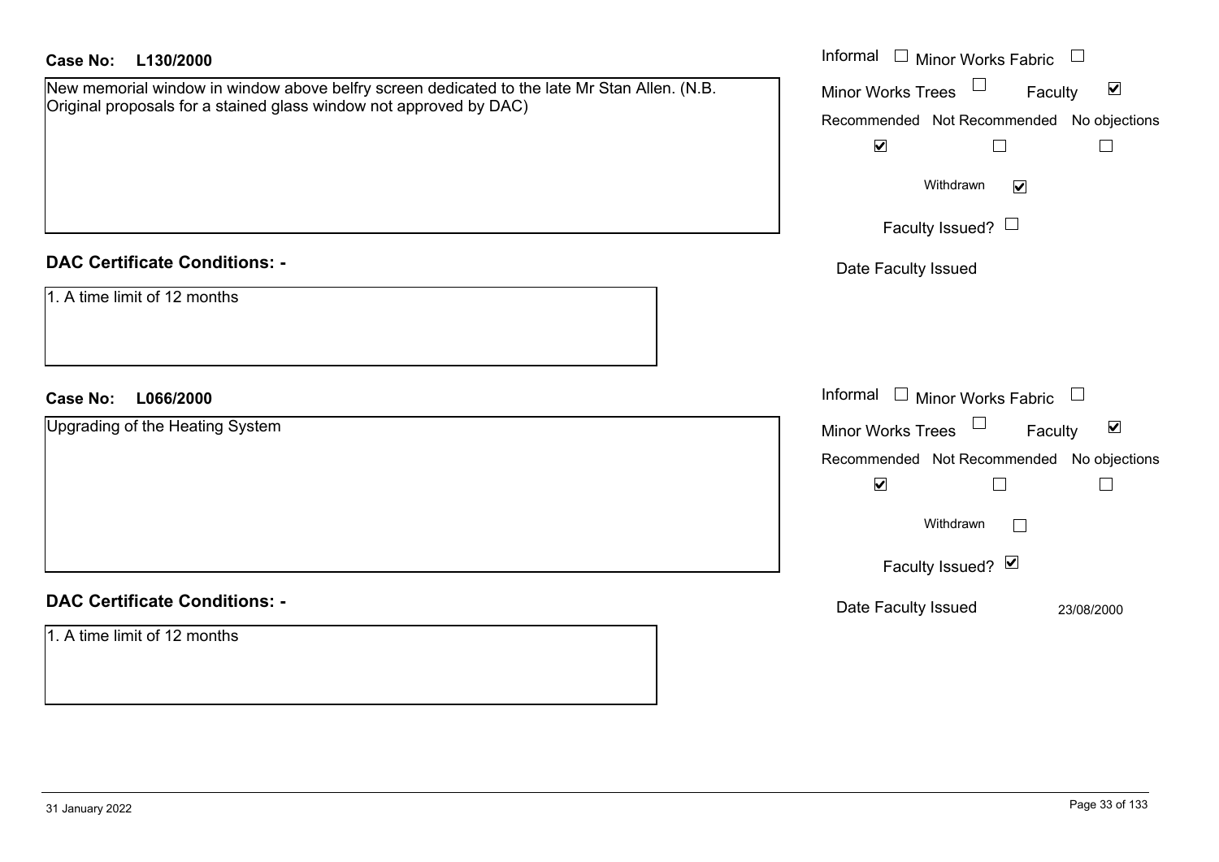**Case No: L130/2000**

New memorial window in window above belfry screen dedicated to the late Mr Stan Allen. (N.B. Original proposals for a stained glass window not approved by DAC)

Informal ☐ Minor Works Fabric ☐
Minor Works Trees ☐ Faculty ☑

| Recommended | Not Recommended | No objections |
|---|---|---|
| ☑ | ☐ | ☐ |

Withdrawn ☑

Faculty Issued? ☐

Date Faculty Issued

**DAC Certificate Conditions: -**

1. A time limit of 12 months

**Case No: L066/2000**

Upgrading of the Heating System

Informal ☐ Minor Works Fabric ☐
Minor Works Trees ☐ Faculty ☑

| Recommended | Not Recommended | No objections |
|---|---|---|
| ☑ | ☐ | ☐ |

Withdrawn ☐

Faculty Issued? ☑

Date Faculty Issued 23/08/2000

**DAC Certificate Conditions: -**

1. A time limit of 12 months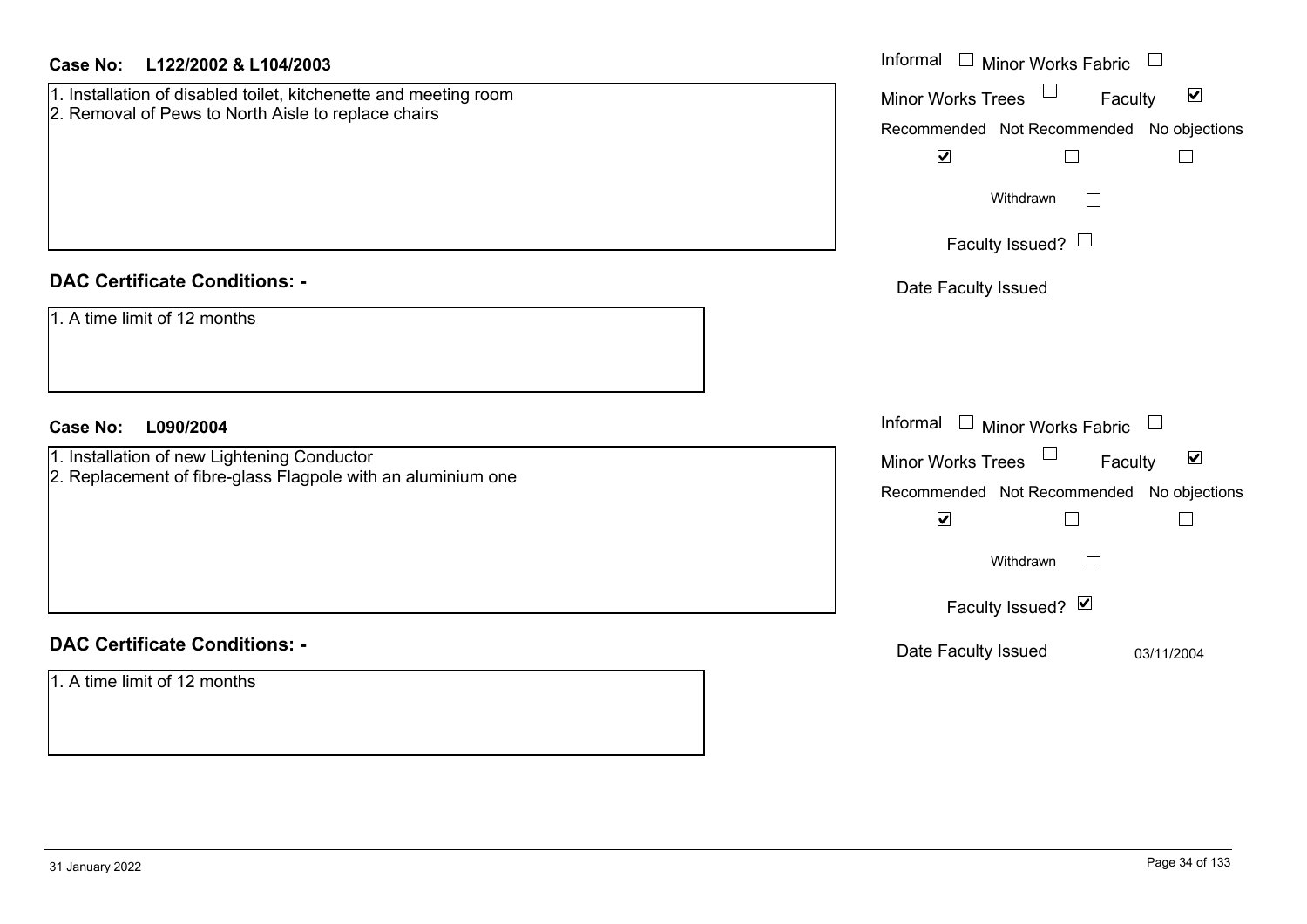**Case No: L122/2002 & L104/2003**

1. Installation of disabled toilet, kitchenette and meeting room
2. Removal of Pews to North Aisle to replace chairs

Informal ☐ Minor Works Fabric ☐
Minor Works Trees ☐ Faculty ☑

Recommended ☑ Not Recommended ☐ No objections ☐

Withdrawn ☐

Faculty Issued? ☐

Date Faculty Issued

**DAC Certificate Conditions: -**

1. A time limit of 12 months

**Case No: L090/2004**

1. Installation of new Lightening Conductor
2. Replacement of fibre-glass Flagpole with an aluminium one

Informal ☐ Minor Works Fabric ☐
Minor Works Trees ☐ Faculty ☑

Recommended ☑ Not Recommended ☐ No objections ☐

Withdrawn ☐

Faculty Issued? ☑

Date Faculty Issued 03/11/2004

**DAC Certificate Conditions: -**

1. A time limit of 12 months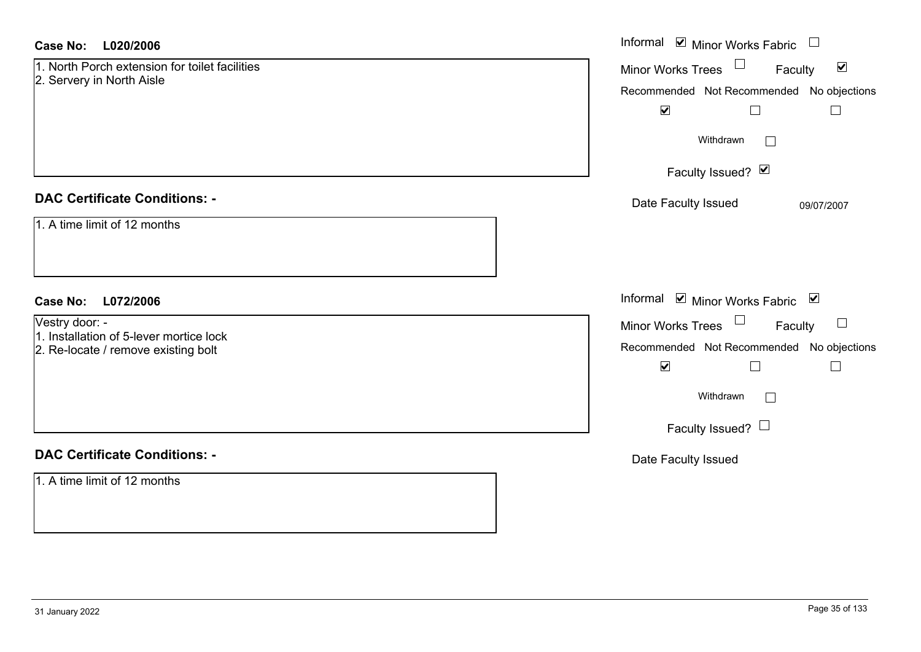**Case No: L020/2006**

1. North Porch extension for toilet facilities
2. Servery in North Aisle

Informal ☑ Minor Works Fabric ☐
Minor Works Trees ☐ Faculty ☑
Recommended ☑ Not Recommended ☐ No objections ☐
Withdrawn ☐
Faculty Issued? ☑
Date Faculty Issued 09/07/2007

**DAC Certificate Conditions: -**

1. A time limit of 12 months

**Case No: L072/2006**

Vestry door: -
1. Installation of 5-lever mortice lock
2. Re-locate / remove existing bolt

Informal ☑ Minor Works Fabric ☑
Minor Works Trees ☐ Faculty ☐
Recommended ☑ Not Recommended ☐ No objections ☐
Withdrawn ☐
Faculty Issued? ☐
Date Faculty Issued

**DAC Certificate Conditions: -**

1. A time limit of 12 months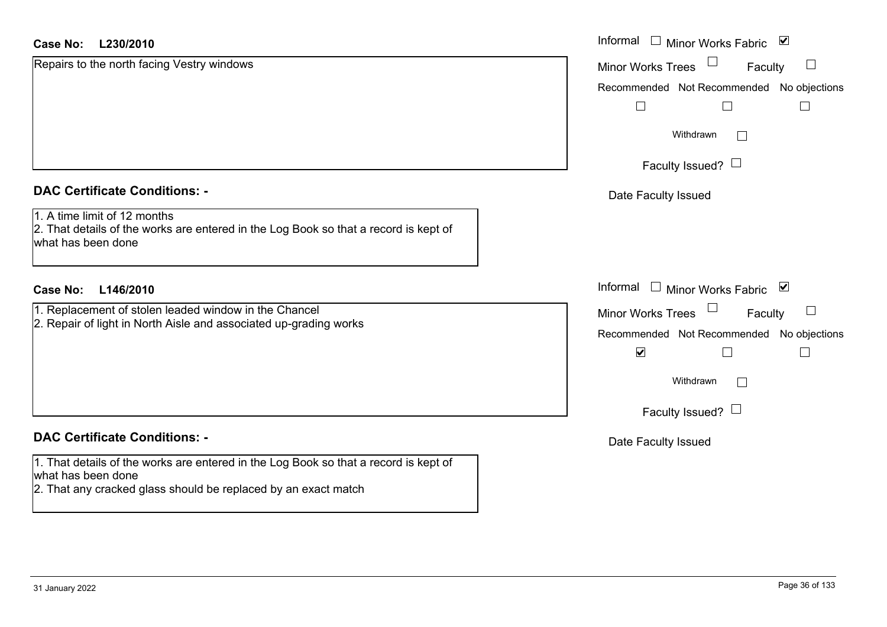**Case No: L230/2010**

Repairs to the north facing Vestry windows

Informal ☐ Minor Works Fabric ☑

Minor Works Trees ☐ Faculty ☐

| Recommended | Not Recommended | No objections |
|---|---|---|
| ☐ | ☐ | ☐ |

Withdrawn ☐

Faculty Issued? ☐

Date Faculty Issued

## DAC Certificate Conditions: -

1. A time limit of 12 months
2. That details of the works are entered in the Log Book so that a record is kept of what has been done

**Case No: L146/2010**

1. Replacement of stolen leaded window in the Chancel
2. Repair of light in North Aisle and associated up-grading works

Informal ☐ Minor Works Fabric ☑

Minor Works Trees ☐ Faculty ☐

| Recommended | Not Recommended | No objections |
|---|---|---|
| ☑ | ☐ | ☐ |

Withdrawn ☐

Faculty Issued? ☐

Date Faculty Issued

## DAC Certificate Conditions: -

1. That details of the works are entered in the Log Book so that a record is kept of what has been done
2. That any cracked glass should be replaced by an exact match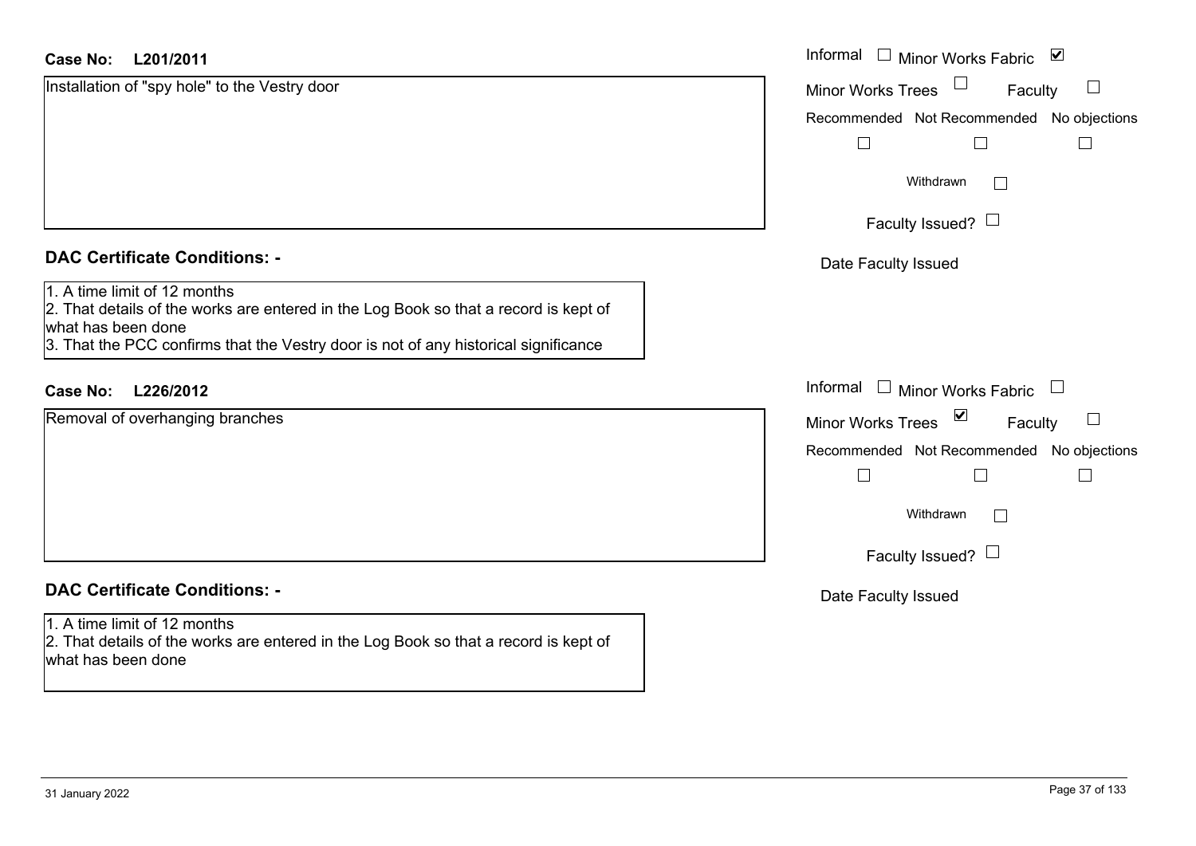**Case No: L201/2011**

Installation of "spy hole" to the Vestry door

Informal ☐ Minor Works Fabric ☑

Minor Works Trees ☐ Faculty ☐

Recommended ☐ Not Recommended ☐ No objections ☐

Withdrawn ☐

Faculty Issued? ☐

Date Faculty Issued

## DAC Certificate Conditions: -

1. A time limit of 12 months
2. That details of the works are entered in the Log Book so that a record is kept of what has been done
3. That the PCC confirms that the Vestry door is not of any historical significance

**Case No: L226/2012**

Removal of overhanging branches

Informal ☐ Minor Works Fabric ☐

Minor Works Trees ☑ Faculty ☐

Recommended ☐ Not Recommended ☐ No objections ☐

Withdrawn ☐

Faculty Issued? ☐

Date Faculty Issued

## DAC Certificate Conditions: -

1. A time limit of 12 months
2. That details of the works are entered in the Log Book so that a record is kept of what has been done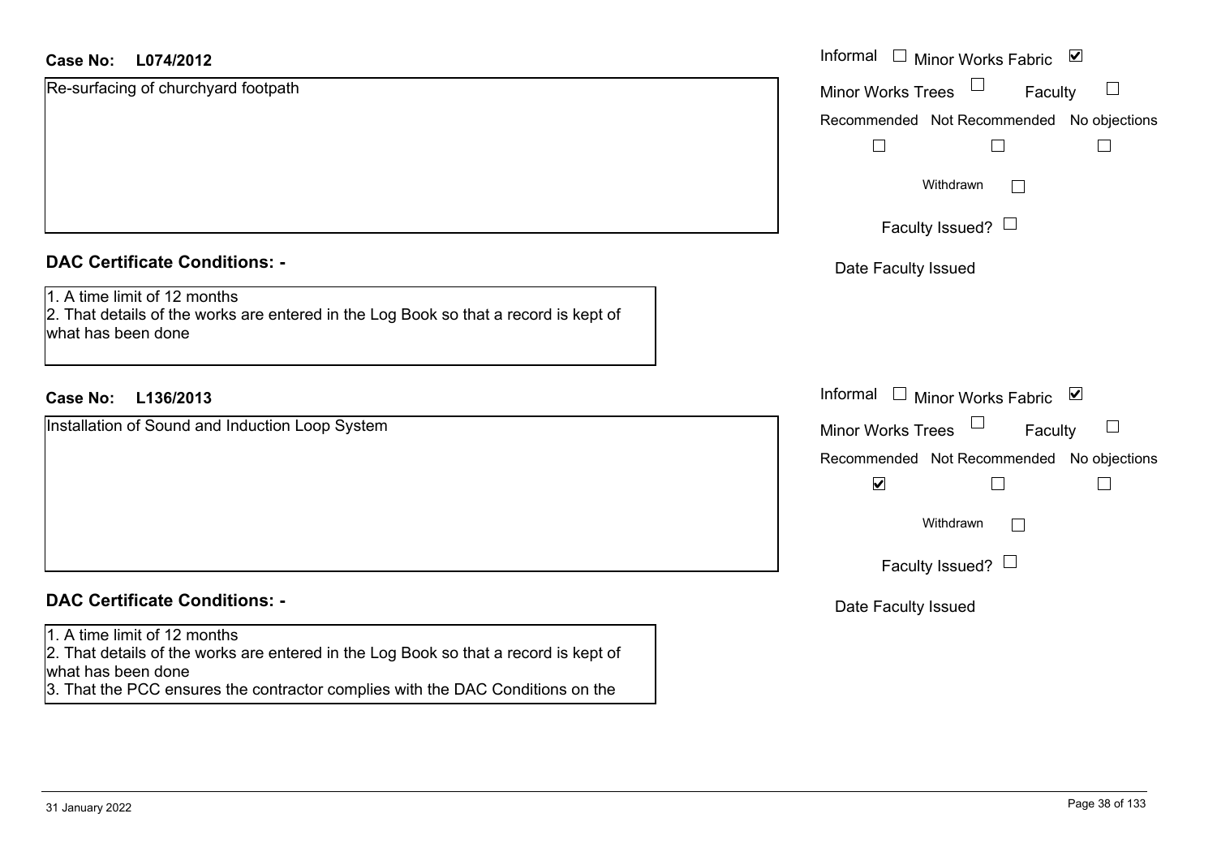**Case No: L074/2012**

Re-surfacing of churchyard footpath

Informal ☐ Minor Works Fabric ☑

Minor Works Trees ☐ Faculty ☐

Recommended ☐ Not Recommended ☐ No objections ☐

Withdrawn ☐

Faculty Issued? ☐

Date Faculty Issued

## DAC Certificate Conditions: -

1. A time limit of 12 months
2. That details of the works are entered in the Log Book so that a record is kept of what has been done

**Case No: L136/2013**

Installation of Sound and Induction Loop System

Informal ☐ Minor Works Fabric ☑

Minor Works Trees ☐ Faculty ☐

Recommended ☑ Not Recommended ☐ No objections ☐

Withdrawn ☐

Faculty Issued? ☐

Date Faculty Issued

## DAC Certificate Conditions: -

1. A time limit of 12 months
2. That details of the works are entered in the Log Book so that a record is kept of what has been done
3. That the PCC ensures the contractor complies with the DAC Conditions on the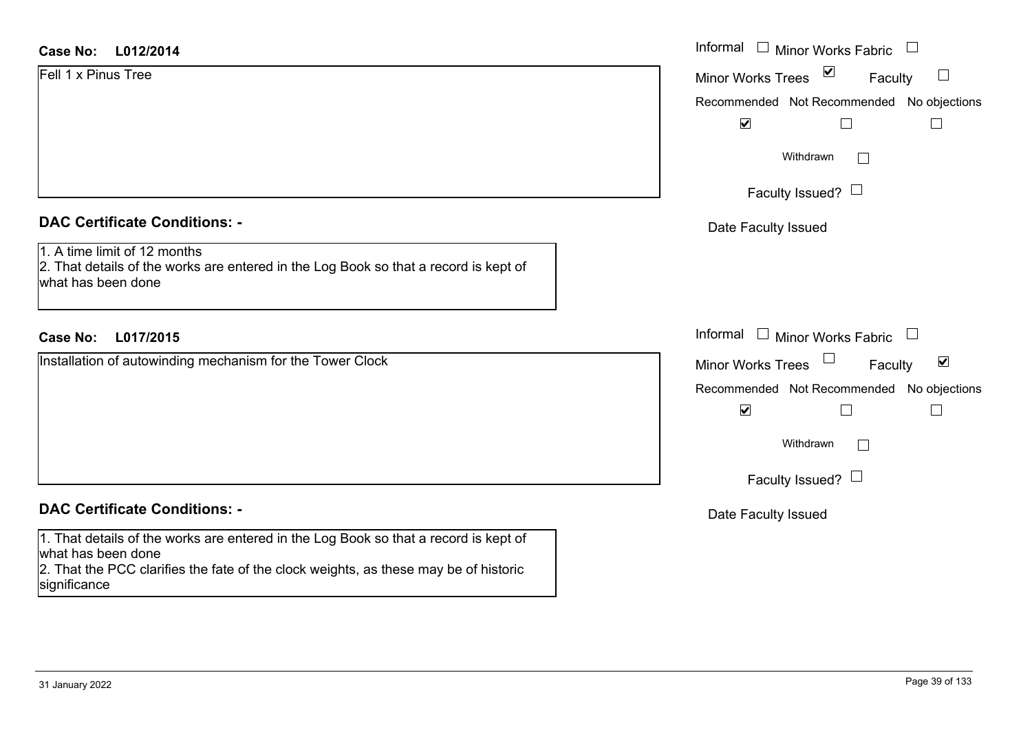**Case No: L012/2014**

Fell 1 x Pinus Tree

Informal ☐ Minor Works Fabric ☐

Minor Works Trees ☑ Faculty ☐

Recommended ☑ Not Recommended ☐ No objections ☐

Withdrawn ☐

Faculty Issued? ☐

Date Faculty Issued

**DAC Certificate Conditions: -**

1. A time limit of 12 months
2. That details of the works are entered in the Log Book so that a record is kept of what has been done

**Case No: L017/2015**

Installation of autowinding mechanism for the Tower Clock

Informal ☐ Minor Works Fabric ☐

Minor Works Trees ☐ Faculty ☑

Recommended ☑ Not Recommended ☐ No objections ☐

Withdrawn ☐

Faculty Issued? ☐

Date Faculty Issued

**DAC Certificate Conditions: -**

1. That details of the works are entered in the Log Book so that a record is kept of what has been done
2. That the PCC clarifies the fate of the clock weights, as these may be of historic significance

31 January 2022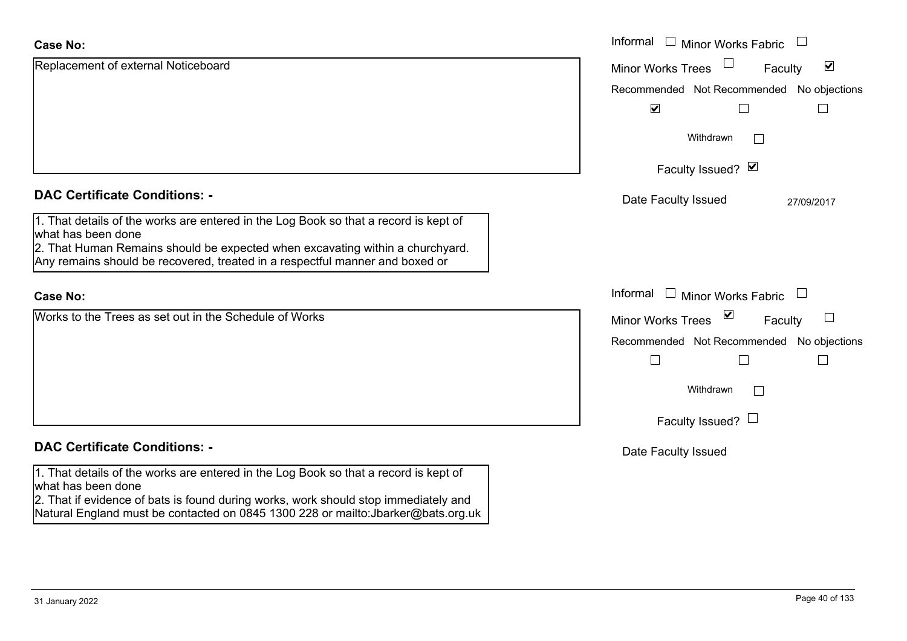**Case No:**

Replacement of external Noticeboard

Informal ☐ Minor Works Fabric ☐
Minor Works Trees ☐ Faculty ☑

| Recommended | Not Recommended | No objections |
|---|---|---|
| ☑ | ☐ | ☐ |

Withdrawn ☐

Faculty Issued? ☑

Date Faculty Issued 27/09/2017

**DAC Certificate Conditions: -**

1. That details of the works are entered in the Log Book so that a record is kept of what has been done
2. That Human Remains should be expected when excavating within a churchyard. Any remains should be recovered, treated in a respectful manner and boxed or

**Case No:**

Works to the Trees as set out in the Schedule of Works

Informal ☐ Minor Works Fabric ☐
Minor Works Trees ☑ Faculty ☐

| Recommended | Not Recommended | No objections |
|---|---|---|
| ☐ | ☐ | ☐ |

Withdrawn ☐

Faculty Issued? ☐

Date Faculty Issued

**DAC Certificate Conditions: -**

1. That details of the works are entered in the Log Book so that a record is kept of what has been done
2. That if evidence of bats is found during works, work should stop immediately and Natural England must be contacted on 0845 1300 228 or mailto:Jbarker@bats.org.uk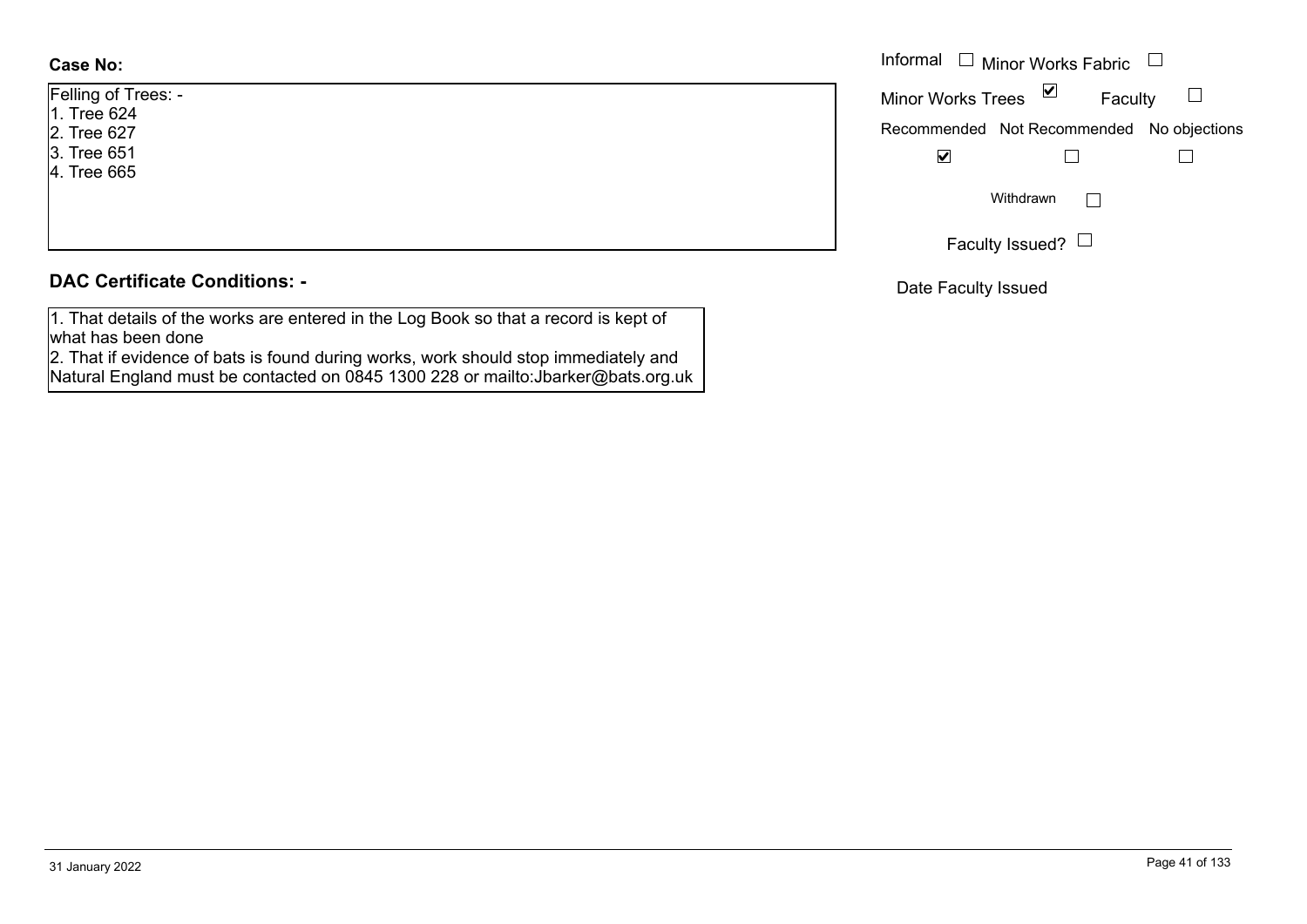**Case No:**

Felling of Trees: -
1. Tree 624
2. Tree 627
3. Tree 651
4. Tree 665

Informal ☐ Minor Works Fabric ☐

Minor Works Trees ☑ Faculty ☐

Recommended ☑ Not Recommended ☐ No objections ☐

Withdrawn ☐

Faculty Issued? ☐

Date Faculty Issued

**DAC Certificate Conditions: -**

1. That details of the works are entered in the Log Book so that a record is kept of what has been done
2. That if evidence of bats is found during works, work should stop immediately and Natural England must be contacted on 0845 1300 228 or mailto:Jbarker@bats.org.uk

31 January 2022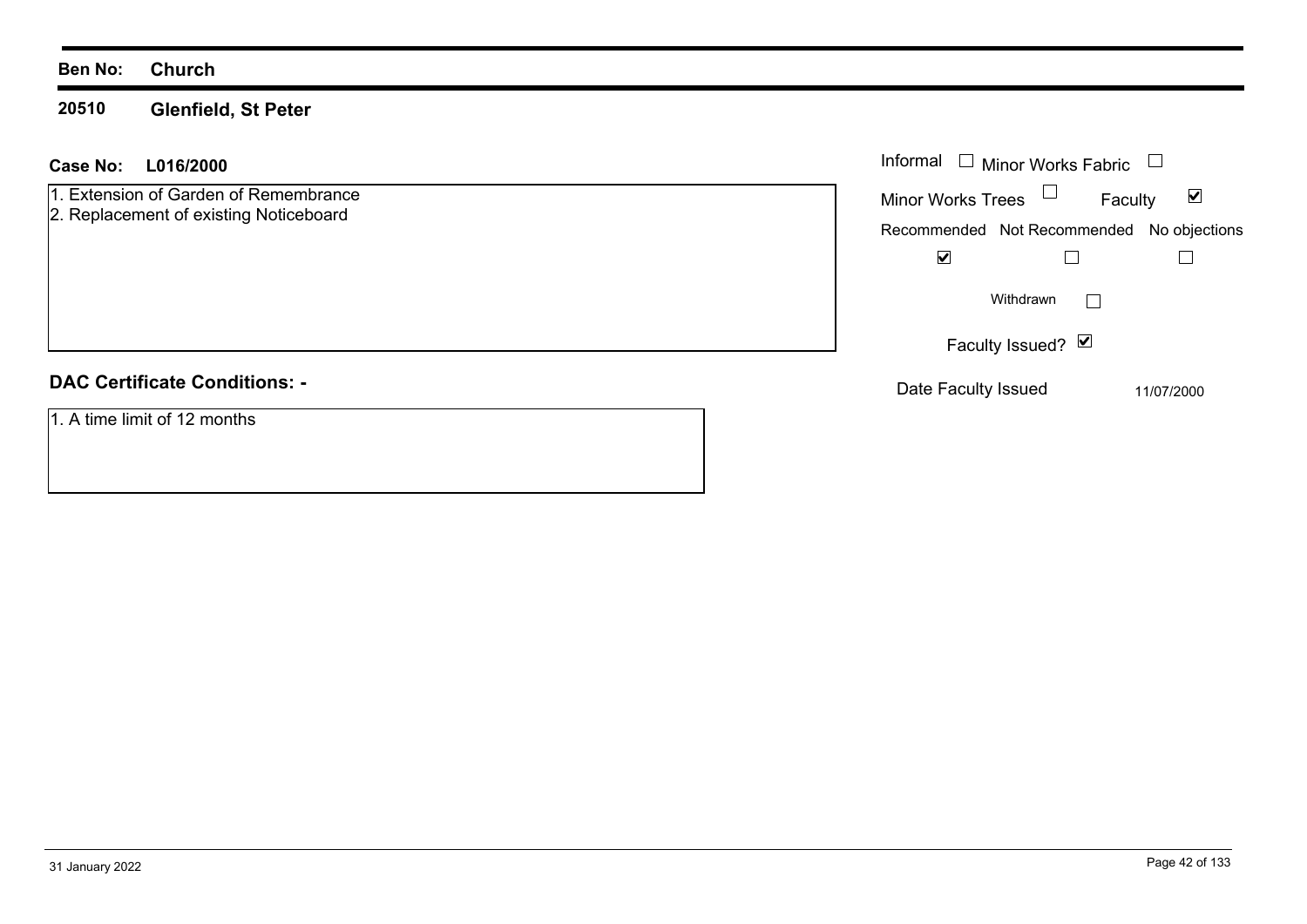**Ben No:** **Church**

**20510** **Glenfield, St Peter**

**Case No:** **L016/2000**

1. Extension of Garden of Remembrance
2. Replacement of existing Noticeboard

Informal ☐ Minor Works Fabric ☐

Minor Works Trees ☐ Faculty ☑

| Recommended | Not Recommended | No objections |
|---|---|---|
| ☑ | ☐ | ☐ |

Withdrawn ☐

Faculty Issued? ☑

Date Faculty Issued 11/07/2000

**DAC Certificate Conditions: -**

1. A time limit of 12 months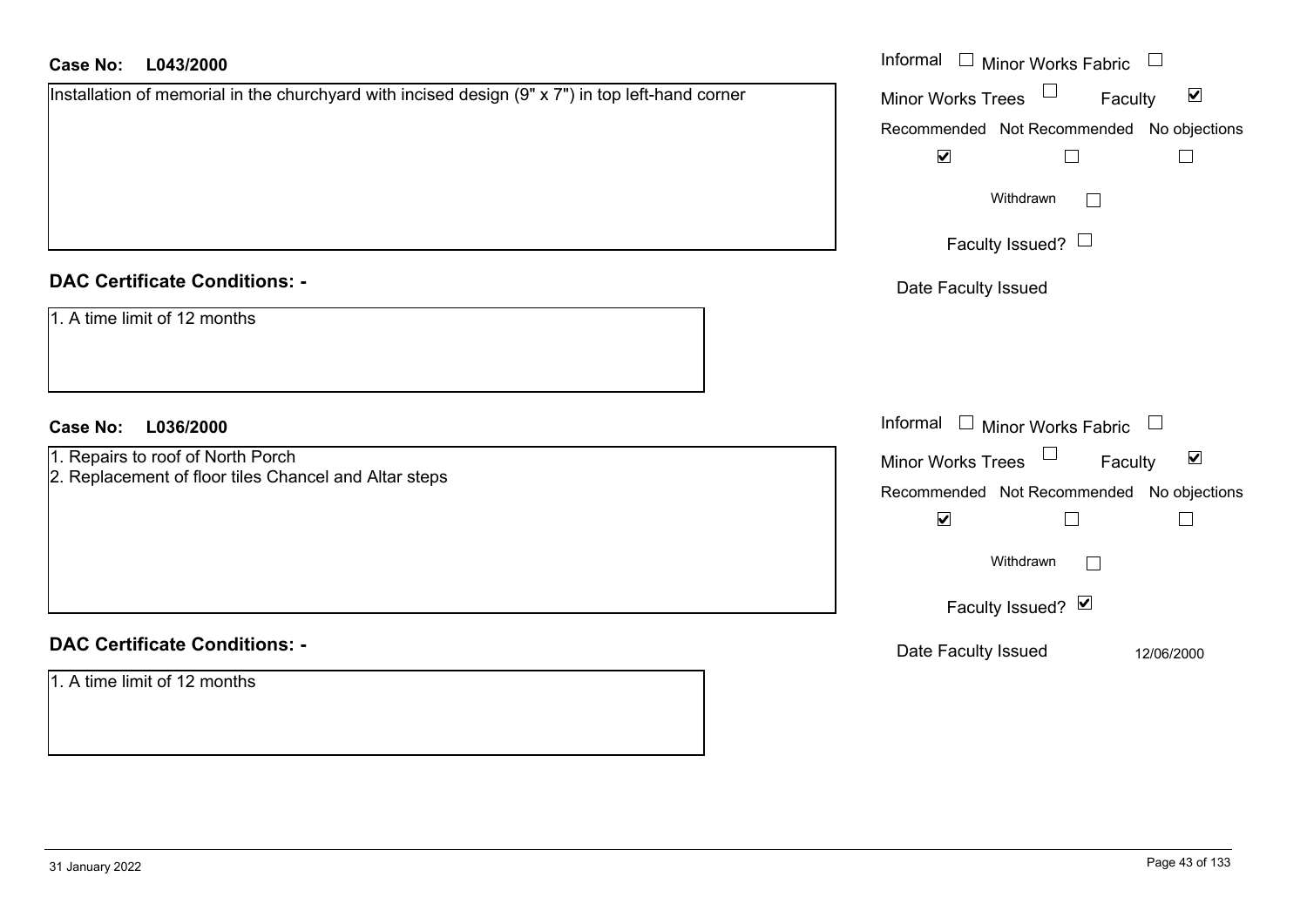**Case No: L043/2000**

Installation of memorial in the churchyard with incised design (9" x 7") in top left-hand corner

- Informal ☐
- Minor Works Fabric ☐
- Minor Works Trees ☐
- Faculty ☑

| Recommended | Not Recommended | No objections |
|---|---|---|
| ☑ | ☐ | ☐ |

Withdrawn ☐

Faculty Issued? ☐

Date Faculty Issued

**DAC Certificate Conditions: -**

1. A time limit of 12 months

**Case No: L036/2000**

1. Repairs to roof of North Porch
2. Replacement of floor tiles Chancel and Altar steps

- Informal ☐
- Minor Works Fabric ☐
- Minor Works Trees ☐
- Faculty ☑

| Recommended | Not Recommended | No objections |
|---|---|---|
| ☑ | ☐ | ☐ |

Withdrawn ☐

Faculty Issued? ☑

Date Faculty Issued: 12/06/2000

**DAC Certificate Conditions: -**

1. A time limit of 12 months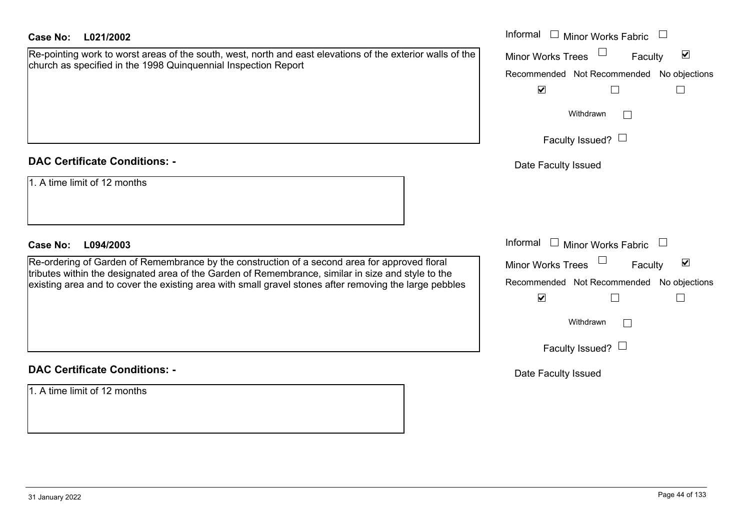**Case No: L021/2002**

Re-pointing work to worst areas of the south, west, north and east elevations of the exterior walls of the church as specified in the 1998 Quinquennial Inspection Report

Informal ☐ Minor Works Fabric ☐

Minor Works Trees ☐ Faculty ☑

Recommended ☑ Not Recommended ☐ No objections ☐

Withdrawn ☐

Faculty Issued? ☐

Date Faculty Issued

**DAC Certificate Conditions: -**

1. A time limit of 12 months

**Case No: L094/2003**

Re-ordering of Garden of Remembrance by the construction of a second area for approved floral tributes within the designated area of the Garden of Remembrance, similar in size and style to the existing area and to cover the existing area with small gravel stones after removing the large pebbles

Informal ☐ Minor Works Fabric ☐

Minor Works Trees ☐ Faculty ☑

Recommended ☑ Not Recommended ☐ No objections ☐

Withdrawn ☐

Faculty Issued? ☐

Date Faculty Issued

**DAC Certificate Conditions: -**

1. A time limit of 12 months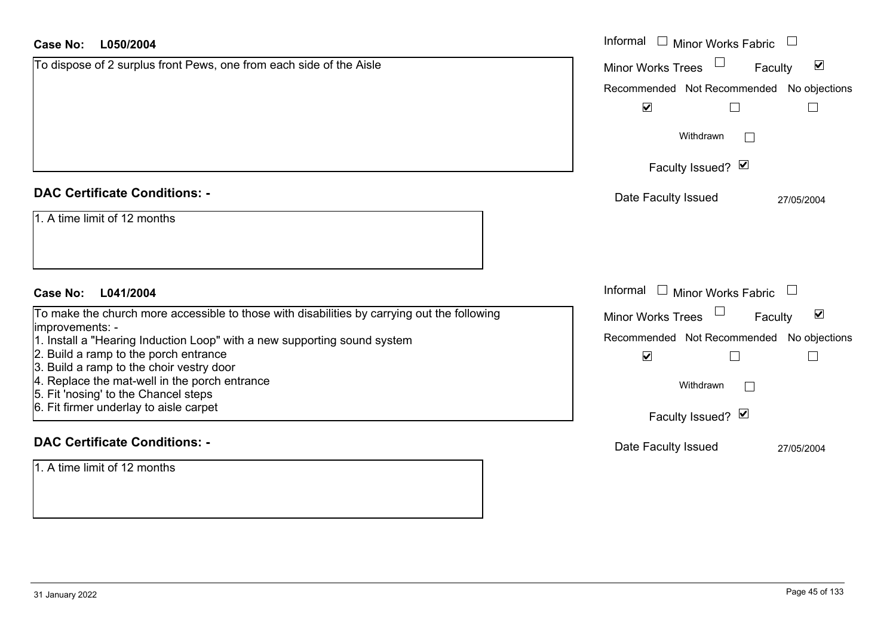**Case No: L050/2004**

To dispose of 2 surplus front Pews, one from each side of the Aisle

Informal ☐ Minor Works Fabric ☐
Minor Works Trees ☐ Faculty ☑

| Recommended | Not Recommended | No objections |
| --- | --- | --- |
| ☑ | ☐ | ☐ |

Withdrawn ☐

Faculty Issued? ☑

Date Faculty Issued 27/05/2004

**DAC Certificate Conditions: -**

1. A time limit of 12 months

**Case No: L041/2004**

To make the church more accessible to those with disabilities by carrying out the following improvements: -

1. Install a "Hearing Induction Loop" with a new supporting sound system
2. Build a ramp to the porch entrance
3. Build a ramp to the choir vestry door
4. Replace the mat-well in the porch entrance
5. Fit 'nosing' to the Chancel steps
6. Fit firmer underlay to aisle carpet

Informal ☐ Minor Works Fabric ☐
Minor Works Trees ☐ Faculty ☑

| Recommended | Not Recommended | No objections |
| --- | --- | --- |
| ☑ | ☐ | ☐ |

Withdrawn ☐

Faculty Issued? ☑

Date Faculty Issued 27/05/2004

**DAC Certificate Conditions: -**

1. A time limit of 12 months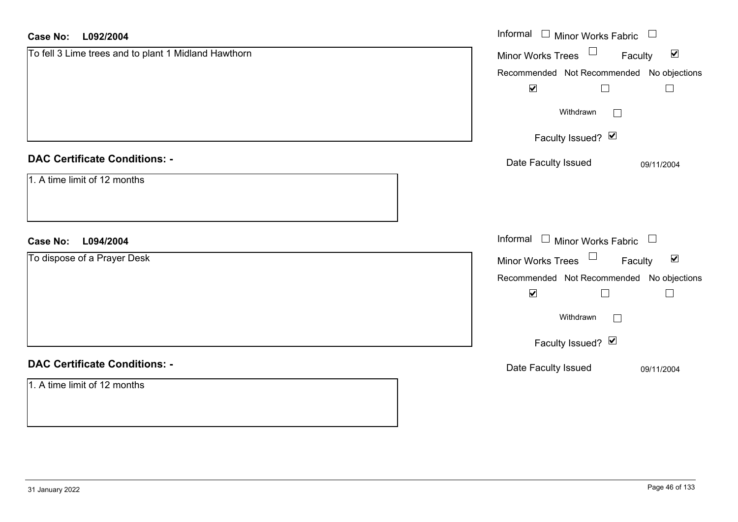**Case No: L092/2004**

To fell 3 Lime trees and to plant 1 Midland Hawthorn

Informal ☐ Minor Works Fabric ☐

Minor Works Trees ☐ Faculty ☑

Recommended ☑ Not Recommended ☐ No objections ☐

Withdrawn ☐

Faculty Issued? ☑

Date Faculty Issued 09/11/2004

## DAC Certificate Conditions: -

1. A time limit of 12 months

**Case No: L094/2004**

To dispose of a Prayer Desk

Informal ☐ Minor Works Fabric ☐

Minor Works Trees ☐ Faculty ☑

Recommended ☑ Not Recommended ☐ No objections ☐

Withdrawn ☐

Faculty Issued? ☑

Date Faculty Issued 09/11/2004

## DAC Certificate Conditions: -

1. A time limit of 12 months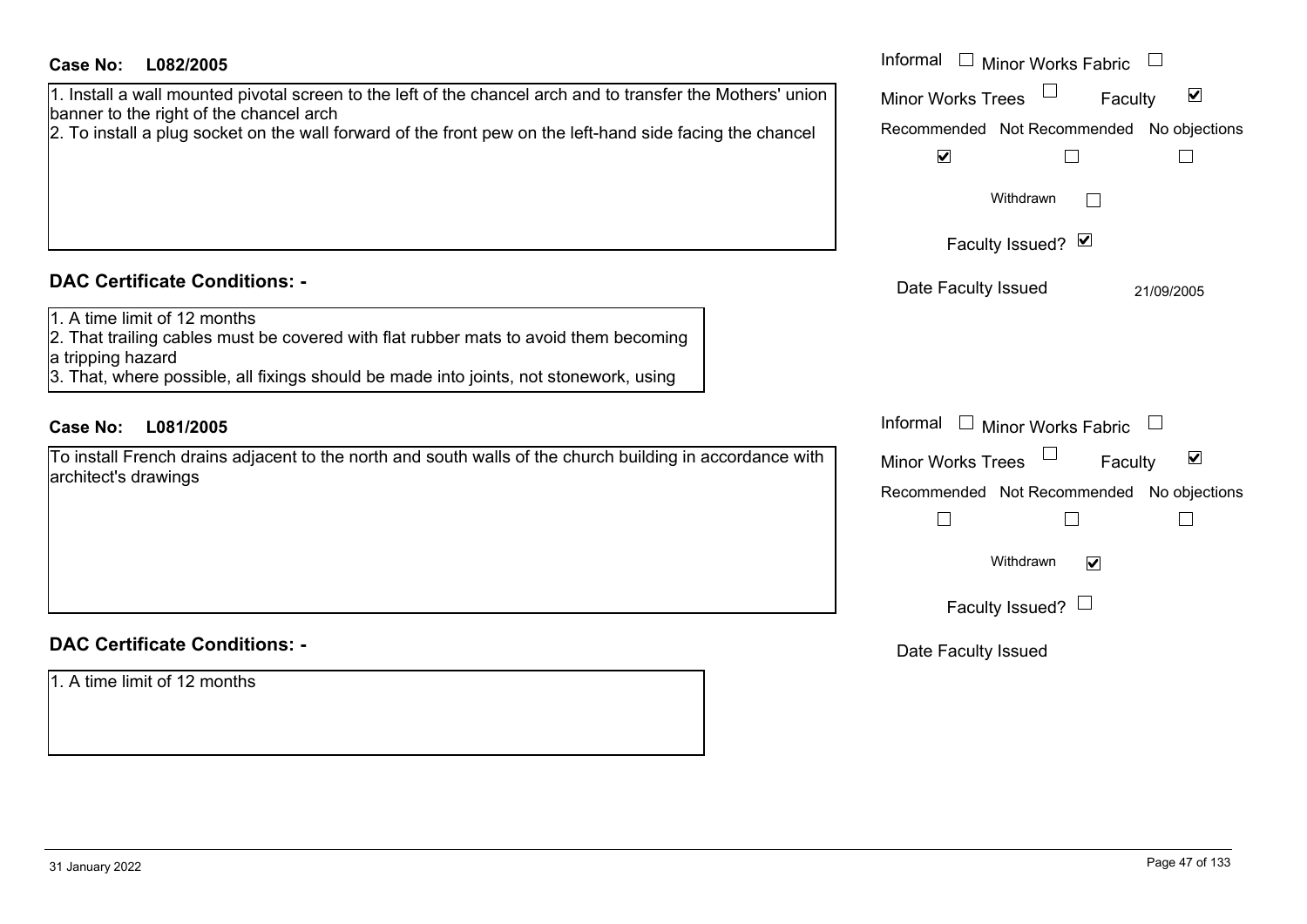**Case No: L082/2005**

1. Install a wall mounted pivotal screen to the left of the chancel arch and to transfer the Mothers' union banner to the right of the chancel arch
2. To install a plug socket on the wall forward of the front pew on the left-hand side facing the chancel

Informal ☐ Minor Works Fabric ☐
Minor Works Trees ☐ Faculty ☑

Recommended ☑ Not Recommended ☐ No objections ☐

Withdrawn ☐

Faculty Issued? ☑

Date Faculty Issued 21/09/2005

**DAC Certificate Conditions: -**

1. A time limit of 12 months
2. That trailing cables must be covered with flat rubber mats to avoid them becoming a tripping hazard
3. That, where possible, all fixings should be made into joints, not stonework, using

**Case No: L081/2005**

To install French drains adjacent to the north and south walls of the church building in accordance with architect's drawings

Informal ☐ Minor Works Fabric ☐
Minor Works Trees ☐ Faculty ☑

Recommended ☐ Not Recommended ☐ No objections ☐

Withdrawn ☑

Faculty Issued? ☐

Date Faculty Issued

**DAC Certificate Conditions: -**

1. A time limit of 12 months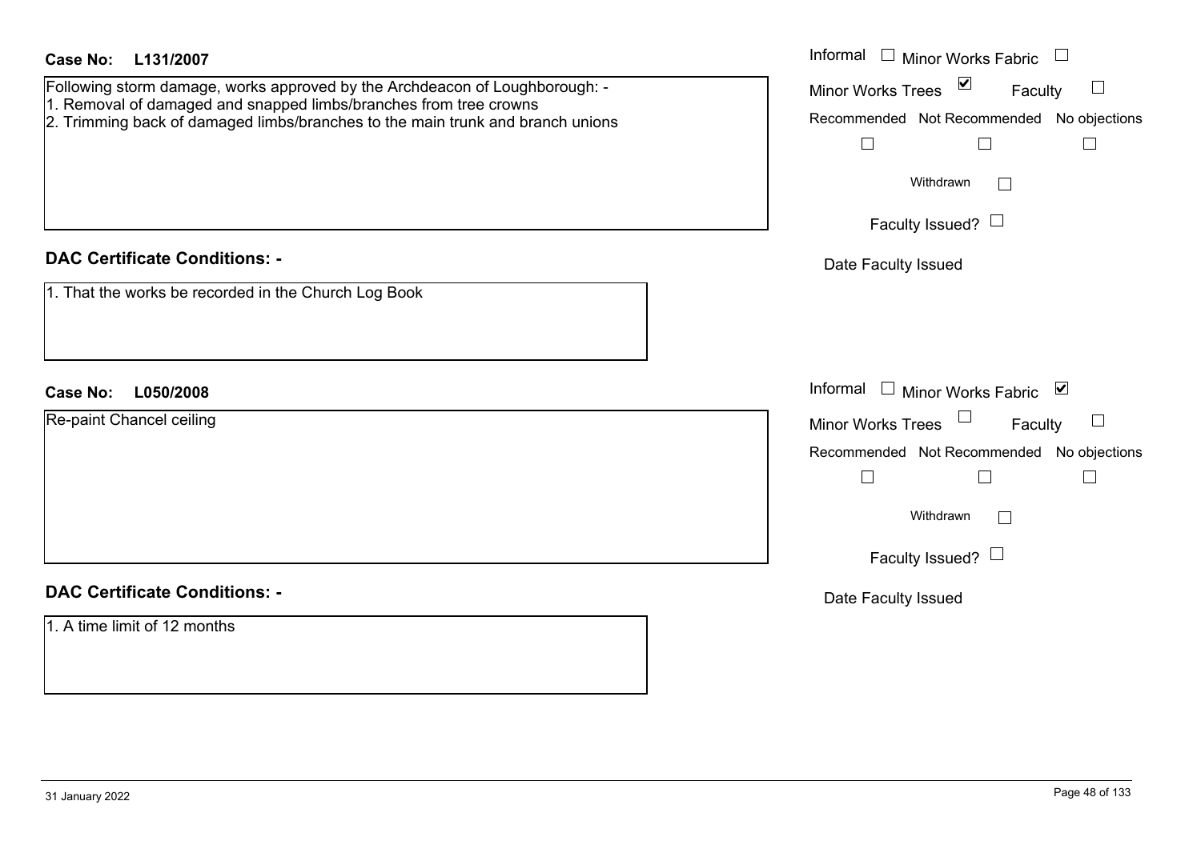**Case No: L131/2007**

Following storm damage, works approved by the Archdeacon of Loughborough: -
1. Removal of damaged and snapped limbs/branches from tree crowns
2. Trimming back of damaged limbs/branches to the main trunk and branch unions

Informal ☐ Minor Works Fabric ☐
Minor Works Trees ☑ Faculty ☐
Recommended ☐ Not Recommended ☐ No objections ☐
Withdrawn ☐
Faculty Issued? ☐
Date Faculty Issued

**DAC Certificate Conditions: -**

1. That the works be recorded in the Church Log Book

**Case No: L050/2008**

Re-paint Chancel ceiling

Informal ☐ Minor Works Fabric ☑
Minor Works Trees ☐ Faculty ☐
Recommended ☐ Not Recommended ☐ No objections ☐
Withdrawn ☐
Faculty Issued? ☐
Date Faculty Issued

**DAC Certificate Conditions: -**

1. A time limit of 12 months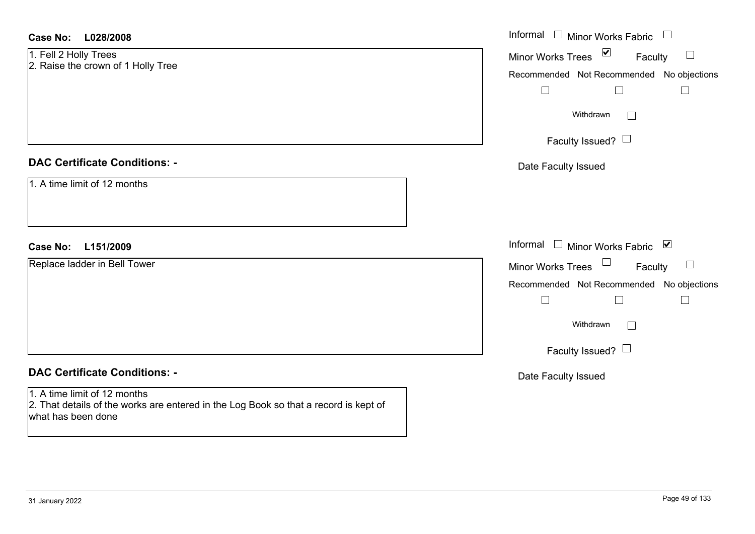**Case No: L028/2008**

1. Fell 2 Holly Trees
2. Raise the crown of 1 Holly Tree

Informal ☐ Minor Works Fabric ☐
Minor Works Trees ☑ Faculty ☐
Recommended ☐ Not Recommended ☐ No objections ☐
Withdrawn ☐
Faculty Issued? ☐
Date Faculty Issued

**DAC Certificate Conditions: -**

1. A time limit of 12 months

**Case No: L151/2009**

Replace ladder in Bell Tower

Informal ☐ Minor Works Fabric ☑
Minor Works Trees ☐ Faculty ☐
Recommended ☐ Not Recommended ☐ No objections ☐
Withdrawn ☐
Faculty Issued? ☐
Date Faculty Issued

**DAC Certificate Conditions: -**

1. A time limit of 12 months
2. That details of the works are entered in the Log Book so that a record is kept of what has been done

31 January 2022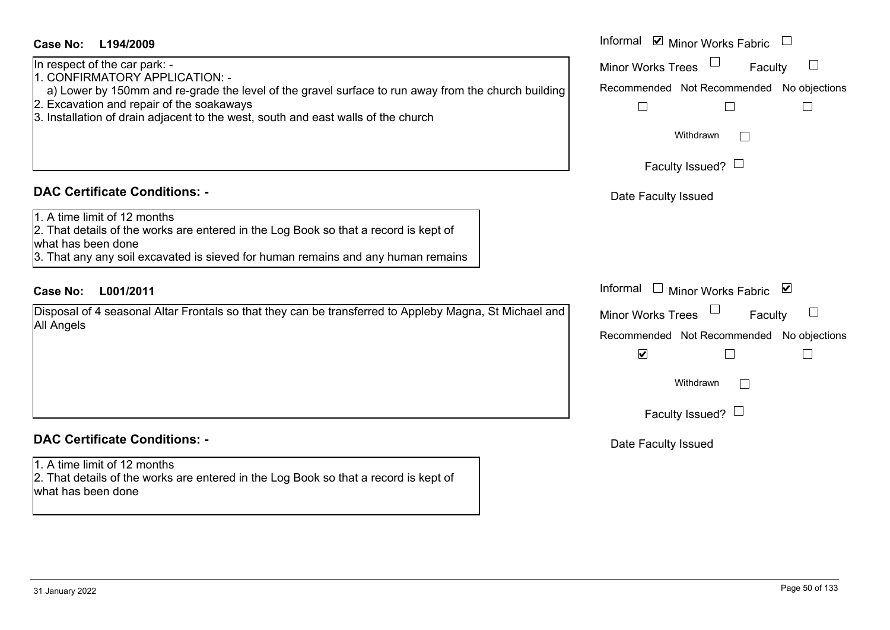**Case No: L194/2009**

Informal ☑ Minor Works Fabric ☐
Minor Works Trees ☐ Faculty ☐
Recommended ☐ Not Recommended ☐ No objections ☐
Withdrawn ☐
Faculty Issued? ☐
Date Faculty Issued

In respect of the car park: -
1. CONFIRMATORY APPLICATION: -
   a) Lower by 150mm and re-grade the level of the gravel surface to run away from the church building
2. Excavation and repair of the soakaways
3. Installation of drain adjacent to the west, south and east walls of the church

**DAC Certificate Conditions: -**

1. A time limit of 12 months
2. That details of the works are entered in the Log Book so that a record is kept of what has been done
3. That any any soil excavated is sieved for human remains and any human remains

**Case No: L001/2011**

Informal ☐ Minor Works Fabric ☑
Minor Works Trees ☐ Faculty ☐
Recommended ☑ Not Recommended ☐ No objections ☐
Withdrawn ☐
Faculty Issued? ☐
Date Faculty Issued

Disposal of 4 seasonal Altar Frontals so that they can be transferred to Appleby Magna, St Michael and All Angels

**DAC Certificate Conditions: -**

1. A time limit of 12 months
2. That details of the works are entered in the Log Book so that a record is kept of what has been done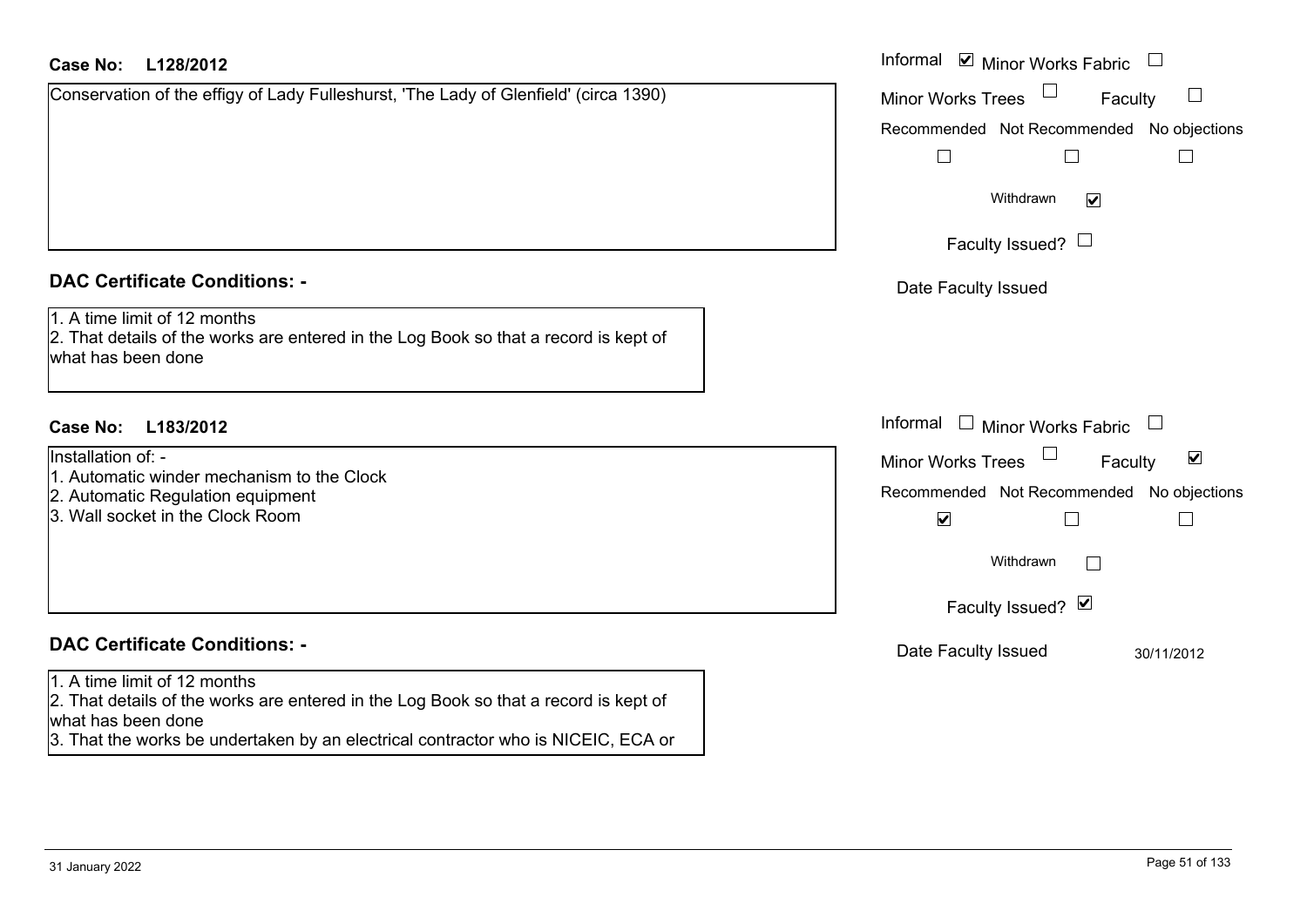**Case No: L128/2012**

Conservation of the effigy of Lady Fulleshurst, 'The Lady of Glenfield' (circa 1390)

Informal ☑ Minor Works Fabric ☐
Minor Works Trees ☐ Faculty ☐
Recommended ☐ Not Recommended ☐ No objections ☐
Withdrawn ☑
Faculty Issued? ☐
Date Faculty Issued

## DAC Certificate Conditions: -

1. A time limit of 12 months
2. That details of the works are entered in the Log Book so that a record is kept of what has been done

**Case No: L183/2012**

Installation of: -
1. Automatic winder mechanism to the Clock
2. Automatic Regulation equipment
3. Wall socket in the Clock Room

Informal ☐ Minor Works Fabric ☐
Minor Works Trees ☐ Faculty ☑
Recommended ☑ Not Recommended ☐ No objections ☐
Withdrawn ☐
Faculty Issued? ☑
Date Faculty Issued 30/11/2012

## DAC Certificate Conditions: -

1. A time limit of 12 months
2. That details of the works are entered in the Log Book so that a record is kept of what has been done
3. That the works be undertaken by an electrical contractor who is NICEIC, ECA or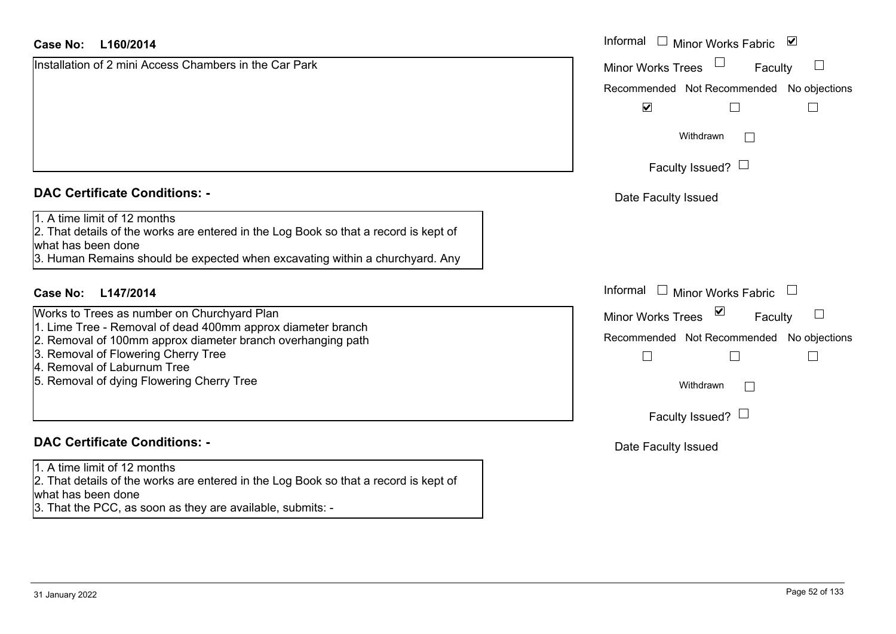**Case No: L160/2014**

Installation of 2 mini Access Chambers in the Car Park

Informal ☐ Minor Works Fabric ☑

Minor Works Trees ☐ Faculty ☐

| Recommended | Not Recommended | No objections |
|---|---|---|
| ☑ | ☐ | ☐ |

Withdrawn ☐

Faculty Issued? ☐

Date Faculty Issued

**DAC Certificate Conditions: -**

1. A time limit of 12 months
2. That details of the works are entered in the Log Book so that a record is kept of what has been done
3. Human Remains should be expected when excavating within a churchyard. Any

**Case No: L147/2014**

Works to Trees as number on Churchyard Plan
1. Lime Tree - Removal of dead 400mm approx diameter branch
2. Removal of 100mm approx diameter branch overhanging path
3. Removal of Flowering Cherry Tree
4. Removal of Laburnum Tree
5. Removal of dying Flowering Cherry Tree

Informal ☐ Minor Works Fabric ☐

Minor Works Trees ☑ Faculty ☐

| Recommended | Not Recommended | No objections |
|---|---|---|
| ☐ | ☐ | ☐ |

Withdrawn ☐

Faculty Issued? ☐

Date Faculty Issued

**DAC Certificate Conditions: -**

1. A time limit of 12 months
2. That details of the works are entered in the Log Book so that a record is kept of what has been done
3. That the PCC, as soon as they are available, submits: -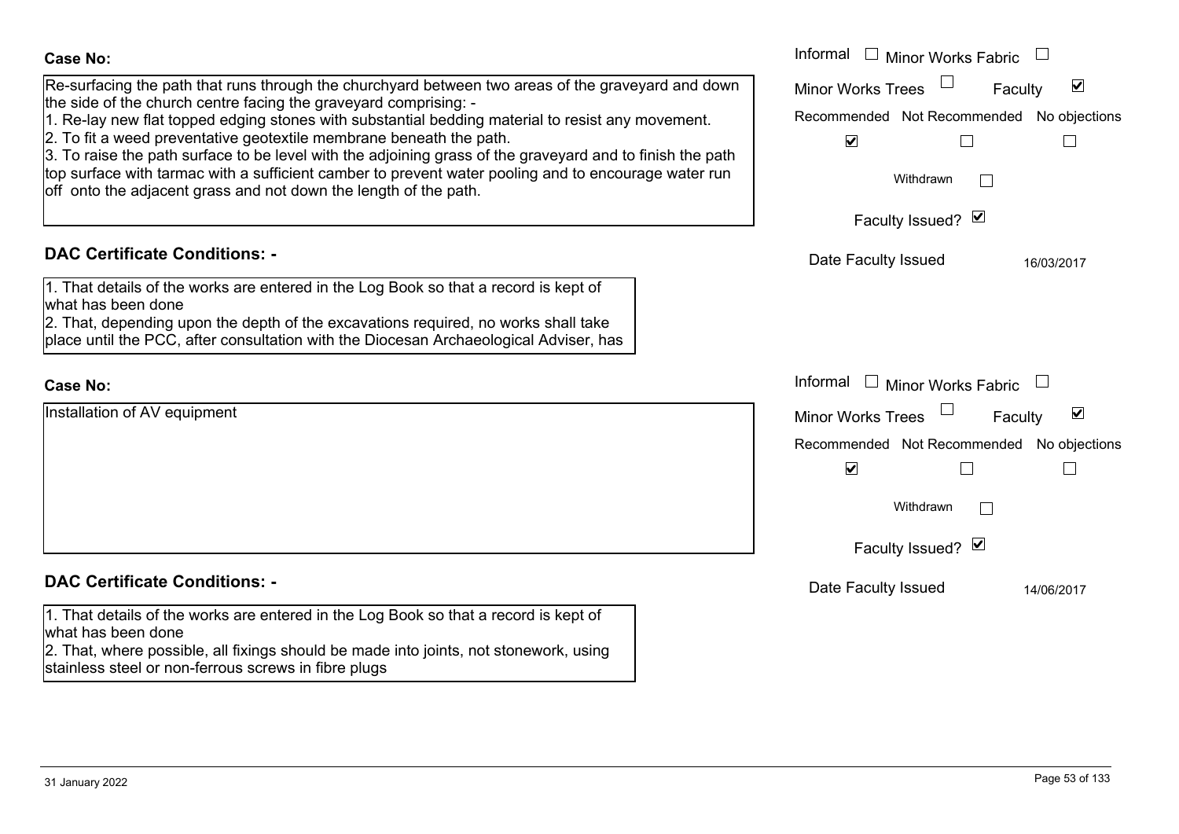**Case No:**

Re-surfacing the path that runs through the churchyard between two areas of the graveyard and down the side of the church centre facing the graveyard comprising: -
1. Re-lay new flat topped edging stones with substantial bedding material to resist any movement.
2. To fit a weed preventative geotextile membrane beneath the path.
3. To raise the path surface to be level with the adjoining grass of the graveyard and to finish the path top surface with tarmac with a sufficient camber to prevent water pooling and to encourage water run off onto the adjacent grass and not down the length of the path.

Informal ☐ Minor Works Fabric ☐
Minor Works Trees ☐ Faculty ☑
Recommended ☑ Not Recommended ☐ No objections ☐
Withdrawn ☐
Faculty Issued? ☑
Date Faculty Issued 16/03/2017

**DAC Certificate Conditions: -**

1. That details of the works are entered in the Log Book so that a record is kept of what has been done
2. That, depending upon the depth of the excavations required, no works shall take place until the PCC, after consultation with the Diocesan Archaeological Adviser, has

**Case No:**

Installation of AV equipment

Informal ☐ Minor Works Fabric ☐
Minor Works Trees ☐ Faculty ☑
Recommended ☑ Not Recommended ☐ No objections ☐
Withdrawn ☐
Faculty Issued? ☑
Date Faculty Issued 14/06/2017

**DAC Certificate Conditions: -**

1. That details of the works are entered in the Log Book so that a record is kept of what has been done
2. That, where possible, all fixings should be made into joints, not stonework, using stainless steel or non-ferrous screws in fibre plugs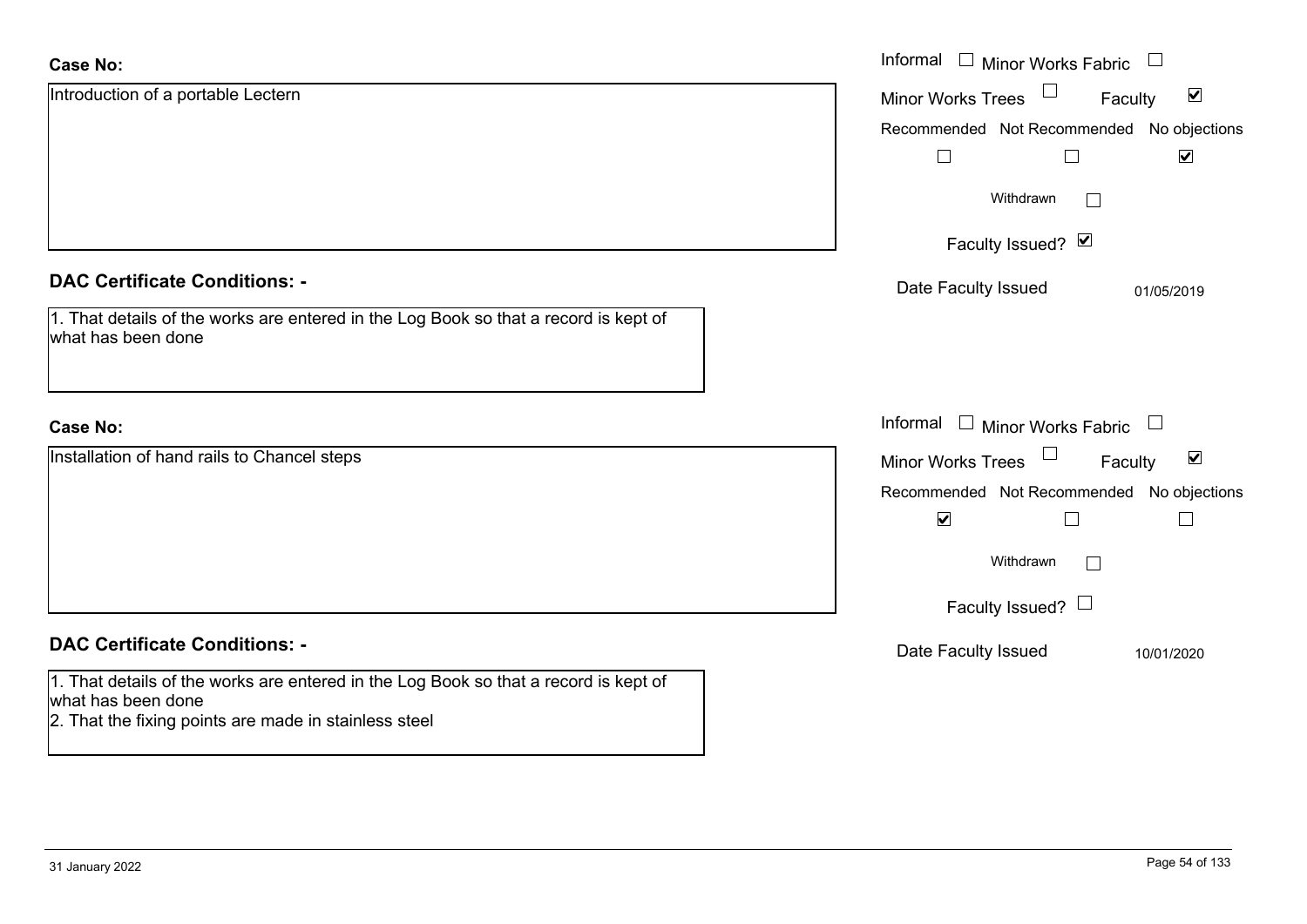**Case No:**

Introduction of a portable Lectern

Informal ☐ Minor Works Fabric ☐
Minor Works Trees ☐ Faculty ☑

| Recommended | Not Recommended | No objections |
|---|---|---|
| ☐ | ☐ | ☑ |

Withdrawn ☐

Faculty Issued? ☑

Date Faculty Issued 01/05/2019

**DAC Certificate Conditions: -**

1. That details of the works are entered in the Log Book so that a record is kept of what has been done

**Case No:**

Installation of hand rails to Chancel steps

Informal ☐ Minor Works Fabric ☐
Minor Works Trees ☐ Faculty ☑

| Recommended | Not Recommended | No objections |
|---|---|---|
| ☑ | ☐ | ☐ |

Withdrawn ☐

Faculty Issued? ☐

Date Faculty Issued 10/01/2020

**DAC Certificate Conditions: -**

1. That details of the works are entered in the Log Book so that a record is kept of what has been done
2. That the fixing points are made in stainless steel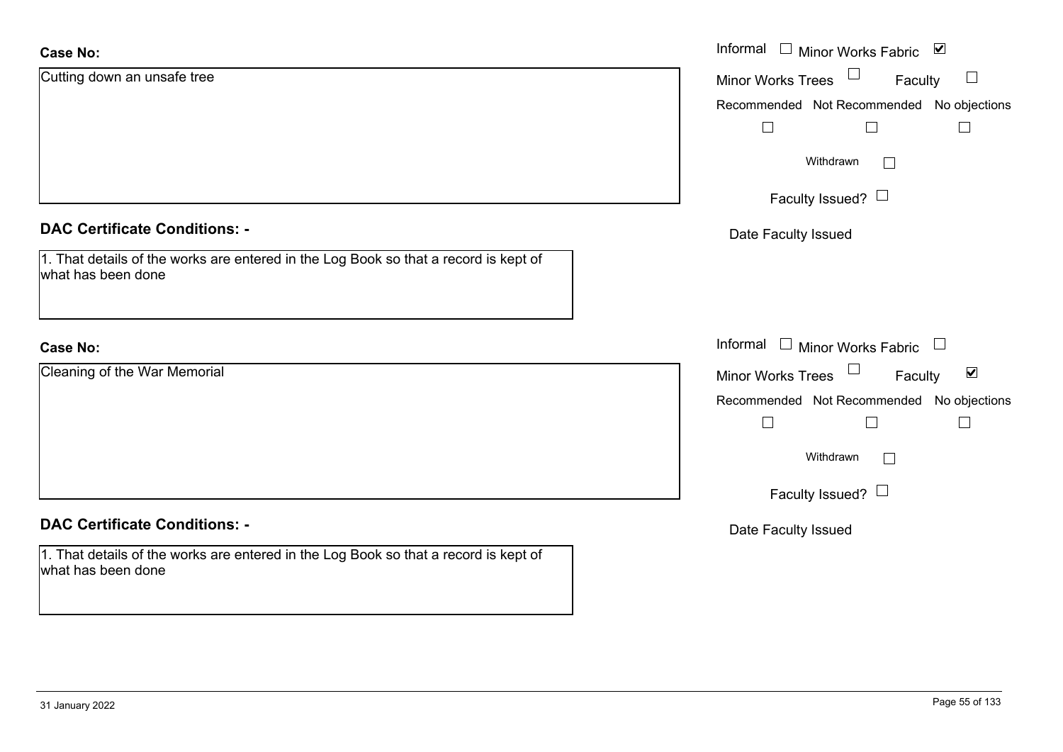**Case No:**

Cutting down an unsafe tree

Informal ☐ Minor Works Fabric ☑

Minor Works Trees ☐ Faculty ☐

Recommended ☐ Not Recommended ☐ No objections ☐

Withdrawn ☐

Faculty Issued? ☐

Date Faculty Issued

**DAC Certificate Conditions: -**

1. That details of the works are entered in the Log Book so that a record is kept of what has been done

**Case No:**

Cleaning of the War Memorial

Informal ☐ Minor Works Fabric ☐

Minor Works Trees ☐ Faculty ☑

Recommended ☐ Not Recommended ☐ No objections ☐

Withdrawn ☐

Faculty Issued? ☐

Date Faculty Issued

**DAC Certificate Conditions: -**

1. That details of the works are entered in the Log Book so that a record is kept of what has been done

31 January 2022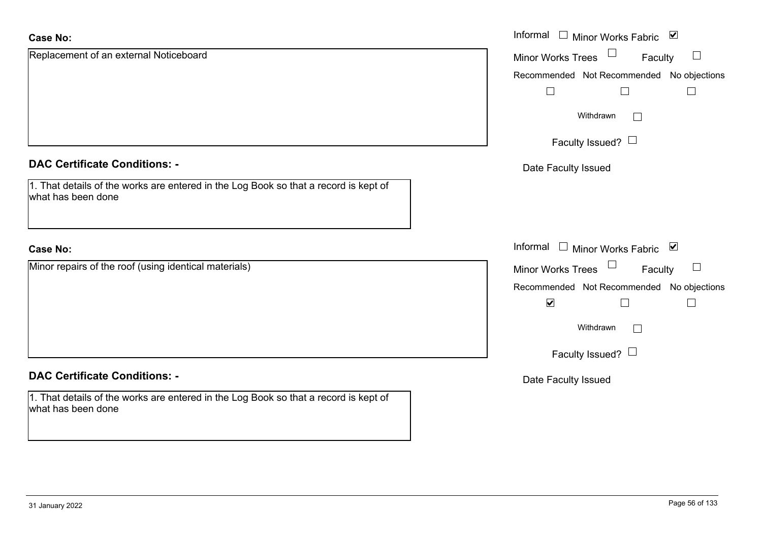**Case No:**

Replacement of an external Noticeboard

Informal ☐ Minor Works Fabric ☑

Minor Works Trees ☐ Faculty ☐

Recommended ☐ Not Recommended ☐ No objections ☐

Withdrawn ☐

Faculty Issued? ☐

Date Faculty Issued

**DAC Certificate Conditions: -**

1. That details of the works are entered in the Log Book so that a record is kept of what has been done

**Case No:**

Minor repairs of the roof (using identical materials)

Informal ☐ Minor Works Fabric ☑

Minor Works Trees ☐ Faculty ☐

Recommended ☑ Not Recommended ☐ No objections ☐

Withdrawn ☐

Faculty Issued? ☐

Date Faculty Issued

**DAC Certificate Conditions: -**

1. That details of the works are entered in the Log Book so that a record is kept of what has been done

31 January 2022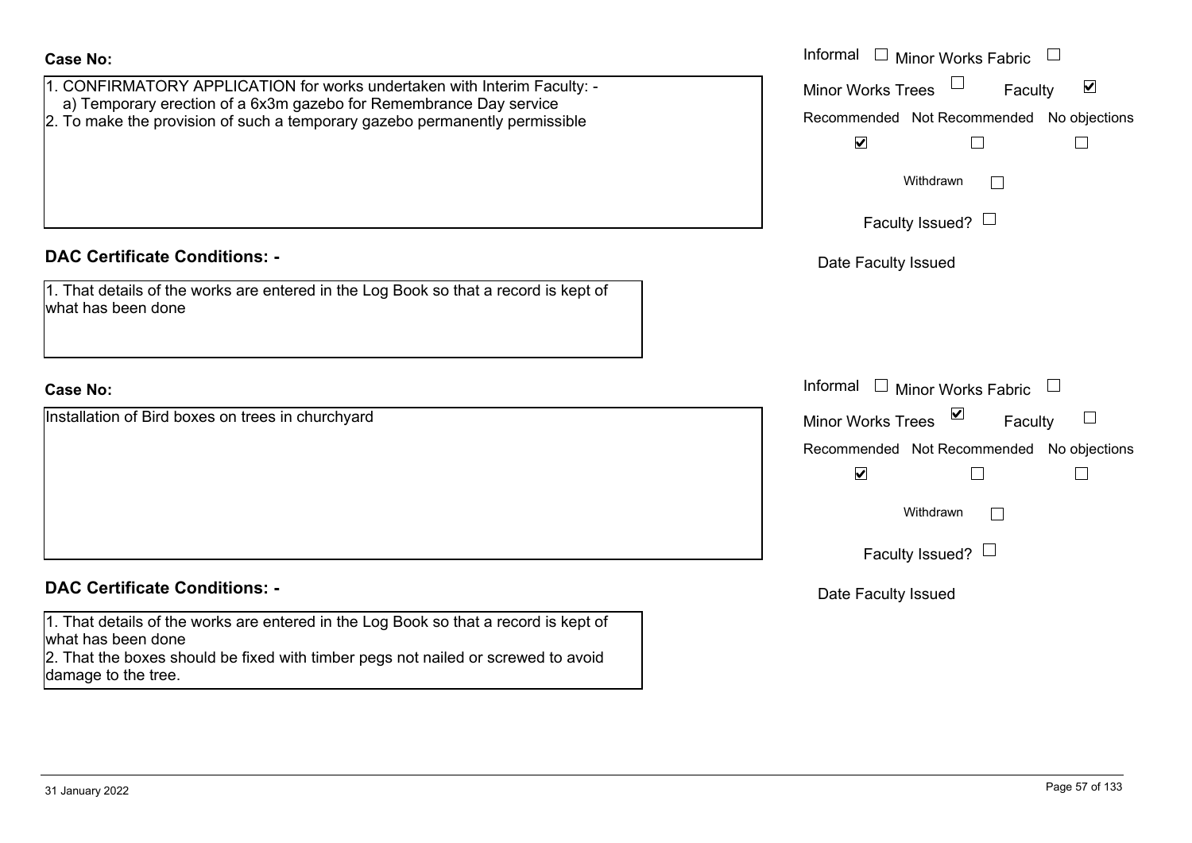**Case No:**

1. CONFIRMATORY APPLICATION for works undertaken with Interim Faculty: -
   a) Temporary erection of a 6x3m gazebo for Remembrance Day service
2. To make the provision of such a temporary gazebo permanently permissible

Informal ☐ Minor Works Fabric ☐
Minor Works Trees ☐ Faculty ☑
Recommended ☑ Not Recommended ☐ No objections ☐
Withdrawn ☐
Faculty Issued? ☐
Date Faculty Issued

**DAC Certificate Conditions: -**

1. That details of the works are entered in the Log Book so that a record is kept of what has been done

**Case No:**

Installation of Bird boxes on trees in churchyard

Informal ☐ Minor Works Fabric ☐
Minor Works Trees ☑ Faculty ☐
Recommended ☑ Not Recommended ☐ No objections ☐
Withdrawn ☐
Faculty Issued? ☐
Date Faculty Issued

**DAC Certificate Conditions: -**

1. That details of the works are entered in the Log Book so that a record is kept of what has been done
2. That the boxes should be fixed with timber pegs not nailed or screwed to avoid damage to the tree.

31 January 2022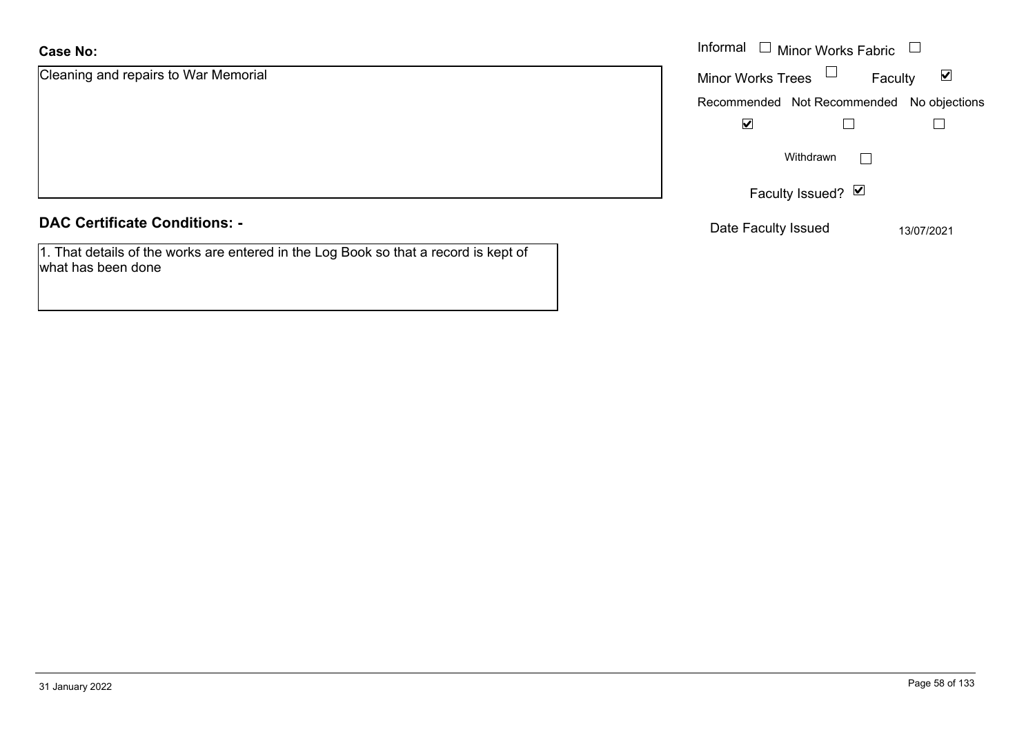**Case No:**

Cleaning and repairs to War Memorial

Informal ☐ Minor Works Fabric ☐

Minor Works Trees ☐ Faculty ☑

| Recommended | Not Recommended | No objections |
|---|---|---|
| ☑ | ☐ | ☐ |

Withdrawn ☐

Faculty Issued? ☑

Date Faculty Issued 13/07/2021

## DAC Certificate Conditions: -

1. That details of the works are entered in the Log Book so that a record is kept of what has been done

31 January 2022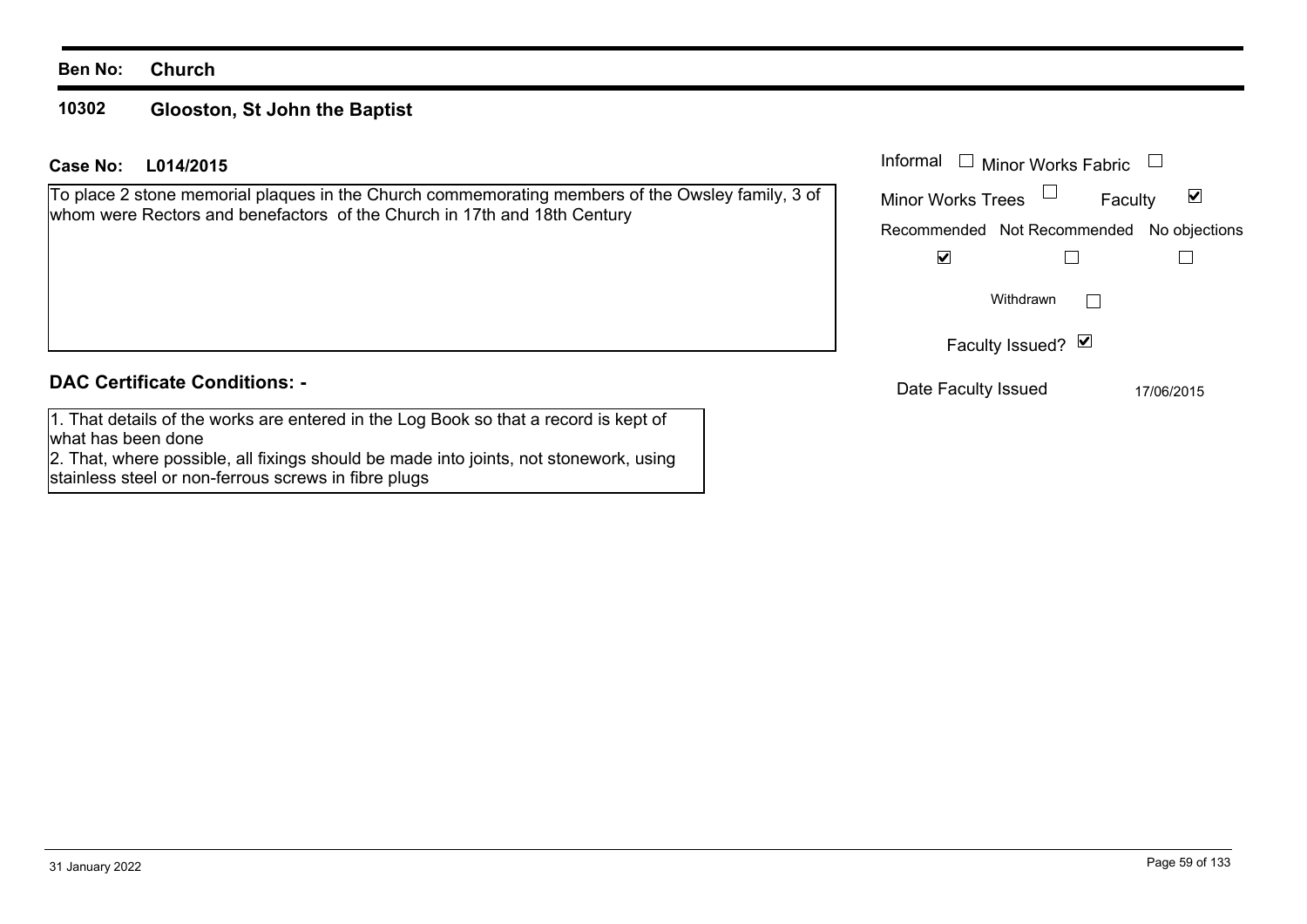**Ben No:** **Church**

## 10302 Glooston, St John the Baptist

**Case No:** **L014/2015**

To place 2 stone memorial plaques in the Church commemorating members of the Owsley family, 3 of whom were Rectors and benefactors of the Church in 17th and 18th Century

| Informal | ☐ | Minor Works Fabric | ☐ |
|---|---|---|---|
| Minor Works Trees | ☐ | Faculty | ☑ |

| Recommended | Not Recommended | No objections |
|---|---|---|
| ☑ | ☐ | ☐ |

Withdrawn ☐

Faculty Issued? ☑

Date Faculty Issued 17/06/2015

### DAC Certificate Conditions: -

1. That details of the works are entered in the Log Book so that a record is kept of what has been done
2. That, where possible, all fixings should be made into joints, not stonework, using stainless steel or non-ferrous screws in fibre plugs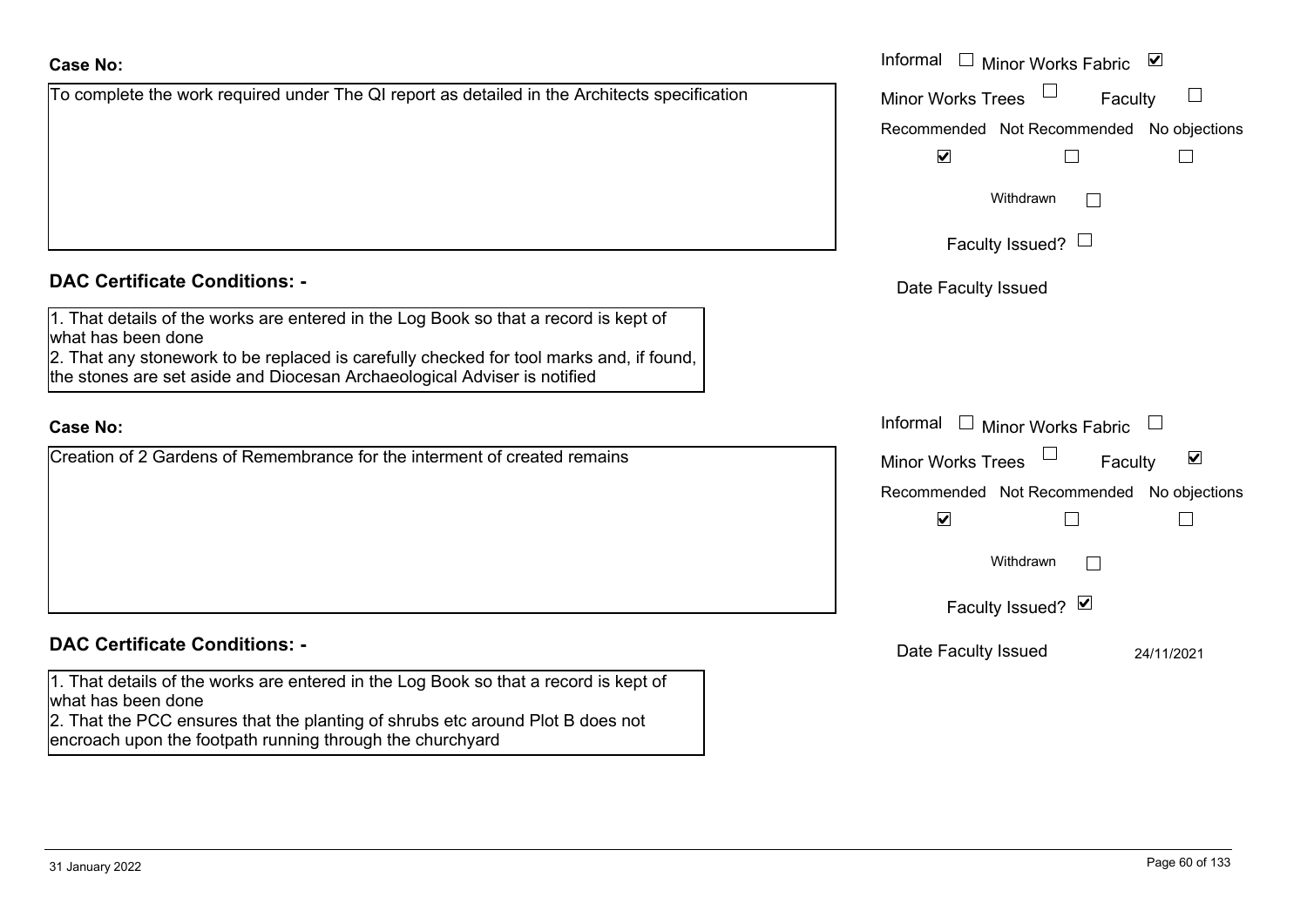**Case No:**

To complete the work required under The QI report as detailed in the Architects specification

Informal ☐ Minor Works Fabric ☑

Minor Works Trees ☐ Faculty ☐

Recommended ☑ Not Recommended ☐ No objections ☐

Withdrawn ☐

Faculty Issued? ☐

Date Faculty Issued

**DAC Certificate Conditions: -**

1. That details of the works are entered in the Log Book so that a record is kept of what has been done
2. That any stonework to be replaced is carefully checked for tool marks and, if found, the stones are set aside and Diocesan Archaeological Adviser is notified

**Case No:**

Creation of 2 Gardens of Remembrance for the interment of created remains

Informal ☐ Minor Works Fabric ☐

Minor Works Trees ☐ Faculty ☑

Recommended ☑ Not Recommended ☐ No objections ☐

Withdrawn ☐

Faculty Issued? ☑

Date Faculty Issued 24/11/2021

**DAC Certificate Conditions: -**

1. That details of the works are entered in the Log Book so that a record is kept of what has been done
2. That the PCC ensures that the planting of shrubs etc around Plot B does not encroach upon the footpath running through the churchyard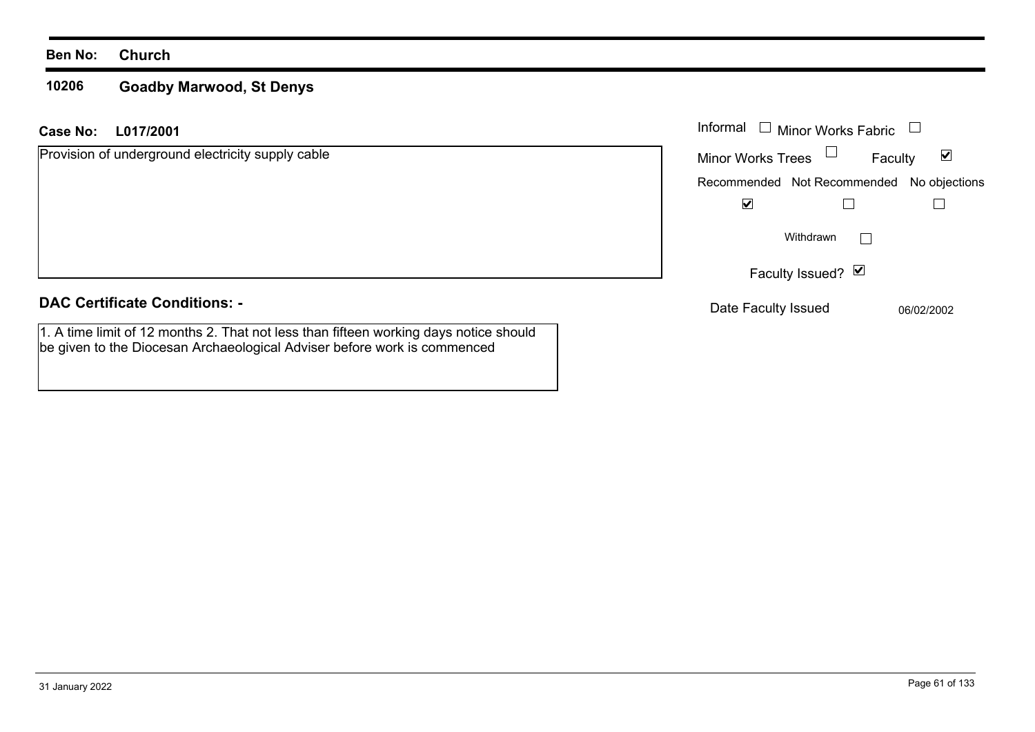**Ben No: Church**

## 10206 Goadby Marwood, St Denys

**Case No: L017/2001**

Provision of underground electricity supply cable

Informal ☐ Minor Works Fabric ☐

Minor Works Trees ☐ Faculty ☑

| Recommended | Not Recommended | No objections |
| --- | --- | --- |
| ☑ | ☐ | ☐ |

Withdrawn ☐

Faculty Issued? ☑

Date Faculty Issued 06/02/2002

**DAC Certificate Conditions: -**

1. A time limit of 12 months 2. That not less than fifteen working days notice should be given to the Diocesan Archaeological Adviser before work is commenced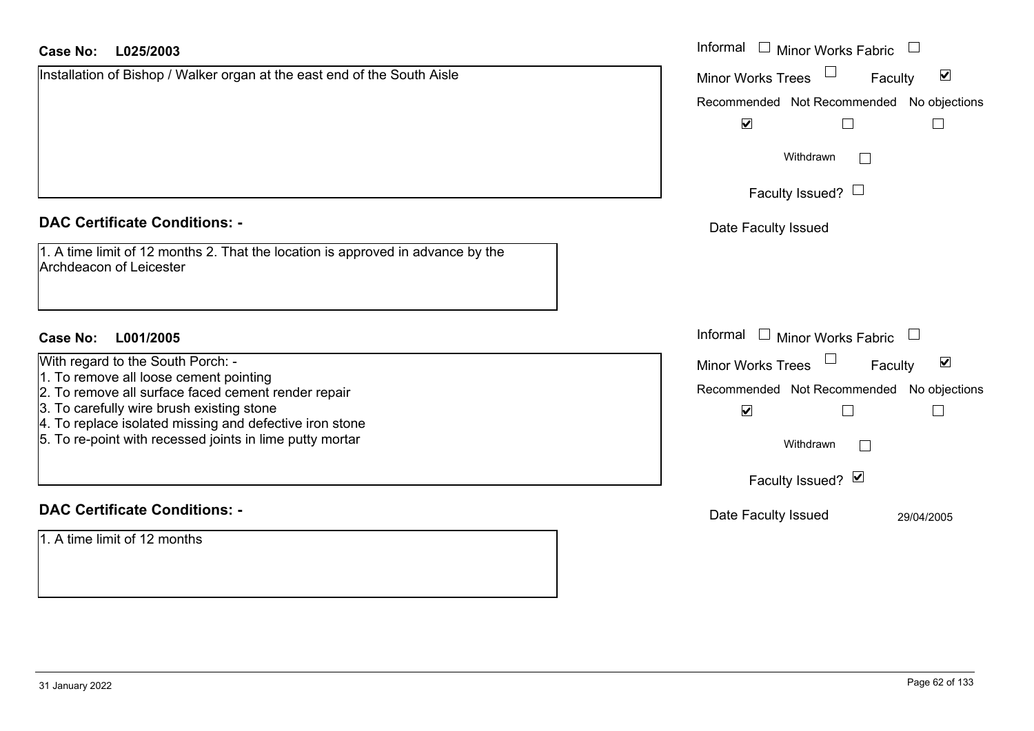**Case No: L025/2003**

Installation of Bishop / Walker organ at the east end of the South Aisle

Informal ☐ Minor Works Fabric ☐
Minor Works Trees ☐ Faculty ☑

| Recommended | Not Recommended | No objections |
|---|---|---|
| ☑ | ☐ | ☐ |

Withdrawn ☐

Faculty Issued? ☐

Date Faculty Issued

## DAC Certificate Conditions: -

1. A time limit of 12 months 2. That the location is approved in advance by the Archdeacon of Leicester

**Case No: L001/2005**

With regard to the South Porch: -
1. To remove all loose cement pointing
2. To remove all surface faced cement render repair
3. To carefully wire brush existing stone
4. To replace isolated missing and defective iron stone
5. To re-point with recessed joints in lime putty mortar

Informal ☐ Minor Works Fabric ☐
Minor Works Trees ☐ Faculty ☑

| Recommended | Not Recommended | No objections |
|---|---|---|
| ☑ | ☐ | ☐ |

Withdrawn ☐

Faculty Issued? ☑

Date Faculty Issued 29/04/2005

## DAC Certificate Conditions: -

1. A time limit of 12 months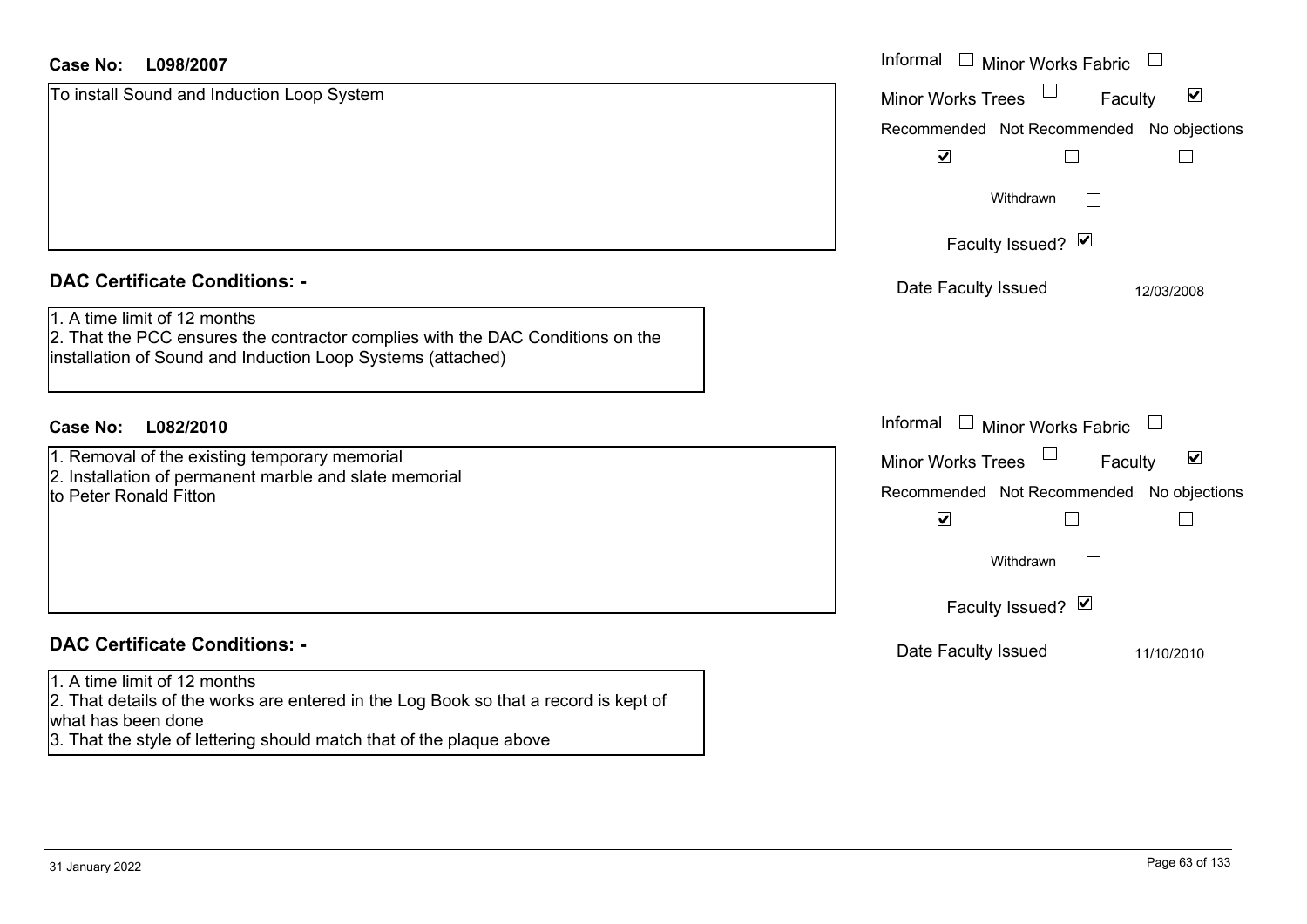**Case No: L098/2007**

To install Sound and Induction Loop System

Informal ☐ Minor Works Fabric ☐
Minor Works Trees ☐ Faculty ☑

| Recommended | Not Recommended | No objections |
|---|---|---|
| ☑ | ☐ | ☐ |

Withdrawn ☐

Faculty Issued? ☑

Date Faculty Issued: 12/03/2008

## DAC Certificate Conditions: -

1. A time limit of 12 months
2. That the PCC ensures the contractor complies with the DAC Conditions on the installation of Sound and Induction Loop Systems (attached)

**Case No: L082/2010**

1. Removal of the existing temporary memorial
2. Installation of permanent marble and slate memorial to Peter Ronald Fitton

Informal ☐ Minor Works Fabric ☐
Minor Works Trees ☐ Faculty ☑

| Recommended | Not Recommended | No objections |
|---|---|---|
| ☑ | ☐ | ☐ |

Withdrawn ☐

Faculty Issued? ☑

Date Faculty Issued: 11/10/2010

## DAC Certificate Conditions: -

1. A time limit of 12 months
2. That details of the works are entered in the Log Book so that a record is kept of what has been done
3. That the style of lettering should match that of the plaque above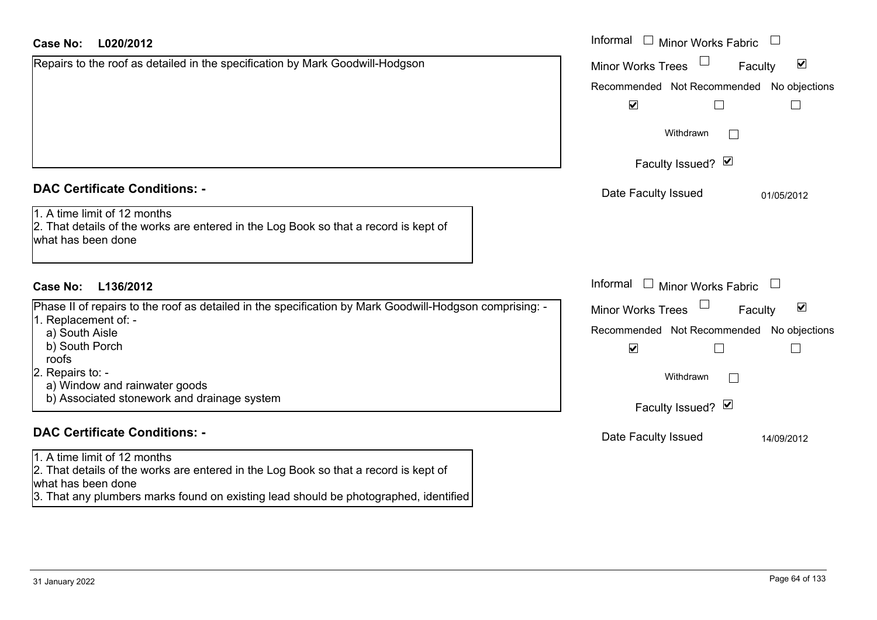**Case No: L020/2012**

Repairs to the roof as detailed in the specification by Mark Goodwill-Hodgson

Informal ☐ Minor Works Fabric ☐
Minor Works Trees ☐ Faculty ☑

| Recommended | Not Recommended | No objections |
|---|---|---|
| ☑ | ☐ | ☐ |

Withdrawn ☐

Faculty Issued? ☑

Date Faculty Issued 01/05/2012

## DAC Certificate Conditions: -

1. A time limit of 12 months
2. That details of the works are entered in the Log Book so that a record is kept of what has been done

**Case No: L136/2012**

Phase II of repairs to the roof as detailed in the specification by Mark Goodwill-Hodgson comprising: -

1. Replacement of: -
   a) South Aisle
   b) South Porch
   roofs
2. Repairs to: -
   a) Window and rainwater goods
   b) Associated stonework and drainage system

Informal ☐ Minor Works Fabric ☐
Minor Works Trees ☐ Faculty ☑

| Recommended | Not Recommended | No objections |
|---|---|---|
| ☑ | ☐ | ☐ |

Withdrawn ☐

Faculty Issued? ☑

Date Faculty Issued 14/09/2012

## DAC Certificate Conditions: -

1. A time limit of 12 months
2. That details of the works are entered in the Log Book so that a record is kept of what has been done
3. That any plumbers marks found on existing lead should be photographed, identified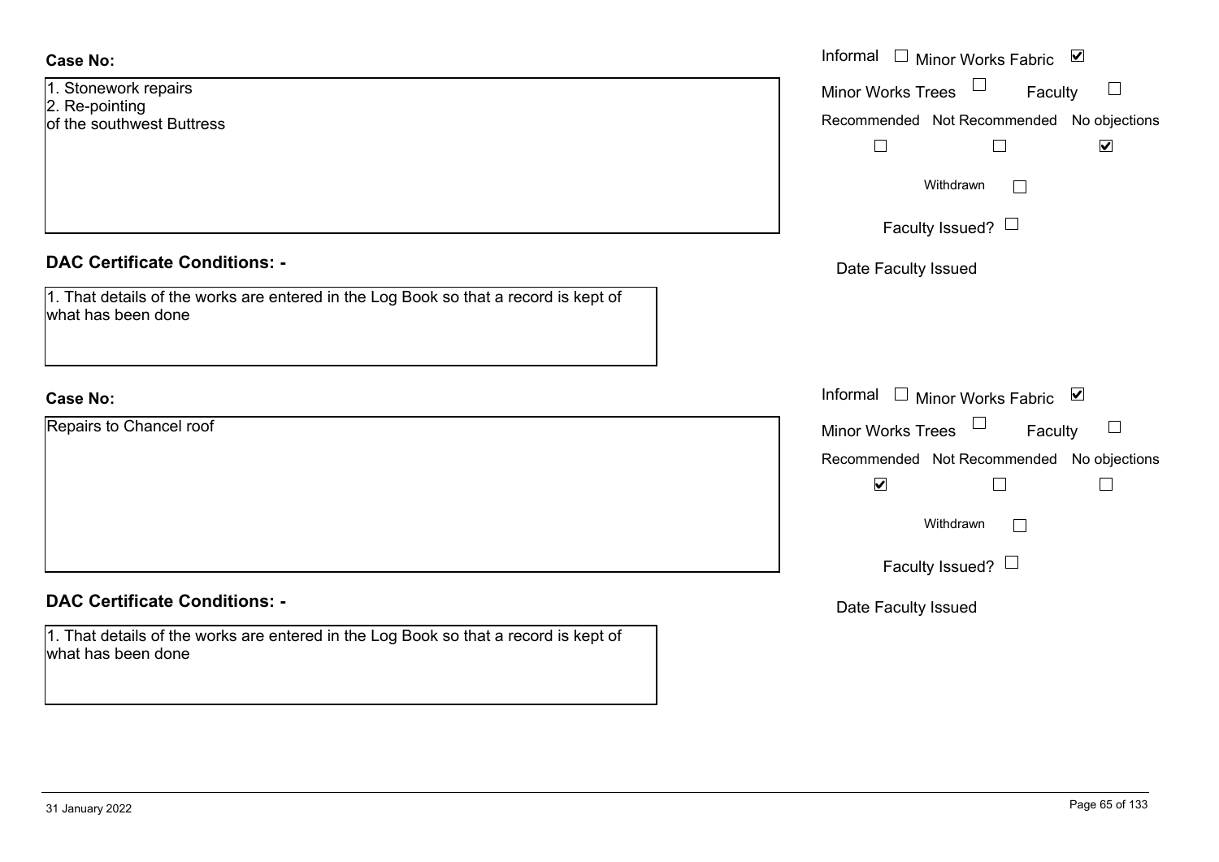**Case No:**

1. Stonework repairs
2. Re-pointing
of the southwest Buttress

Informal ☐ Minor Works Fabric ☑
Minor Works Trees ☐ Faculty ☐

| Recommended | Not Recommended | No objections |
|---|---|---|
| ☐ | ☐ | ☑ |

Withdrawn ☐

Faculty Issued? ☐

Date Faculty Issued

**DAC Certificate Conditions: -**

1. That details of the works are entered in the Log Book so that a record is kept of what has been done

**Case No:**

Repairs to Chancel roof

Informal ☐ Minor Works Fabric ☑
Minor Works Trees ☐ Faculty ☐

| Recommended | Not Recommended | No objections |
|---|---|---|
| ☑ | ☐ | ☐ |

Withdrawn ☐

Faculty Issued? ☐

Date Faculty Issued

**DAC Certificate Conditions: -**

1. That details of the works are entered in the Log Book so that a record is kept of what has been done

31 January 2022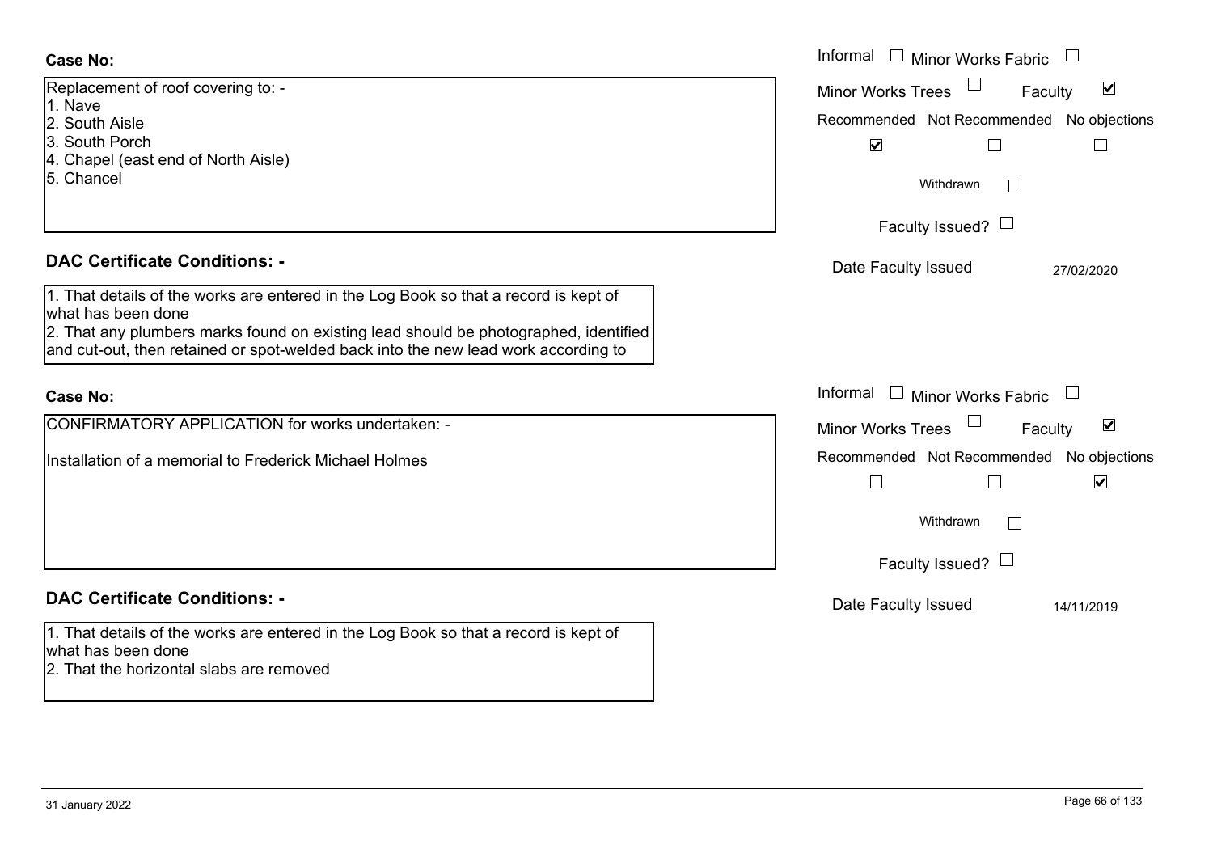**Case No:**

Replacement of roof covering to: -
1. Nave
2. South Aisle
3. South Porch
4. Chapel (east end of North Aisle)
5. Chancel

Informal ☐ Minor Works Fabric ☐
Minor Works Trees ☐ Faculty ☑
Recommended ☑ Not Recommended ☐ No objections ☐
Withdrawn ☐
Faculty Issued? ☐
Date Faculty Issued 27/02/2020

**DAC Certificate Conditions: -**

1. That details of the works are entered in the Log Book so that a record is kept of what has been done
2. That any plumbers marks found on existing lead should be photographed, identified and cut-out, then retained or spot-welded back into the new lead work according to

**Case No:**

CONFIRMATORY APPLICATION for works undertaken: -

Installation of a memorial to Frederick Michael Holmes

Informal ☐ Minor Works Fabric ☐
Minor Works Trees ☐ Faculty ☑
Recommended ☐ Not Recommended ☐ No objections ☑
Withdrawn ☐
Faculty Issued? ☐
Date Faculty Issued 14/11/2019

**DAC Certificate Conditions: -**

1. That details of the works are entered in the Log Book so that a record is kept of what has been done
2. That the horizontal slabs are removed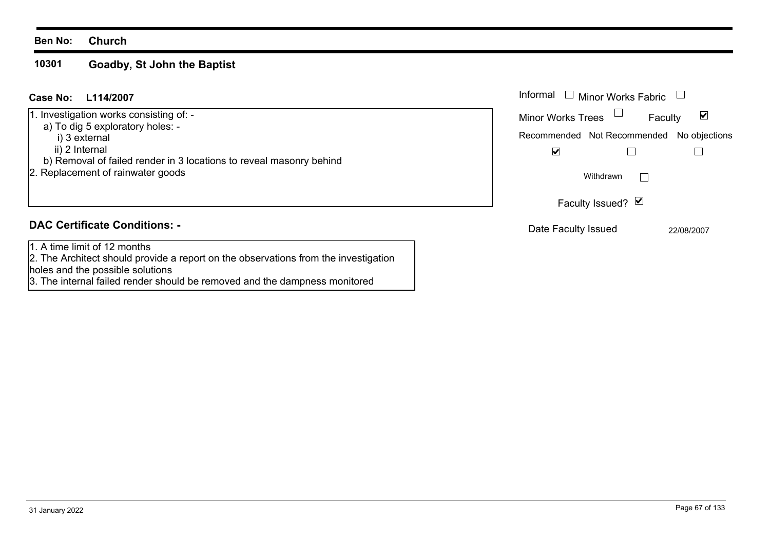**Ben No: Church**

## 10301 Goadby, St John the Baptist

**Case No: L114/2007**

1. Investigation works consisting of: -
   a) To dig 5 exploratory holes: -
      i) 3 external
      ii) 2 Internal
   b) Removal of failed render in 3 locations to reveal masonry behind
2. Replacement of rainwater goods

Informal ☐ Minor Works Fabric ☐

Minor Works Trees ☐ Faculty ☑

Recommended ☑ Not Recommended ☐ No objections ☐

Withdrawn ☐

Faculty Issued? ☑

Date Faculty Issued 22/08/2007

### DAC Certificate Conditions: -

1. A time limit of 12 months
2. The Architect should provide a report on the observations from the investigation holes and the possible solutions
3. The internal failed render should be removed and the dampness monitored

31 January 2022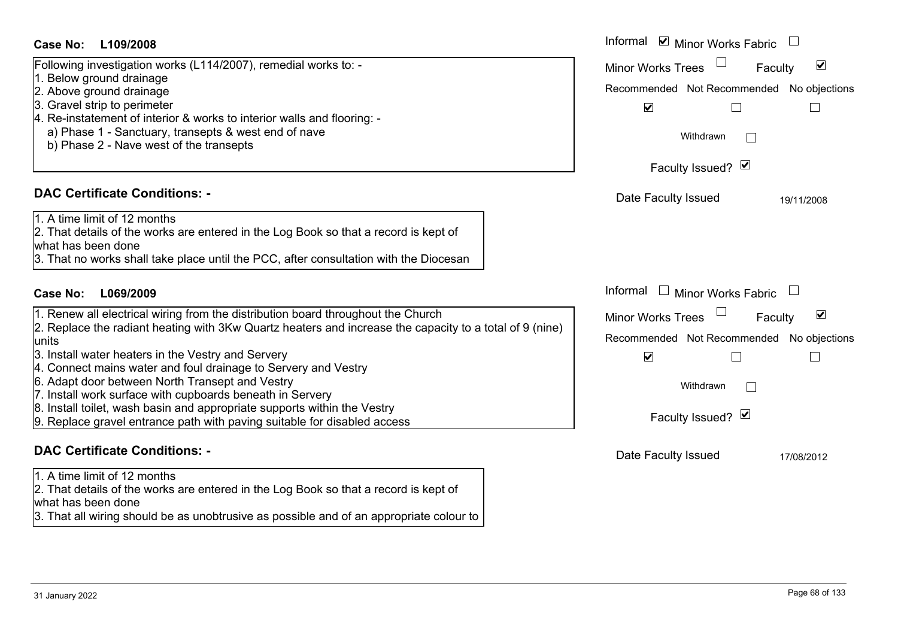**Case No: L109/2008**

Informal ☑ Minor Works Fabric ☐
Minor Works Trees ☐ Faculty ☑

Following investigation works (L114/2007), remedial works to: -
1. Below ground drainage
2. Above ground drainage
3. Gravel strip to perimeter
4. Re-instatement of interior & works to interior walls and flooring: -
   a) Phase 1 - Sanctuary, transepts & west end of nave
   b) Phase 2 - Nave west of the transepts

| Recommended | Not Recommended | No objections |
|---|---|---|
| ☑ | ☐ | ☐ |

Withdrawn ☐

Faculty Issued? ☑

Date Faculty Issued: 19/11/2008

**DAC Certificate Conditions: -**

1. A time limit of 12 months
2. That details of the works are entered in the Log Book so that a record is kept of what has been done
3. That no works shall take place until the PCC, after consultation with the Diocesan

**Case No: L069/2009**

Informal ☐ Minor Works Fabric ☐
Minor Works Trees ☐ Faculty ☑

1. Renew all electrical wiring from the distribution board throughout the Church
2. Replace the radiant heating with 3Kw Quartz heaters and increase the capacity to a total of 9 (nine) units
3. Install water heaters in the Vestry and Servery
4. Connect mains water and foul drainage to Servery and Vestry
6. Adapt door between North Transept and Vestry
7. Install work surface with cupboards beneath in Servery
8. Install toilet, wash basin and appropriate supports within the Vestry
9. Replace gravel entrance path with paving suitable for disabled access

| Recommended | Not Recommended | No objections |
|---|---|---|
| ☑ | ☐ | ☐ |

Withdrawn ☐

Faculty Issued? ☑

Date Faculty Issued: 17/08/2012

**DAC Certificate Conditions: -**

1. A time limit of 12 months
2. That details of the works are entered in the Log Book so that a record is kept of what has been done
3. That all wiring should be as unobtrusive as possible and of an appropriate colour to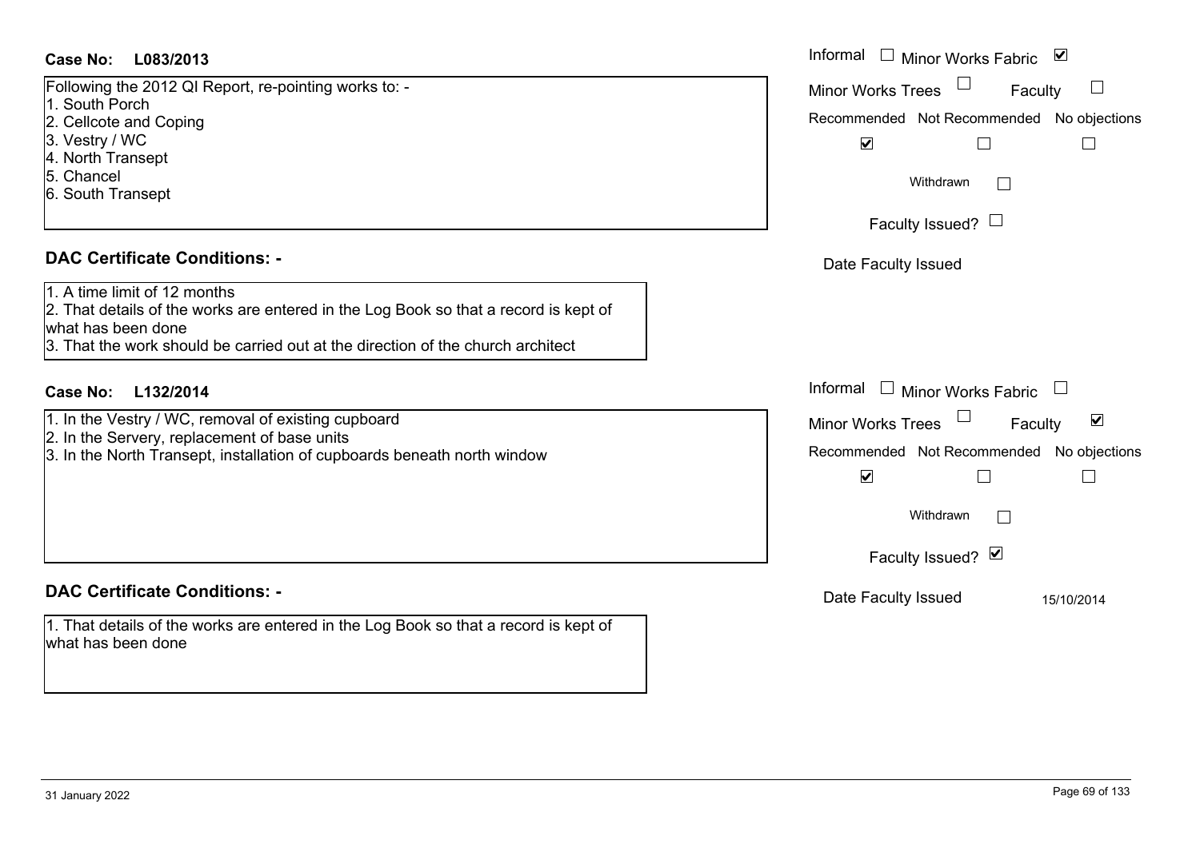**Case No: L083/2013**

Following the 2012 QI Report, re-pointing works to: -
1. South Porch
2. Cellcote and Coping
3. Vestry / WC
4. North Transept
5. Chancel
6. South Transept

Informal ☐ Minor Works Fabric ☑
Minor Works Trees ☐ Faculty ☐

| Recommended | Not Recommended | No objections |
|---|---|---|
| ☑ | ☐ | ☐ |

Withdrawn ☐

Faculty Issued? ☐

Date Faculty Issued

## DAC Certificate Conditions: -

1. A time limit of 12 months
2. That details of the works are entered in the Log Book so that a record is kept of what has been done
3. That the work should be carried out at the direction of the church architect

**Case No: L132/2014**

1. In the Vestry / WC, removal of existing cupboard
2. In the Servery, replacement of base units
3. In the North Transept, installation of cupboards beneath north window

Informal ☐ Minor Works Fabric ☐
Minor Works Trees ☐ Faculty ☑

| Recommended | Not Recommended | No objections |
|---|---|---|
| ☑ | ☐ | ☐ |

Withdrawn ☐

Faculty Issued? ☑

Date Faculty Issued 15/10/2014

## DAC Certificate Conditions: -

1. That details of the works are entered in the Log Book so that a record is kept of what has been done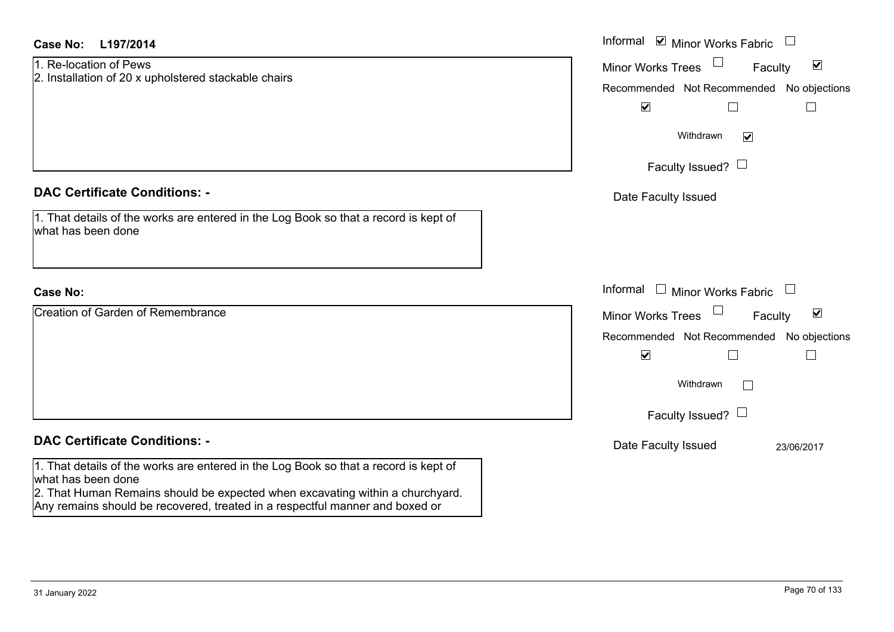**Case No: L197/2014**

1. Re-location of Pews
2. Installation of 20 x upholstered stackable chairs

Informal ☑ Minor Works Fabric ☐
Minor Works Trees ☐ Faculty ☑

| Recommended | Not Recommended | No objections |
|---|---|---|
| ☑ | ☐ | ☐ |

Withdrawn ☑

Faculty Issued? ☐

Date Faculty Issued

**DAC Certificate Conditions: -**

1. That details of the works are entered in the Log Book so that a record is kept of what has been done

**Case No:**

Creation of Garden of Remembrance

Informal ☐ Minor Works Fabric ☐
Minor Works Trees ☐ Faculty ☑

| Recommended | Not Recommended | No objections |
|---|---|---|
| ☑ | ☐ | ☐ |

Withdrawn ☐

Faculty Issued? ☐

Date Faculty Issued 23/06/2017

**DAC Certificate Conditions: -**

1. That details of the works are entered in the Log Book so that a record is kept of what has been done
2. That Human Remains should be expected when excavating within a churchyard. Any remains should be recovered, treated in a respectful manner and boxed or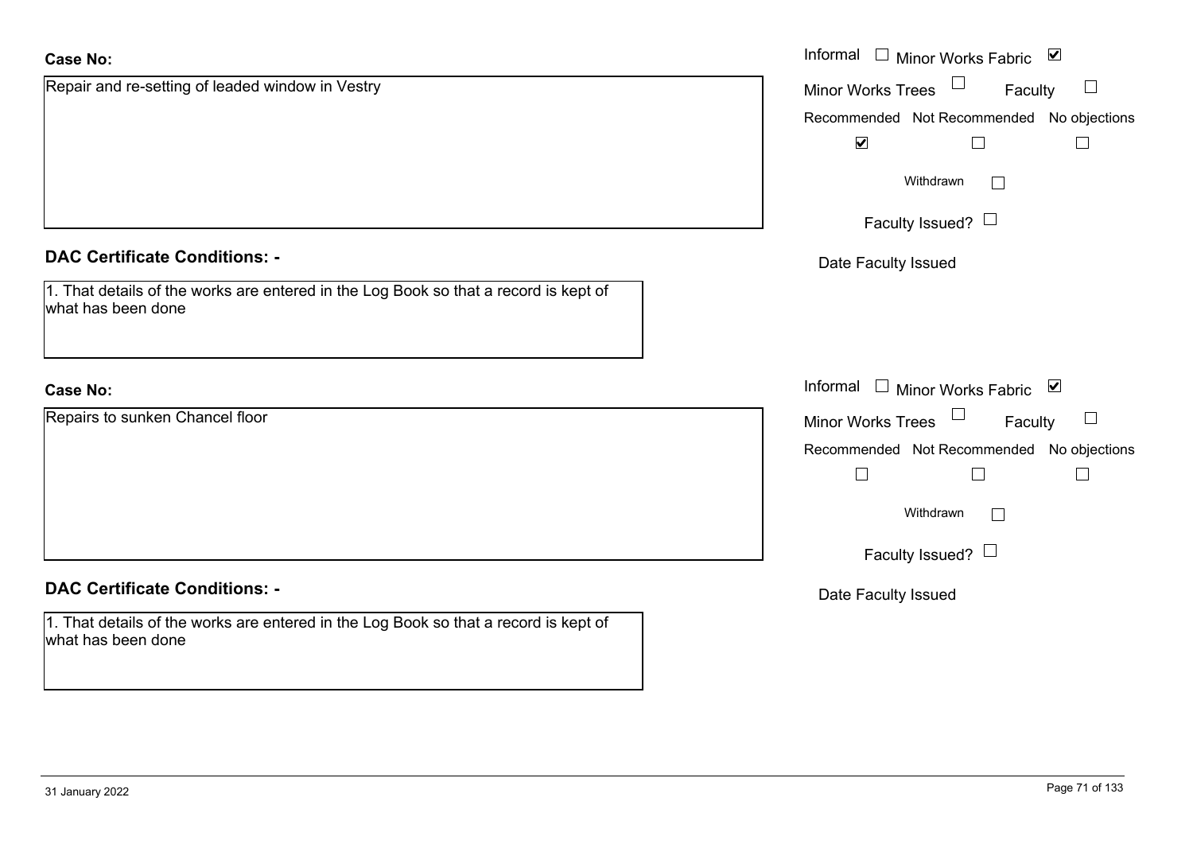**Case No:**

Repair and re-setting of leaded window in Vestry

Informal ☐ Minor Works Fabric ☑

Minor Works Trees ☐ Faculty ☐

Recommended ☑ Not Recommended ☐ No objections ☐

Withdrawn ☐

Faculty Issued? ☐

Date Faculty Issued

**DAC Certificate Conditions: -**

1. That details of the works are entered in the Log Book so that a record is kept of what has been done

**Case No:**

Repairs to sunken Chancel floor

Informal ☐ Minor Works Fabric ☑

Minor Works Trees ☐ Faculty ☐

Recommended ☐ Not Recommended ☐ No objections ☐

Withdrawn ☐

Faculty Issued? ☐

Date Faculty Issued

**DAC Certificate Conditions: -**

1. That details of the works are entered in the Log Book so that a record is kept of what has been done

31 January 2022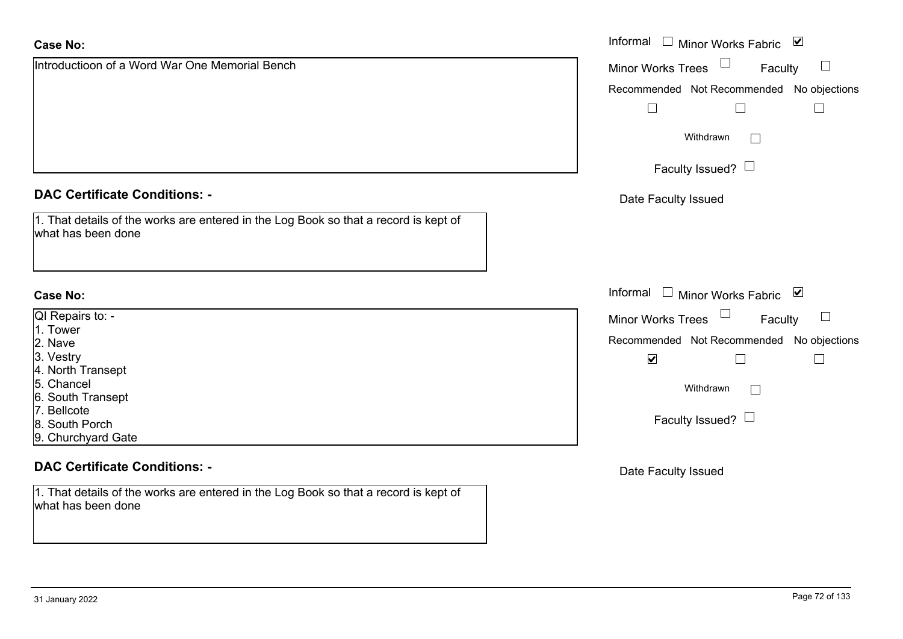**Case No:**

Introductioon of a Word War One Memorial Bench

Informal ☐ Minor Works Fabric ☑

Minor Works Trees ☐ Faculty ☐

| Recommended | Not Recommended | No objections |
|---|---|---|
| ☐ | ☐ | ☐ |

Withdrawn ☐

Faculty Issued? ☐

Date Faculty Issued

**DAC Certificate Conditions: -**

1. That details of the works are entered in the Log Book so that a record is kept of what has been done

**Case No:**

QI Repairs to: -
1. Tower
2. Nave
3. Vestry
4. North Transept
5. Chancel
6. South Transept
7. Bellcote
8. South Porch
9. Churchyard Gate

Informal ☐ Minor Works Fabric ☑

Minor Works Trees ☐ Faculty ☐

| Recommended | Not Recommended | No objections |
|---|---|---|
| ☑ | ☐ | ☐ |

Withdrawn ☐

Faculty Issued? ☐

Date Faculty Issued

**DAC Certificate Conditions: -**

1. That details of the works are entered in the Log Book so that a record is kept of what has been done

31 January 2022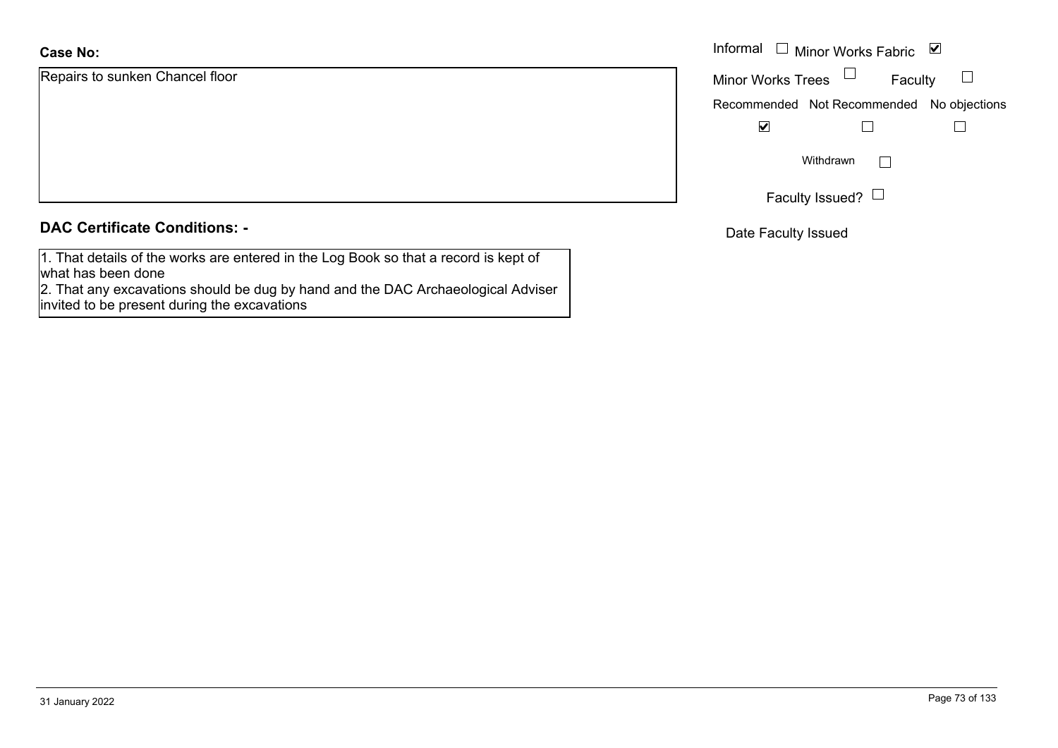**Case No:**

Repairs to sunken Chancel floor

Informal ☐ Minor Works Fabric ☑

Minor Works Trees ☐ Faculty ☐

| Recommended | Not Recommended | No objections |
|---|---|---|
| ☑ | ☐ | ☐ |

Withdrawn ☐

Faculty Issued? ☐

Date Faculty Issued

**DAC Certificate Conditions: -**

1. That details of the works are entered in the Log Book so that a record is kept of what has been done
2. That any excavations should be dug by hand and the DAC Archaeological Adviser invited to be present during the excavations

31 January 2022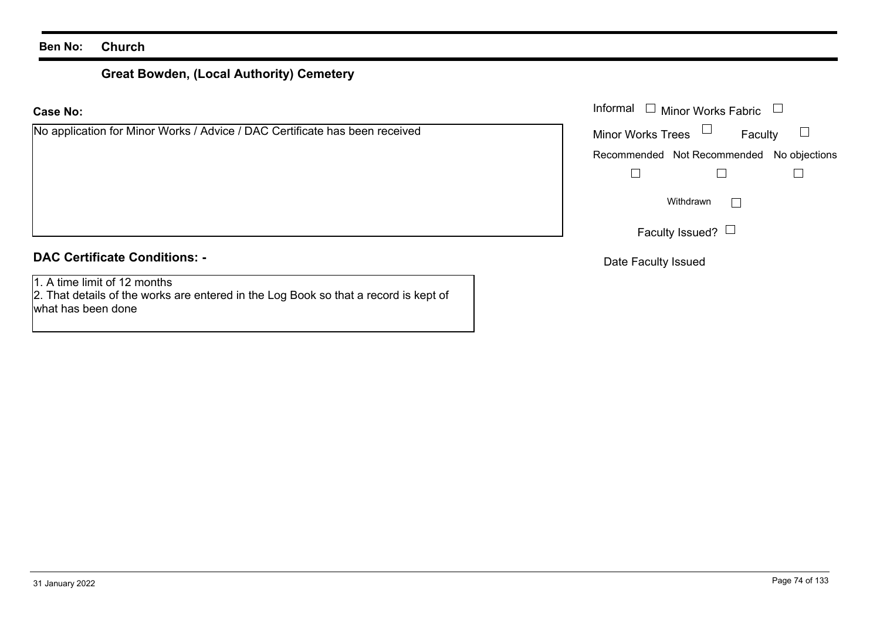**Ben No:** **Church**

## Great Bowden, (Local Authority) Cemetery

**Case No:**

No application for Minor Works / Advice / DAC Certificate has been received

Informal ☐ Minor Works Fabric ☐

Minor Works Trees ☐ Faculty ☐

| Recommended | Not Recommended | No objections |
|---|---|---|
| ☐ | ☐ | ☐ |

Withdrawn ☐

Faculty Issued? ☐

Date Faculty Issued

**DAC Certificate Conditions: -**

1. A time limit of 12 months
2. That details of the works are entered in the Log Book so that a record is kept of what has been done

31 January 2022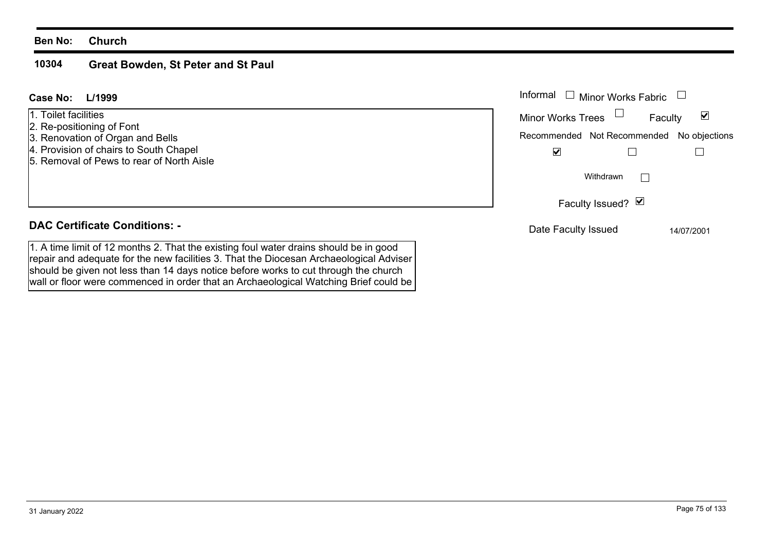**Ben No:** **Church**

## 10304 Great Bowden, St Peter and St Paul

**Case No:** **L/1999**

1. Toilet facilities
2. Re-positioning of Font
3. Renovation of Organ and Bells
4. Provision of chairs to South Chapel
5. Removal of Pews to rear of North Aisle

Informal ☐ Minor Works Fabric ☐

Minor Works Trees ☐ Faculty ☑

Recommended ☑ Not Recommended ☐ No objections ☐

Withdrawn ☐

Faculty Issued? ☑

Date Faculty Issued 14/07/2001

**DAC Certificate Conditions: -**

1. A time limit of 12 months 2. That the existing foul water drains should be in good repair and adequate for the new facilities 3. That the Diocesan Archaeological Adviser should be given not less than 14 days notice before works to cut through the church wall or floor were commenced in order that an Archaeological Watching Brief could be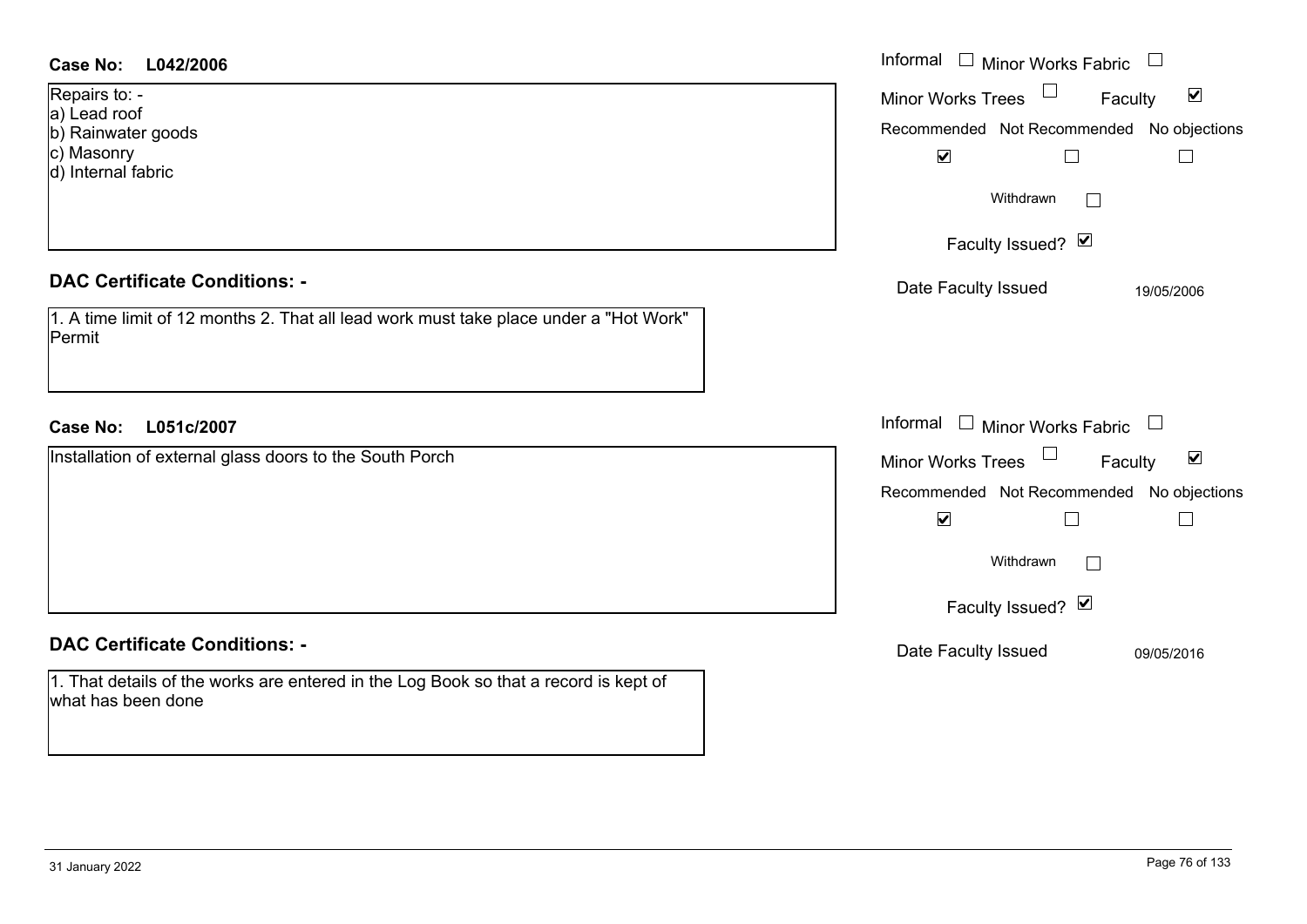**Case No: L042/2006**

Repairs to: -
a) Lead roof
b) Rainwater goods
c) Masonry
d) Internal fabric

Informal ☐ Minor Works Fabric ☐
Minor Works Trees ☐ Faculty ☑
Recommended ☑ Not Recommended ☐ No objections ☐
Withdrawn ☐
Faculty Issued? ☑
Date Faculty Issued: 19/05/2006

## DAC Certificate Conditions: -

1. A time limit of 12 months 2. That all lead work must take place under a "Hot Work" Permit

**Case No: L051c/2007**

Installation of external glass doors to the South Porch

Informal ☐ Minor Works Fabric ☐
Minor Works Trees ☐ Faculty ☑
Recommended ☑ Not Recommended ☐ No objections ☐
Withdrawn ☐
Faculty Issued? ☑
Date Faculty Issued: 09/05/2016

## DAC Certificate Conditions: -

1. That details of the works are entered in the Log Book so that a record is kept of what has been done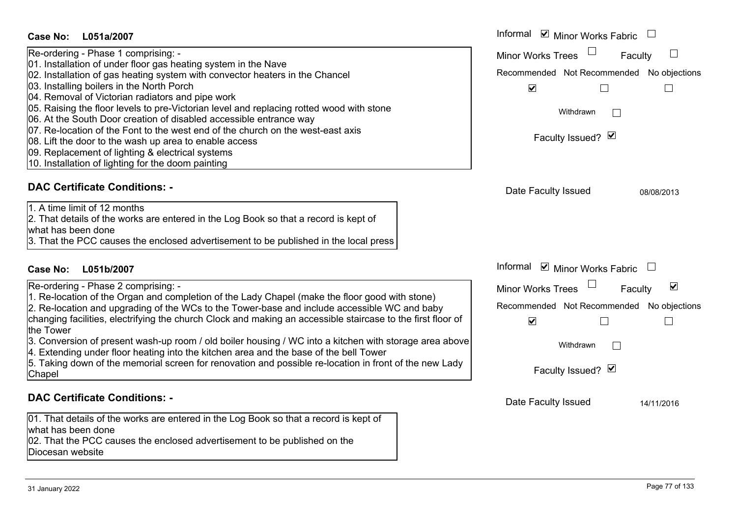## Case No: L051a/2007

Re-ordering - Phase 1 comprising: -
01. Installation of under floor gas heating system in the Nave
02. Installation of gas heating system with convector heaters in the Chancel
03. Installing boilers in the North Porch
04. Removal of Victorian radiators and pipe work
05. Raising the floor levels to pre-Victorian level and replacing rotted wood with stone
06. At the South Door creation of disabled accessible entrance way
07. Re-location of the Font to the west end of the church on the west-east axis
08. Lift the door to the wash up area to enable access
09. Replacement of lighting & electrical systems
10. Installation of lighting for the doom painting

Informal ☑ Minor Works Fabric ☐
Minor Works Trees ☐ Faculty ☐

| Recommended | Not Recommended | No objections |
|---|---|---|
| ☑ | ☐ | ☐ |

Withdrawn ☐

Faculty Issued? ☑

### DAC Certificate Conditions: -

1. A time limit of 12 months
2. That details of the works are entered in the Log Book so that a record is kept of what has been done
3. That the PCC causes the enclosed advertisement to be published in the local press

Date Faculty Issued 08/08/2013

## Case No: L051b/2007

Re-ordering - Phase 2 comprising: -
1. Re-location of the Organ and completion of the Lady Chapel (make the floor good with stone)
2. Re-location and upgrading of the WCs to the Tower-base and include accessible WC and baby changing facilities, electrifying the church Clock and making an accessible staircase to the first floor of the Tower
3. Conversion of present wash-up room / old boiler housing / WC into a kitchen with storage area above
4. Extending under floor heating into the kitchen area and the base of the bell Tower
5. Taking down of the memorial screen for renovation and possible re-location in front of the new Lady Chapel

Informal ☑ Minor Works Fabric ☐
Minor Works Trees ☐ Faculty ☑

| Recommended | Not Recommended | No objections |
|---|---|---|
| ☑ | ☐ | ☐ |

Withdrawn ☐

Faculty Issued? ☑

### DAC Certificate Conditions: -

01. That details of the works are entered in the Log Book so that a record is kept of what has been done
02. That the PCC causes the enclosed advertisement to be published on the Diocesan website

Date Faculty Issued 14/11/2016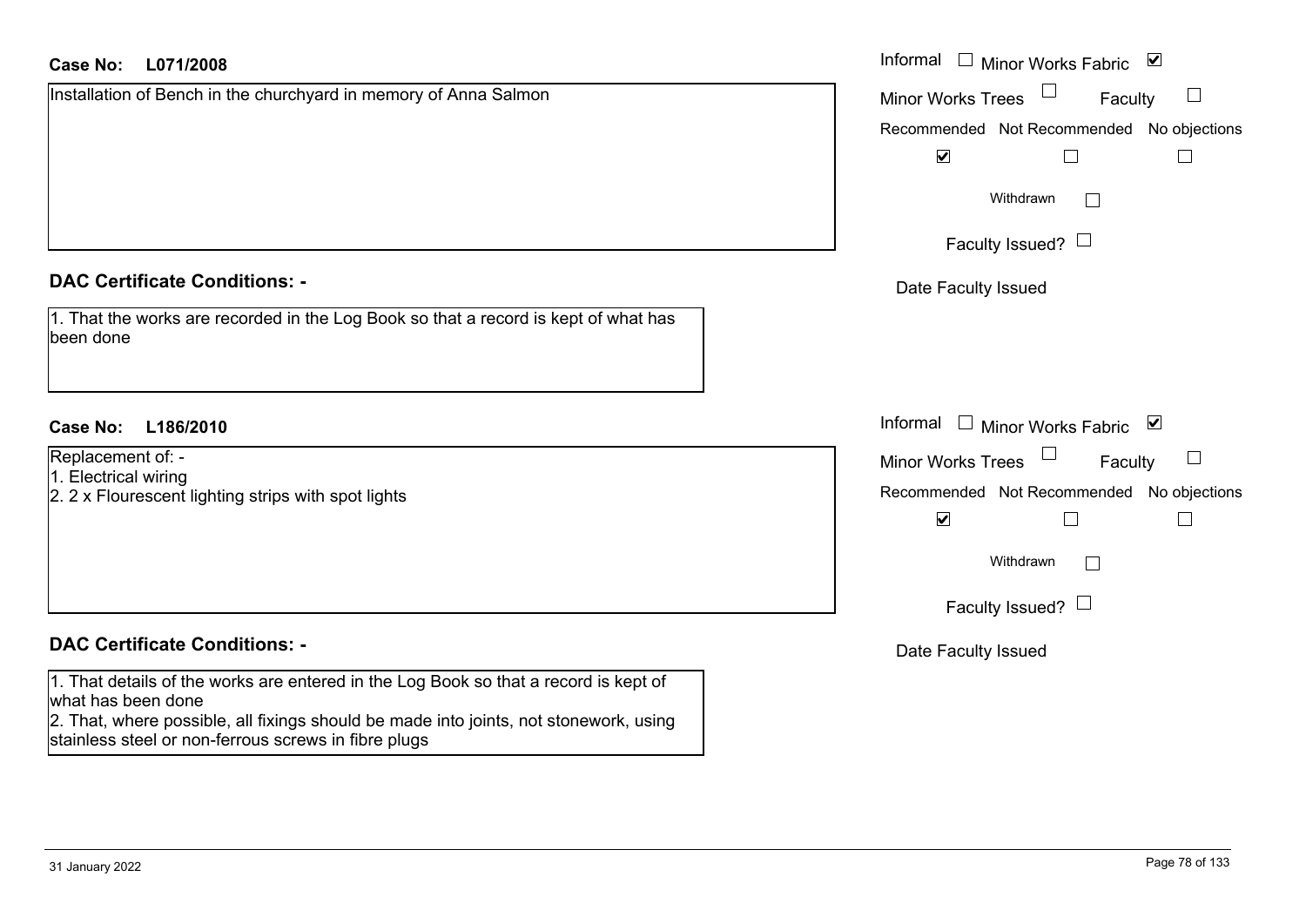**Case No: L071/2008**

Installation of Bench in the churchyard in memory of Anna Salmon

Informal ☐ Minor Works Fabric ☑

Minor Works Trees ☐ Faculty ☐

Recommended ☑ Not Recommended ☐ No objections ☐

Withdrawn ☐

Faculty Issued? ☐

Date Faculty Issued

## DAC Certificate Conditions: -

1. That the works are recorded in the Log Book so that a record is kept of what has been done

**Case No: L186/2010**

Replacement of: -
1. Electrical wiring
2. 2 x Flourescent lighting strips with spot lights

Informal ☐ Minor Works Fabric ☑

Minor Works Trees ☐ Faculty ☐

Recommended ☑ Not Recommended ☐ No objections ☐

Withdrawn ☐

Faculty Issued? ☐

Date Faculty Issued

## DAC Certificate Conditions: -

1. That details of the works are entered in the Log Book so that a record is kept of what has been done
2. That, where possible, all fixings should be made into joints, not stonework, using stainless steel or non-ferrous screws in fibre plugs

31 January 2022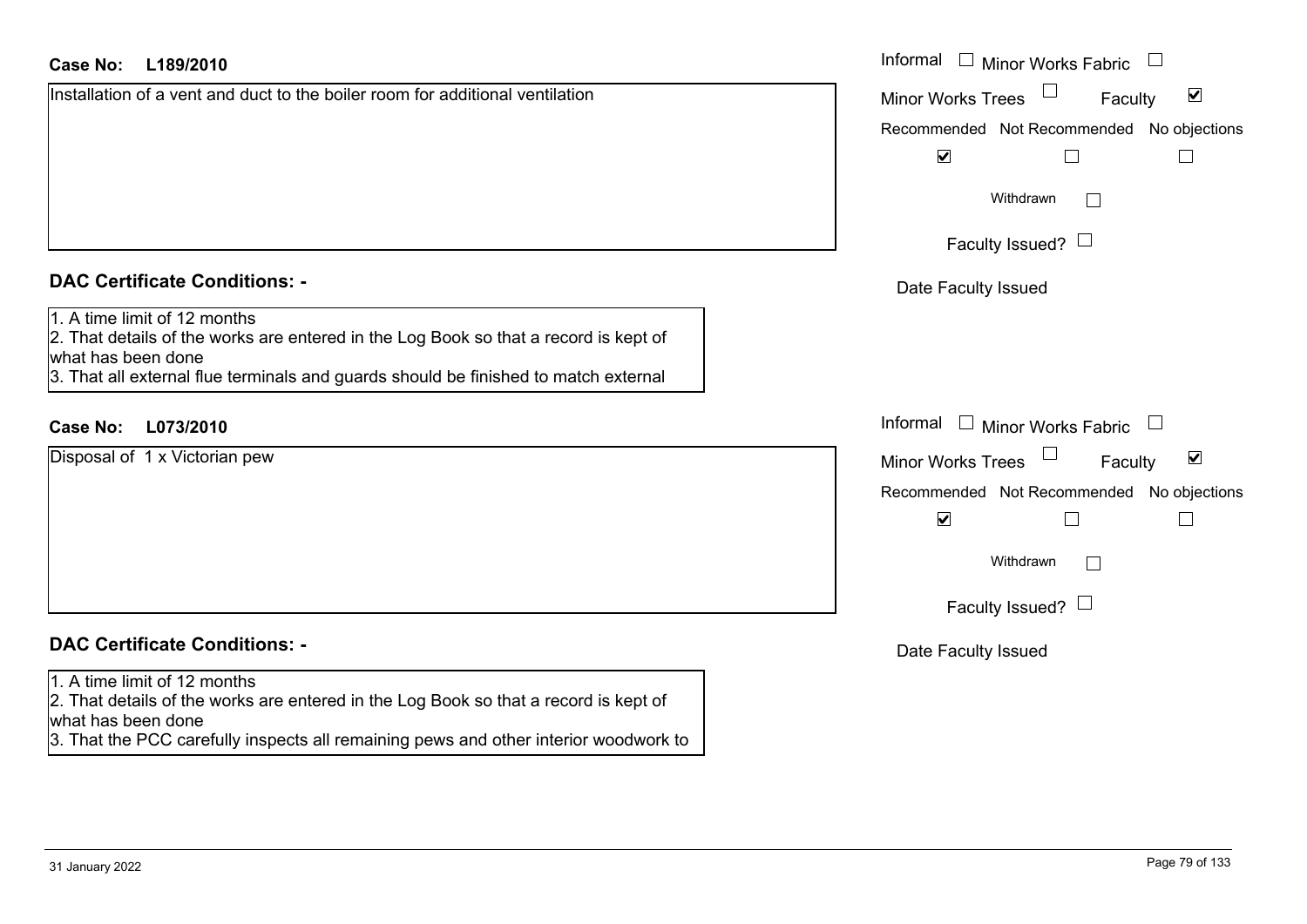**Case No: L189/2010**

Installation of a vent and duct to the boiler room for additional ventilation

Informal ☐ Minor Works Fabric ☐
Minor Works Trees ☐ Faculty ☑
Recommended ☑ Not Recommended ☐ No objections ☐
Withdrawn ☐
Faculty Issued? ☐
Date Faculty Issued

## DAC Certificate Conditions: -

1. A time limit of 12 months
2. That details of the works are entered in the Log Book so that a record is kept of what has been done
3. That all external flue terminals and guards should be finished to match external

**Case No: L073/2010**

Disposal of 1 x Victorian pew

Informal ☐ Minor Works Fabric ☐
Minor Works Trees ☐ Faculty ☑
Recommended ☑ Not Recommended ☐ No objections ☐
Withdrawn ☐
Faculty Issued? ☐
Date Faculty Issued

## DAC Certificate Conditions: -

1. A time limit of 12 months
2. That details of the works are entered in the Log Book so that a record is kept of what has been done
3. That the PCC carefully inspects all remaining pews and other interior woodwork to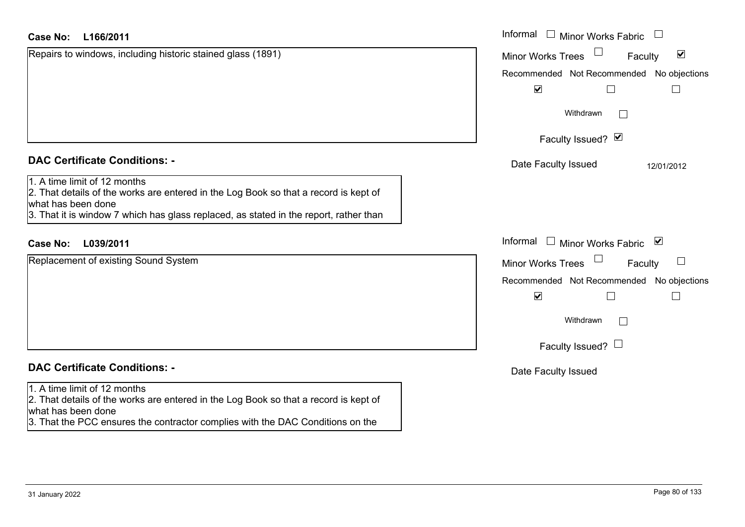**Case No: L166/2011**

Repairs to windows, including historic stained glass (1891)

Informal ☐ Minor Works Fabric ☐
Minor Works Trees ☐ Faculty ☑

| Recommended | Not Recommended | No objections |
|---|---|---|
| ☑ | ☐ | ☐ |

Withdrawn ☐

Faculty Issued? ☑

Date Faculty Issued 12/01/2012

**DAC Certificate Conditions: -**

1. A time limit of 12 months
2. That details of the works are entered in the Log Book so that a record is kept of what has been done
3. That it is window 7 which has glass replaced, as stated in the report, rather than

**Case No: L039/2011**

Replacement of existing Sound System

Informal ☐ Minor Works Fabric ☑
Minor Works Trees ☐ Faculty ☐

| Recommended | Not Recommended | No objections |
|---|---|---|
| ☑ | ☐ | ☐ |

Withdrawn ☐

Faculty Issued? ☐

Date Faculty Issued

**DAC Certificate Conditions: -**

1. A time limit of 12 months
2. That details of the works are entered in the Log Book so that a record is kept of what has been done
3. That the PCC ensures the contractor complies with the DAC Conditions on the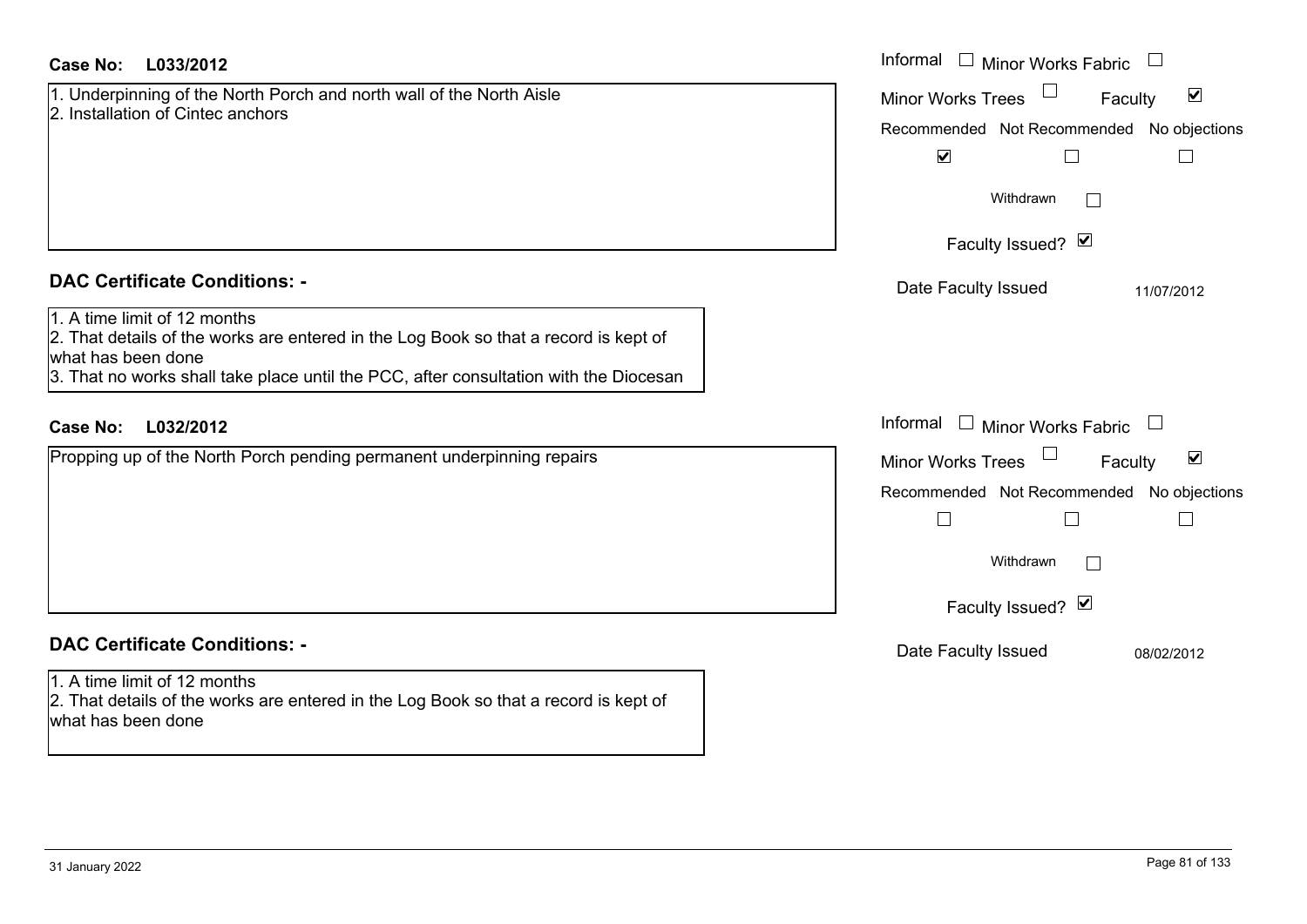**Case No: L033/2012**

1. Underpinning of the North Porch and north wall of the North Aisle
2. Installation of Cintec anchors

Informal ☐ Minor Works Fabric ☐
Minor Works Trees ☐ Faculty ☑
Recommended ☑ Not Recommended ☐ No objections ☐
Withdrawn ☐
Faculty Issued? ☑
Date Faculty Issued 11/07/2012

**DAC Certificate Conditions: -**

1. A time limit of 12 months
2. That details of the works are entered in the Log Book so that a record is kept of what has been done
3. That no works shall take place until the PCC, after consultation with the Diocesan

**Case No: L032/2012**

Propping up of the North Porch pending permanent underpinning repairs

Informal ☐ Minor Works Fabric ☐
Minor Works Trees ☐ Faculty ☑
Recommended ☐ Not Recommended ☐ No objections ☐
Withdrawn ☐
Faculty Issued? ☑
Date Faculty Issued 08/02/2012

**DAC Certificate Conditions: -**

1. A time limit of 12 months
2. That details of the works are entered in the Log Book so that a record is kept of what has been done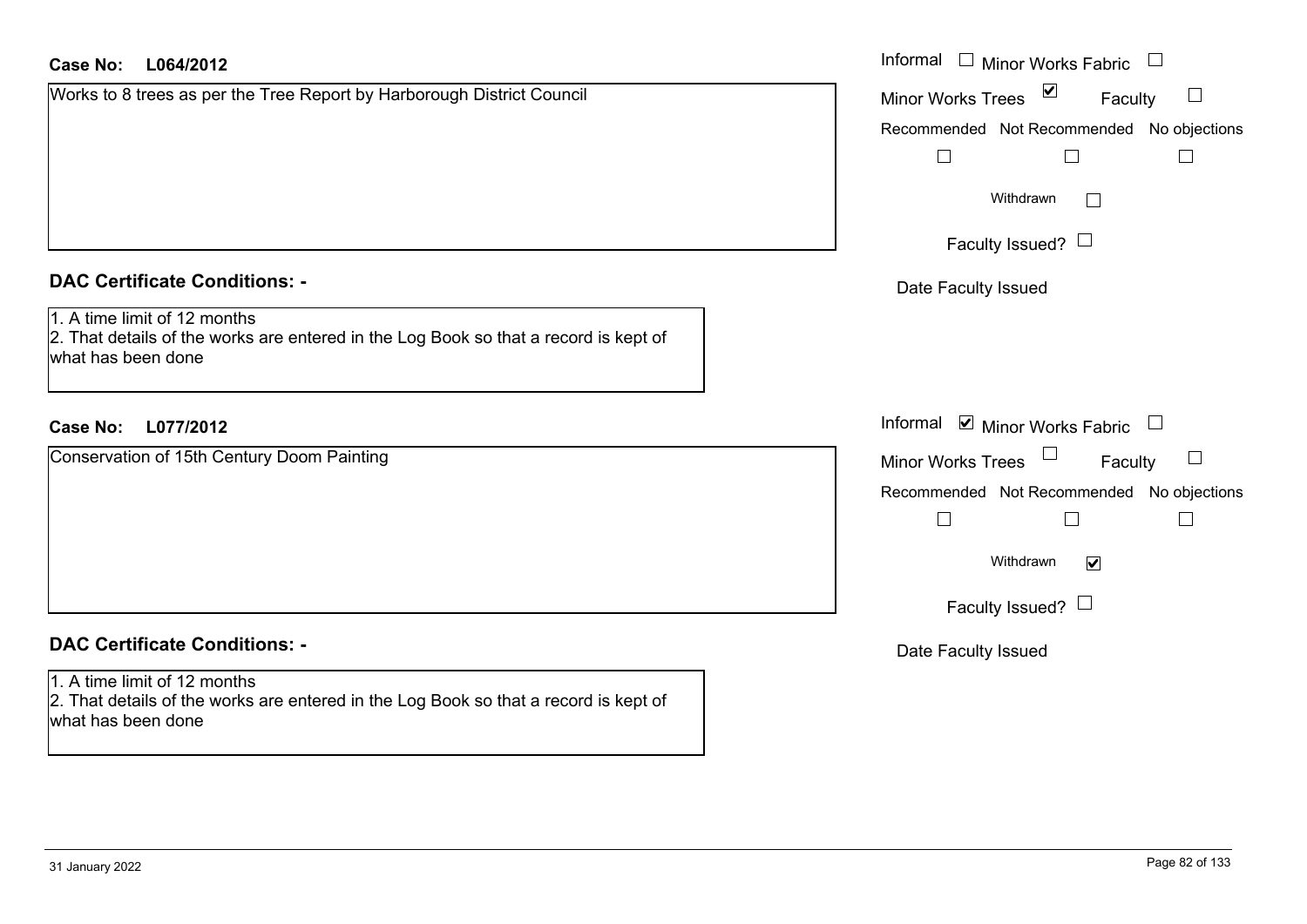**Case No: L064/2012**

Works to 8 trees as per the Tree Report by Harborough District Council

Informal ☐ Minor Works Fabric ☐
Minor Works Trees ☑ Faculty ☐

| Recommended | Not Recommended | No objections |
|---|---|---|
| ☐ | ☐ | ☐ |

Withdrawn ☐

Faculty Issued? ☐

Date Faculty Issued

### DAC Certificate Conditions: -

1. A time limit of 12 months
2. That details of the works are entered in the Log Book so that a record is kept of what has been done

**Case No: L077/2012**

Conservation of 15th Century Doom Painting

Informal ☑ Minor Works Fabric ☐
Minor Works Trees ☐ Faculty ☐

| Recommended | Not Recommended | No objections |
|---|---|---|
| ☐ | ☐ | ☐ |

Withdrawn ☑

Faculty Issued? ☐

Date Faculty Issued

### DAC Certificate Conditions: -

1. A time limit of 12 months
2. That details of the works are entered in the Log Book so that a record is kept of what has been done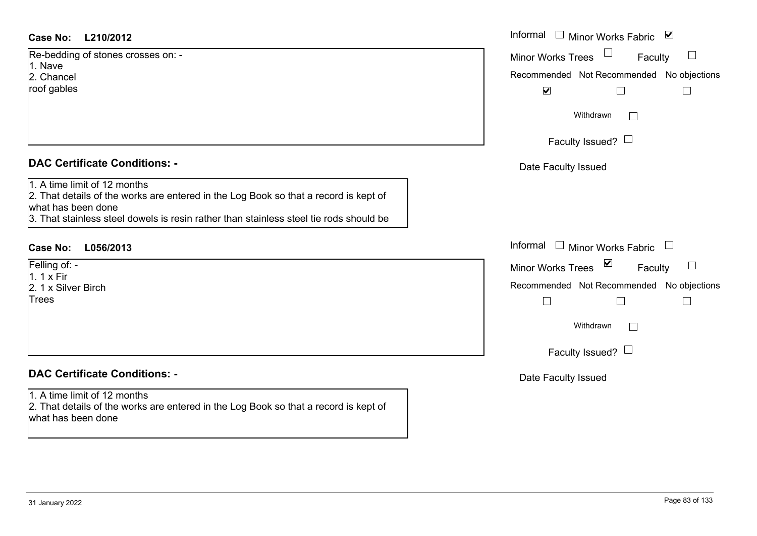**Case No: L210/2012**

Re-bedding of stones crosses on: -
1. Nave
2. Chancel
roof gables

Informal ☐ Minor Works Fabric ☑
Minor Works Trees ☐ Faculty ☐

| Recommended | Not Recommended | No objections |
|---|---|---|
| ☑ | ☐ | ☐ |

Withdrawn ☐

Faculty Issued? ☐

Date Faculty Issued

## DAC Certificate Conditions: -

1. A time limit of 12 months
2. That details of the works are entered in the Log Book so that a record is kept of what has been done
3. That stainless steel dowels is resin rather than stainless steel tie rods should be

**Case No: L056/2013**

Felling of: -
1. 1 x Fir
2. 1 x Silver Birch
Trees

Informal ☐ Minor Works Fabric ☐
Minor Works Trees ☑ Faculty ☐

| Recommended | Not Recommended | No objections |
|---|---|---|
| ☐ | ☐ | ☐ |

Withdrawn ☐

Faculty Issued? ☐

Date Faculty Issued

## DAC Certificate Conditions: -

1. A time limit of 12 months
2. That details of the works are entered in the Log Book so that a record is kept of what has been done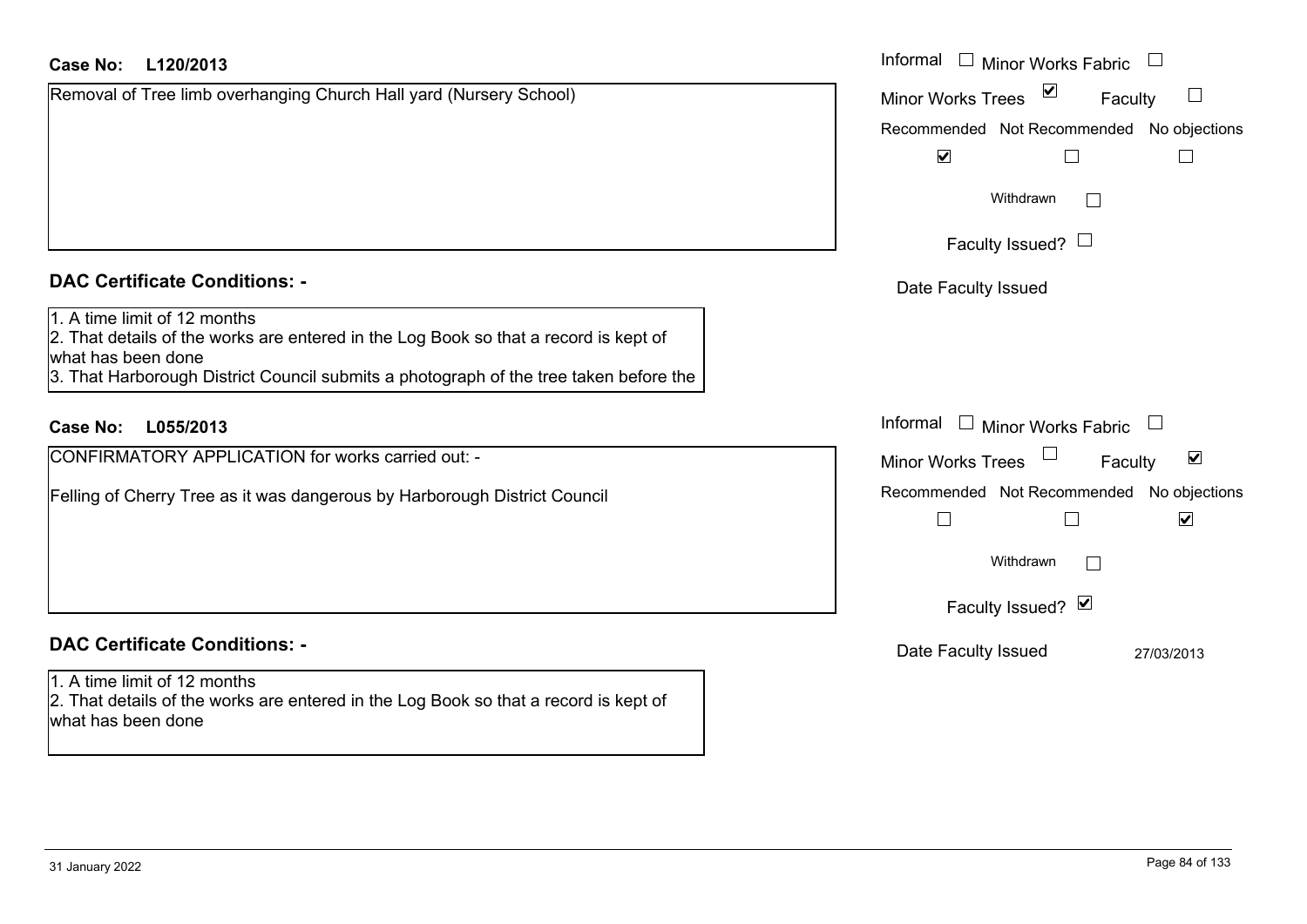**Case No: L120/2013**

Removal of Tree limb overhanging Church Hall yard (Nursery School)

Informal ☐ Minor Works Fabric ☐
Minor Works Trees ☑ Faculty ☐
Recommended ☑ Not Recommended ☐ No objections ☐
Withdrawn ☐
Faculty Issued? ☐
Date Faculty Issued

**DAC Certificate Conditions: -**

1. A time limit of 12 months
2. That details of the works are entered in the Log Book so that a record is kept of what has been done
3. That Harborough District Council submits a photograph of the tree taken before the

**Case No: L055/2013**

CONFIRMATORY APPLICATION for works carried out: -

Felling of Cherry Tree as it was dangerous by Harborough District Council

Informal ☐ Minor Works Fabric ☐
Minor Works Trees ☐ Faculty ☑
Recommended ☐ Not Recommended ☐ No objections ☑
Withdrawn ☐
Faculty Issued? ☑
Date Faculty Issued 27/03/2013

**DAC Certificate Conditions: -**

1. A time limit of 12 months
2. That details of the works are entered in the Log Book so that a record is kept of what has been done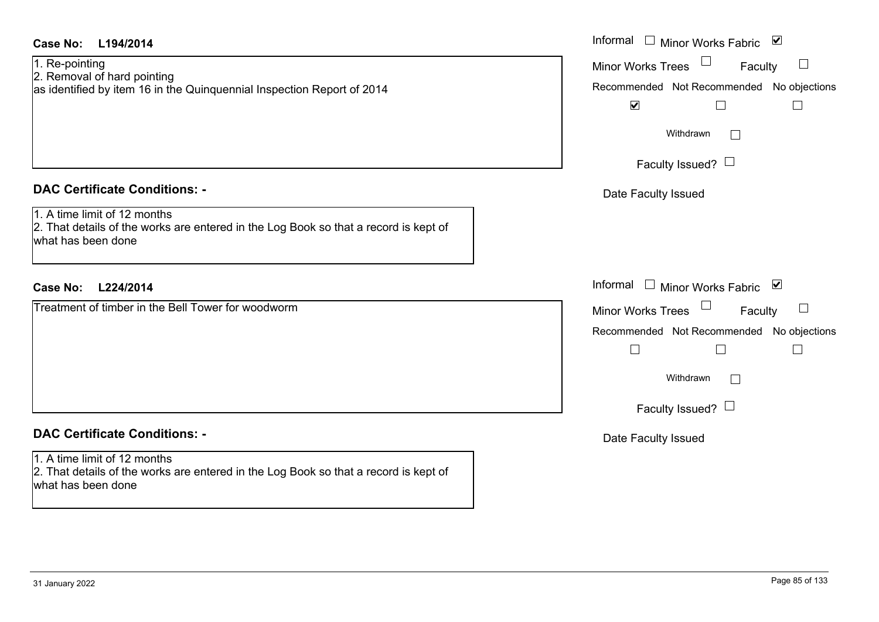**Case No: L194/2014**

1. Re-pointing
2. Removal of hard pointing

as identified by item 16 in the Quinquennial Inspection Report of 2014

Informal ☐ Minor Works Fabric ☑

Minor Works Trees ☐ Faculty ☐

Recommended ☑ Not Recommended ☐ No objections ☐

Withdrawn ☐

Faculty Issued? ☐

Date Faculty Issued

## DAC Certificate Conditions: -

1. A time limit of 12 months
2. That details of the works are entered in the Log Book so that a record is kept of what has been done

**Case No: L224/2014**

Treatment of timber in the Bell Tower for woodworm

Informal ☐ Minor Works Fabric ☑

Minor Works Trees ☐ Faculty ☐

Recommended ☐ Not Recommended ☐ No objections ☐

Withdrawn ☐

Faculty Issued? ☐

Date Faculty Issued

## DAC Certificate Conditions: -

1. A time limit of 12 months
2. That details of the works are entered in the Log Book so that a record is kept of what has been done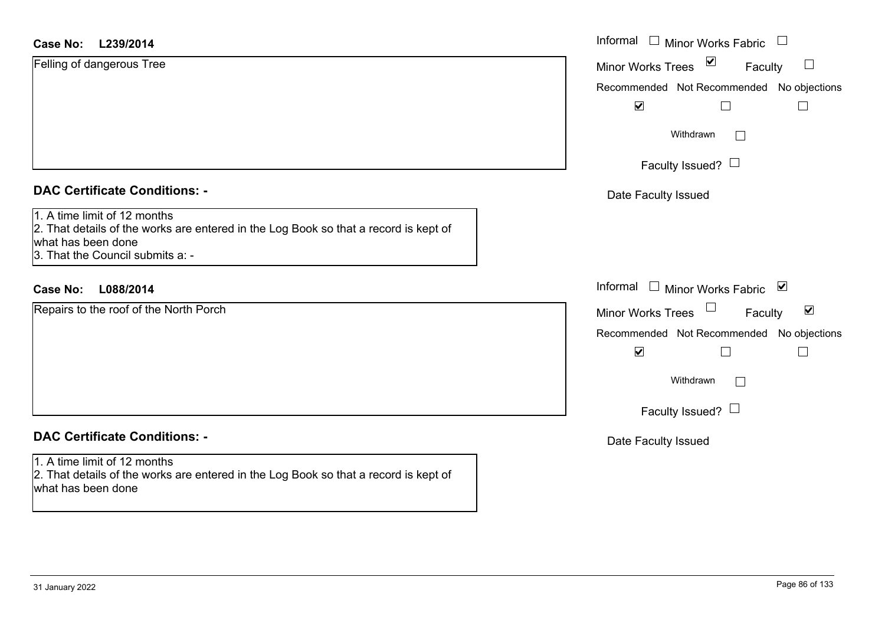**Case No: L239/2014**

Felling of dangerous Tree

Informal ☐ Minor Works Fabric ☐
Minor Works Trees ☑ Faculty ☐

| Recommended | Not Recommended | No objections |
|---|---|---|
| ☑ | ☐ | ☐ |

Withdrawn ☐

Faculty Issued? ☐

Date Faculty Issued

**DAC Certificate Conditions: -**

1. A time limit of 12 months
2. That details of the works are entered in the Log Book so that a record is kept of what has been done
3. That the Council submits a: -

**Case No: L088/2014**

Repairs to the roof of the North Porch

Informal ☐ Minor Works Fabric ☑
Minor Works Trees ☐ Faculty ☑

| Recommended | Not Recommended | No objections |
|---|---|---|
| ☑ | ☐ | ☐ |

Withdrawn ☐

Faculty Issued? ☐

Date Faculty Issued

**DAC Certificate Conditions: -**

1. A time limit of 12 months
2. That details of the works are entered in the Log Book so that a record is kept of what has been done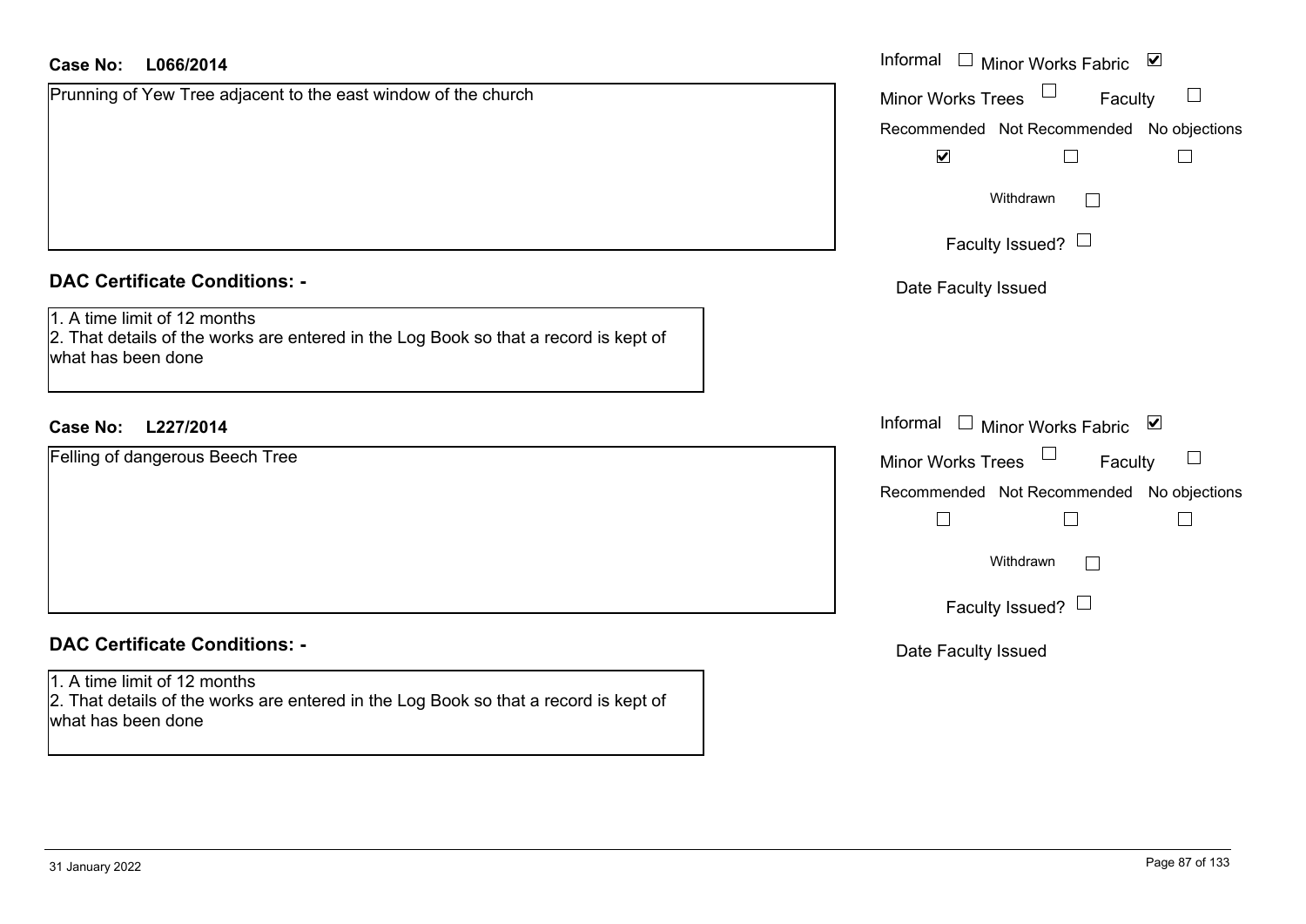**Case No: L066/2014**

Prunning of Yew Tree adjacent to the east window of the church

Informal ☐ Minor Works Fabric ☑

Minor Works Trees ☐ Faculty ☐

Recommended ☑ Not Recommended ☐ No objections ☐

Withdrawn ☐

Faculty Issued? ☐

Date Faculty Issued

## DAC Certificate Conditions: -

1. A time limit of 12 months
2. That details of the works are entered in the Log Book so that a record is kept of what has been done

**Case No: L227/2014**

Felling of dangerous Beech Tree

Informal ☐ Minor Works Fabric ☑

Minor Works Trees ☐ Faculty ☐

Recommended ☐ Not Recommended ☐ No objections ☐

Withdrawn ☐

Faculty Issued? ☐

Date Faculty Issued

## DAC Certificate Conditions: -

1. A time limit of 12 months
2. That details of the works are entered in the Log Book so that a record is kept of what has been done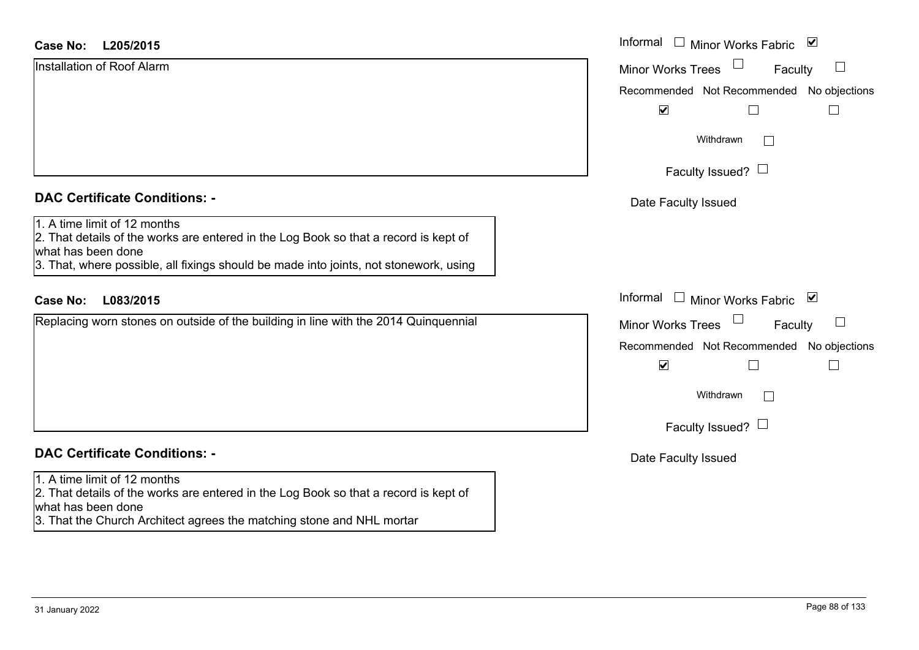**Case No: L205/2015**

Installation of Roof Alarm

Informal ☐ Minor Works Fabric ☑

Minor Works Trees ☐ Faculty ☐

Recommended ☑ Not Recommended ☐ No objections ☐

Withdrawn ☐

Faculty Issued? ☐

Date Faculty Issued

**DAC Certificate Conditions: -**

1. A time limit of 12 months
2. That details of the works are entered in the Log Book so that a record is kept of what has been done
3. That, where possible, all fixings should be made into joints, not stonework, using

**Case No: L083/2015**

Replacing worn stones on outside of the building in line with the 2014 Quinquennial

Informal ☐ Minor Works Fabric ☑

Minor Works Trees ☐ Faculty ☐

Recommended ☑ Not Recommended ☐ No objections ☐

Withdrawn ☐

Faculty Issued? ☐

Date Faculty Issued

**DAC Certificate Conditions: -**

1. A time limit of 12 months
2. That details of the works are entered in the Log Book so that a record is kept of what has been done
3. That the Church Architect agrees the matching stone and NHL mortar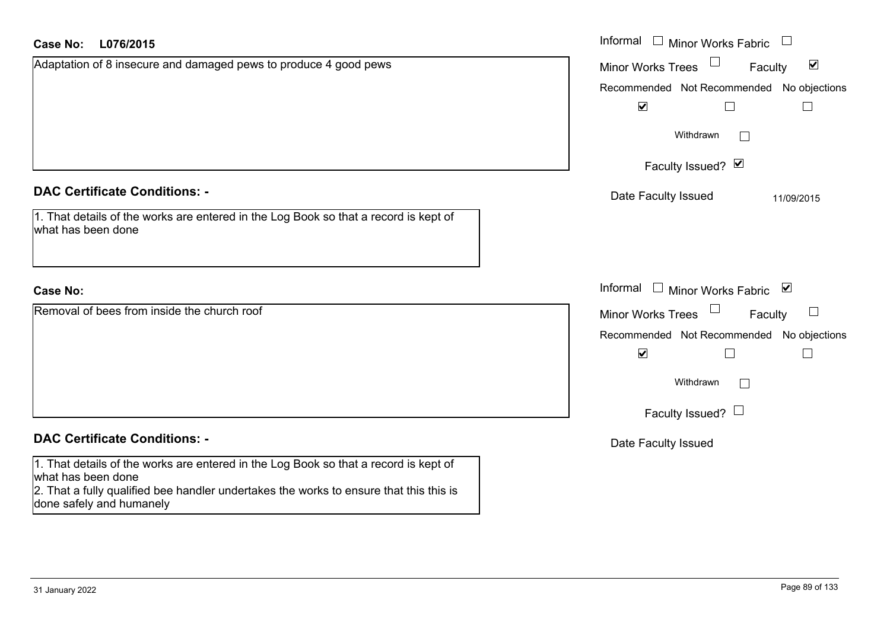**Case No:** L076/2015

Adaptation of 8 insecure and damaged pews to produce 4 good pews

Informal ☐ Minor Works Fabric ☐
Minor Works Trees ☐ Faculty ☑

Recommended ☑ Not Recommended ☐ No objections ☐

Withdrawn ☐

Faculty Issued? ☑

Date Faculty Issued: 11/09/2015

## DAC Certificate Conditions: -

1. That details of the works are entered in the Log Book so that a record is kept of what has been done

**Case No:**

Removal of bees from inside the church roof

Informal ☐ Minor Works Fabric ☑
Minor Works Trees ☐ Faculty ☐

Recommended ☑ Not Recommended ☐ No objections ☐

Withdrawn ☐

Faculty Issued? ☐

Date Faculty Issued:

## DAC Certificate Conditions: -

1. That details of the works are entered in the Log Book so that a record is kept of what has been done
2. That a fully qualified bee handler undertakes the works to ensure that this this is done safely and humanely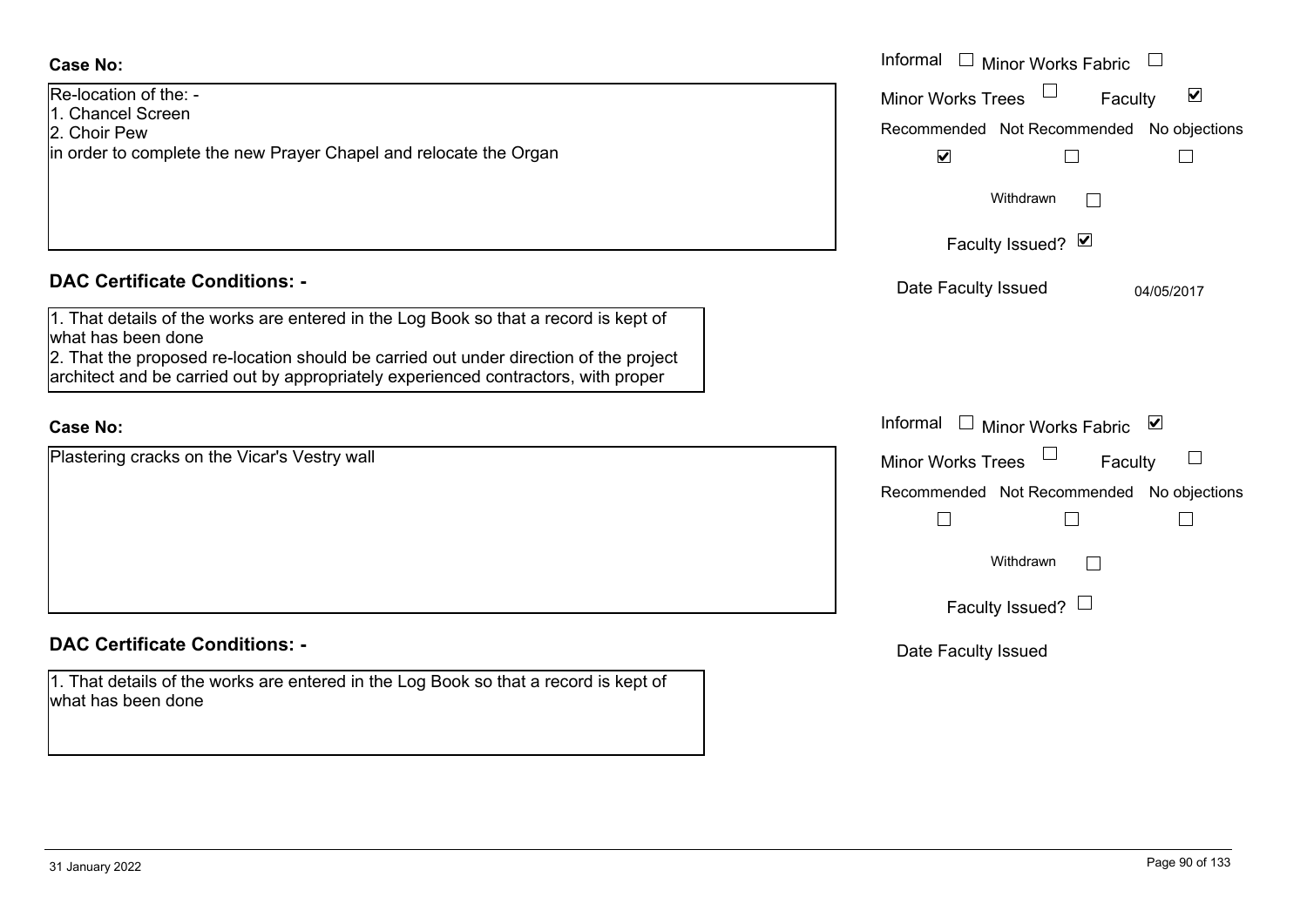**Case No:**

Re-location of the: -
1. Chancel Screen
2. Choir Pew
in order to complete the new Prayer Chapel and relocate the Organ

Informal ☐ Minor Works Fabric ☐
Minor Works Trees ☐ Faculty ☑

| Recommended | Not Recommended | No objections |
|---|---|---|
| ☑ | ☐ | ☐ |

Withdrawn ☐

Faculty Issued? ☑

Date Faculty Issued 04/05/2017

**DAC Certificate Conditions: -**

1. That details of the works are entered in the Log Book so that a record is kept of what has been done
2. That the proposed re-location should be carried out under direction of the project architect and be carried out by appropriately experienced contractors, with proper

**Case No:**

Plastering cracks on the Vicar's Vestry wall

Informal ☐ Minor Works Fabric ☑
Minor Works Trees ☐ Faculty ☐

| Recommended | Not Recommended | No objections |
|---|---|---|
| ☐ | ☐ | ☐ |

Withdrawn ☐

Faculty Issued? ☐

Date Faculty Issued

**DAC Certificate Conditions: -**

1. That details of the works are entered in the Log Book so that a record is kept of what has been done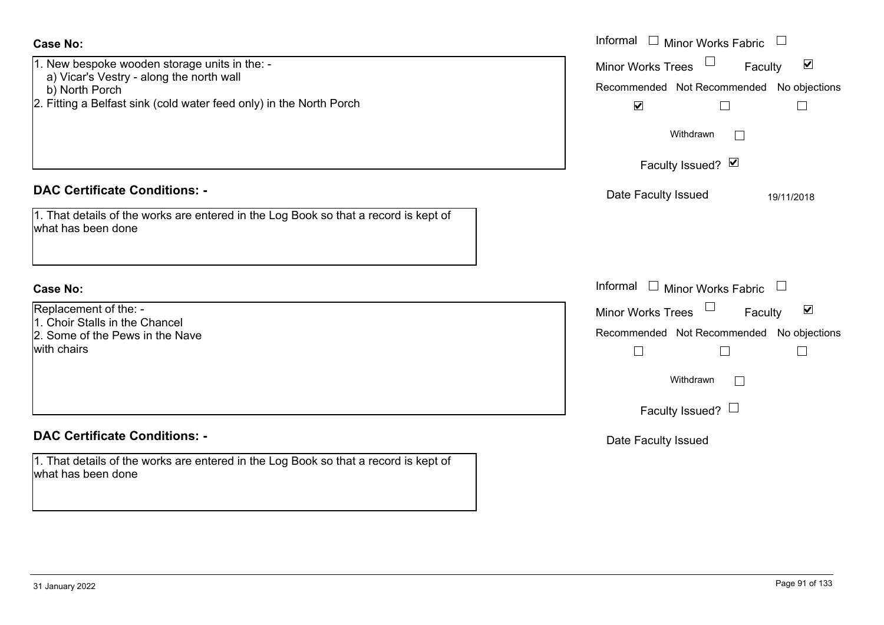**Case No:**

1. New bespoke wooden storage units in the: -
   a) Vicar's Vestry - along the north wall
   b) North Porch
2. Fitting a Belfast sink (cold water feed only) in the North Porch

Informal ☐ Minor Works Fabric ☐
Minor Works Trees ☐ Faculty ☑
Recommended ☑ Not Recommended ☐ No objections ☐
Withdrawn ☐
Faculty Issued? ☑
Date Faculty Issued 19/11/2018

**DAC Certificate Conditions: -**

1. That details of the works are entered in the Log Book so that a record is kept of what has been done

**Case No:**

Replacement of the: -
1. Choir Stalls in the Chancel
2. Some of the Pews in the Nave
with chairs

Informal ☐ Minor Works Fabric ☐
Minor Works Trees ☐ Faculty ☑
Recommended ☐ Not Recommended ☐ No objections ☐
Withdrawn ☐
Faculty Issued? ☐
Date Faculty Issued

**DAC Certificate Conditions: -**

1. That details of the works are entered in the Log Book so that a record is kept of what has been done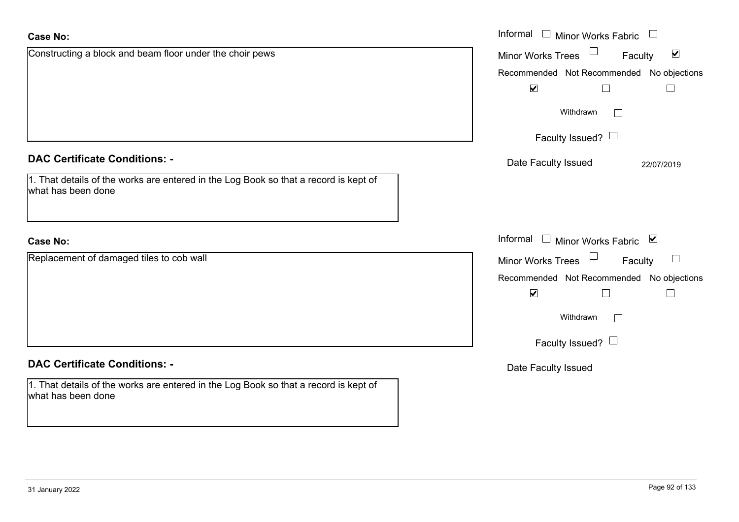**Case No:**

Constructing a block and beam floor under the choir pews

Informal ☐ Minor Works Fabric ☐
Minor Works Trees ☐ Faculty ☑

| Recommended | Not Recommended | No objections |
|---|---|---|
| ☑ | ☐ | ☐ |

Withdrawn ☐

Faculty Issued? ☐

Date Faculty Issued 22/07/2019

**DAC Certificate Conditions: -**

1. That details of the works are entered in the Log Book so that a record is kept of what has been done

**Case No:**

Replacement of damaged tiles to cob wall

Informal ☐ Minor Works Fabric ☑
Minor Works Trees ☐ Faculty ☐

| Recommended | Not Recommended | No objections |
|---|---|---|
| ☑ | ☐ | ☐ |

Withdrawn ☐

Faculty Issued? ☐

Date Faculty Issued

**DAC Certificate Conditions: -**

1. That details of the works are entered in the Log Book so that a record is kept of what has been done

31 January 2022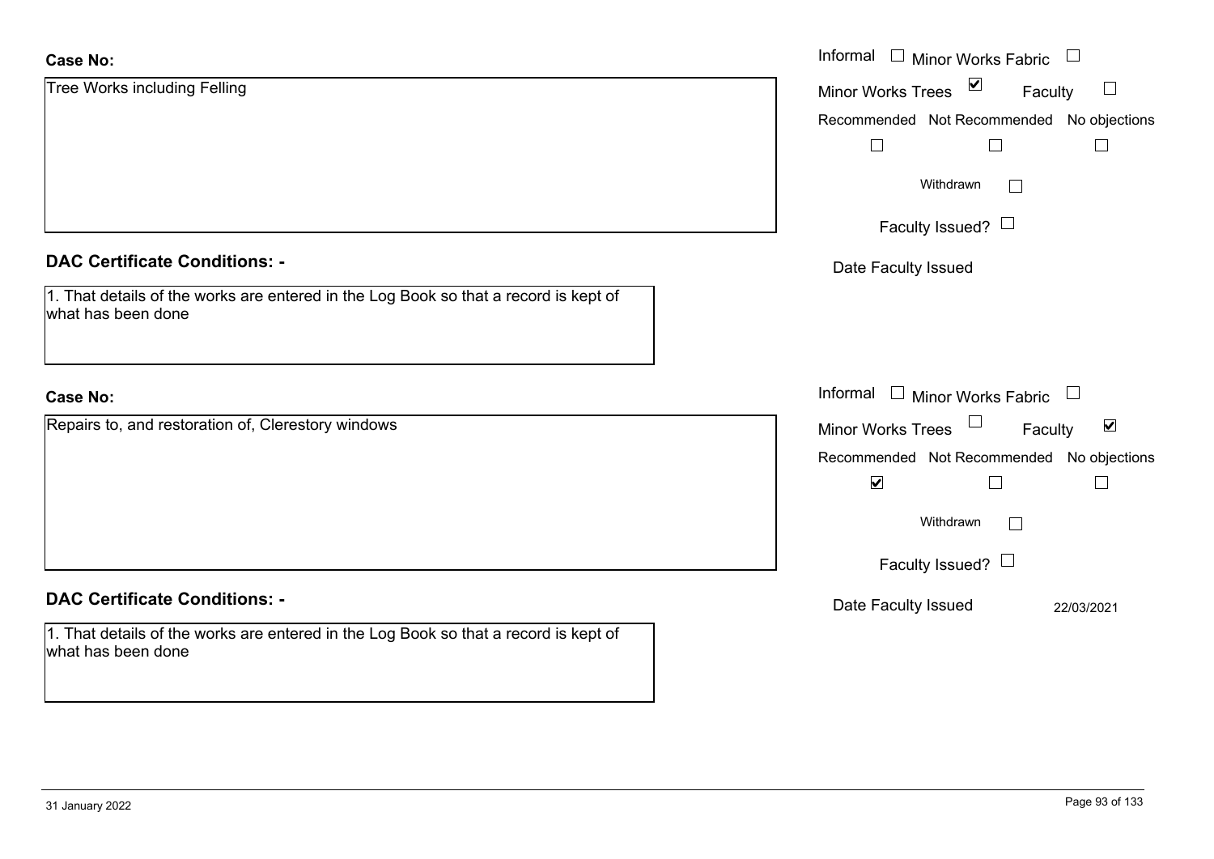**Case No:**

Tree Works including Felling

Informal ☐ Minor Works Fabric ☐
Minor Works Trees ☑ Faculty ☐
Recommended ☐ Not Recommended ☐ No objections ☐
Withdrawn ☐
Faculty Issued? ☐
Date Faculty Issued

**DAC Certificate Conditions: -**

1. That details of the works are entered in the Log Book so that a record is kept of what has been done

**Case No:**

Repairs to, and restoration of, Clerestory windows

Informal ☐ Minor Works Fabric ☐
Minor Works Trees ☐ Faculty ☑
Recommended ☑ Not Recommended ☐ No objections ☐
Withdrawn ☐
Faculty Issued? ☐
Date Faculty Issued 22/03/2021

**DAC Certificate Conditions: -**

1. That details of the works are entered in the Log Book so that a record is kept of what has been done

31 January 2022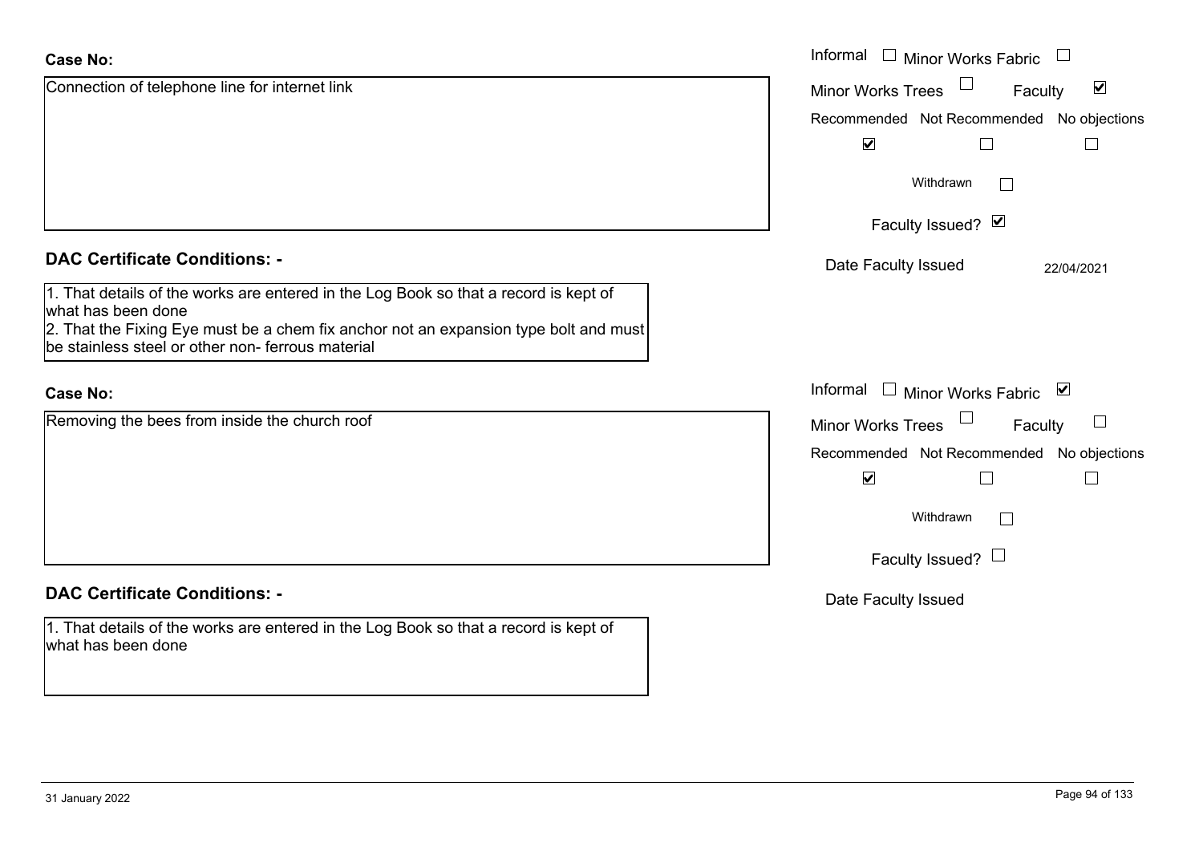**Case No:**

Connection of telephone line for internet link

Informal ☐ Minor Works Fabric ☐

Minor Works Trees ☐ Faculty ☑

Recommended ☑ Not Recommended ☐ No objections ☐

Withdrawn ☐

Faculty Issued? ☑

Date Faculty Issued 22/04/2021

**DAC Certificate Conditions: -**

1. That details of the works are entered in the Log Book so that a record is kept of what has been done
2. That the Fixing Eye must be a chem fix anchor not an expansion type bolt and must be stainless steel or other non- ferrous material

**Case No:**

Removing the bees from inside the church roof

Informal ☐ Minor Works Fabric ☑

Minor Works Trees ☐ Faculty ☐

Recommended ☑ Not Recommended ☐ No objections ☐

Withdrawn ☐

Faculty Issued? ☐

Date Faculty Issued

**DAC Certificate Conditions: -**

1. That details of the works are entered in the Log Book so that a record is kept of what has been done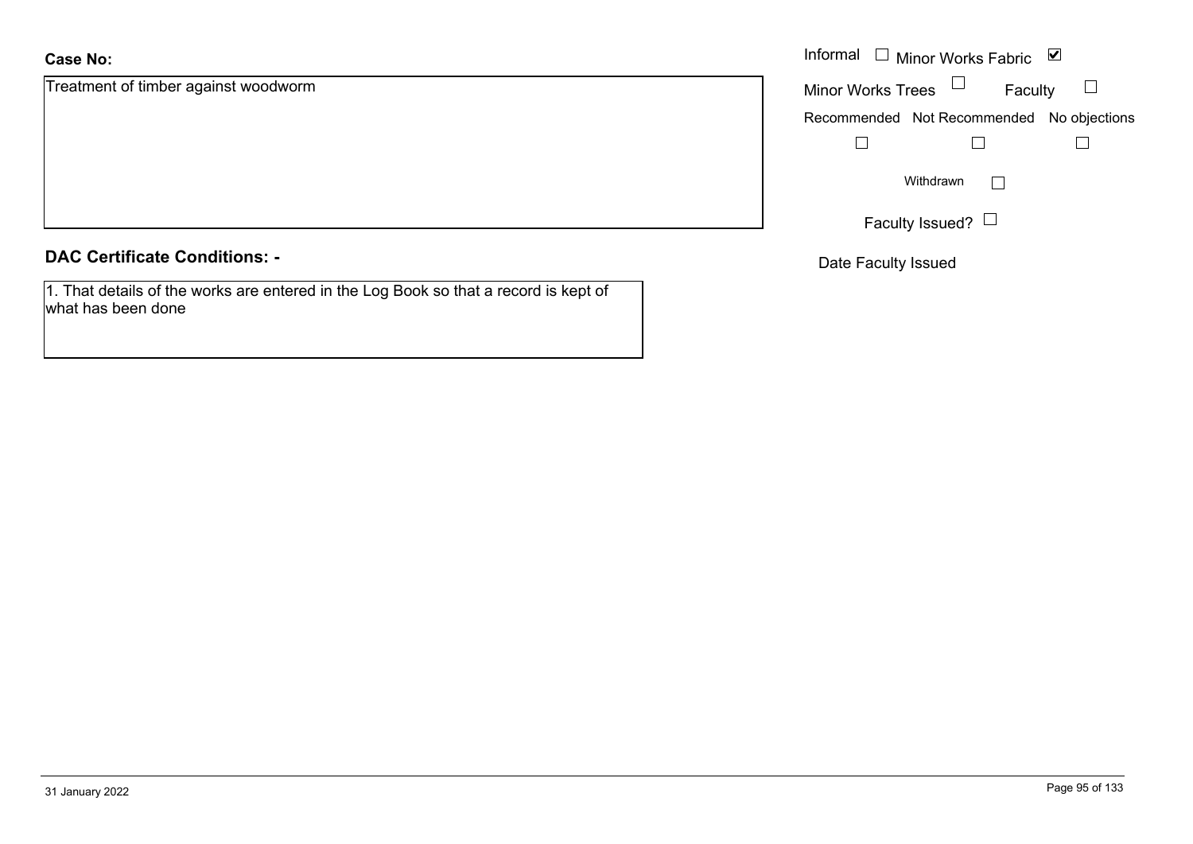**Case No:**

Treatment of timber against woodworm

Informal ☐ Minor Works Fabric ☑

Minor Works Trees ☐ Faculty ☐

Recommended ☐ Not Recommended ☐ No objections ☐

Withdrawn ☐

Faculty Issued? ☐

Date Faculty Issued

**DAC Certificate Conditions: -**

1. That details of the works are entered in the Log Book so that a record is kept of what has been done

31 January 2022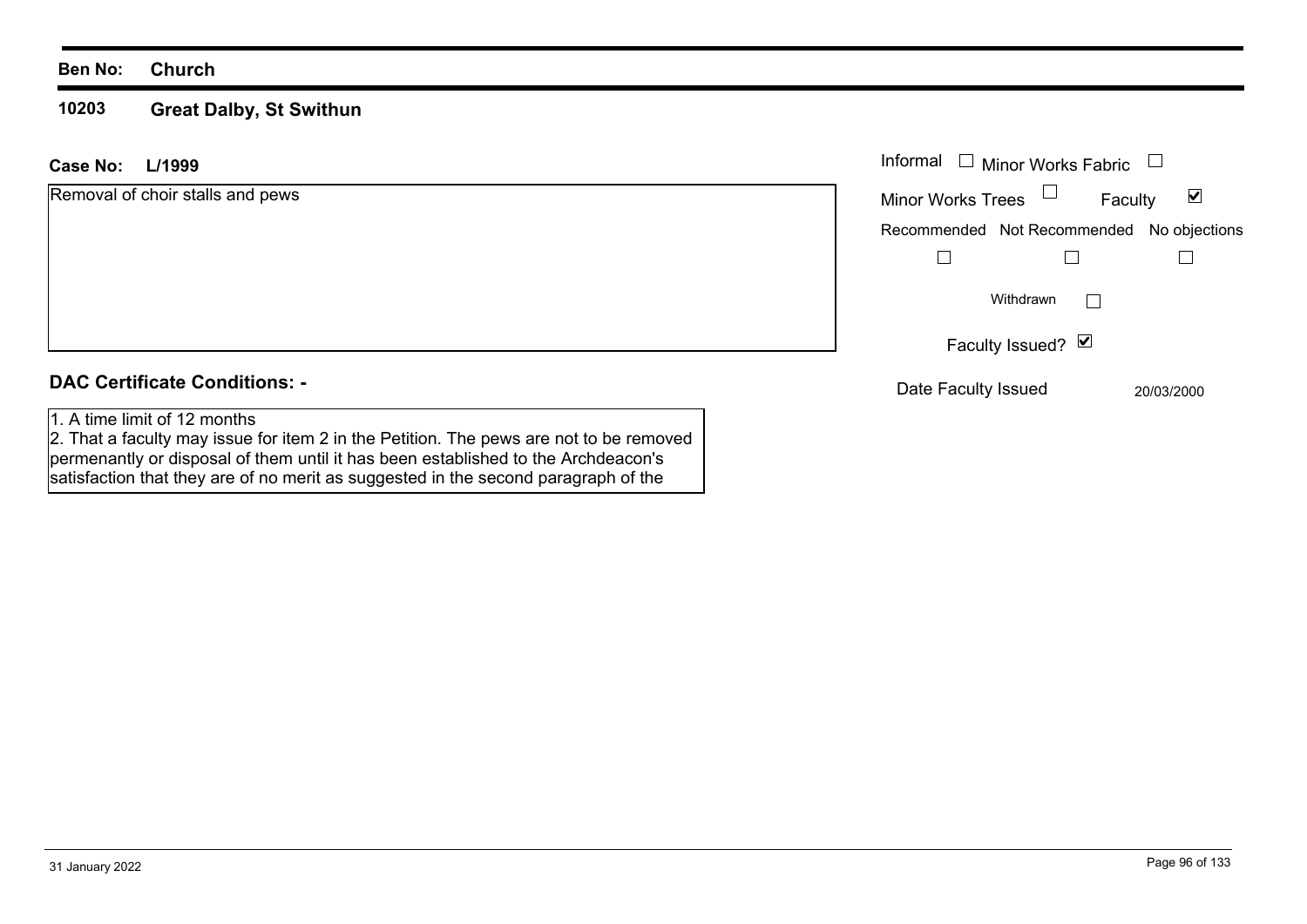**Ben No:** **Church**

**10203** **Great Dalby, St Swithun**

**Case No:** **L/1999**

Removal of choir stalls and pews

Informal ☐ Minor Works Fabric ☐

Minor Works Trees ☐ Faculty ☑

| Recommended | Not Recommended | No objections |
|---|---|---|
| ☐ | ☐ | ☐ |

Withdrawn ☐

Faculty Issued? ☑

Date Faculty Issued 20/03/2000

**DAC Certificate Conditions: -**

1. A time limit of 12 months
2. That a faculty may issue for item 2 in the Petition. The pews are not to be removed permenantly or disposal of them until it has been established to the Archdeacon's satisfaction that they are of no merit as suggested in the second paragraph of the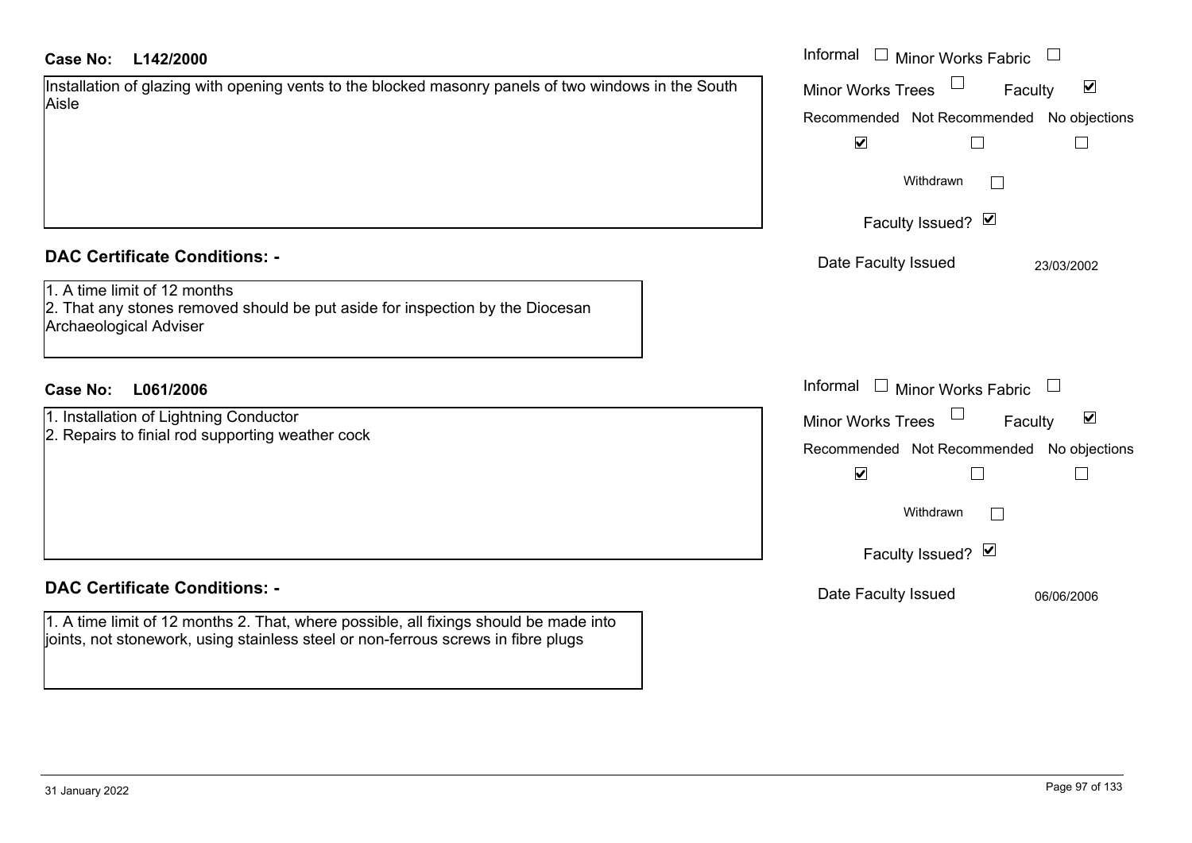**Case No: L142/2000**

Installation of glazing with opening vents to the blocked masonry panels of two windows in the South Aisle

Informal ☐ Minor Works Fabric ☐

Minor Works Trees ☐ Faculty ☑

| Recommended | Not Recommended | No objections |
|---|---|---|
| ☑ | ☐ | ☐ |

Withdrawn ☐

Faculty Issued? ☑

Date Faculty Issued 23/03/2002

## DAC Certificate Conditions: -

1. A time limit of 12 months
2. That any stones removed should be put aside for inspection by the Diocesan Archaeological Adviser

**Case No: L061/2006**

1. Installation of Lightning Conductor
2. Repairs to finial rod supporting weather cock

Informal ☐ Minor Works Fabric ☐

Minor Works Trees ☐ Faculty ☑

| Recommended | Not Recommended | No objections |
|---|---|---|
| ☑ | ☐ | ☐ |

Withdrawn ☐

Faculty Issued? ☑

Date Faculty Issued 06/06/2006

## DAC Certificate Conditions: -

1. A time limit of 12 months 2. That, where possible, all fixings should be made into joints, not stonework, using stainless steel or non-ferrous screws in fibre plugs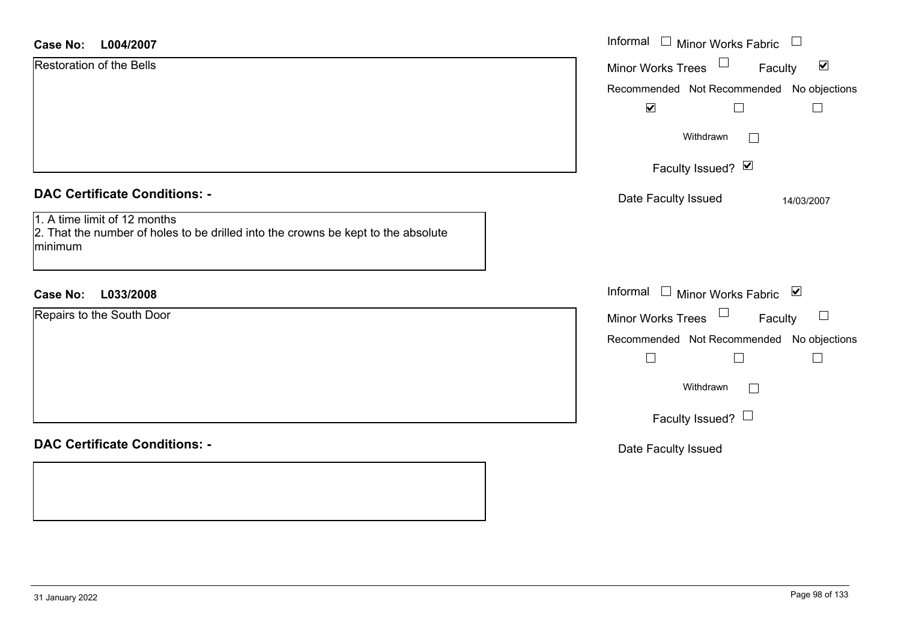**Case No:** **L004/2007**

Restoration of the Bells

Informal ☐ Minor Works Fabric ☐
Minor Works Trees ☐ Faculty ☑

| Recommended | Not Recommended | No objections |
|---|---|---|
| ☑ | ☐ | ☐ |

Withdrawn ☐

Faculty Issued? ☑

Date Faculty Issued 14/03/2007

**DAC Certificate Conditions: -**

1. A time limit of 12 months
2. That the number of holes to be drilled into the crowns be kept to the absolute minimum

**Case No:** **L033/2008**

Repairs to the South Door

Informal ☐ Minor Works Fabric ☑
Minor Works Trees ☐ Faculty ☐

| Recommended | Not Recommended | No objections |
|---|---|---|
| ☐ | ☐ | ☐ |

Withdrawn ☐

Faculty Issued? ☐

Date Faculty Issued

**DAC Certificate Conditions: -**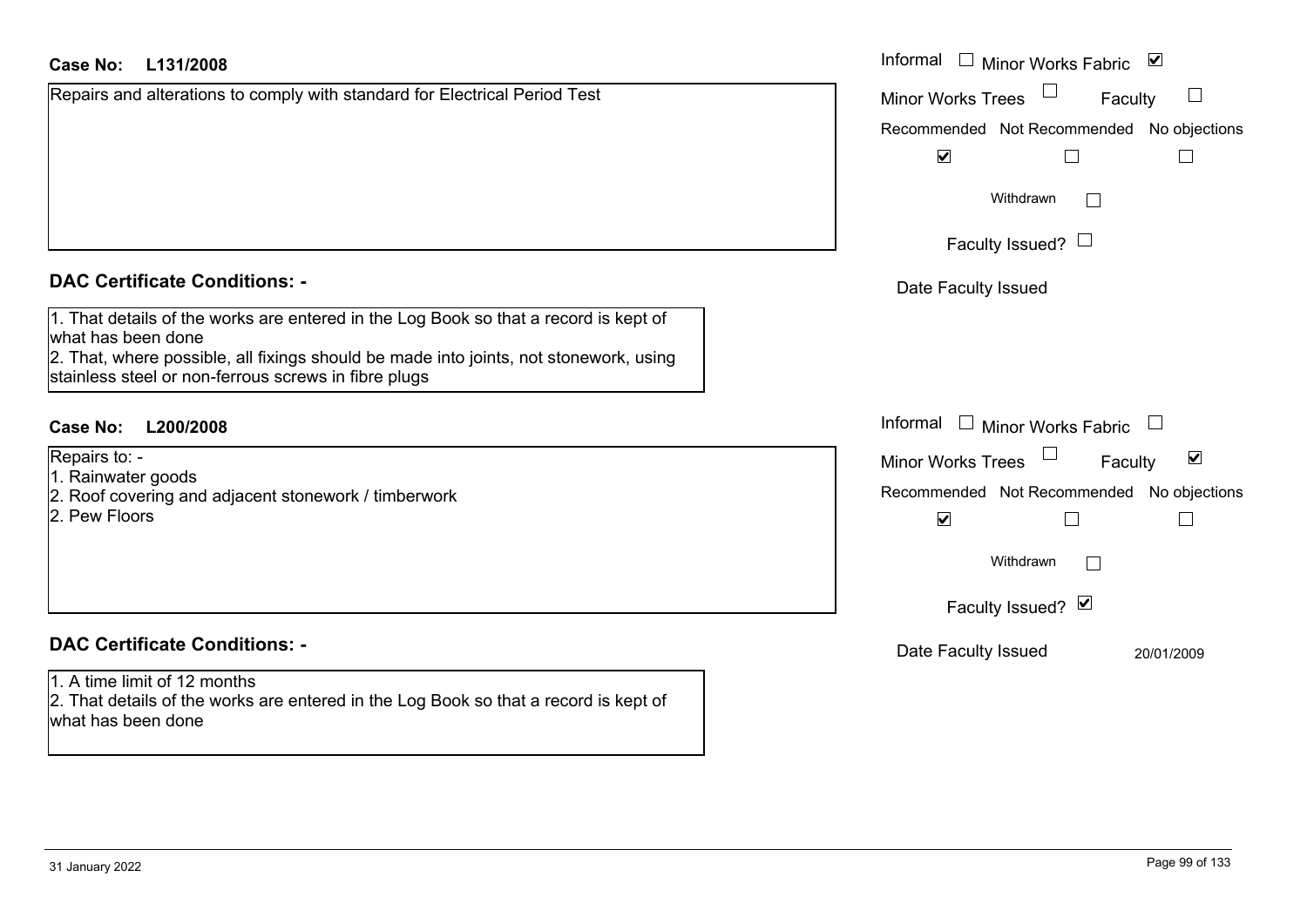**Case No: L131/2008**

Repairs and alterations to comply with standard for Electrical Period Test

Informal ☐ Minor Works Fabric ☑

Minor Works Trees ☐ Faculty ☐

| Recommended | Not Recommended | No objections |
|---|---|---|
| ☑ | ☐ | ☐ |

Withdrawn ☐

Faculty Issued? ☐

Date Faculty Issued

## DAC Certificate Conditions: -

1. That details of the works are entered in the Log Book so that a record is kept of what has been done
2. That, where possible, all fixings should be made into joints, not stonework, using stainless steel or non-ferrous screws in fibre plugs

**Case No: L200/2008**

Repairs to: -
1. Rainwater goods
2. Roof covering and adjacent stonework / timberwork
2. Pew Floors

Informal ☐ Minor Works Fabric ☐

Minor Works Trees ☐ Faculty ☑

| Recommended | Not Recommended | No objections |
|---|---|---|
| ☑ | ☐ | ☐ |

Withdrawn ☐

Faculty Issued? ☑

Date Faculty Issued 20/01/2009

## DAC Certificate Conditions: -

1. A time limit of 12 months
2. That details of the works are entered in the Log Book so that a record is kept of what has been done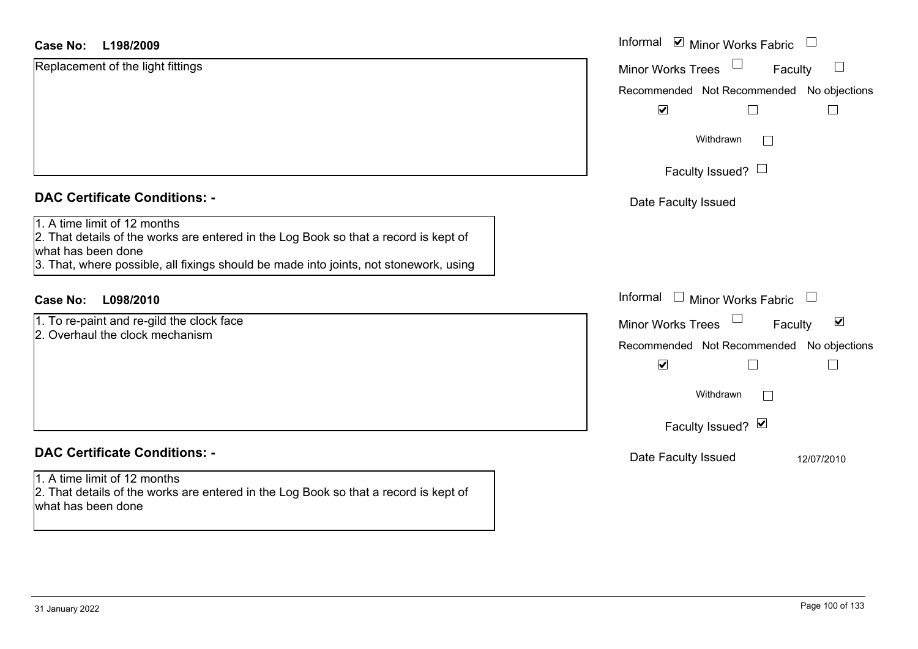**Case No: L198/2009**

Replacement of the light fittings

Informal ☑ Minor Works Fabric ☐
Minor Works Trees ☐ Faculty ☐

| Recommended | Not Recommended | No objections |
|---|---|---|
| ☑ | ☐ | ☐ |

Withdrawn ☐

Faculty Issued? ☐

Date Faculty Issued

**DAC Certificate Conditions: -**

1. A time limit of 12 months
2. That details of the works are entered in the Log Book so that a record is kept of what has been done
3. That, where possible, all fixings should be made into joints, not stonework, using

**Case No: L098/2010**

1. To re-paint and re-gild the clock face
2. Overhaul the clock mechanism

Informal ☐ Minor Works Fabric ☐
Minor Works Trees ☐ Faculty ☑

| Recommended | Not Recommended | No objections |
|---|---|---|
| ☑ | ☐ | ☐ |

Withdrawn ☐

Faculty Issued? ☑

Date Faculty Issued 12/07/2010

**DAC Certificate Conditions: -**

1. A time limit of 12 months
2. That details of the works are entered in the Log Book so that a record is kept of what has been done

31 January 2022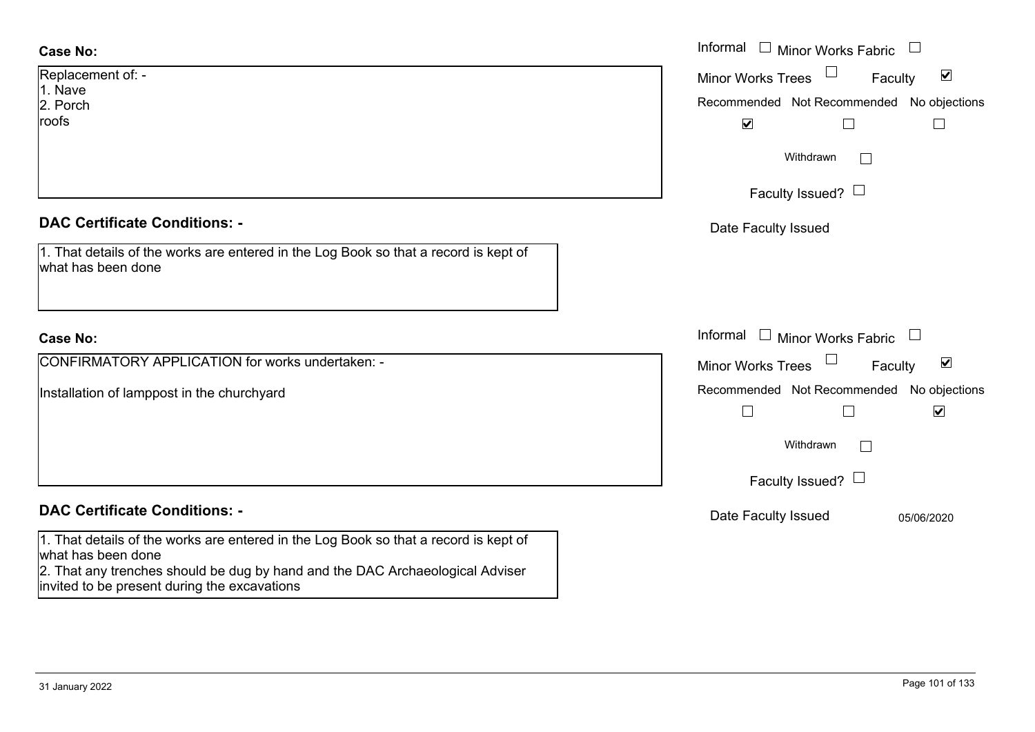**Case No:**

Replacement of: -
1. Nave
2. Porch
roofs

Informal ☐ Minor Works Fabric ☐
Minor Works Trees ☐ Faculty ☑

| Recommended | Not Recommended | No objections |
|---|---|---|
| ☑ | ☐ | ☐ |

Withdrawn ☐

Faculty Issued? ☐

Date Faculty Issued

**DAC Certificate Conditions: -**

1. That details of the works are entered in the Log Book so that a record is kept of what has been done

**Case No:**

CONFIRMATORY APPLICATION for works undertaken: -

Installation of lamppost in the churchyard

Informal ☐ Minor Works Fabric ☐
Minor Works Trees ☐ Faculty ☑

| Recommended | Not Recommended | No objections |
|---|---|---|
| ☐ | ☐ | ☑ |

Withdrawn ☐

Faculty Issued? ☐

Date Faculty Issued 05/06/2020

**DAC Certificate Conditions: -**

1. That details of the works are entered in the Log Book so that a record is kept of what has been done
2. That any trenches should be dug by hand and the DAC Archaeological Adviser invited to be present during the excavations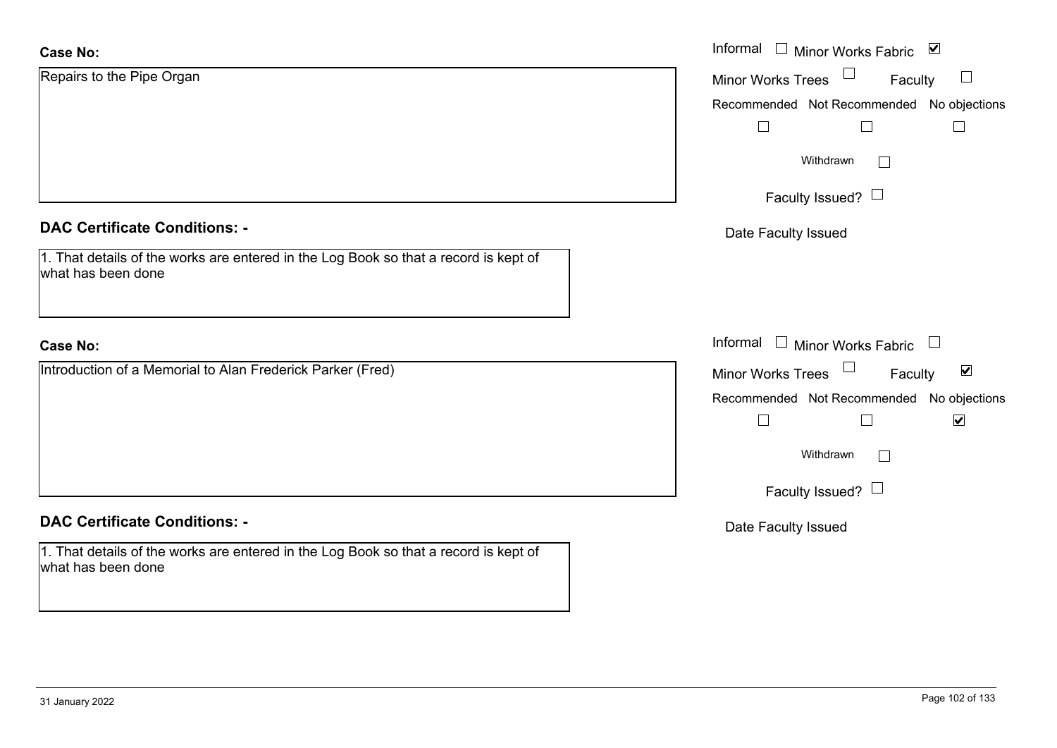**Case No:**

Repairs to the Pipe Organ

Informal ☐ Minor Works Fabric ☑

Minor Works Trees ☐ Faculty ☐

Recommended ☐ Not Recommended ☐ No objections ☐

Withdrawn ☐

Faculty Issued? ☐

Date Faculty Issued

**DAC Certificate Conditions: -**

1. That details of the works are entered in the Log Book so that a record is kept of what has been done

**Case No:**

Introduction of a Memorial to Alan Frederick Parker (Fred)

Informal ☐ Minor Works Fabric ☐

Minor Works Trees ☐ Faculty ☑

Recommended ☐ Not Recommended ☐ No objections ☑

Withdrawn ☐

Faculty Issued? ☐

Date Faculty Issued

**DAC Certificate Conditions: -**

1. That details of the works are entered in the Log Book so that a record is kept of what has been done

31 January 2022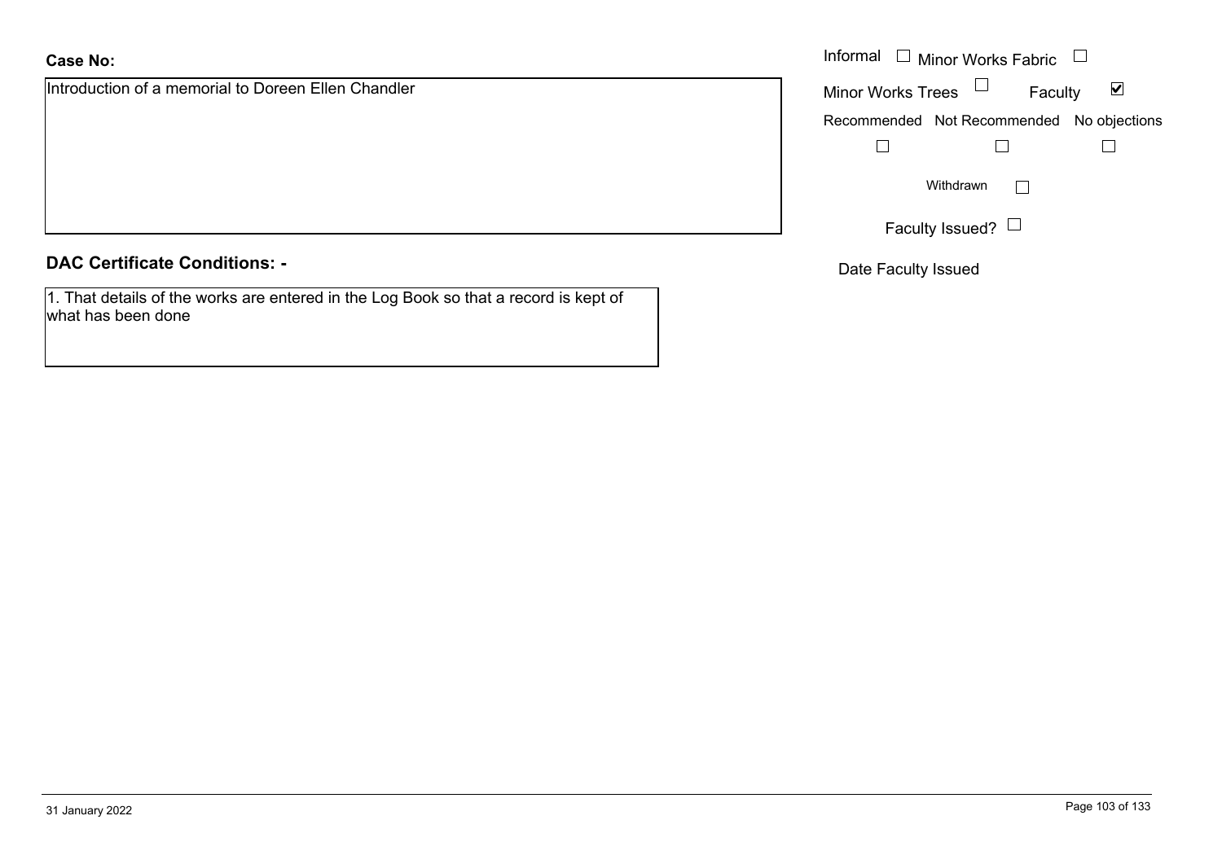**Case No:**

Introduction of a memorial to Doreen Ellen Chandler

Informal ☐ Minor Works Fabric ☐

Minor Works Trees ☐ Faculty ☑

Recommended ☐ Not Recommended ☐ No objections ☐

Withdrawn ☐

Faculty Issued? ☐

Date Faculty Issued

## DAC Certificate Conditions: -

1. That details of the works are entered in the Log Book so that a record is kept of what has been done

31 January 2022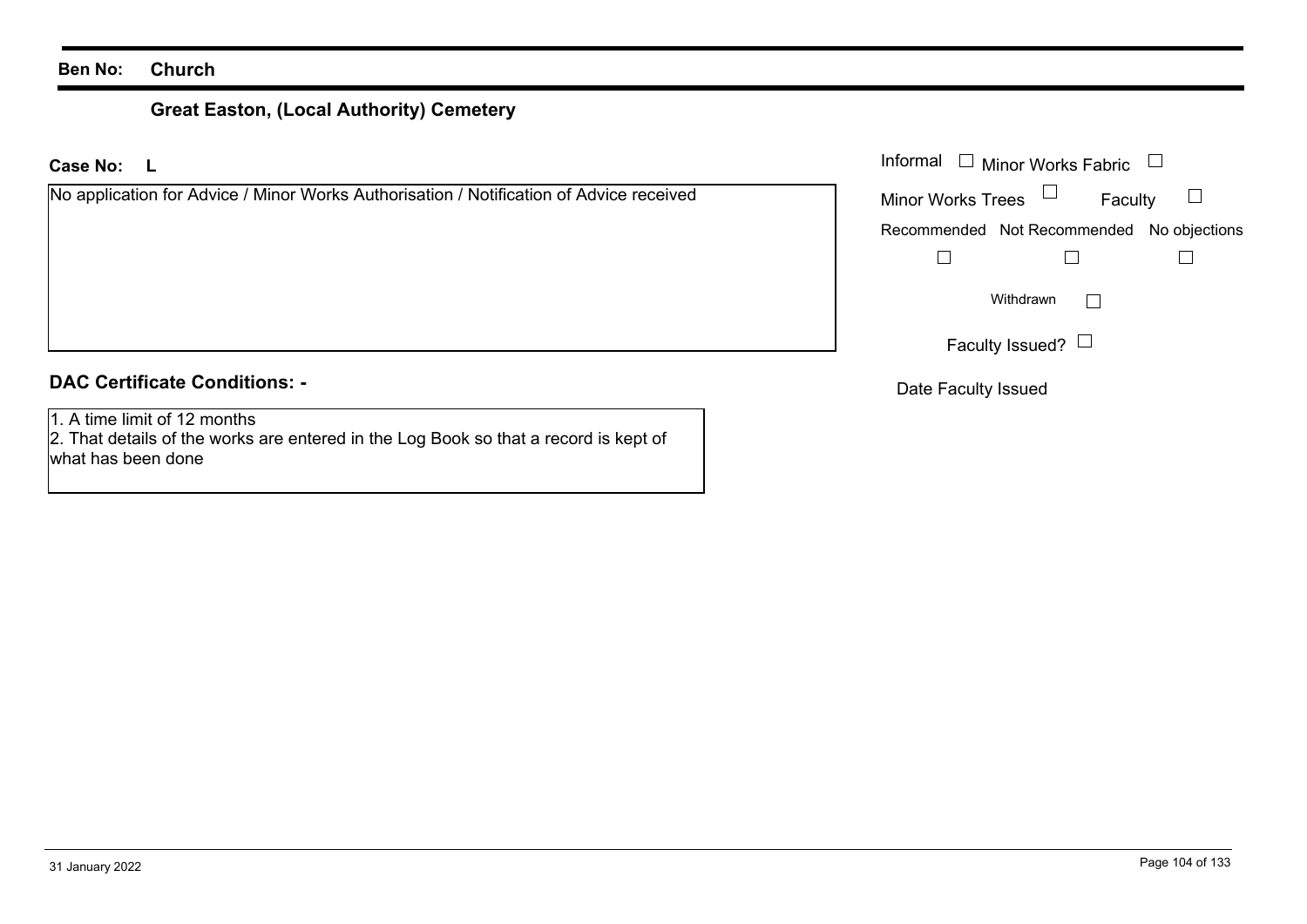**Ben No:** **Church**

## Great Easton, (Local Authority) Cemetery

**Case No:** **L**

No application for Advice / Minor Works Authorisation / Notification of Advice received

Informal ☐ Minor Works Fabric ☐

Minor Works Trees ☐ Faculty ☐

Recommended ☐ Not Recommended ☐ No objections ☐

Withdrawn ☐

Faculty Issued? ☐

Date Faculty Issued

**DAC Certificate Conditions: -**

1. A time limit of 12 months
2. That details of the works are entered in the Log Book so that a record is kept of what has been done

31 January 2022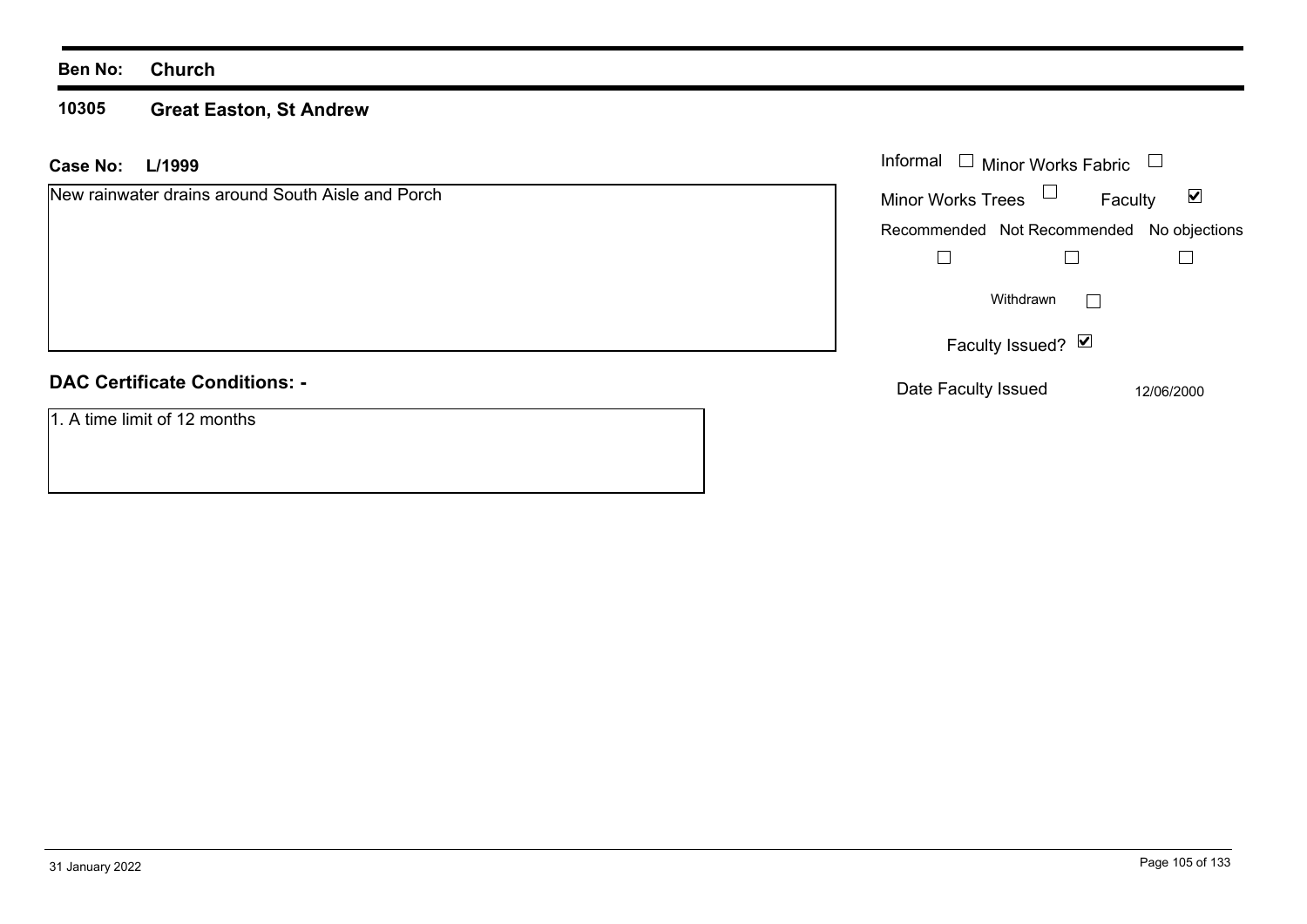**Ben No:** **Church**

**10305** **Great Easton, St Andrew**

**Case No:** **L/1999**

New rainwater drains around South Aisle and Porch

Informal ☐ Minor Works Fabric ☐

Minor Works Trees ☐ Faculty ☑

| Recommended | Not Recommended | No objections |
|---|---|---|
| ☐ | ☐ | ☐ |

Withdrawn ☐

Faculty Issued? ☑

Date Faculty Issued 12/06/2000

**DAC Certificate Conditions: -**

1. A time limit of 12 months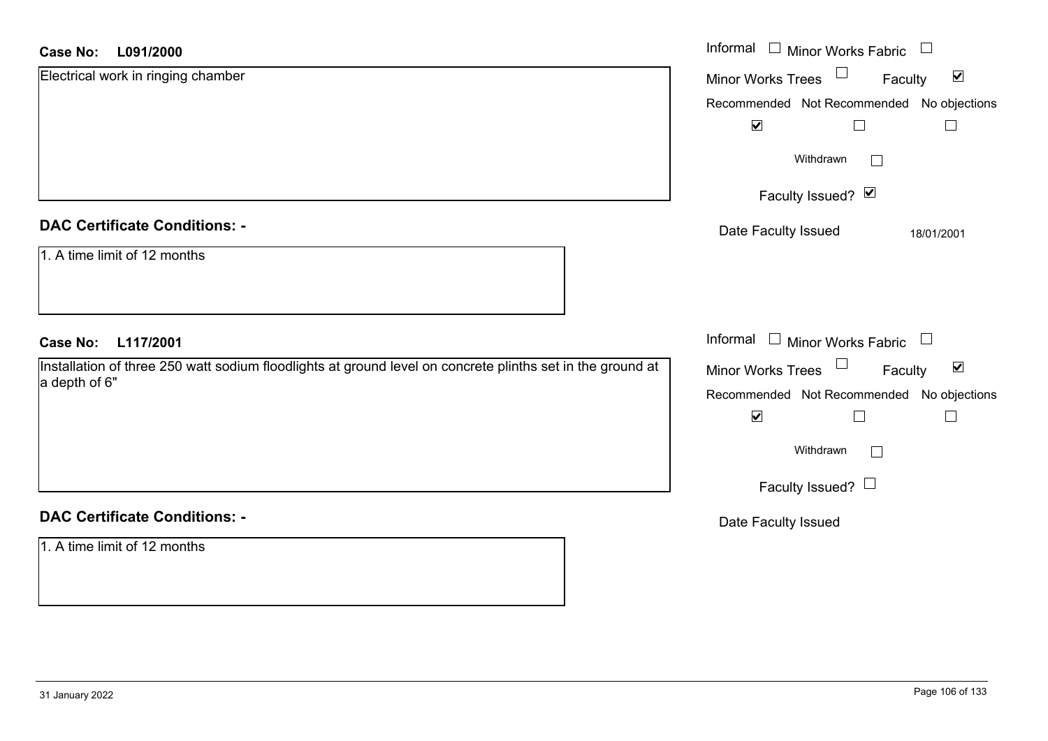**Case No: L091/2000**

Electrical work in ringing chamber

Informal ☐ Minor Works Fabric ☐
Minor Works Trees ☐ Faculty ☑

| Recommended | Not Recommended | No objections |
|---|---|---|
| ☑ | ☐ | ☐ |

Withdrawn ☐

Faculty Issued? ☑

Date Faculty Issued 18/01/2001

## DAC Certificate Conditions: -

1. A time limit of 12 months

**Case No: L117/2001**

Installation of three 250 watt sodium floodlights at ground level on concrete plinths set in the ground at a depth of 6"

Informal ☐ Minor Works Fabric ☐
Minor Works Trees ☐ Faculty ☑

| Recommended | Not Recommended | No objections |
|---|---|---|
| ☑ | ☐ | ☐ |

Withdrawn ☐

Faculty Issued? ☐

Date Faculty Issued

## DAC Certificate Conditions: -

1. A time limit of 12 months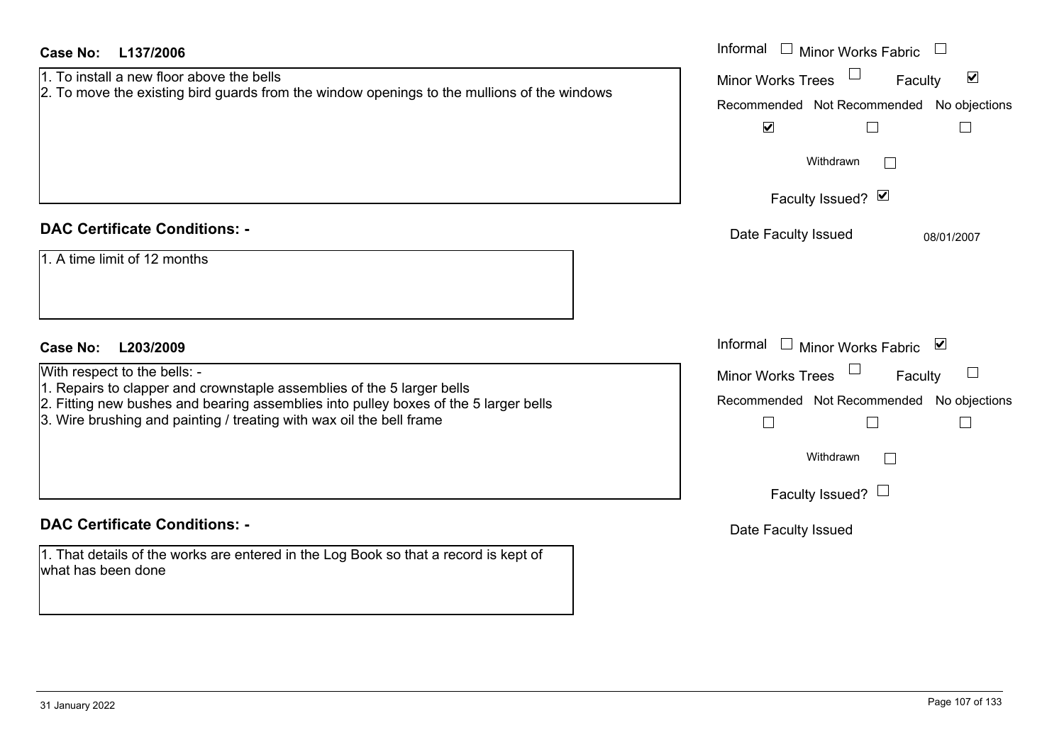**Case No: L137/2006**

1. To install a new floor above the bells
2. To move the existing bird guards from the window openings to the mullions of the windows

Informal ☐ Minor Works Fabric ☐
Minor Works Trees ☐ Faculty ☑
Recommended ☑ Not Recommended ☐ No objections ☐
Withdrawn ☐
Faculty Issued? ☑
Date Faculty Issued 08/01/2007

**DAC Certificate Conditions: -**

1. A time limit of 12 months

**Case No: L203/2009**

With respect to the bells: -

1. Repairs to clapper and crownstaple assemblies of the 5 larger bells
2. Fitting new bushes and bearing assemblies into pulley boxes of the 5 larger bells
3. Wire brushing and painting / treating with wax oil the bell frame

Informal ☐ Minor Works Fabric ☑
Minor Works Trees ☐ Faculty ☐
Recommended ☐ Not Recommended ☐ No objections ☐
Withdrawn ☐
Faculty Issued? ☐
Date Faculty Issued

**DAC Certificate Conditions: -**

1. That details of the works are entered in the Log Book so that a record is kept of what has been done

31 January 2022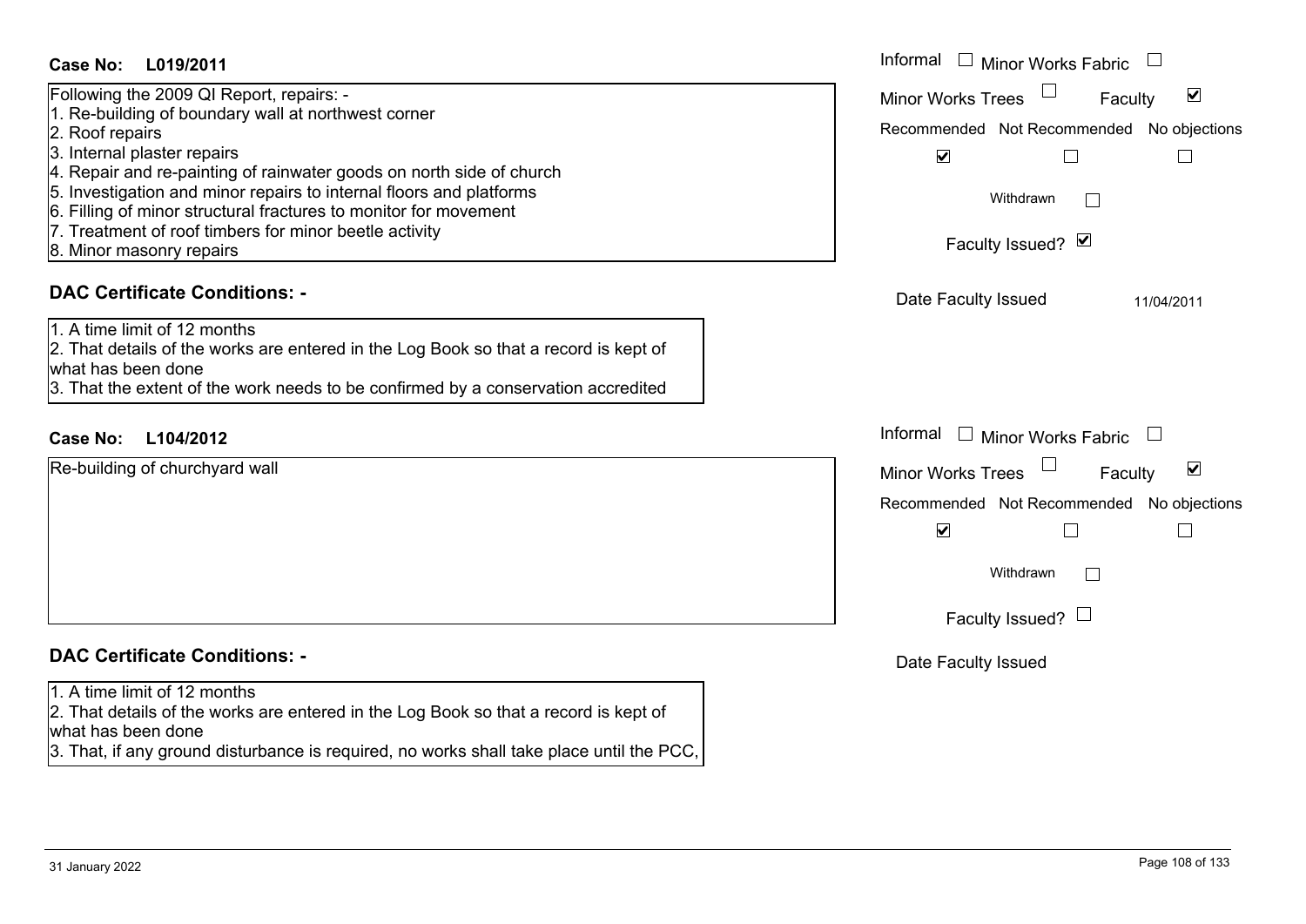**Case No: L019/2011**

Following the 2009 QI Report, repairs: -
1. Re-building of boundary wall at northwest corner
2. Roof repairs
3. Internal plaster repairs
4. Repair and re-painting of rainwater goods on north side of church
5. Investigation and minor repairs to internal floors and platforms
6. Filling of minor structural fractures to monitor for movement
7. Treatment of roof timbers for minor beetle activity
8. Minor masonry repairs

Informal ☐ Minor Works Fabric ☐
Minor Works Trees ☐ Faculty ☑

| Recommended | Not Recommended | No objections |
|---|---|---|
| ☑ | ☐ | ☐ |

Withdrawn ☐

Faculty Issued? ☑

Date Faculty Issued: 11/04/2011

## DAC Certificate Conditions: -

1. A time limit of 12 months
2. That details of the works are entered in the Log Book so that a record is kept of what has been done
3. That the extent of the work needs to be confirmed by a conservation accredited

**Case No: L104/2012**

Re-building of churchyard wall

Informal ☐ Minor Works Fabric ☐
Minor Works Trees ☐ Faculty ☑

| Recommended | Not Recommended | No objections |
|---|---|---|
| ☑ | ☐ | ☐ |

Withdrawn ☐

Faculty Issued? ☐

Date Faculty Issued

## DAC Certificate Conditions: -

1. A time limit of 12 months
2. That details of the works are entered in the Log Book so that a record is kept of what has been done
3. That, if any ground disturbance is required, no works shall take place until the PCC,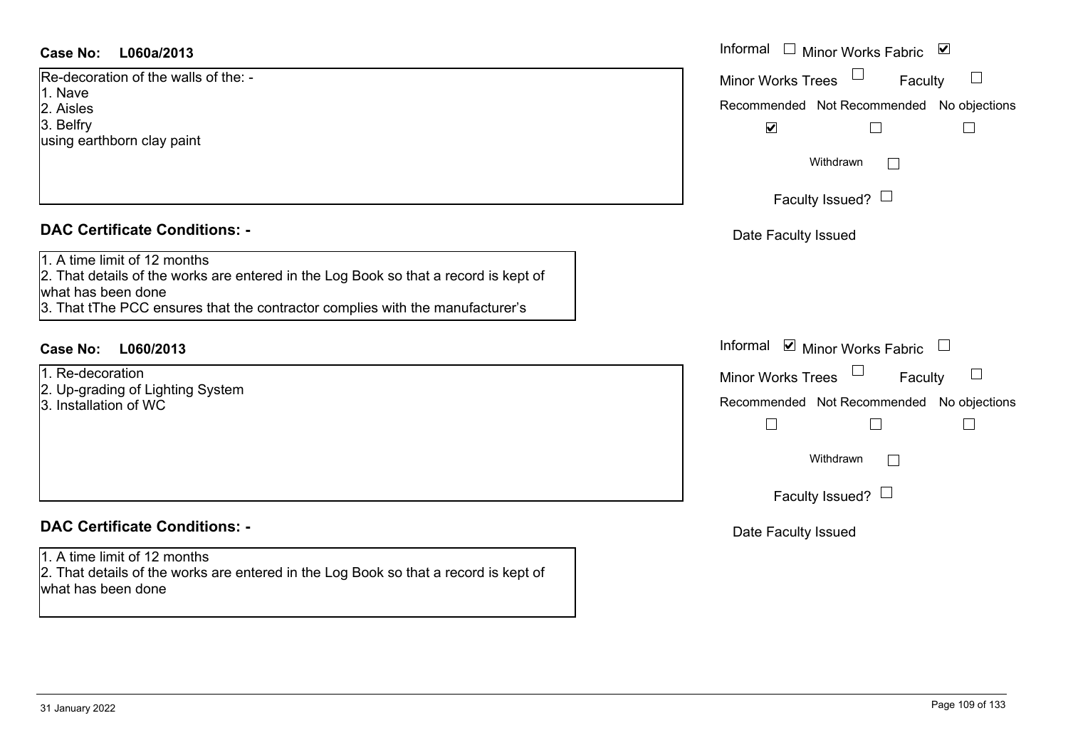**Case No: L060a/2013**

Informal ☐ Minor Works Fabric ☑

Minor Works Trees ☐ Faculty ☐

Re-decoration of the walls of the: -
1. Nave
2. Aisles
3. Belfry

using earthborn clay paint

| Recommended | Not Recommended | No objections |
|---|---|---|
| ☑ | ☐ | ☐ |

Withdrawn ☐

Faculty Issued? ☐

Date Faculty Issued

**DAC Certificate Conditions: -**

1. A time limit of 12 months
2. That details of the works are entered in the Log Book so that a record is kept of what has been done
3. That tThe PCC ensures that the contractor complies with the manufacturer’s

**Case No: L060/2013**

Informal ☑ Minor Works Fabric ☐

Minor Works Trees ☐ Faculty ☐

1. Re-decoration
2. Up-grading of Lighting System
3. Installation of WC

| Recommended | Not Recommended | No objections |
|---|---|---|
| ☐ | ☐ | ☐ |

Withdrawn ☐

Faculty Issued? ☐

Date Faculty Issued

**DAC Certificate Conditions: -**

1. A time limit of 12 months
2. That details of the works are entered in the Log Book so that a record is kept of what has been done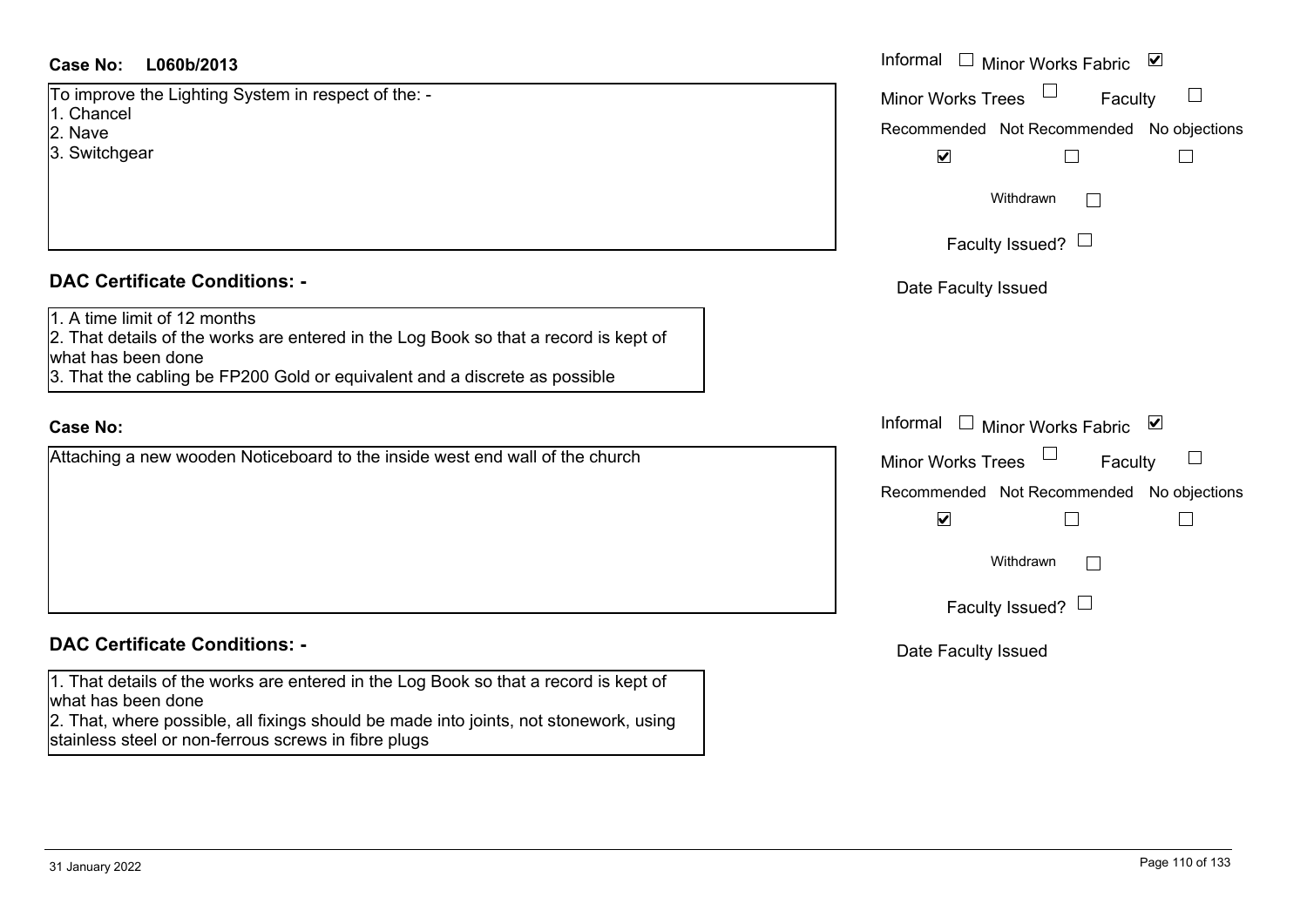**Case No: L060b/2013**

To improve the Lighting System in respect of the: -
1. Chancel
2. Nave
3. Switchgear

Informal ☐ Minor Works Fabric ☑
Minor Works Trees ☐ Faculty ☐
Recommended ☑ Not Recommended ☐ No objections ☐
Withdrawn ☐
Faculty Issued? ☐
Date Faculty Issued

**DAC Certificate Conditions: -**

1. A time limit of 12 months
2. That details of the works are entered in the Log Book so that a record is kept of what has been done
3. That the cabling be FP200 Gold or equivalent and a discrete as possible

**Case No:**

Attaching a new wooden Noticeboard to the inside west end wall of the church

Informal ☐ Minor Works Fabric ☑
Minor Works Trees ☐ Faculty ☐
Recommended ☑ Not Recommended ☐ No objections ☐
Withdrawn ☐
Faculty Issued? ☐
Date Faculty Issued

**DAC Certificate Conditions: -**

1. That details of the works are entered in the Log Book so that a record is kept of what has been done
2. That, where possible, all fixings should be made into joints, not stonework, using stainless steel or non-ferrous screws in fibre plugs

31 January 2022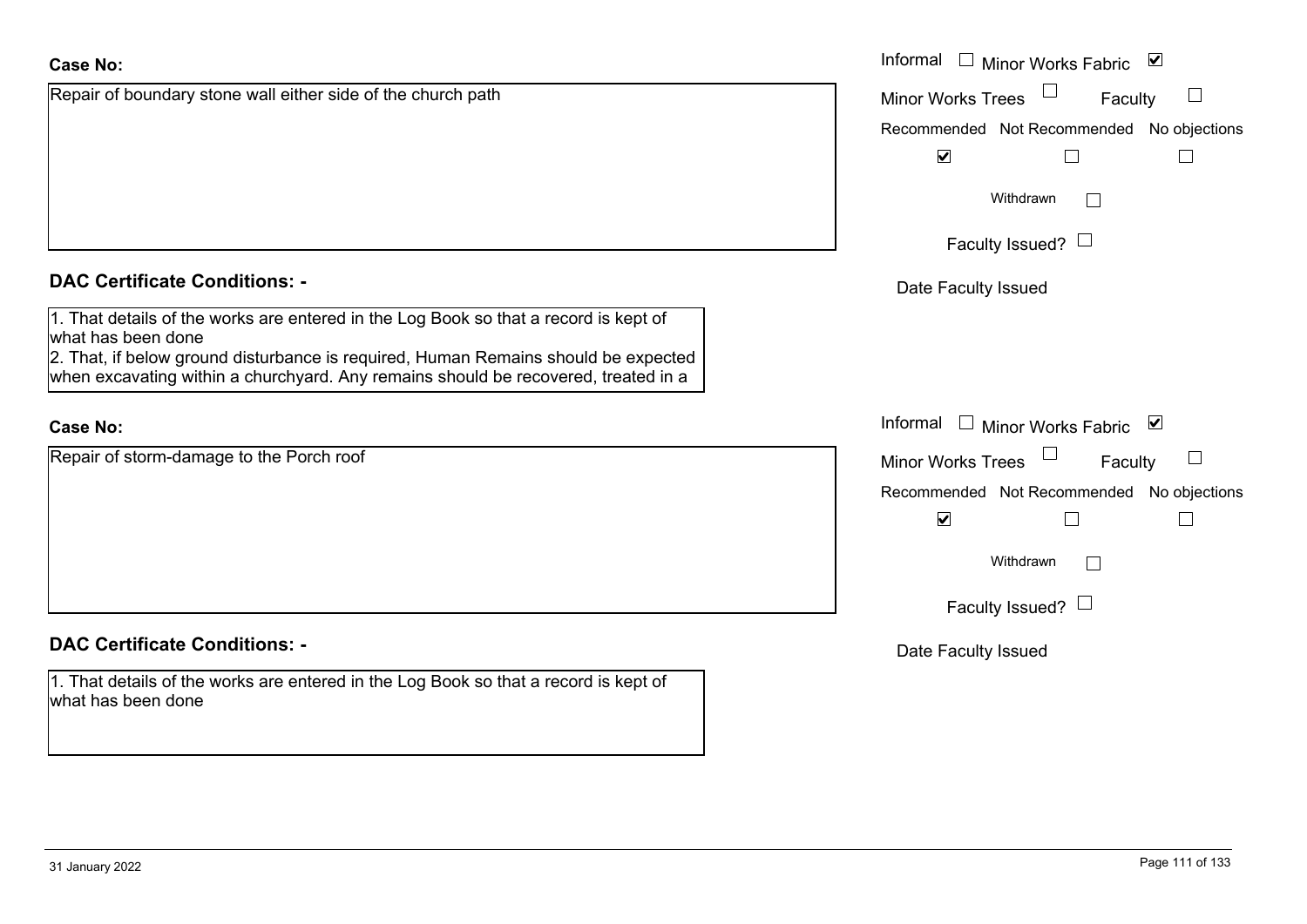**Case No:**

Repair of boundary stone wall either side of the church path

Informal ☐ Minor Works Fabric ☑

Minor Works Trees ☐ Faculty ☐

Recommended ☑ Not Recommended ☐ No objections ☐

Withdrawn ☐

Faculty Issued? ☐

Date Faculty Issued

**DAC Certificate Conditions: -**

1. That details of the works are entered in the Log Book so that a record is kept of what has been done
2. That, if below ground disturbance is required, Human Remains should be expected when excavating within a churchyard. Any remains should be recovered, treated in a

**Case No:**

Repair of storm-damage to the Porch roof

Informal ☐ Minor Works Fabric ☑

Minor Works Trees ☐ Faculty ☐

Recommended ☑ Not Recommended ☐ No objections ☐

Withdrawn ☐

Faculty Issued? ☐

Date Faculty Issued

**DAC Certificate Conditions: -**

1. That details of the works are entered in the Log Book so that a record is kept of what has been done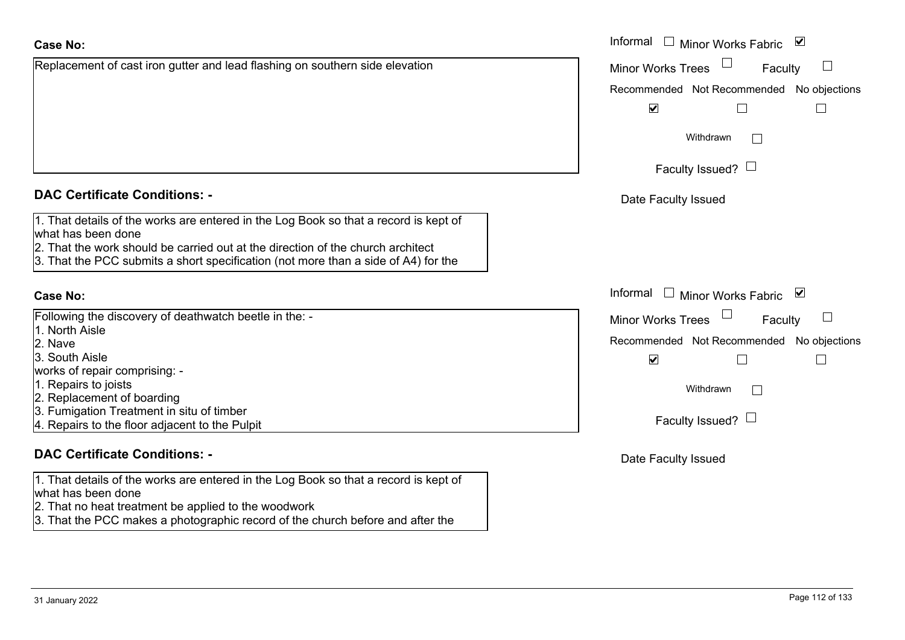**Case No:**

Replacement of cast iron gutter and lead flashing on southern side elevation

Informal ☐ Minor Works Fabric ☑

Minor Works Trees ☐ Faculty ☐

Recommended ☑ Not Recommended ☐ No objections ☐

Withdrawn ☐

Faculty Issued? ☐

Date Faculty Issued

**DAC Certificate Conditions: -**

1. That details of the works are entered in the Log Book so that a record is kept of what has been done
2. That the work should be carried out at the direction of the church architect
3. That the PCC submits a short specification (not more than a side of A4) for the

**Case No:**

Following the discovery of deathwatch beetle in the: -
1. North Aisle
2. Nave
3. South Aisle

works of repair comprising: -
1. Repairs to joists
2. Replacement of boarding
3. Fumigation Treatment in situ of timber
4. Repairs to the floor adjacent to the Pulpit

Informal ☐ Minor Works Fabric ☑

Minor Works Trees ☐ Faculty ☐

Recommended ☑ Not Recommended ☐ No objections ☐

Withdrawn ☐

Faculty Issued? ☐

Date Faculty Issued

**DAC Certificate Conditions: -**

1. That details of the works are entered in the Log Book so that a record is kept of what has been done
2. That no heat treatment be applied to the woodwork
3. That the PCC makes a photographic record of the church before and after the

31 January 2022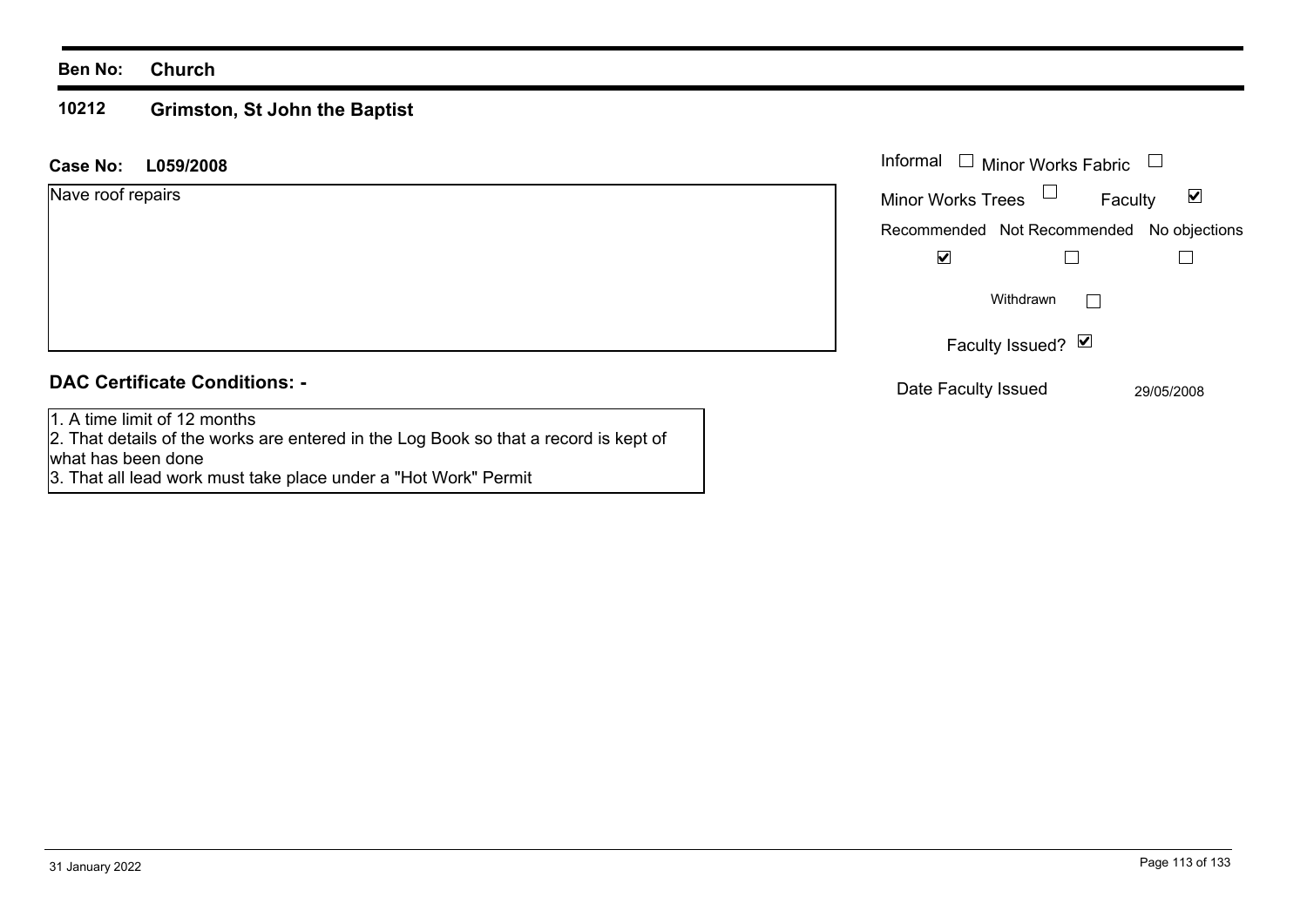**Ben No:** **Church**

## 10212 Grimston, St John the Baptist

**Case No:** **L059/2008**

Nave roof repairs

| Informal ☐ | Minor Works Fabric ☐ | |
|---|---|---|
| Minor Works Trees ☐ | Faculty ☑ | |
| Recommended | Not Recommended | No objections |
| ☑ | ☐ | ☐ |

Withdrawn ☐

Faculty Issued? ☑

Date Faculty Issued 29/05/2008

### DAC Certificate Conditions: -

1. A time limit of 12 months
2. That details of the works are entered in the Log Book so that a record is kept of what has been done
3. That all lead work must take place under a "Hot Work" Permit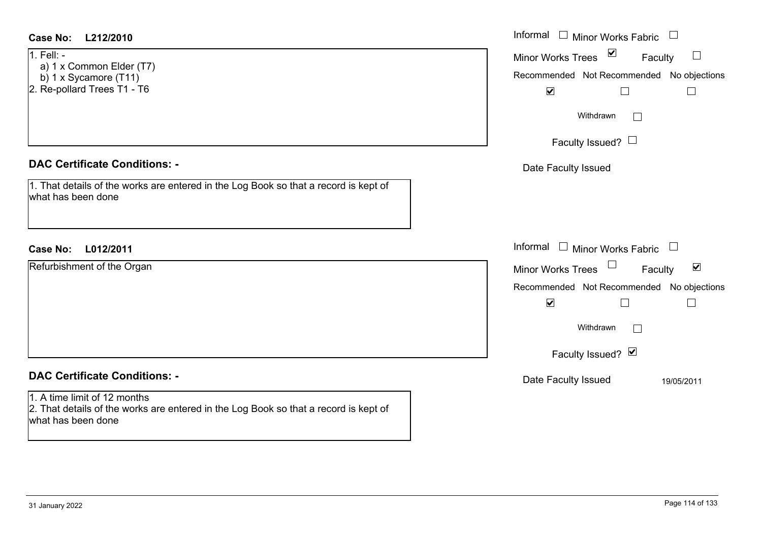**Case No:** **L212/2010**

Informal ☐ Minor Works Fabric ☐

Minor Works Trees ☑ Faculty ☐

Recommended ☑ Not Recommended ☐ No objections ☐

Withdrawn ☐

Faculty Issued? ☐

Date Faculty Issued

1. Fell: -
   a) 1 x Common Elder (T7)
   b) 1 x Sycamore (T11)
2. Re-pollard Trees T1 - T6

## DAC Certificate Conditions: -

1. That details of the works are entered in the Log Book so that a record is kept of what has been done

**Case No:** **L012/2011**

Informal ☐ Minor Works Fabric ☐

Minor Works Trees ☐ Faculty ☑

Recommended ☑ Not Recommended ☐ No objections ☐

Withdrawn ☐

Faculty Issued? ☑

Date Faculty Issued 19/05/2011

Refurbishment of the Organ

## DAC Certificate Conditions: -

1. A time limit of 12 months
2. That details of the works are entered in the Log Book so that a record is kept of what has been done

31 January 2022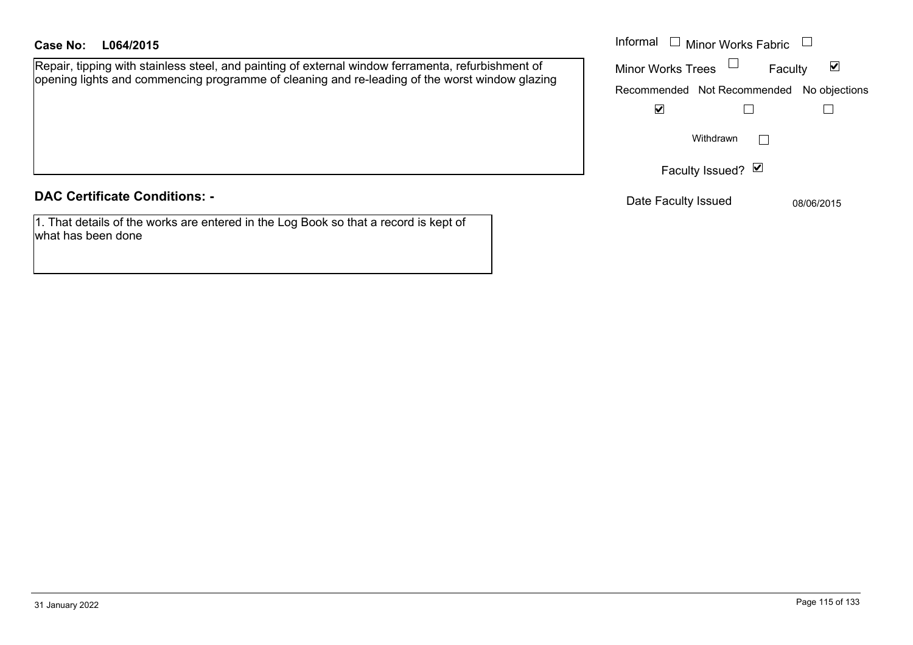**Case No: L064/2015**

Repair, tipping with stainless steel, and painting of external window ferramenta, refurbishment of opening lights and commencing programme of cleaning and re-leading of the worst window glazing

Informal ☐ Minor Works Fabric ☐

Minor Works Trees ☐ Faculty ☑

| Recommended | Not Recommended | No objections |
|---|---|---|
| ☑ | ☐ | ☐ |

Withdrawn ☐

Faculty Issued? ☑

Date Faculty Issued 08/06/2015

## DAC Certificate Conditions: -

1. That details of the works are entered in the Log Book so that a record is kept of what has been done

31 January 2022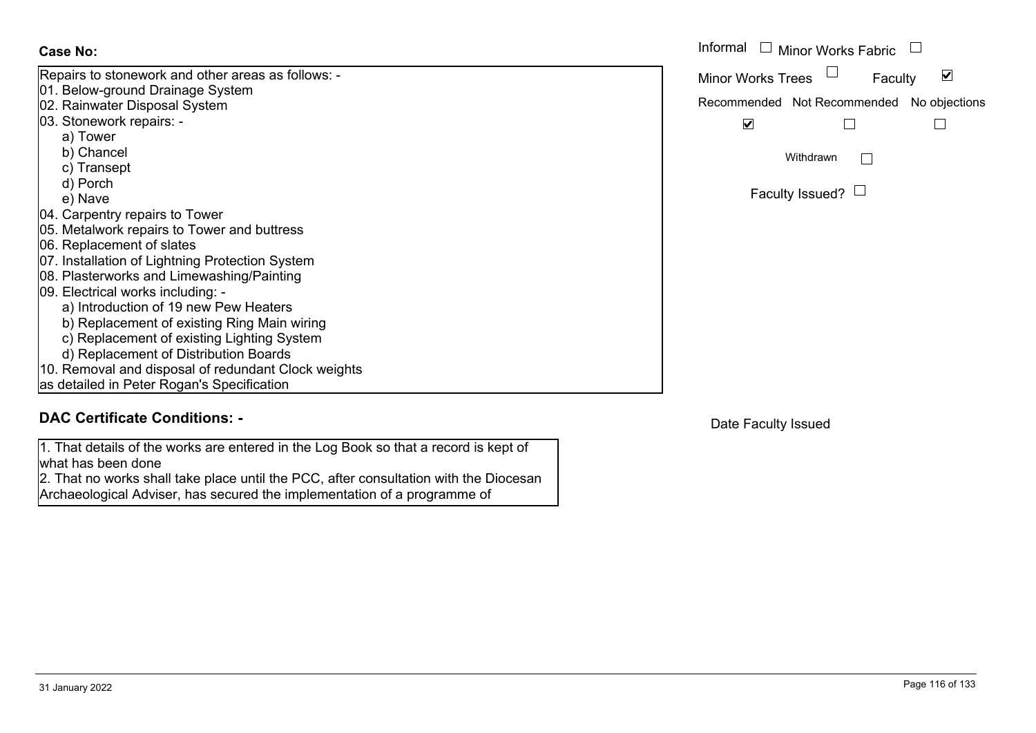**Case No:**

Informal ☐ Minor Works Fabric ☐

Minor Works Trees ☐ Faculty ☑

| Recommended | Not Recommended | No objections |
|---|---|---|
| ☑ | ☐ | ☐ |

Withdrawn ☐

Faculty Issued? ☐

Repairs to stonework and other areas as follows: -

01. Below-ground Drainage System
02. Rainwater Disposal System
03. Stonework repairs: -
    a) Tower
    b) Chancel
    c) Transept
    d) Porch
    e) Nave
04. Carpentry repairs to Tower
05. Metalwork repairs to Tower and buttress
06. Replacement of slates
07. Installation of Lightning Protection System
08. Plasterworks and Limewashing/Painting
09. Electrical works including: -
    a) Introduction of 19 new Pew Heaters
    b) Replacement of existing Ring Main wiring
    c) Replacement of existing Lighting System
    d) Replacement of Distribution Boards
10. Removal and disposal of redundant Clock weights

as detailed in Peter Rogan's Specification

## DAC Certificate Conditions: -

Date Faculty Issued

1. That details of the works are entered in the Log Book so that a record is kept of what has been done
2. That no works shall take place until the PCC, after consultation with the Diocesan Archaeological Adviser, has secured the implementation of a programme of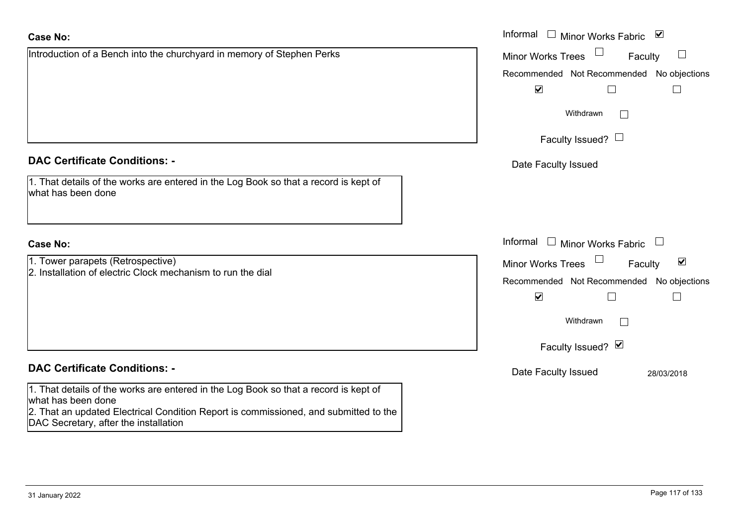**Case No:**

Introduction of a Bench into the churchyard in memory of Stephen Perks

Informal ☐ Minor Works Fabric ☑

Minor Works Trees ☐ Faculty ☐

| Recommended | Not Recommended | No objections |
|---|---|---|
| ☑ | ☐ | ☐ |

Withdrawn ☐

Faculty Issued? ☐

Date Faculty Issued

**DAC Certificate Conditions: -**

1. That details of the works are entered in the Log Book so that a record is kept of what has been done

**Case No:**

1. Tower parapets (Retrospective)
2. Installation of electric Clock mechanism to run the dial

Informal ☐ Minor Works Fabric ☐

Minor Works Trees ☐ Faculty ☑

| Recommended | Not Recommended | No objections |
|---|---|---|
| ☑ | ☐ | ☐ |

Withdrawn ☐

Faculty Issued? ☑

Date Faculty Issued 28/03/2018

**DAC Certificate Conditions: -**

1. That details of the works are entered in the Log Book so that a record is kept of what has been done
2. That an updated Electrical Condition Report is commissioned, and submitted to the DAC Secretary, after the installation

31 January 2022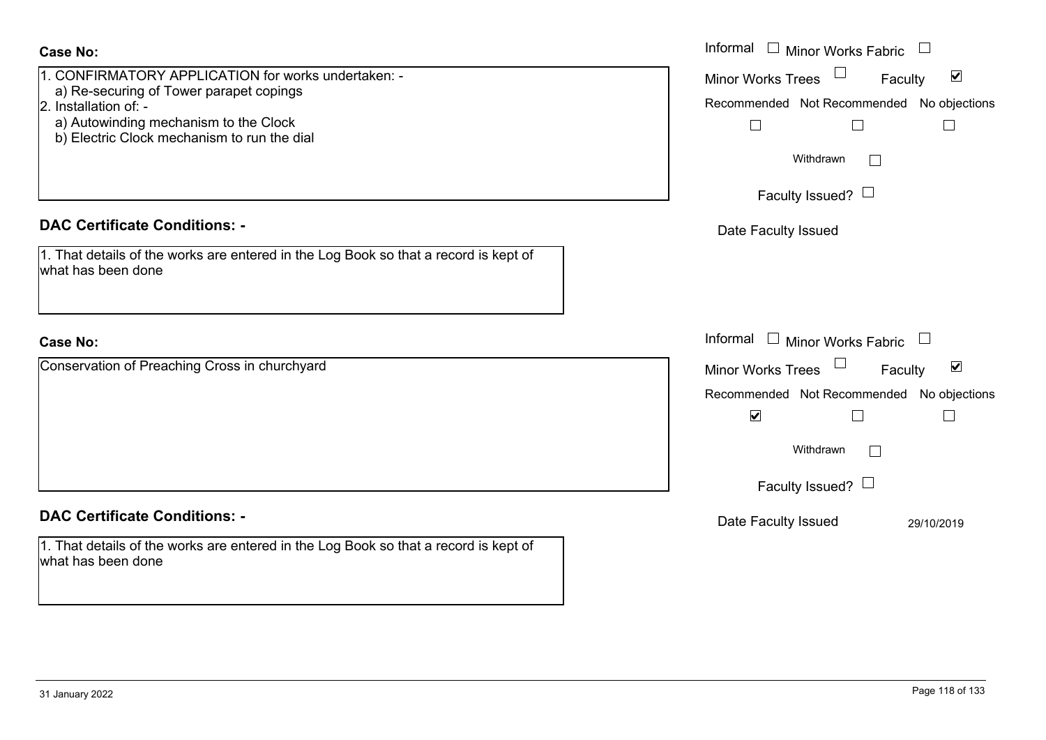**Case No:**

1. CONFIRMATORY APPLICATION for works undertaken: -
   a) Re-securing of Tower parapet copings
2. Installation of: -
   a) Autowinding mechanism to the Clock
   b) Electric Clock mechanism to run the dial

Informal ☐ Minor Works Fabric ☐
Minor Works Trees ☐ Faculty ☑
Recommended ☐ Not Recommended ☐ No objections ☐
Withdrawn ☐
Faculty Issued? ☐
Date Faculty Issued

**DAC Certificate Conditions: -**

1. That details of the works are entered in the Log Book so that a record is kept of what has been done

**Case No:**

Conservation of Preaching Cross in churchyard

Informal ☐ Minor Works Fabric ☐
Minor Works Trees ☐ Faculty ☑
Recommended ☑ Not Recommended ☐ No objections ☐
Withdrawn ☐
Faculty Issued? ☐
Date Faculty Issued 29/10/2019

**DAC Certificate Conditions: -**

1. That details of the works are entered in the Log Book so that a record is kept of what has been done

31 January 2022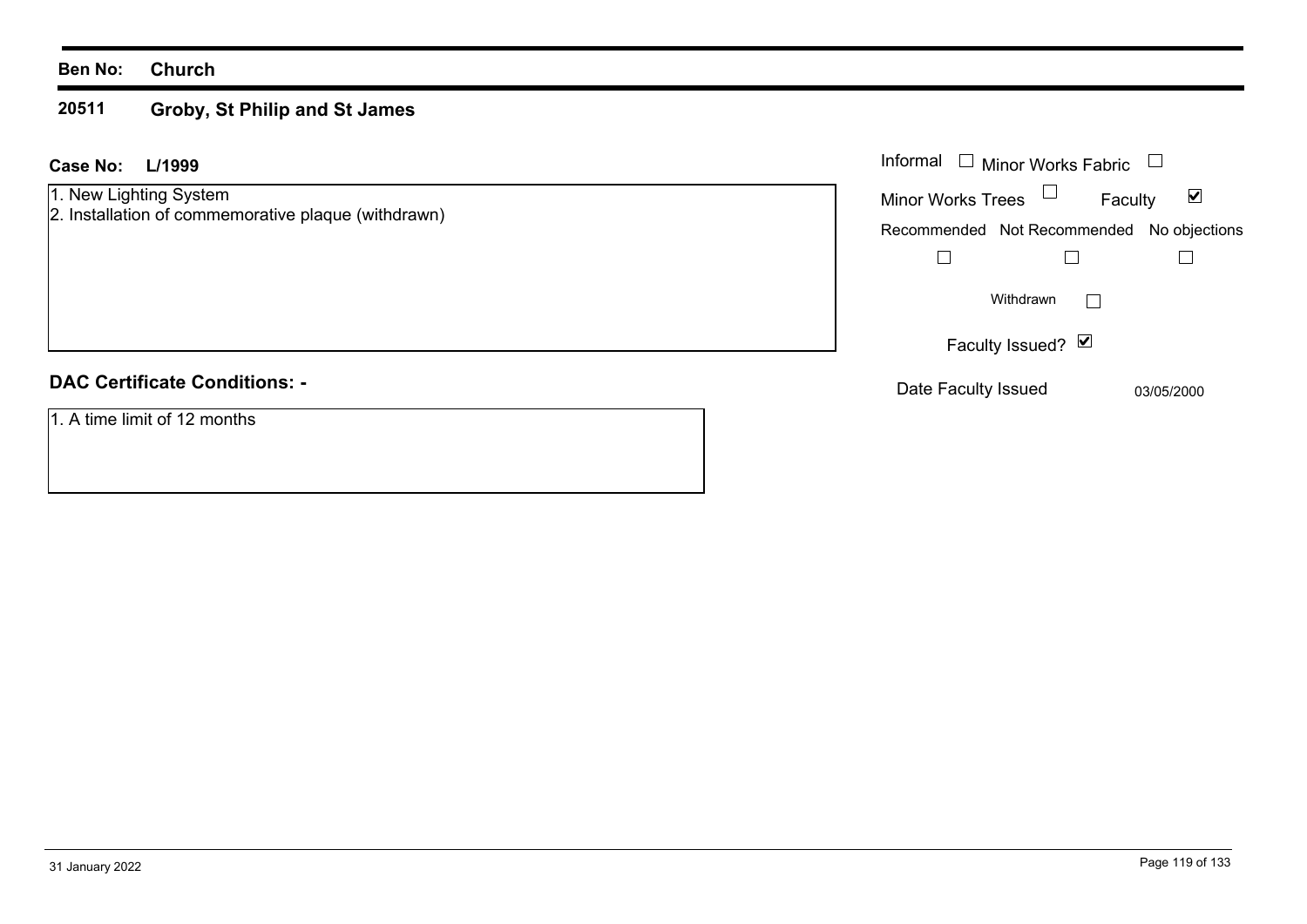**Ben No:** **Church**

**20511** **Groby, St Philip and St James**

**Case No:** **L/1999**

1. New Lighting System
2. Installation of commemorative plaque (withdrawn)

Informal ☐ Minor Works Fabric ☐
Minor Works Trees ☐ Faculty ☑

| Recommended | Not Recommended | No objections |
|---|---|---|
| ☐ | ☐ | ☐ |

Withdrawn ☐

Faculty Issued? ☑

Date Faculty Issued 03/05/2000

**DAC Certificate Conditions: -**

1. A time limit of 12 months

31 January 2022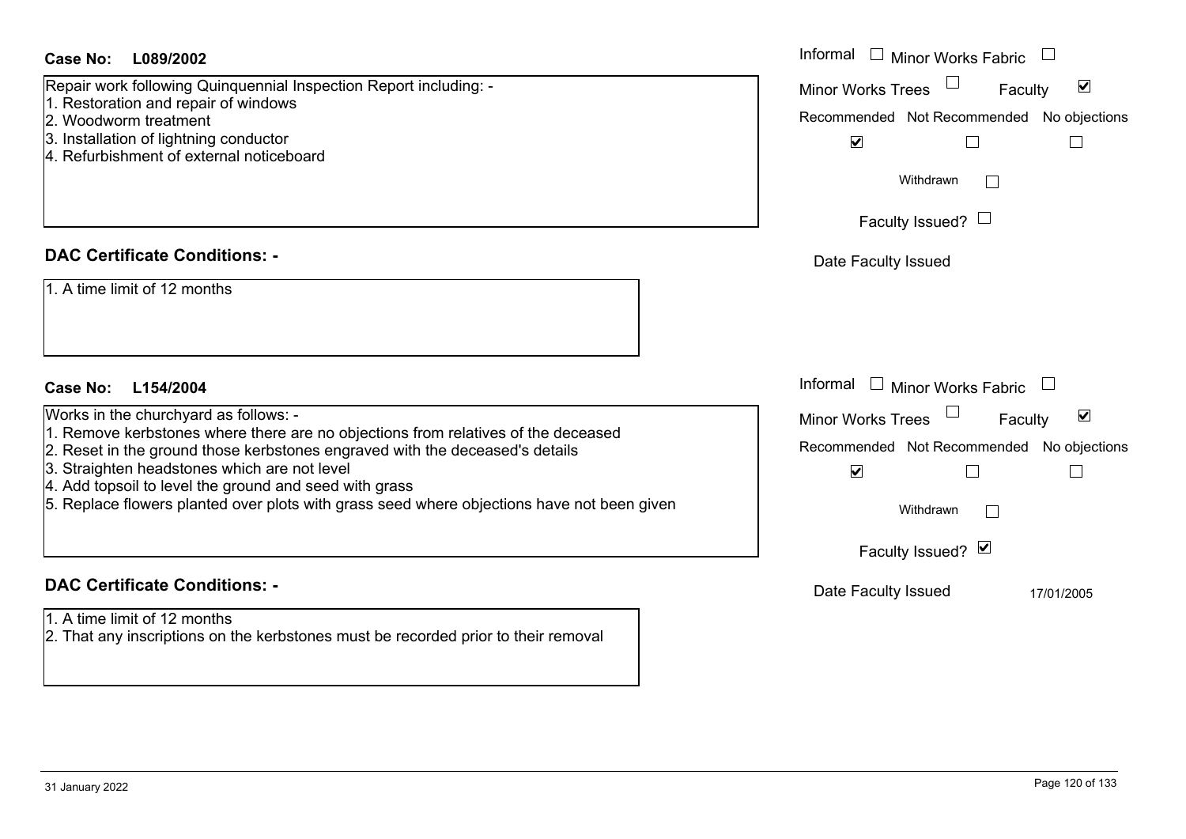**Case No: L089/2002**

Repair work following Quinquennial Inspection Report including: -
1. Restoration and repair of windows
2. Woodworm treatment
3. Installation of lightning conductor
4. Refurbishment of external noticeboard

Informal ☐ Minor Works Fabric ☐
Minor Works Trees ☐ Faculty ☑
Recommended ☑ Not Recommended ☐ No objections ☐
Withdrawn ☐
Faculty Issued? ☐
Date Faculty Issued

**DAC Certificate Conditions: -**

1. A time limit of 12 months

**Case No: L154/2004**

Works in the churchyard as follows: -
1. Remove kerbstones where there are no objections from relatives of the deceased
2. Reset in the ground those kerbstones engraved with the deceased's details
3. Straighten headstones which are not level
4. Add topsoil to level the ground and seed with grass
5. Replace flowers planted over plots with grass seed where objections have not been given

Informal ☐ Minor Works Fabric ☐
Minor Works Trees ☐ Faculty ☑
Recommended ☑ Not Recommended ☐ No objections ☐
Withdrawn ☐
Faculty Issued? ☑
Date Faculty Issued 17/01/2005

**DAC Certificate Conditions: -**

1. A time limit of 12 months
2. That any inscriptions on the kerbstones must be recorded prior to their removal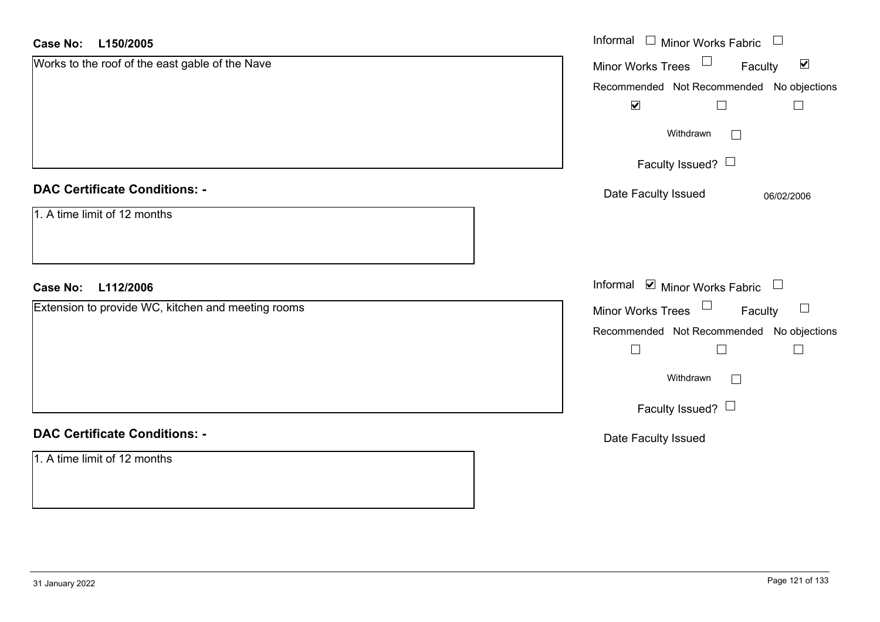**Case No: L150/2005**

Works to the roof of the east gable of the Nave

Informal ☐ Minor Works Fabric ☐

Minor Works Trees ☐ Faculty ☑

| Recommended | Not Recommended | No objections |
|---|---|---|
| ☑ | ☐ | ☐ |

Withdrawn ☐

Faculty Issued? ☐

Date Faculty Issued 06/02/2006

**DAC Certificate Conditions: -**

1. A time limit of 12 months

**Case No: L112/2006**

Extension to provide WC, kitchen and meeting rooms

Informal ☑ Minor Works Fabric ☐

Minor Works Trees ☐ Faculty ☐

| Recommended | Not Recommended | No objections |
|---|---|---|
| ☐ | ☐ | ☐ |

Withdrawn ☐

Faculty Issued? ☐

Date Faculty Issued

**DAC Certificate Conditions: -**

1. A time limit of 12 months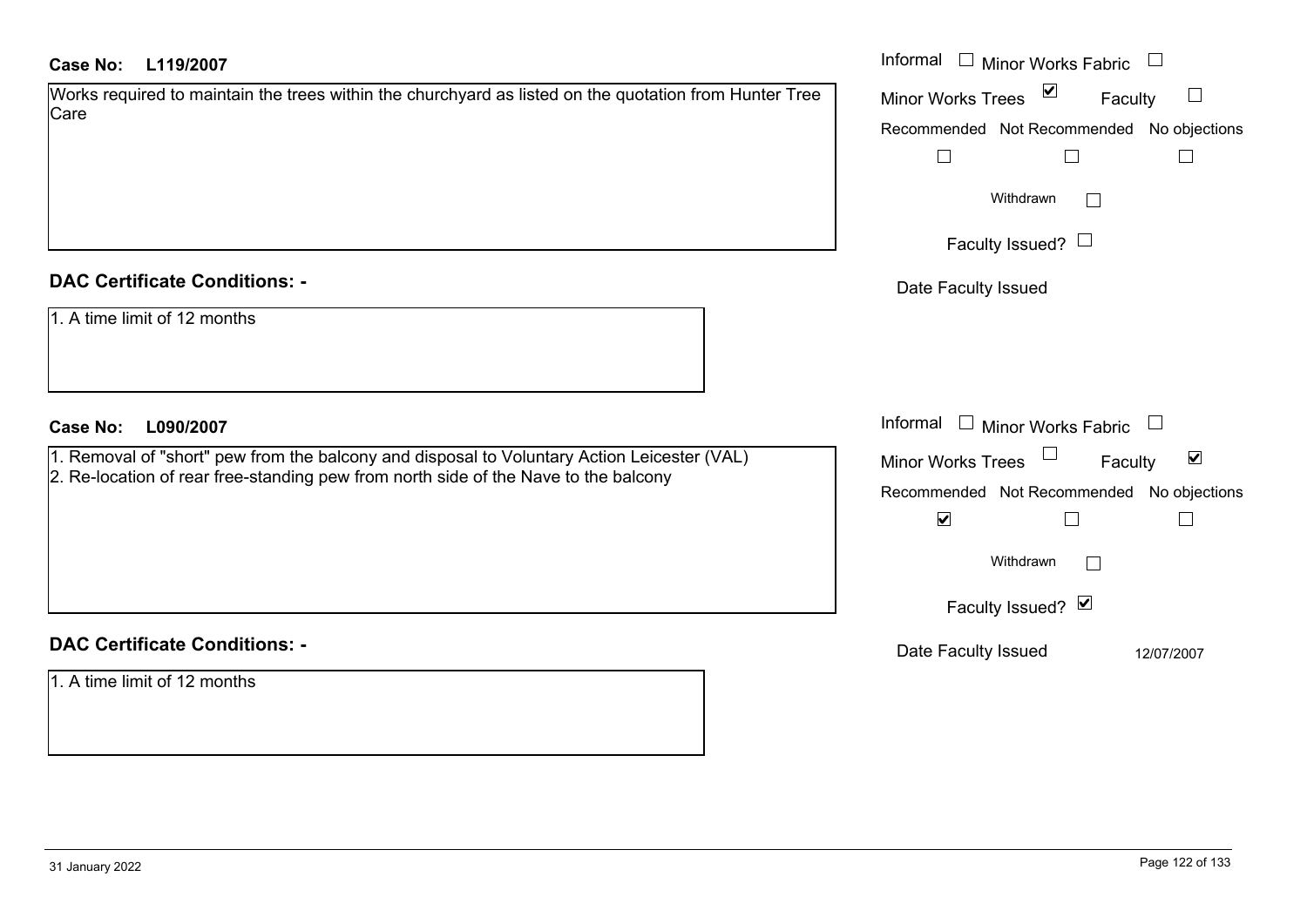**Case No:** **L119/2007**

Works required to maintain the trees within the churchyard as listed on the quotation from Hunter Tree Care

Informal ☐ Minor Works Fabric ☐

Minor Works Trees ☑ Faculty ☐

Recommended ☐ Not Recommended ☐ No objections ☐

Withdrawn ☐

Faculty Issued? ☐

Date Faculty Issued

## DAC Certificate Conditions: -

1. A time limit of 12 months

**Case No:** **L090/2007**

1. Removal of "short" pew from the balcony and disposal to Voluntary Action Leicester (VAL)
2. Re-location of rear free-standing pew from north side of the Nave to the balcony

Informal ☐ Minor Works Fabric ☐

Minor Works Trees ☐ Faculty ☑

Recommended ☑ Not Recommended ☐ No objections ☐

Withdrawn ☐

Faculty Issued? ☑

Date Faculty Issued 12/07/2007

## DAC Certificate Conditions: -

1. A time limit of 12 months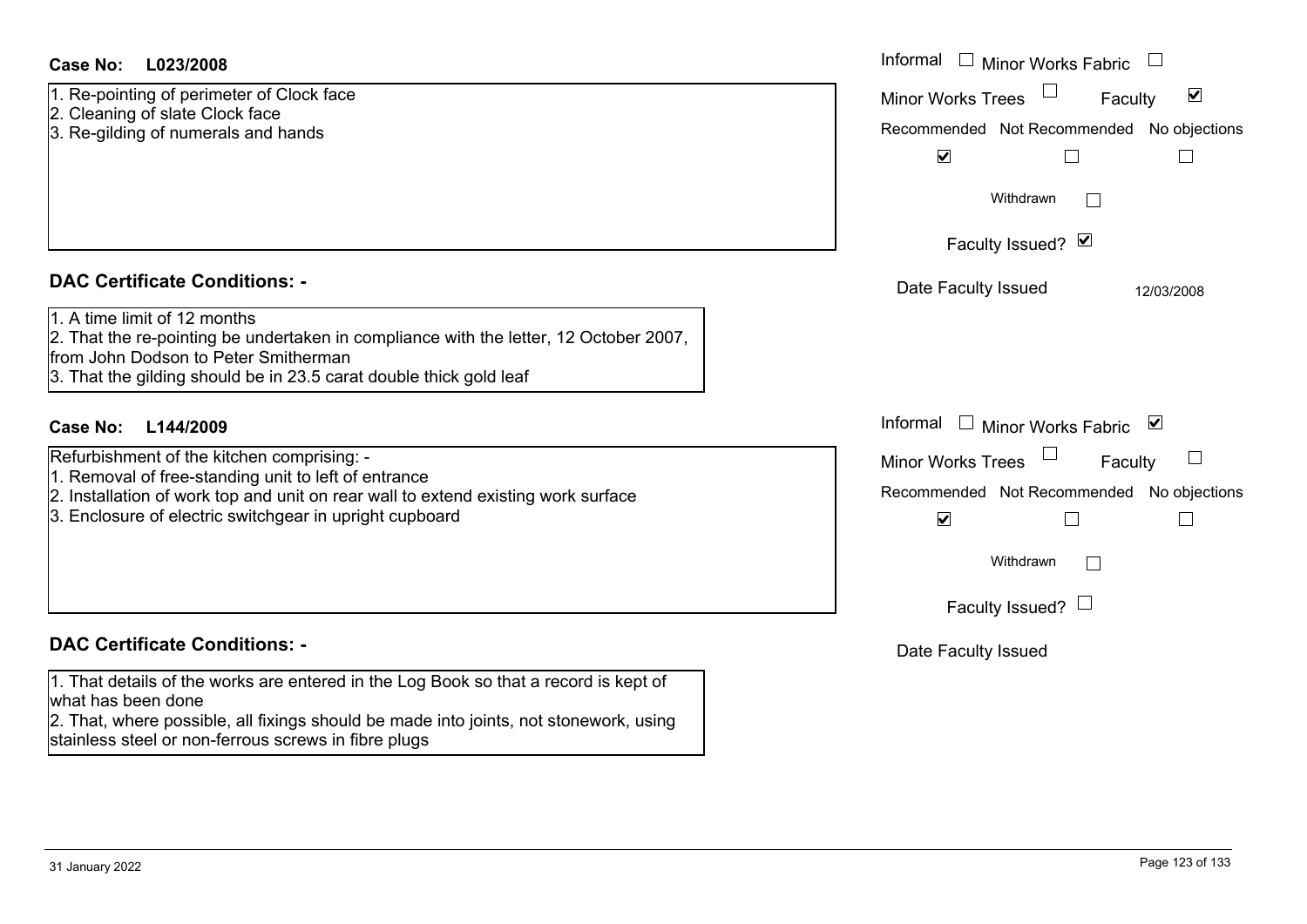**Case No: L023/2008**

1. Re-pointing of perimeter of Clock face
2. Cleaning of slate Clock face
3. Re-gilding of numerals and hands

Informal ☐ Minor Works Fabric ☐
Minor Works Trees ☐ Faculty ☑
Recommended ☑ Not Recommended ☐ No objections ☐
Withdrawn ☐
Faculty Issued? ☑
Date Faculty Issued 12/03/2008

**DAC Certificate Conditions: -**

1. A time limit of 12 months
2. That the re-pointing be undertaken in compliance with the letter, 12 October 2007, from John Dodson to Peter Smitherman
3. That the gilding should be in 23.5 carat double thick gold leaf

**Case No: L144/2009**

Refurbishment of the kitchen comprising: -
1. Removal of free-standing unit to left of entrance
2. Installation of work top and unit on rear wall to extend existing work surface
3. Enclosure of electric switchgear in upright cupboard

Informal ☐ Minor Works Fabric ☑
Minor Works Trees ☐ Faculty ☐
Recommended ☑ Not Recommended ☐ No objections ☐
Withdrawn ☐
Faculty Issued? ☐
Date Faculty Issued

**DAC Certificate Conditions: -**

1. That details of the works are entered in the Log Book so that a record is kept of what has been done
2. That, where possible, all fixings should be made into joints, not stonework, using stainless steel or non-ferrous screws in fibre plugs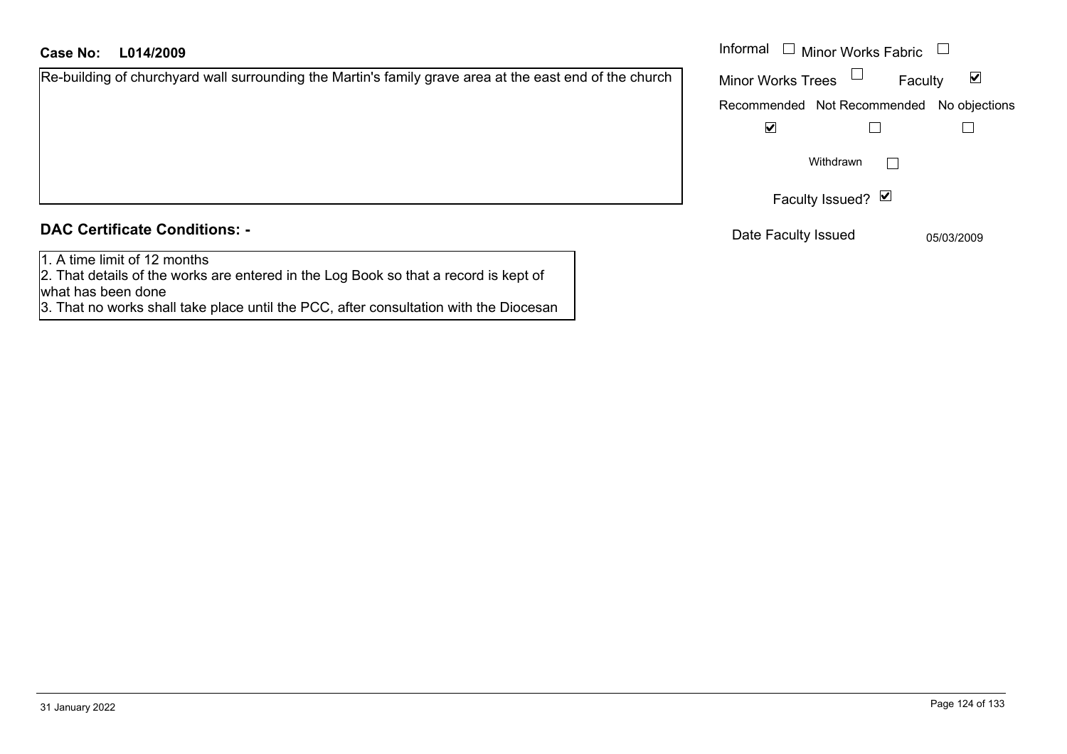**Case No: L014/2009**

Re-building of churchyard wall surrounding the Martin's family grave area at the east end of the church

| Informal ☐ | Minor Works Fabric ☐ |
|---|---|
| Minor Works Trees ☐ | Faculty ☑ |

| Recommended | Not Recommended | No objections |
|---|---|---|
| ☑ | ☐ | ☐ |

Withdrawn ☐

Faculty Issued? ☑

Date Faculty Issued 05/03/2009

## DAC Certificate Conditions: -

1. A time limit of 12 months
2. That details of the works are entered in the Log Book so that a record is kept of what has been done
3. That no works shall take place until the PCC, after consultation with the Diocesan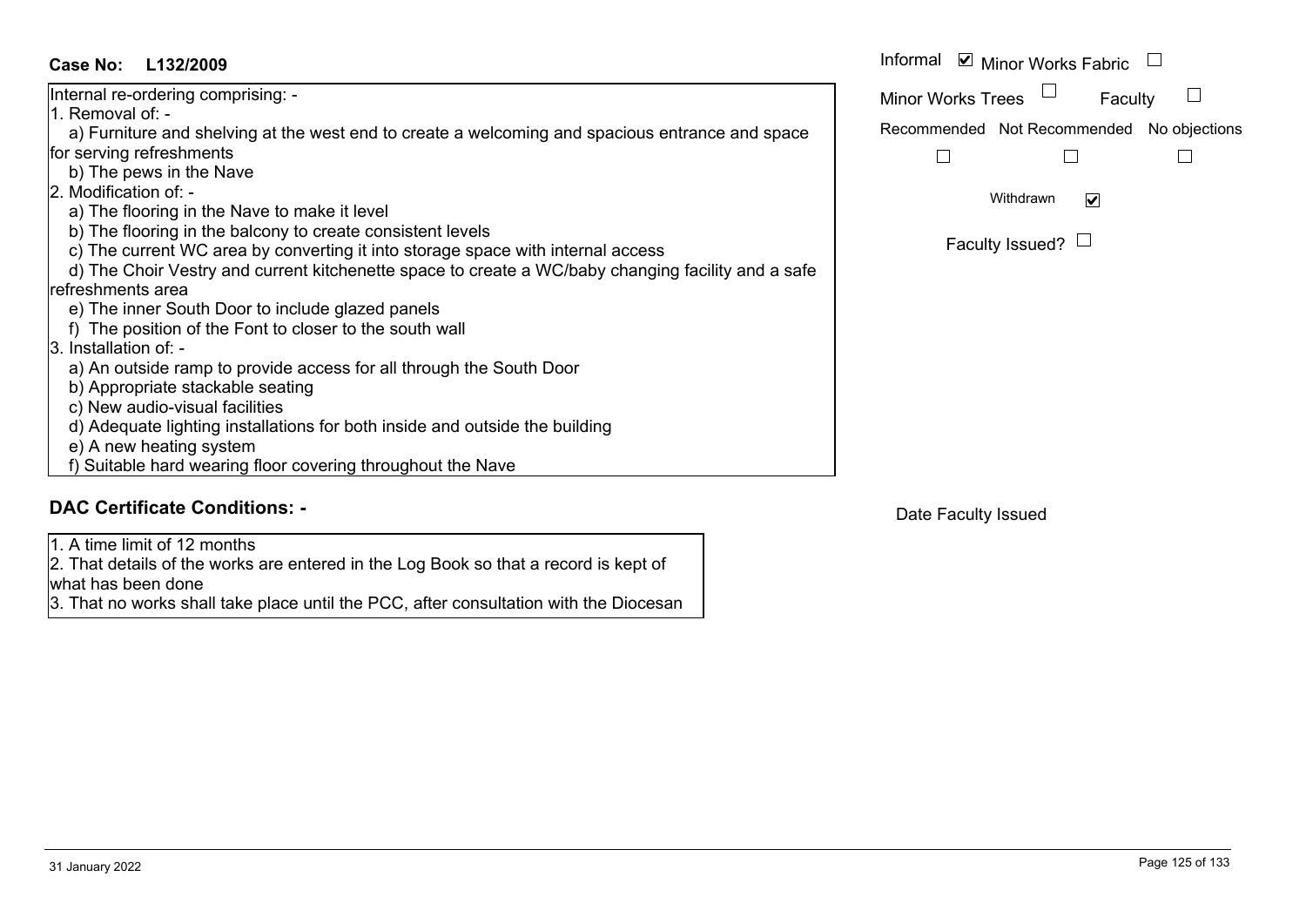**Case No: L132/2009**

Informal ☑ Minor Works Fabric ☐

Minor Works Trees ☐ Faculty ☐

Recommended ☐ Not Recommended ☐ No objections ☐

Withdrawn ☑

Faculty Issued? ☐

Internal re-ordering comprising: -

1. Removal of: -
   a) Furniture and shelving at the west end to create a welcoming and spacious entrance and space for serving refreshments
   b) The pews in the Nave
2. Modification of: -
   a) The flooring in the Nave to make it level
   b) The flooring in the balcony to create consistent levels
   c) The current WC area by converting it into storage space with internal access
   d) The Choir Vestry and current kitchenette space to create a WC/baby changing facility and a safe refreshments area
   e) The inner South Door to include glazed panels
   f) The position of the Font to closer to the south wall
3. Installation of: -
   a) An outside ramp to provide access for all through the South Door
   b) Appropriate stackable seating
   c) New audio-visual facilities
   d) Adequate lighting installations for both inside and outside the building
   e) A new heating system
   f) Suitable hard wearing floor covering throughout the Nave

## DAC Certificate Conditions: -

1. A time limit of 12 months
2. That details of the works are entered in the Log Book so that a record is kept of what has been done
3. That no works shall take place until the PCC, after consultation with the Diocesan

Date Faculty Issued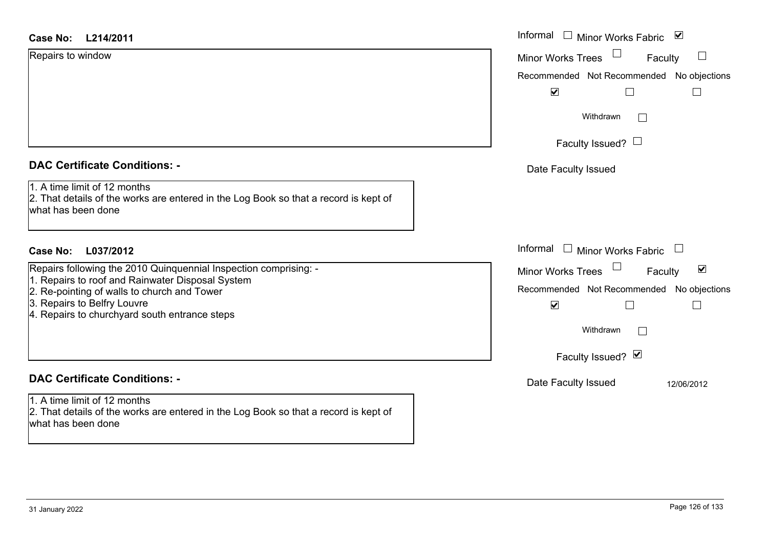**Case No: L214/2011**

Repairs to window

Informal ☐ Minor Works Fabric ☑
Minor Works Trees ☐ Faculty ☐
Recommended ☑ Not Recommended ☐ No objections ☐
Withdrawn ☐
Faculty Issued? ☐
Date Faculty Issued

**DAC Certificate Conditions: -**

1. A time limit of 12 months
2. That details of the works are entered in the Log Book so that a record is kept of what has been done

**Case No: L037/2012**

Repairs following the 2010 Quinquennial Inspection comprising: -
1. Repairs to roof and Rainwater Disposal System
2. Re-pointing of walls to church and Tower
3. Repairs to Belfry Louvre
4. Repairs to churchyard south entrance steps

Informal ☐ Minor Works Fabric ☐
Minor Works Trees ☐ Faculty ☑
Recommended ☑ Not Recommended ☐ No objections ☐
Withdrawn ☐
Faculty Issued? ☑
Date Faculty Issued 12/06/2012

**DAC Certificate Conditions: -**

1. A time limit of 12 months
2. That details of the works are entered in the Log Book so that a record is kept of what has been done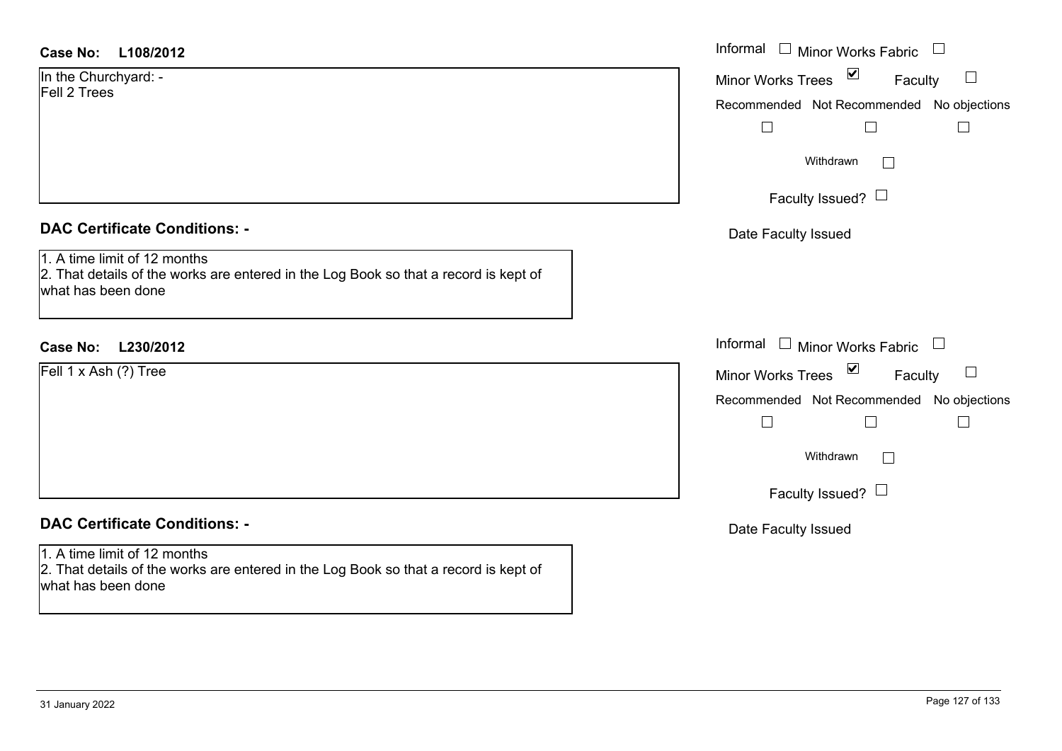**Case No: L108/2012**

In the Churchyard: -
Fell 2 Trees

Informal ☐ Minor Works Fabric ☐

Minor Works Trees ☑ Faculty ☐

Recommended ☐ Not Recommended ☐ No objections ☐

Withdrawn ☐

Faculty Issued? ☐

Date Faculty Issued

## DAC Certificate Conditions: -

1. A time limit of 12 months
2. That details of the works are entered in the Log Book so that a record is kept of what has been done

**Case No: L230/2012**

Fell 1 x Ash (?) Tree

Informal ☐ Minor Works Fabric ☐

Minor Works Trees ☑ Faculty ☐

Recommended ☐ Not Recommended ☐ No objections ☐

Withdrawn ☐

Faculty Issued? ☐

Date Faculty Issued

## DAC Certificate Conditions: -

1. A time limit of 12 months
2. That details of the works are entered in the Log Book so that a record is kept of what has been done

31 January 2022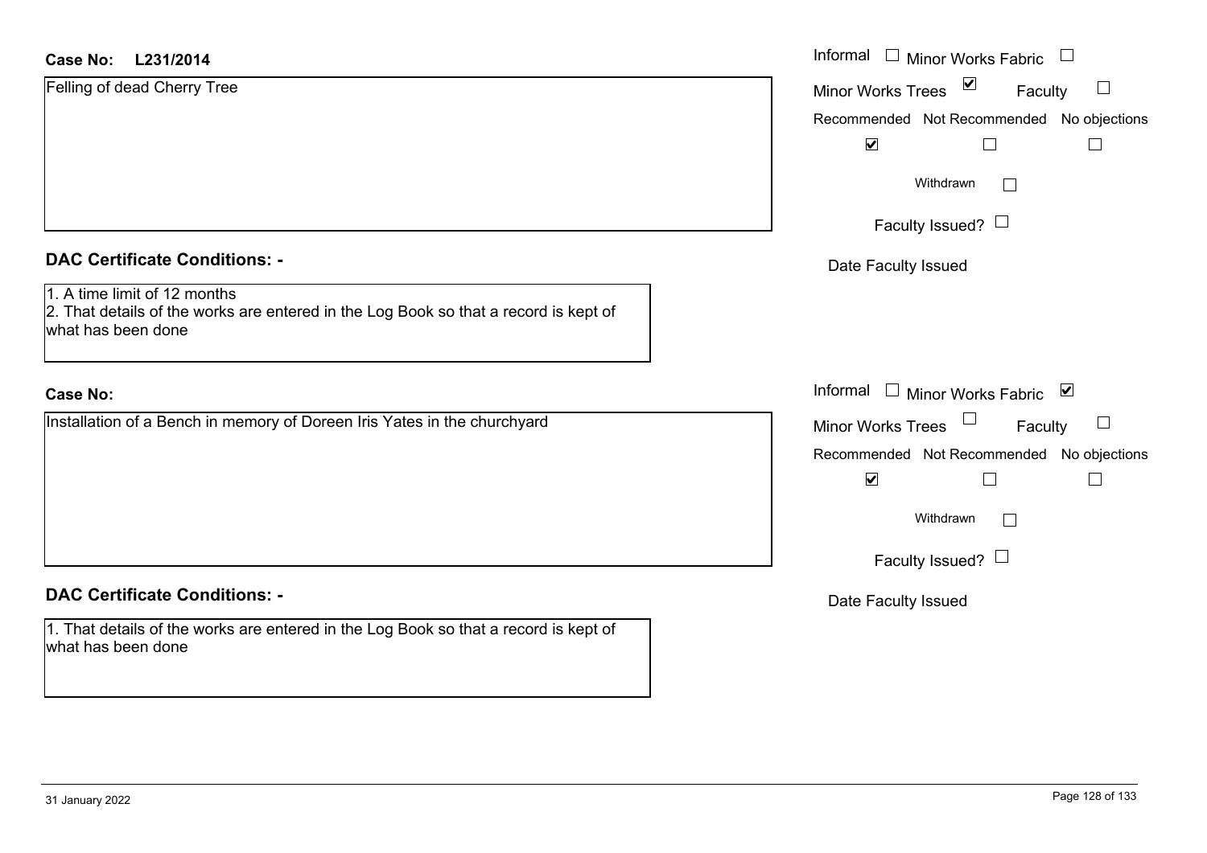**Case No:** L231/2014

Felling of dead Cherry Tree

Informal ☐ Minor Works Fabric ☐
Minor Works Trees ☑ Faculty ☐

Recommended ☑ Not Recommended ☐ No objections ☐

Withdrawn ☐

Faculty Issued? ☐

Date Faculty Issued

**DAC Certificate Conditions: -**

1. A time limit of 12 months
2. That details of the works are entered in the Log Book so that a record is kept of what has been done

**Case No:**

Installation of a Bench in memory of Doreen Iris Yates in the churchyard

Informal ☐ Minor Works Fabric ☑
Minor Works Trees ☐ Faculty ☐

Recommended ☑ Not Recommended ☐ No objections ☐

Withdrawn ☐

Faculty Issued? ☐

Date Faculty Issued

**DAC Certificate Conditions: -**

1. That details of the works are entered in the Log Book so that a record is kept of what has been done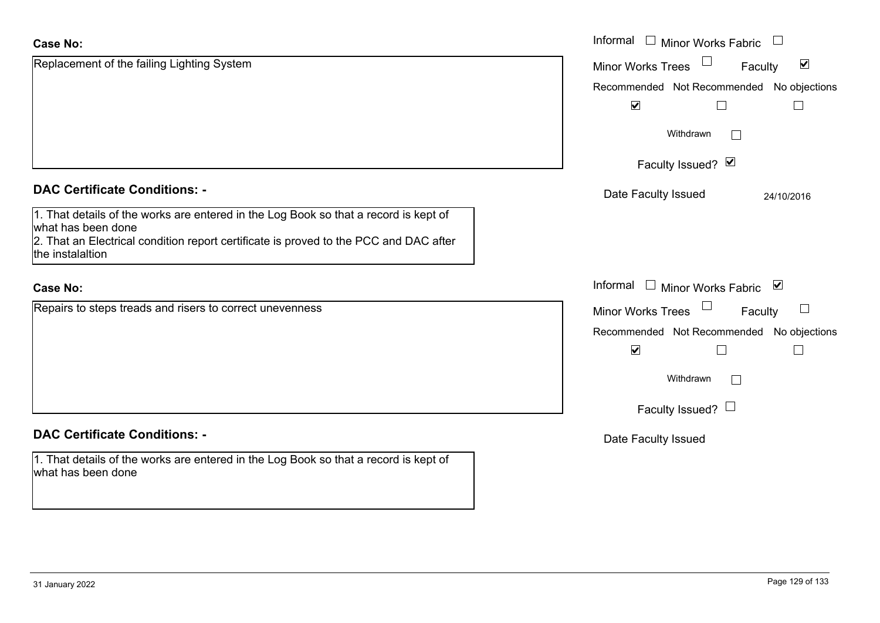**Case No:**

Replacement of the failing Lighting System

Informal ☐ Minor Works Fabric ☐

Minor Works Trees ☐ Faculty ☑

Recommended ☑ Not Recommended ☐ No objections ☐

Withdrawn ☐

Faculty Issued? ☑

Date Faculty Issued 24/10/2016

**DAC Certificate Conditions: -**

1. That details of the works are entered in the Log Book so that a record is kept of what has been done
2. That an Electrical condition report certificate is proved to the PCC and DAC after the instalaltion

**Case No:**

Repairs to steps treads and risers to correct unevenness

Informal ☐ Minor Works Fabric ☑

Minor Works Trees ☐ Faculty ☐

Recommended ☑ Not Recommended ☐ No objections ☐

Withdrawn ☐

Faculty Issued? ☐

Date Faculty Issued

**DAC Certificate Conditions: -**

1. That details of the works are entered in the Log Book so that a record is kept of what has been done

31 January 2022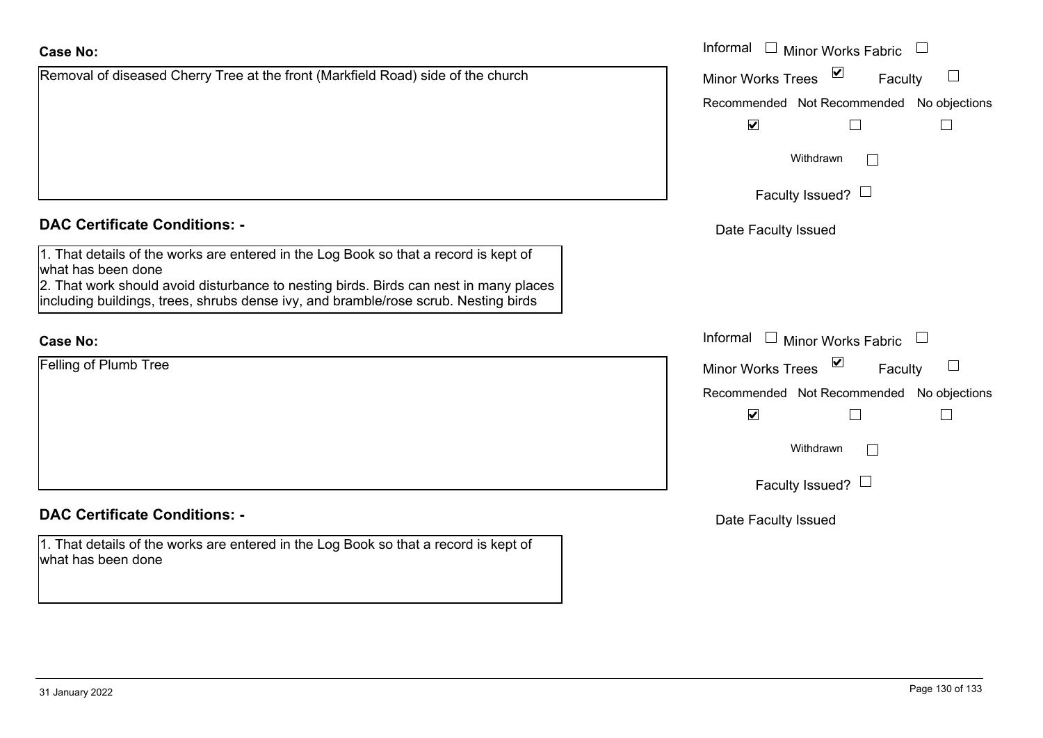**Case No:**

Removal of diseased Cherry Tree at the front (Markfield Road) side of the church

Informal ☐ Minor Works Fabric ☐

Minor Works Trees ☑ Faculty ☐

Recommended ☑ Not Recommended ☐ No objections ☐

Withdrawn ☐

Faculty Issued? ☐

Date Faculty Issued

**DAC Certificate Conditions: -**

1. That details of the works are entered in the Log Book so that a record is kept of what has been done
2. That work should avoid disturbance to nesting birds. Birds can nest in many places including buildings, trees, shrubs dense ivy, and bramble/rose scrub. Nesting birds

**Case No:**

Felling of Plumb Tree

Informal ☐ Minor Works Fabric ☐

Minor Works Trees ☑ Faculty ☐

Recommended ☑ Not Recommended ☐ No objections ☐

Withdrawn ☐

Faculty Issued? ☐

Date Faculty Issued

**DAC Certificate Conditions: -**

1. That details of the works are entered in the Log Book so that a record is kept of what has been done

31 January 2022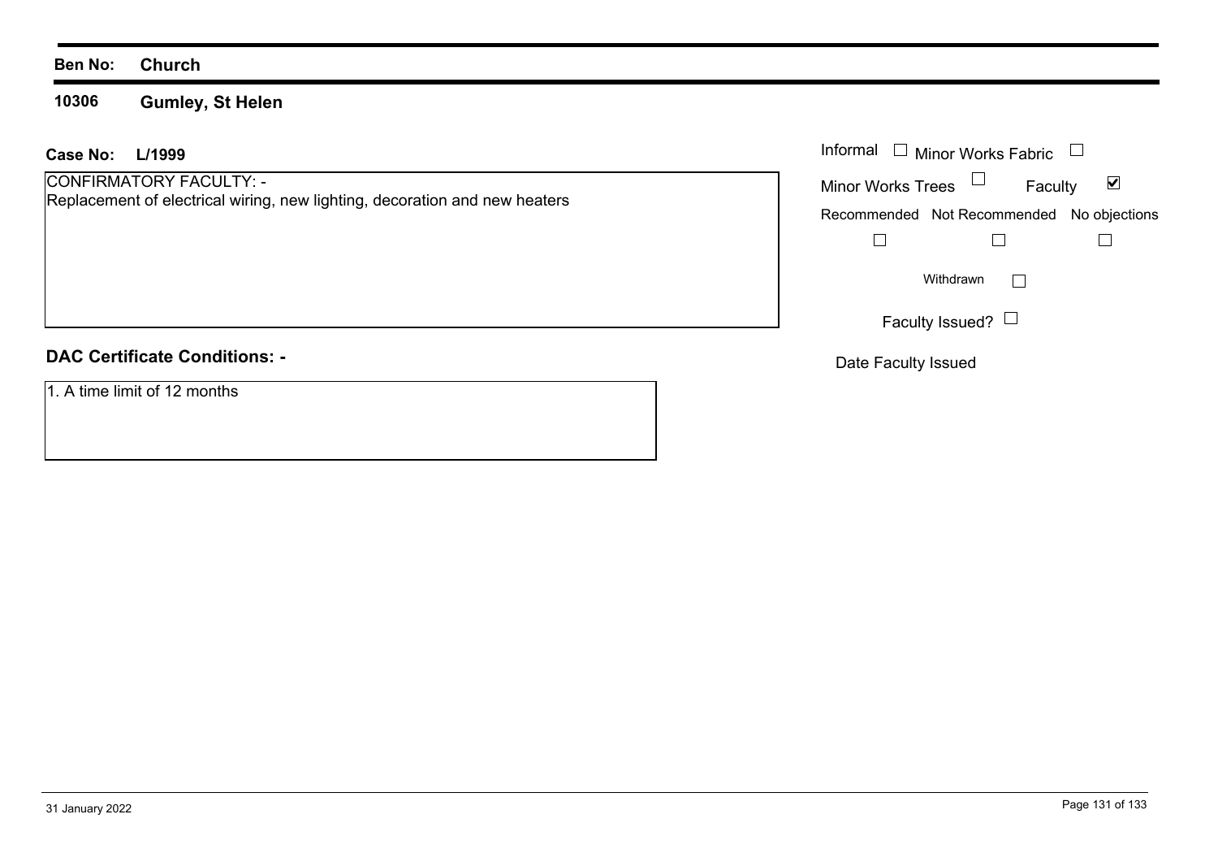**Ben No:** **Church**

**10306** **Gumley, St Helen**

**Case No:** **L/1999**

CONFIRMATORY FACULTY: -
Replacement of electrical wiring, new lighting, decoration and new heaters

Informal ☐ Minor Works Fabric ☐

Minor Works Trees ☐ Faculty ☑

Recommended ☐ Not Recommended ☐ No objections ☐

Withdrawn ☐

Faculty Issued? ☐

Date Faculty Issued

**DAC Certificate Conditions: -**

1. A time limit of 12 months

31 January 2022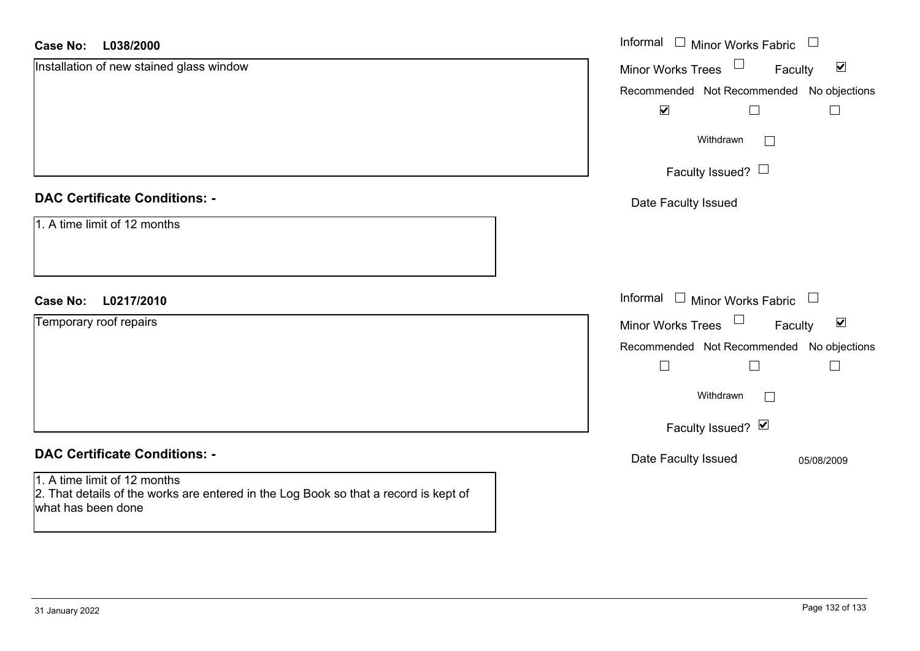**Case No: L038/2000**

Installation of new stained glass window

Informal ☐ Minor Works Fabric ☐
Minor Works Trees ☐ Faculty ☑

| Recommended | Not Recommended | No objections |
|---|---|---|
| ☑ | ☐ | ☐ |

Withdrawn ☐

Faculty Issued? ☐

Date Faculty Issued

### DAC Certificate Conditions: -

1. A time limit of 12 months

**Case No: L0217/2010**

Temporary roof repairs

Informal ☐ Minor Works Fabric ☐
Minor Works Trees ☐ Faculty ☑

| Recommended | Not Recommended | No objections |
|---|---|---|
| ☐ | ☐ | ☐ |

Withdrawn ☐

Faculty Issued? ☑

Date Faculty Issued 05/08/2009

### DAC Certificate Conditions: -

1. A time limit of 12 months
2. That details of the works are entered in the Log Book so that a record is kept of what has been done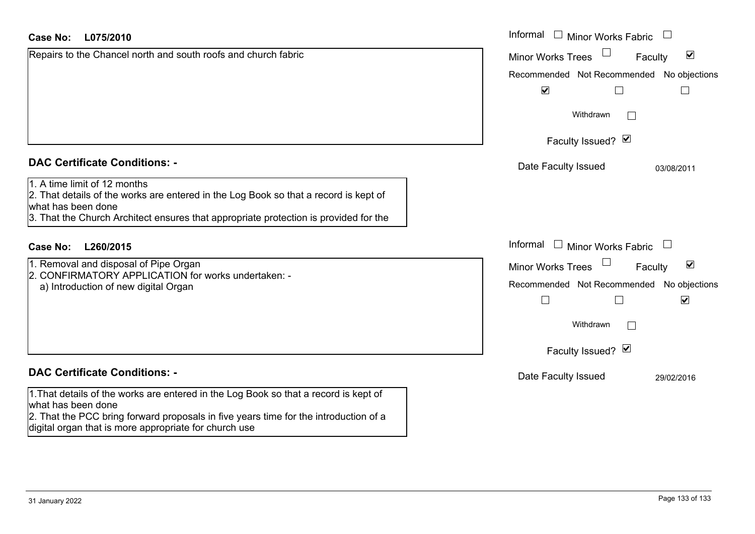**Case No: L075/2010**

Repairs to the Chancel north and south roofs and church fabric

Informal ☐ Minor Works Fabric ☐

Minor Works Trees ☐ Faculty ☑

Recommended ☑ Not Recommended ☐ No objections ☐

Withdrawn ☐

Faculty Issued? ☑

Date Faculty Issued 03/08/2011

## DAC Certificate Conditions: -

1. A time limit of 12 months
2. That details of the works are entered in the Log Book so that a record is kept of what has been done
3. That the Church Architect ensures that appropriate protection is provided for the

**Case No: L260/2015**

1. Removal and disposal of Pipe Organ
2. CONFIRMATORY APPLICATION for works undertaken: -
   a) Introduction of new digital Organ

Informal ☐ Minor Works Fabric ☐

Minor Works Trees ☐ Faculty ☑

Recommended ☐ Not Recommended ☐ No objections ☑

Withdrawn ☐

Faculty Issued? ☑

Date Faculty Issued 29/02/2016

## DAC Certificate Conditions: -

1. That details of the works are entered in the Log Book so that a record is kept of what has been done
2. That the PCC bring forward proposals in five years time for the introduction of a digital organ that is more appropriate for church use